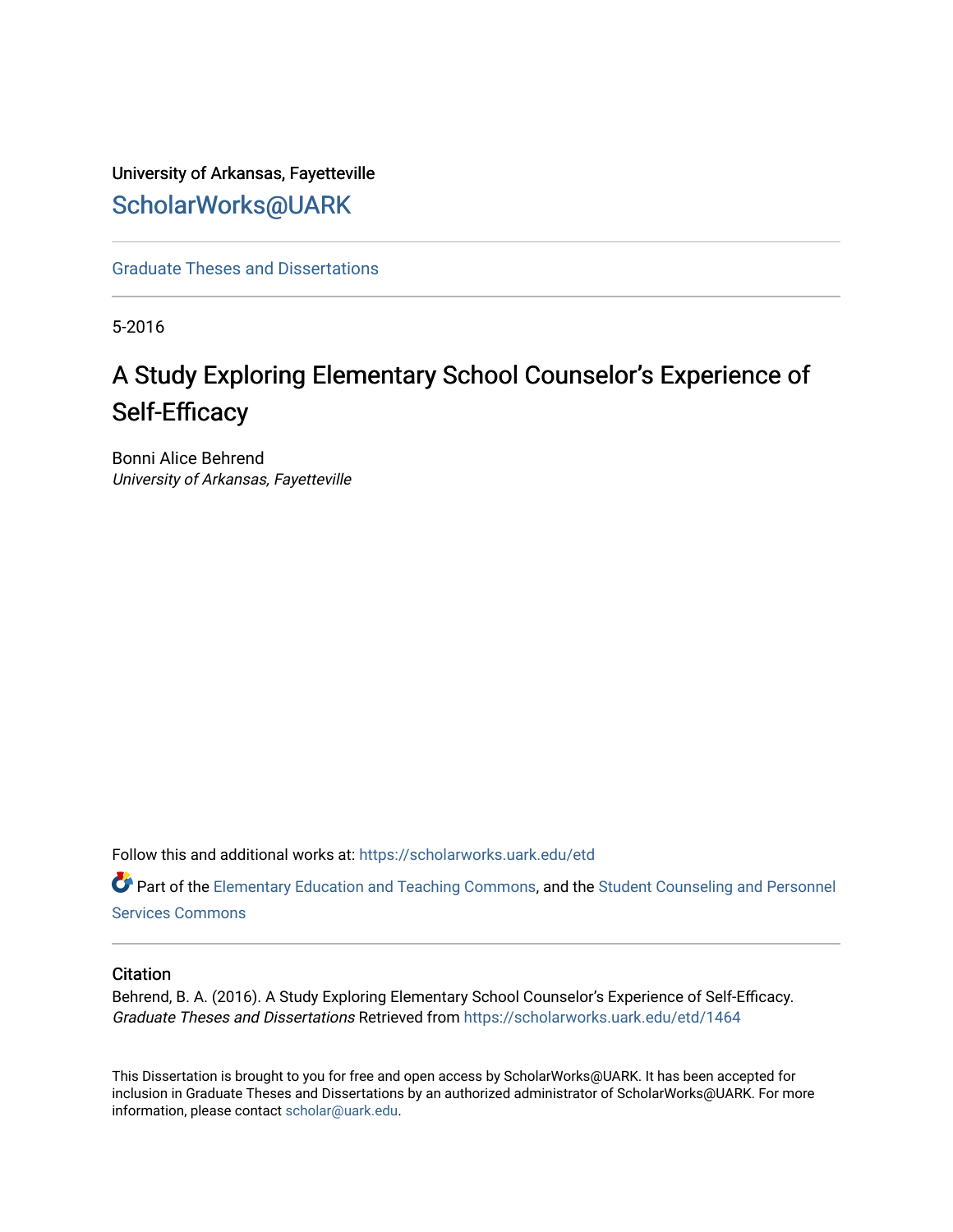University of Arkansas, Fayetteville

ScholarWorks@UARK

Graduate Theses and Dissertations

5-2016

# A Study Exploring Elementary School Counselor's Experience of Self-Efficacy

Bonni Alice Behrend
*University of Arkansas, Fayetteville*

Follow this and additional works at: https://scholarworks.uark.edu/etd

Part of the Elementary Education and Teaching Commons, and the Student Counseling and Personnel Services Commons

## Citation

Behrend, B. A. (2016). A Study Exploring Elementary School Counselor's Experience of Self-Efficacy. *Graduate Theses and Dissertations* Retrieved from https://scholarworks.uark.edu/etd/1464

This Dissertation is brought to you for free and open access by ScholarWorks@UARK. It has been accepted for inclusion in Graduate Theses and Dissertations by an authorized administrator of ScholarWorks@UARK. For more information, please contact scholar@uark.edu.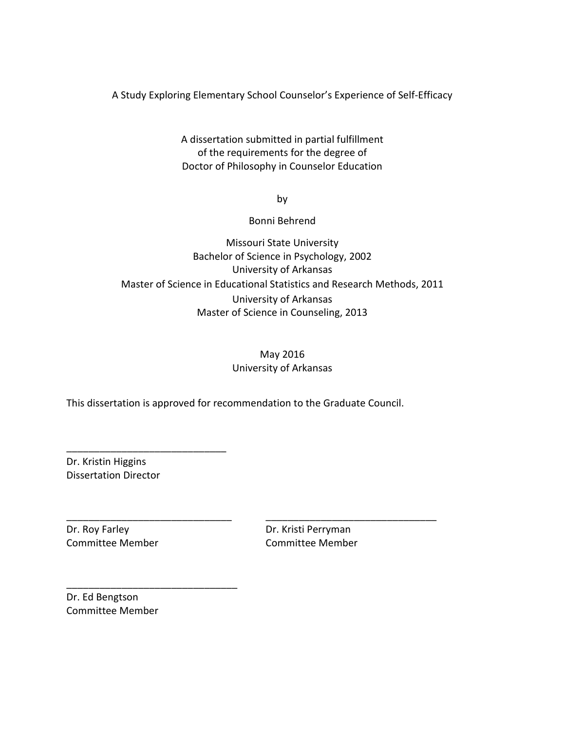A Study Exploring Elementary School Counselor's Experience of Self-Efficacy

A dissertation submitted in partial fulfillment
of the requirements for the degree of
Doctor of Philosophy in Counselor Education

by

Bonni Behrend

Missouri State University
Bachelor of Science in Psychology, 2002
University of Arkansas
Master of Science in Educational Statistics and Research Methods, 2011
University of Arkansas
Master of Science in Counseling, 2013

May 2016
University of Arkansas

This dissertation is approved for recommendation to the Graduate Council.

______________________________
Dr. Kristin Higgins
Dissertation Director

______________________________
Dr. Roy Farley
Committee Member

______________________________
Dr. Kristi Perryman
Committee Member

______________________________
Dr. Ed Bengtson
Committee Member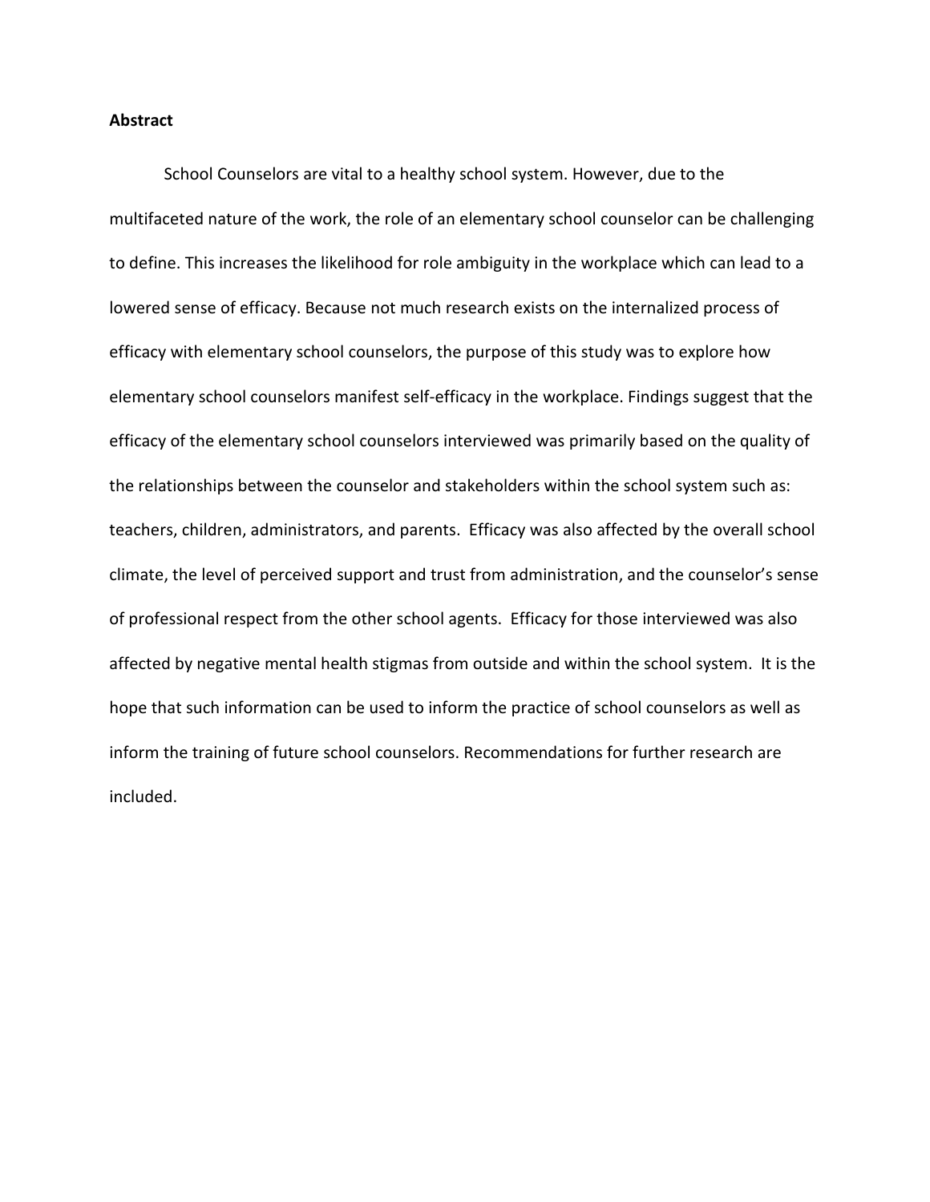**Abstract**

School Counselors are vital to a healthy school system. However, due to the multifaceted nature of the work, the role of an elementary school counselor can be challenging to define. This increases the likelihood for role ambiguity in the workplace which can lead to a lowered sense of efficacy. Because not much research exists on the internalized process of efficacy with elementary school counselors, the purpose of this study was to explore how elementary school counselors manifest self-efficacy in the workplace. Findings suggest that the efficacy of the elementary school counselors interviewed was primarily based on the quality of the relationships between the counselor and stakeholders within the school system such as: teachers, children, administrators, and parents. Efficacy was also affected by the overall school climate, the level of perceived support and trust from administration, and the counselor's sense of professional respect from the other school agents. Efficacy for those interviewed was also affected by negative mental health stigmas from outside and within the school system. It is the hope that such information can be used to inform the practice of school counselors as well as inform the training of future school counselors. Recommendations for further research are included.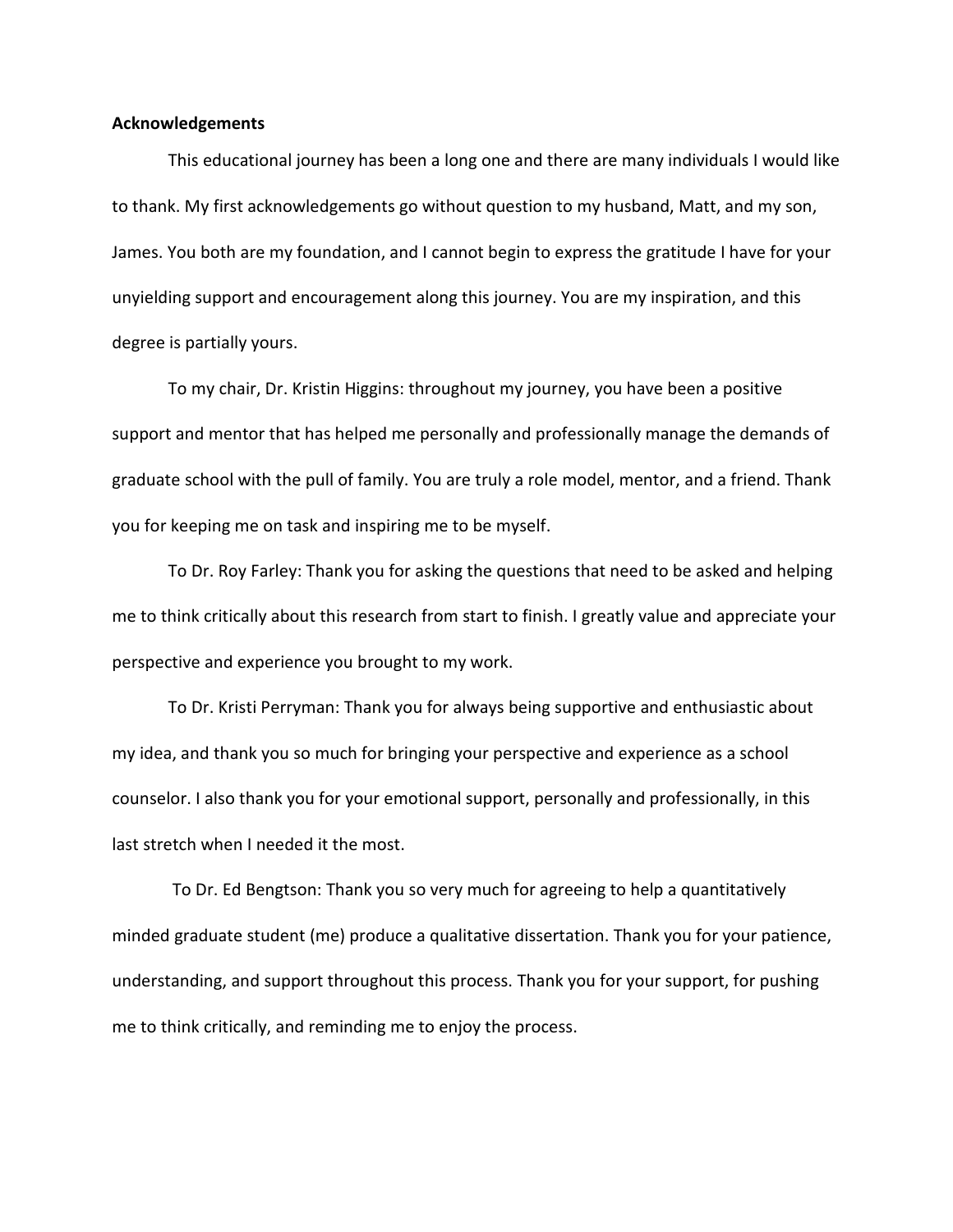**Acknowledgements**

This educational journey has been a long one and there are many individuals I would like to thank. My first acknowledgements go without question to my husband, Matt, and my son, James. You both are my foundation, and I cannot begin to express the gratitude I have for your unyielding support and encouragement along this journey. You are my inspiration, and this degree is partially yours.

To my chair, Dr. Kristin Higgins: throughout my journey, you have been a positive support and mentor that has helped me personally and professionally manage the demands of graduate school with the pull of family. You are truly a role model, mentor, and a friend. Thank you for keeping me on task and inspiring me to be myself.

To Dr. Roy Farley: Thank you for asking the questions that need to be asked and helping me to think critically about this research from start to finish. I greatly value and appreciate your perspective and experience you brought to my work.

To Dr. Kristi Perryman: Thank you for always being supportive and enthusiastic about my idea, and thank you so much for bringing your perspective and experience as a school counselor. I also thank you for your emotional support, personally and professionally, in this last stretch when I needed it the most.

To Dr. Ed Bengtson: Thank you so very much for agreeing to help a quantitatively minded graduate student (me) produce a qualitative dissertation. Thank you for your patience, understanding, and support throughout this process. Thank you for your support, for pushing me to think critically, and reminding me to enjoy the process.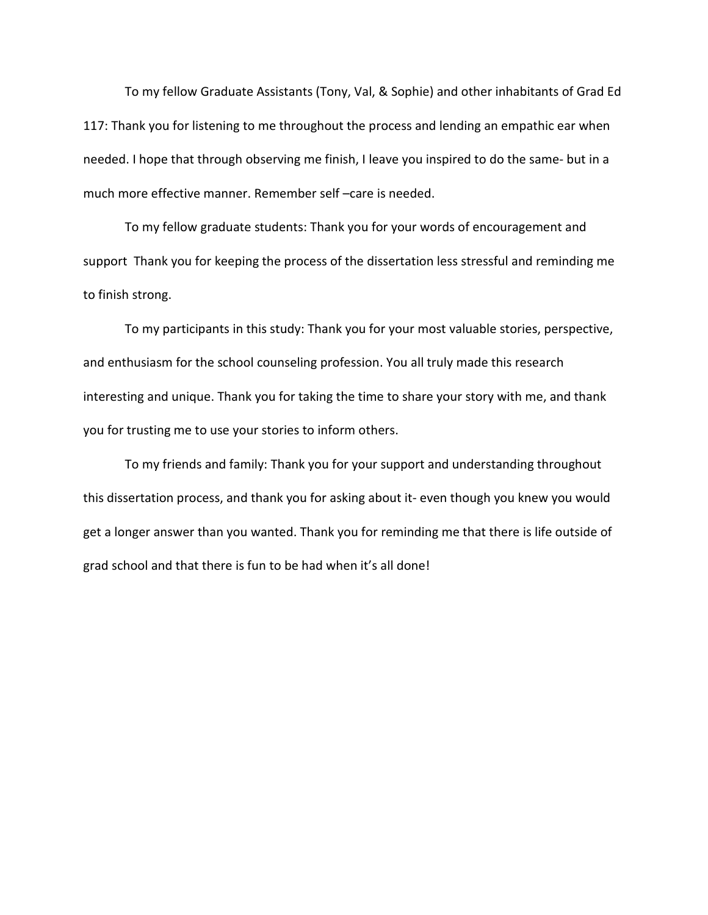To my fellow Graduate Assistants (Tony, Val, & Sophie) and other inhabitants of Grad Ed 117: Thank you for listening to me throughout the process and lending an empathic ear when needed. I hope that through observing me finish, I leave you inspired to do the same- but in a much more effective manner. Remember self –care is needed.

To my fellow graduate students: Thank you for your words of encouragement and support  Thank you for keeping the process of the dissertation less stressful and reminding me to finish strong.

To my participants in this study: Thank you for your most valuable stories, perspective, and enthusiasm for the school counseling profession. You all truly made this research interesting and unique. Thank you for taking the time to share your story with me, and thank you for trusting me to use your stories to inform others.

To my friends and family: Thank you for your support and understanding throughout this dissertation process, and thank you for asking about it- even though you knew you would get a longer answer than you wanted. Thank you for reminding me that there is life outside of grad school and that there is fun to be had when it's all done!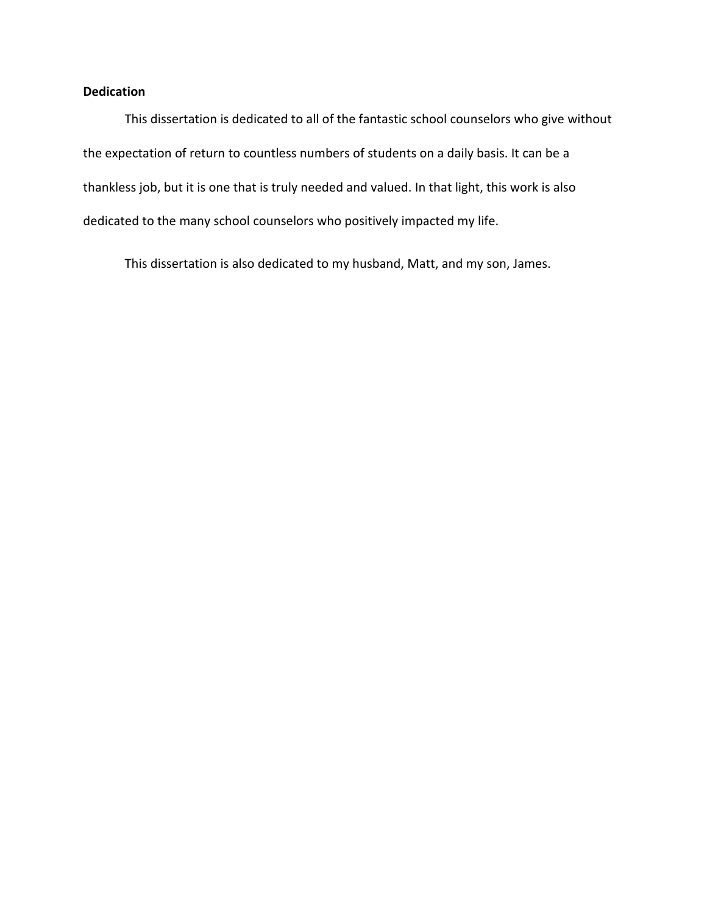**Dedication**

This dissertation is dedicated to all of the fantastic school counselors who give without the expectation of return to countless numbers of students on a daily basis. It can be a thankless job, but it is one that is truly needed and valued. In that light, this work is also dedicated to the many school counselors who positively impacted my life.

This dissertation is also dedicated to my husband, Matt, and my son, James.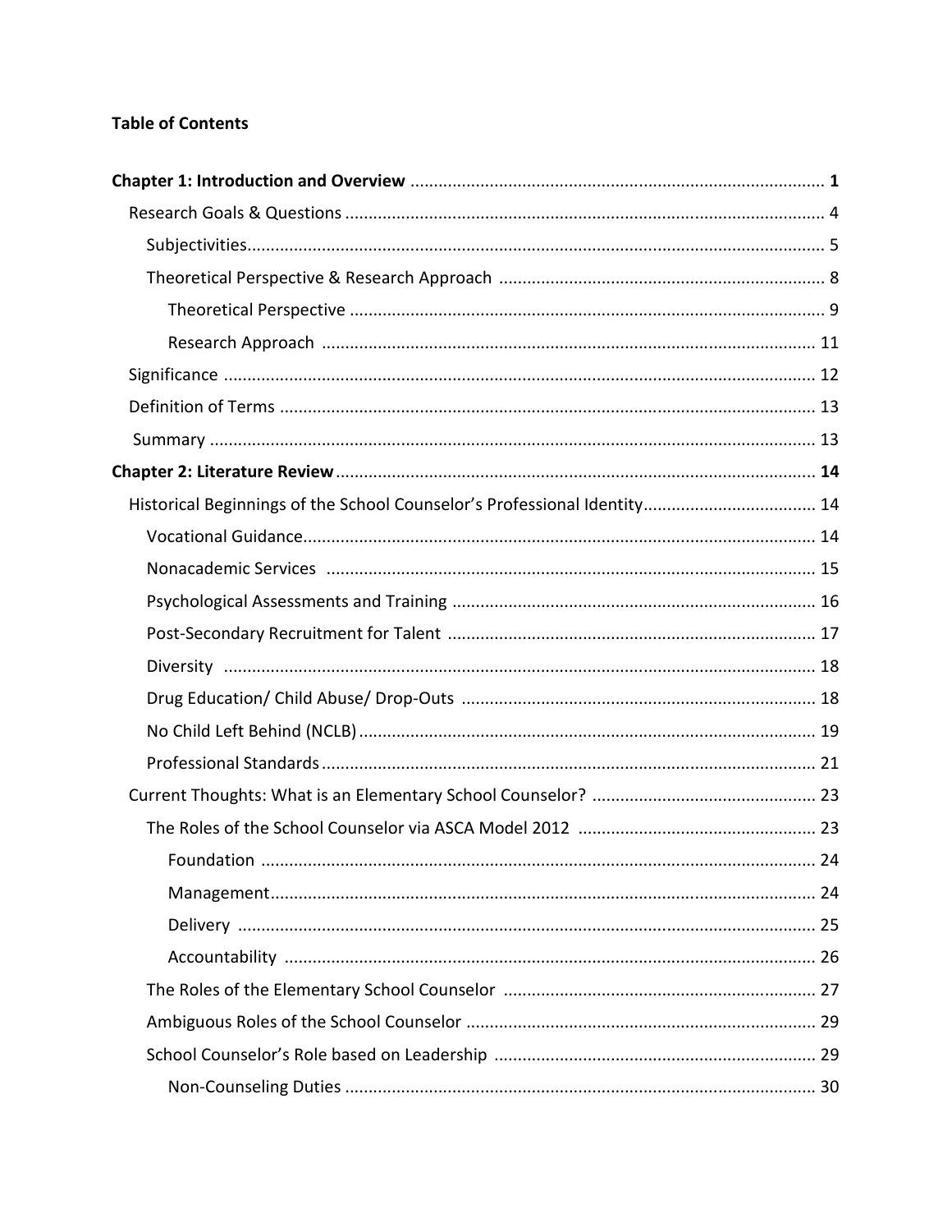**Table of Contents**

**Chapter 1: Introduction and Overview** ........ **1**

- Research Goals & Questions ........ 4
  - Subjectivities ........ 5
  - Theoretical Perspective & Research Approach ........ 8
    - Theoretical Perspective ........ 9
    - Research Approach ........ 11
- Significance ........ 12
- Definition of Terms ........ 13
- Summary ........ 13

**Chapter 2: Literature Review** ........ **14**

- Historical Beginnings of the School Counselor's Professional Identity ........ 14
  - Vocational Guidance ........ 14
  - Nonacademic Services ........ 15
  - Psychological Assessments and Training ........ 16
  - Post-Secondary Recruitment for Talent ........ 17
  - Diversity ........ 18
  - Drug Education/ Child Abuse/ Drop-Outs ........ 18
  - No Child Left Behind (NCLB) ........ 19
  - Professional Standards ........ 21
- Current Thoughts: What is an Elementary School Counselor? ........ 23
  - The Roles of the School Counselor via ASCA Model 2012 ........ 23
    - Foundation ........ 24
    - Management ........ 24
    - Delivery ........ 25
    - Accountability ........ 26
  - The Roles of the Elementary School Counselor ........ 27
  - Ambiguous Roles of the School Counselor ........ 29
  - School Counselor's Role based on Leadership ........ 29
    - Non-Counseling Duties ........ 30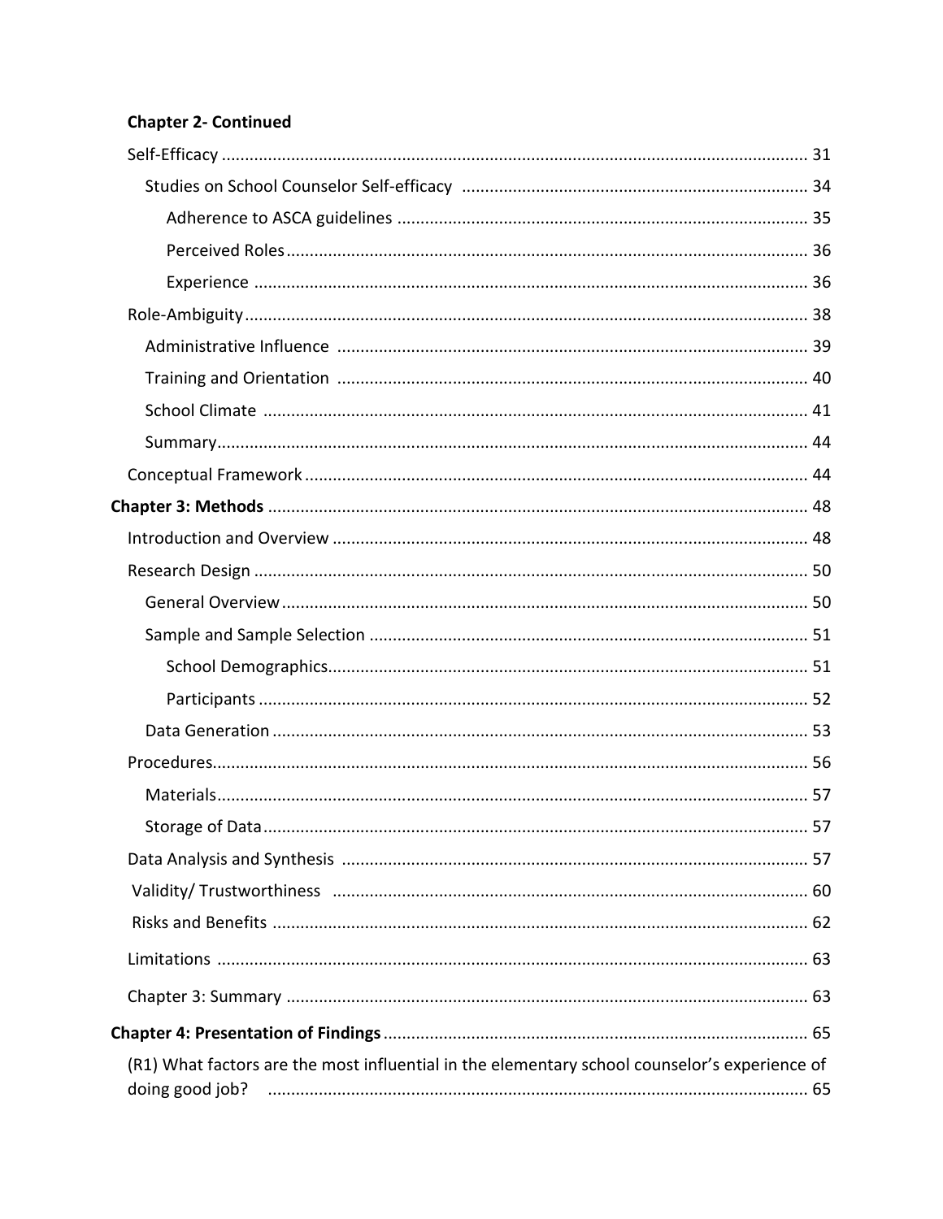**Chapter 2- Continued**

Self-Efficacy ............................................................ 31

  Studies on School Counselor Self-efficacy ............................................................ 34

    Adherence to ASCA guidelines ............................................................ 35

    Perceived Roles ............................................................ 36

    Experience ............................................................ 36

Role-Ambiguity ............................................................ 38

  Administrative Influence ............................................................ 39

  Training and Orientation ............................................................ 40

  School Climate ............................................................ 41

  Summary ............................................................ 44

Conceptual Framework ............................................................ 44

**Chapter 3: Methods** ............................................................ 48

Introduction and Overview ............................................................ 48

Research Design ............................................................ 50

  General Overview ............................................................ 50

  Sample and Sample Selection ............................................................ 51

    School Demographics ............................................................ 51

    Participants ............................................................ 52

  Data Generation ............................................................ 53

Procedures ............................................................ 56

  Materials ............................................................ 57

  Storage of Data ............................................................ 57

Data Analysis and Synthesis ............................................................ 57

Validity/ Trustworthiness ............................................................ 60

Risks and Benefits ............................................................ 62

Limitations ............................................................ 63

Chapter 3: Summary ............................................................ 63

**Chapter 4: Presentation of Findings** ............................................................ 65

(R1) What factors are the most influential in the elementary school counselor's experience of doing good job? ............................................................ 65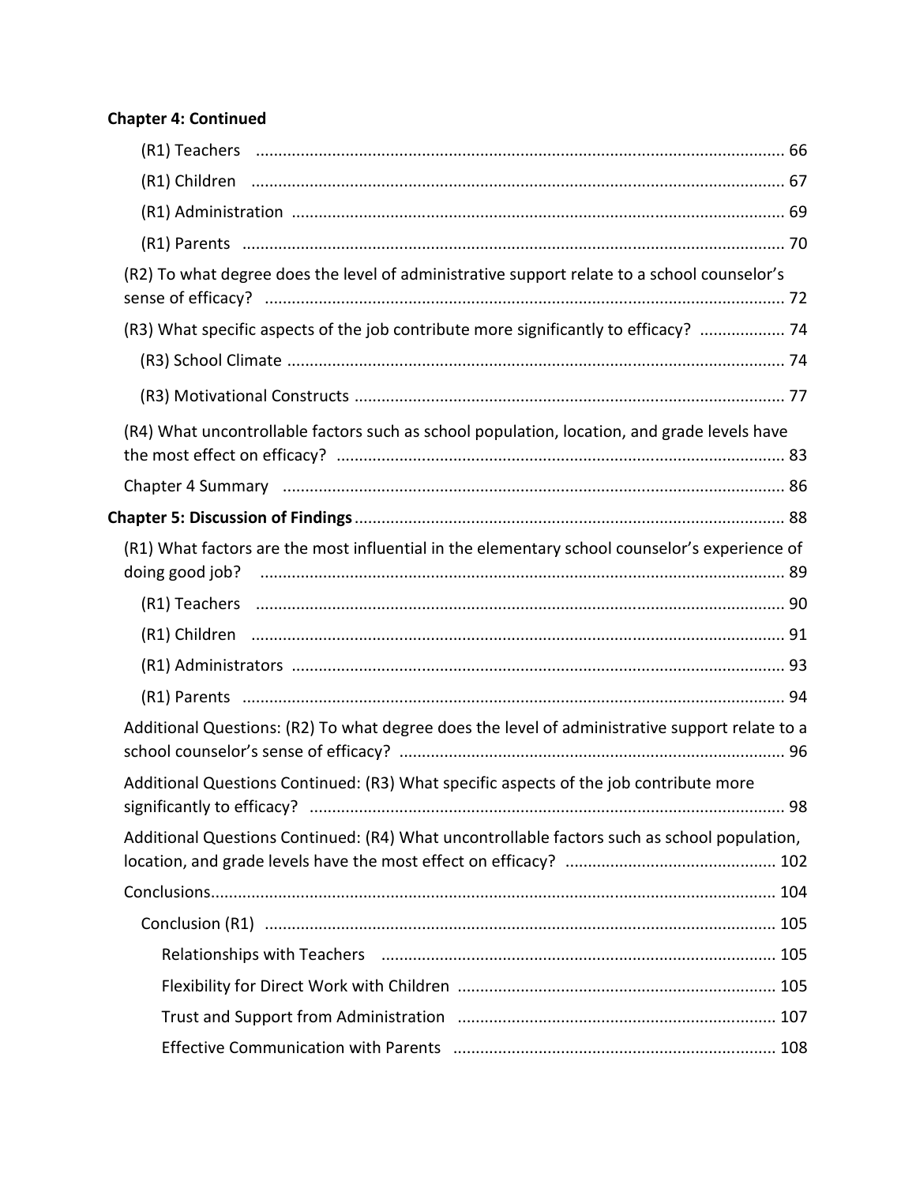**Chapter 4: Continued**

- (R1) Teachers ..................................................................................................... 66
- (R1) Children ...................................................................................................... 67
- (R1) Administration ............................................................................................ 69
- (R1) Parents ........................................................................................................ 70

(R2) To what degree does the level of administrative support relate to a school counselor's sense of efficacy? ................................................................................................... 72

(R3) What specific aspects of the job contribute more significantly to efficacy? .................. 74

- (R3) School Climate ............................................................................................. 74
- (R3) Motivational Constructs ............................................................................... 77

(R4) What uncontrollable factors such as school population, location, and grade levels have the most effect on efficacy? ................................................................................... 83

Chapter 4 Summary ................................................................................................ 86

**Chapter 5: Discussion of Findings** .............................................................................. 88

(R1) What factors are the most influential in the elementary school counselor's experience of doing good job? ..................................................................................................... 89

- (R1) Teachers ..................................................................................................... 90
- (R1) Children ...................................................................................................... 91
- (R1) Administrators ............................................................................................ 93
- (R1) Parents ........................................................................................................ 94

Additional Questions: (R2) To what degree does the level of administrative support relate to a school counselor's sense of efficacy? ..................................................................... 96

Additional Questions Continued: (R3) What specific aspects of the job contribute more significantly to efficacy? ........................................................................................ 98

Additional Questions Continued: (R4) What uncontrollable factors such as school population, location, and grade levels have the most effect on efficacy? .............................................. 102

Conclusions............................................................................................................. 104

- Conclusion (R1) ................................................................................................. 105
  - Relationships with Teachers ....................................................................... 105
  - Flexibility for Direct Work with Children ...................................................... 105
  - Trust and Support from Administration ....................................................... 107
  - Effective Communication with Parents ....................................................... 108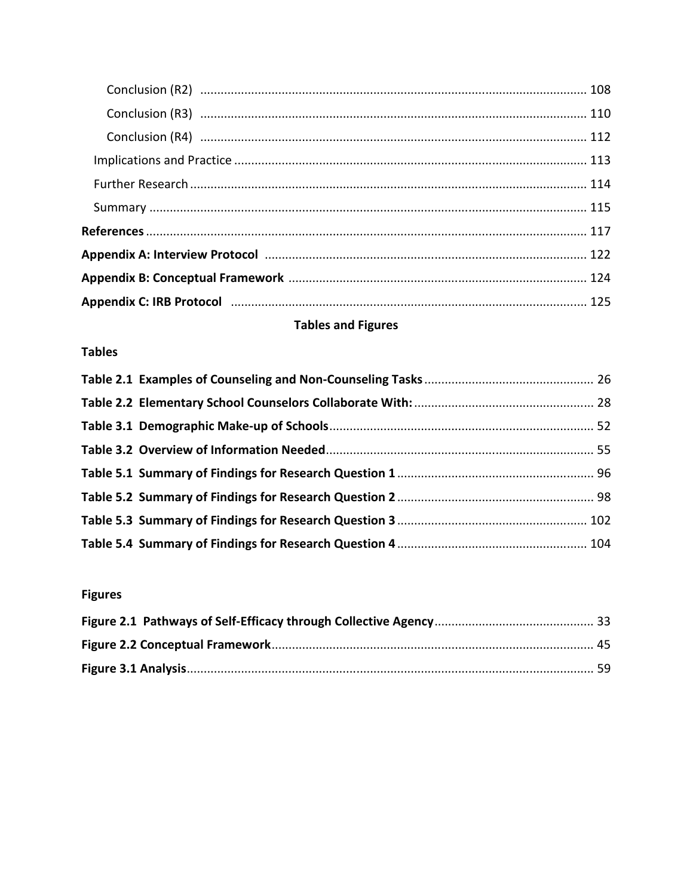Conclusion (R2) ........................................................................................................ 108

Conclusion (R3) ........................................................................................................ 110

Conclusion (R4) ........................................................................................................ 112

Implications and Practice ........................................................................................ 113

Further Research ...................................................................................................... 114

Summary .................................................................................................................. 115

**References** ................................................................................................................ 117

**Appendix A: Interview Protocol** ................................................................................ 122

**Appendix B: Conceptual Framework** ........................................................................ 124

**Appendix C: IRB Protocol** ........................................................................................ 125

**Tables and Figures**

**Tables**

**Table 2.1 Examples of Counseling and Non-Counseling Tasks** ................................. 26

**Table 2.2 Elementary School Counselors Collaborate With:** ...................................... 28

**Table 3.1 Demographic Make-up of Schools** .............................................................. 52

**Table 3.2 Overview of Information Needed** ............................................................... 55

**Table 5.1 Summary of Findings for Research Question 1** ........................................... 96

**Table 5.2 Summary of Findings for Research Question 2** ........................................... 98

**Table 5.3 Summary of Findings for Research Question 3** ......................................... 102

**Table 5.4 Summary of Findings for Research Question 4** ......................................... 104

**Figures**

**Figure 2.1 Pathways of Self-Efficacy through Collective Agency** ................................ 33

**Figure 2.2 Conceptual Framework** ............................................................................. 45

**Figure 3.1 Analysis** ...................................................................................................... 59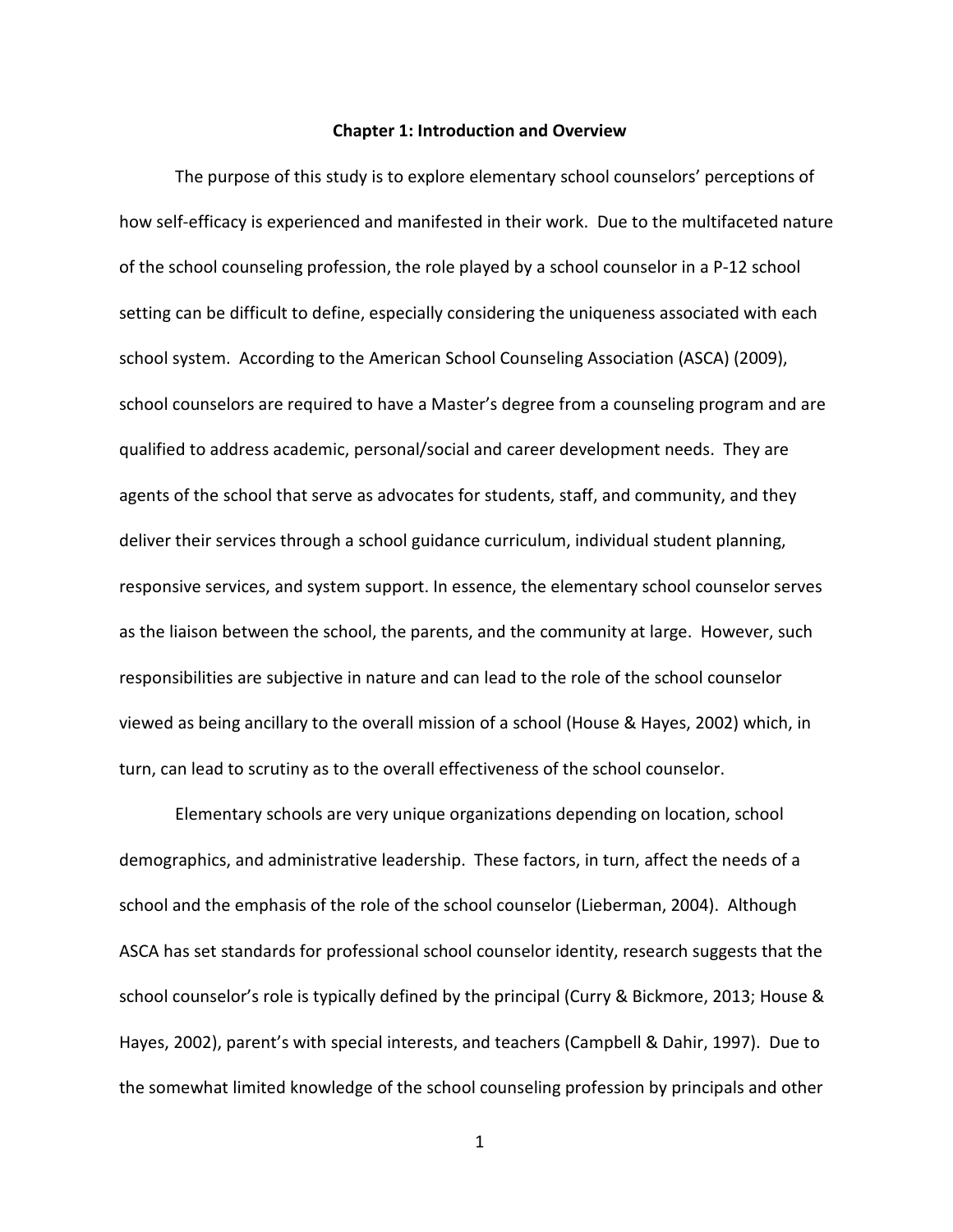# Chapter 1: Introduction and Overview

The purpose of this study is to explore elementary school counselors' perceptions of how self-efficacy is experienced and manifested in their work. Due to the multifaceted nature of the school counseling profession, the role played by a school counselor in a P-12 school setting can be difficult to define, especially considering the uniqueness associated with each school system. According to the American School Counseling Association (ASCA) (2009), school counselors are required to have a Master's degree from a counseling program and are qualified to address academic, personal/social and career development needs. They are agents of the school that serve as advocates for students, staff, and community, and they deliver their services through a school guidance curriculum, individual student planning, responsive services, and system support. In essence, the elementary school counselor serves as the liaison between the school, the parents, and the community at large. However, such responsibilities are subjective in nature and can lead to the role of the school counselor viewed as being ancillary to the overall mission of a school (House & Hayes, 2002) which, in turn, can lead to scrutiny as to the overall effectiveness of the school counselor.

Elementary schools are very unique organizations depending on location, school demographics, and administrative leadership. These factors, in turn, affect the needs of a school and the emphasis of the role of the school counselor (Lieberman, 2004). Although ASCA has set standards for professional school counselor identity, research suggests that the school counselor's role is typically defined by the principal (Curry & Bickmore, 2013; House & Hayes, 2002), parent's with special interests, and teachers (Campbell & Dahir, 1997). Due to the somewhat limited knowledge of the school counseling profession by principals and other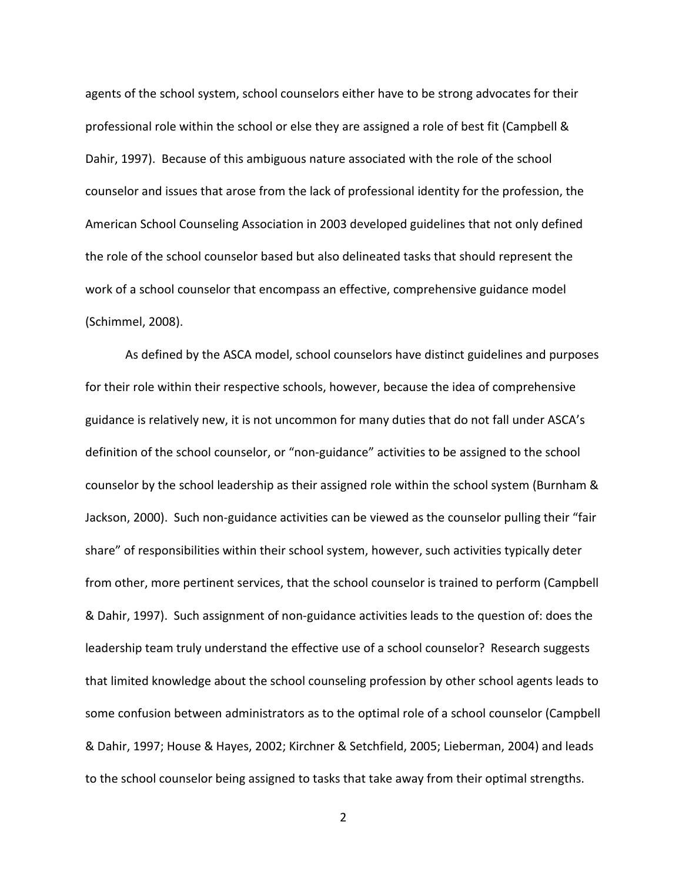agents of the school system, school counselors either have to be strong advocates for their professional role within the school or else they are assigned a role of best fit (Campbell & Dahir, 1997). Because of this ambiguous nature associated with the role of the school counselor and issues that arose from the lack of professional identity for the profession, the American School Counseling Association in 2003 developed guidelines that not only defined the role of the school counselor based but also delineated tasks that should represent the work of a school counselor that encompass an effective, comprehensive guidance model (Schimmel, 2008).

As defined by the ASCA model, school counselors have distinct guidelines and purposes for their role within their respective schools, however, because the idea of comprehensive guidance is relatively new, it is not uncommon for many duties that do not fall under ASCA's definition of the school counselor, or "non-guidance" activities to be assigned to the school counselor by the school leadership as their assigned role within the school system (Burnham & Jackson, 2000). Such non-guidance activities can be viewed as the counselor pulling their "fair share" of responsibilities within their school system, however, such activities typically deter from other, more pertinent services, that the school counselor is trained to perform (Campbell & Dahir, 1997). Such assignment of non-guidance activities leads to the question of: does the leadership team truly understand the effective use of a school counselor? Research suggests that limited knowledge about the school counseling profession by other school agents leads to some confusion between administrators as to the optimal role of a school counselor (Campbell & Dahir, 1997; House & Hayes, 2002; Kirchner & Setchfield, 2005; Lieberman, 2004) and leads to the school counselor being assigned to tasks that take away from their optimal strengths.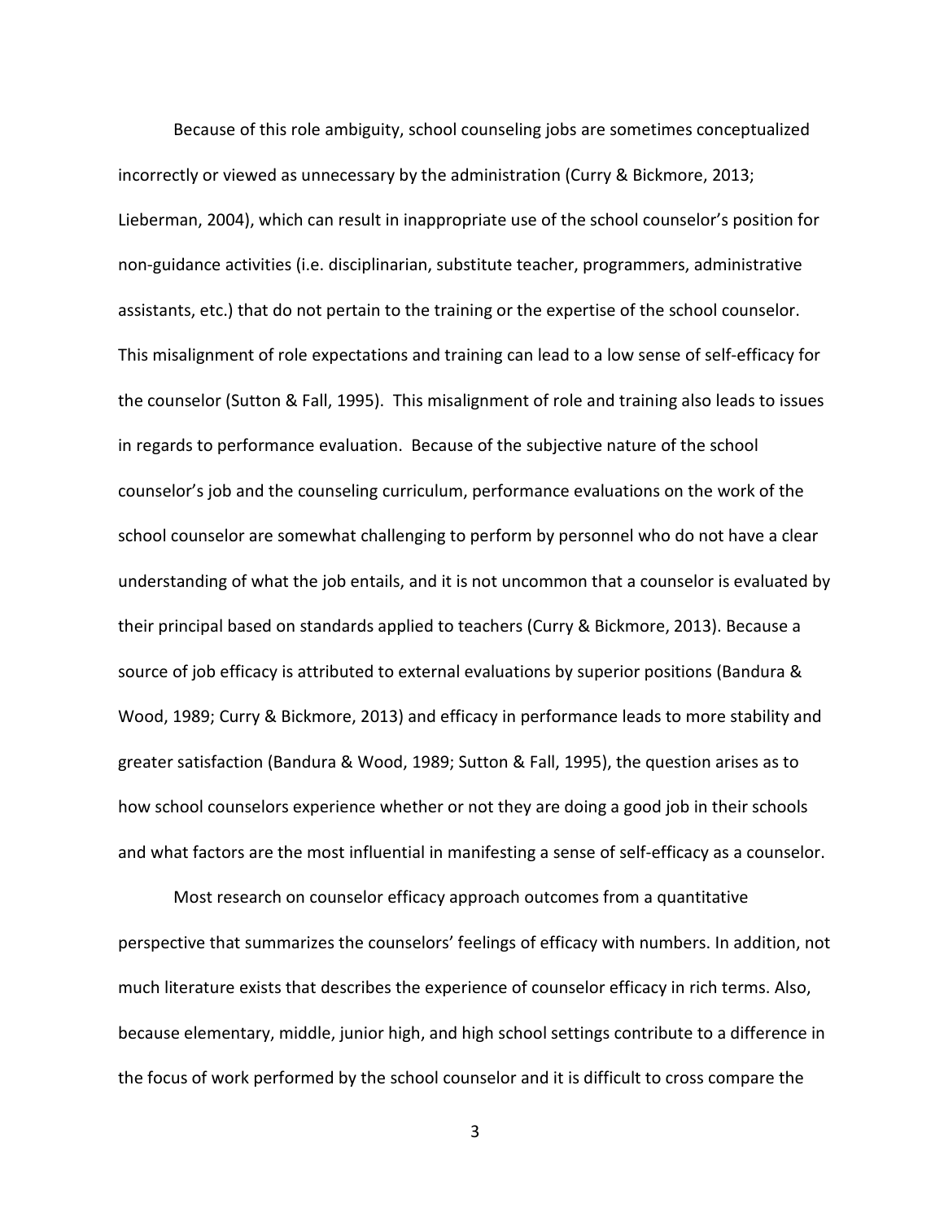Because of this role ambiguity, school counseling jobs are sometimes conceptualized incorrectly or viewed as unnecessary by the administration (Curry & Bickmore, 2013; Lieberman, 2004), which can result in inappropriate use of the school counselor's position for non-guidance activities (i.e. disciplinarian, substitute teacher, programmers, administrative assistants, etc.) that do not pertain to the training or the expertise of the school counselor. This misalignment of role expectations and training can lead to a low sense of self-efficacy for the counselor (Sutton & Fall, 1995). This misalignment of role and training also leads to issues in regards to performance evaluation. Because of the subjective nature of the school counselor's job and the counseling curriculum, performance evaluations on the work of the school counselor are somewhat challenging to perform by personnel who do not have a clear understanding of what the job entails, and it is not uncommon that a counselor is evaluated by their principal based on standards applied to teachers (Curry & Bickmore, 2013). Because a source of job efficacy is attributed to external evaluations by superior positions (Bandura & Wood, 1989; Curry & Bickmore, 2013) and efficacy in performance leads to more stability and greater satisfaction (Bandura & Wood, 1989; Sutton & Fall, 1995), the question arises as to how school counselors experience whether or not they are doing a good job in their schools and what factors are the most influential in manifesting a sense of self-efficacy as a counselor.

Most research on counselor efficacy approach outcomes from a quantitative perspective that summarizes the counselors' feelings of efficacy with numbers. In addition, not much literature exists that describes the experience of counselor efficacy in rich terms. Also, because elementary, middle, junior high, and high school settings contribute to a difference in the focus of work performed by the school counselor and it is difficult to cross compare the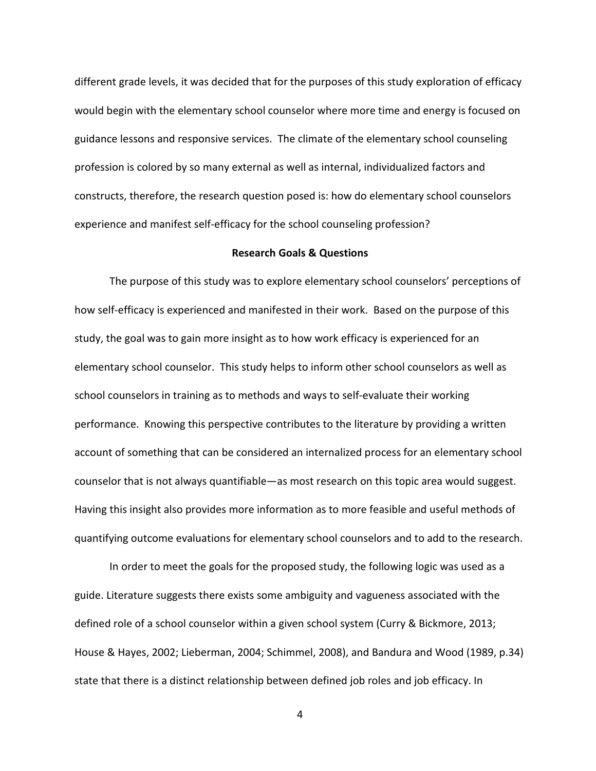different grade levels, it was decided that for the purposes of this study exploration of efficacy would begin with the elementary school counselor where more time and energy is focused on guidance lessons and responsive services. The climate of the elementary school counseling profession is colored by so many external as well as internal, individualized factors and constructs, therefore, the research question posed is: how do elementary school counselors experience and manifest self-efficacy for the school counseling profession?

## Research Goals & Questions

The purpose of this study was to explore elementary school counselors' perceptions of how self-efficacy is experienced and manifested in their work. Based on the purpose of this study, the goal was to gain more insight as to how work efficacy is experienced for an elementary school counselor. This study helps to inform other school counselors as well as school counselors in training as to methods and ways to self-evaluate their working performance. Knowing this perspective contributes to the literature by providing a written account of something that can be considered an internalized process for an elementary school counselor that is not always quantifiable—as most research on this topic area would suggest. Having this insight also provides more information as to more feasible and useful methods of quantifying outcome evaluations for elementary school counselors and to add to the research.

In order to meet the goals for the proposed study, the following logic was used as a guide. Literature suggests there exists some ambiguity and vagueness associated with the defined role of a school counselor within a given school system (Curry & Bickmore, 2013; House & Hayes, 2002; Lieberman, 2004; Schimmel, 2008), and Bandura and Wood (1989, p.34) state that there is a distinct relationship between defined job roles and job efficacy. In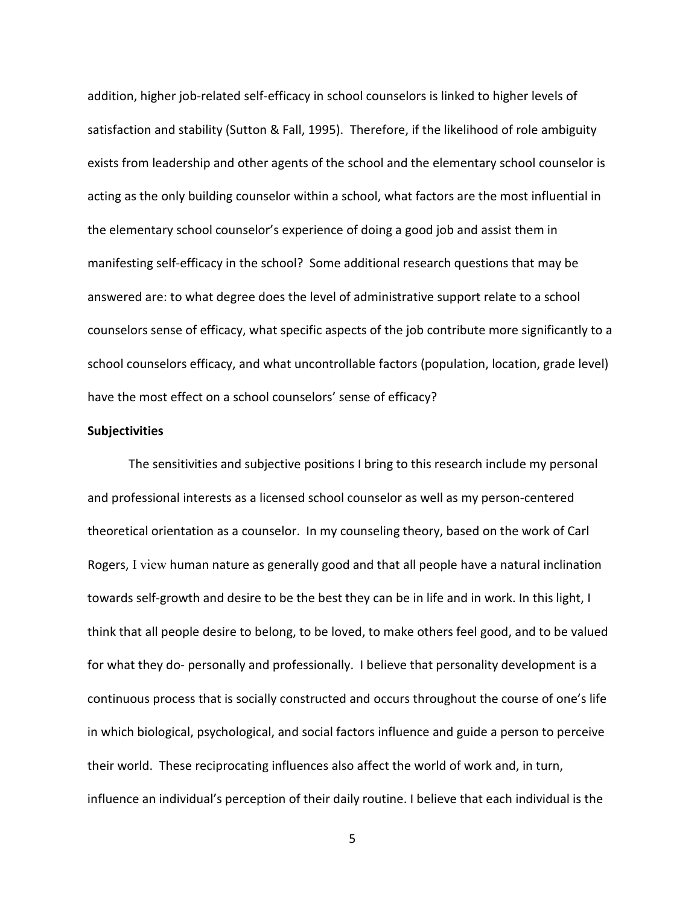addition, higher job-related self-efficacy in school counselors is linked to higher levels of satisfaction and stability (Sutton & Fall, 1995). Therefore, if the likelihood of role ambiguity exists from leadership and other agents of the school and the elementary school counselor is acting as the only building counselor within a school, what factors are the most influential in the elementary school counselor's experience of doing a good job and assist them in manifesting self-efficacy in the school? Some additional research questions that may be answered are: to what degree does the level of administrative support relate to a school counselors sense of efficacy, what specific aspects of the job contribute more significantly to a school counselors efficacy, and what uncontrollable factors (population, location, grade level) have the most effect on a school counselors' sense of efficacy?

**Subjectivities**

The sensitivities and subjective positions I bring to this research include my personal and professional interests as a licensed school counselor as well as my person-centered theoretical orientation as a counselor. In my counseling theory, based on the work of Carl Rogers, I view human nature as generally good and that all people have a natural inclination towards self-growth and desire to be the best they can be in life and in work. In this light, I think that all people desire to belong, to be loved, to make others feel good, and to be valued for what they do- personally and professionally. I believe that personality development is a continuous process that is socially constructed and occurs throughout the course of one's life in which biological, psychological, and social factors influence and guide a person to perceive their world. These reciprocating influences also affect the world of work and, in turn, influence an individual's perception of their daily routine. I believe that each individual is the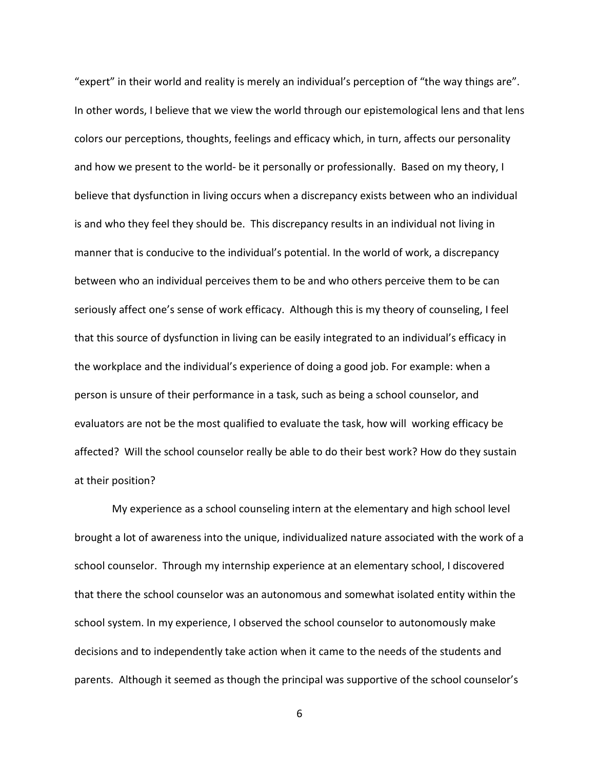"expert" in their world and reality is merely an individual's perception of "the way things are". In other words, I believe that we view the world through our epistemological lens and that lens colors our perceptions, thoughts, feelings and efficacy which, in turn, affects our personality and how we present to the world- be it personally or professionally. Based on my theory, I believe that dysfunction in living occurs when a discrepancy exists between who an individual is and who they feel they should be. This discrepancy results in an individual not living in manner that is conducive to the individual's potential. In the world of work, a discrepancy between who an individual perceives them to be and who others perceive them to be can seriously affect one's sense of work efficacy. Although this is my theory of counseling, I feel that this source of dysfunction in living can be easily integrated to an individual's efficacy in the workplace and the individual's experience of doing a good job. For example: when a person is unsure of their performance in a task, such as being a school counselor, and evaluators are not be the most qualified to evaluate the task, how will working efficacy be affected? Will the school counselor really be able to do their best work? How do they sustain at their position?

My experience as a school counseling intern at the elementary and high school level brought a lot of awareness into the unique, individualized nature associated with the work of a school counselor. Through my internship experience at an elementary school, I discovered that there the school counselor was an autonomous and somewhat isolated entity within the school system. In my experience, I observed the school counselor to autonomously make decisions and to independently take action when it came to the needs of the students and parents. Although it seemed as though the principal was supportive of the school counselor's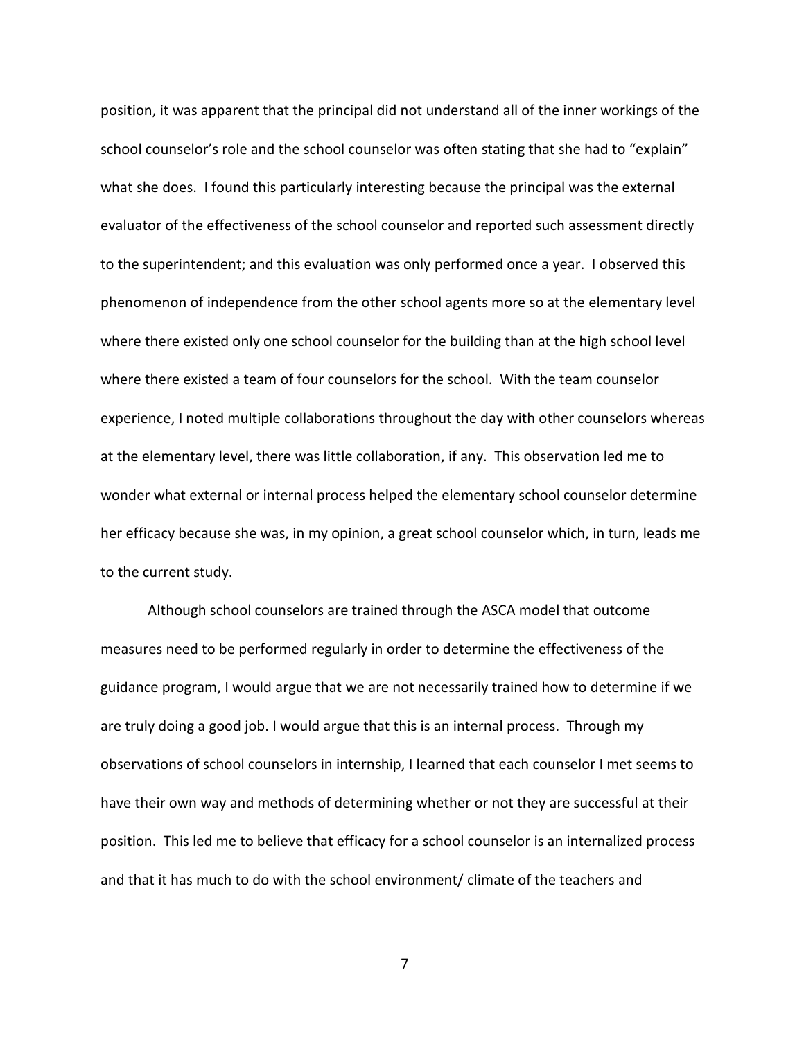position, it was apparent that the principal did not understand all of the inner workings of the school counselor's role and the school counselor was often stating that she had to "explain" what she does. I found this particularly interesting because the principal was the external evaluator of the effectiveness of the school counselor and reported such assessment directly to the superintendent; and this evaluation was only performed once a year. I observed this phenomenon of independence from the other school agents more so at the elementary level where there existed only one school counselor for the building than at the high school level where there existed a team of four counselors for the school. With the team counselor experience, I noted multiple collaborations throughout the day with other counselors whereas at the elementary level, there was little collaboration, if any. This observation led me to wonder what external or internal process helped the elementary school counselor determine her efficacy because she was, in my opinion, a great school counselor which, in turn, leads me to the current study.

Although school counselors are trained through the ASCA model that outcome measures need to be performed regularly in order to determine the effectiveness of the guidance program, I would argue that we are not necessarily trained how to determine if we are truly doing a good job. I would argue that this is an internal process. Through my observations of school counselors in internship, I learned that each counselor I met seems to have their own way and methods of determining whether or not they are successful at their position. This led me to believe that efficacy for a school counselor is an internalized process and that it has much to do with the school environment/ climate of the teachers and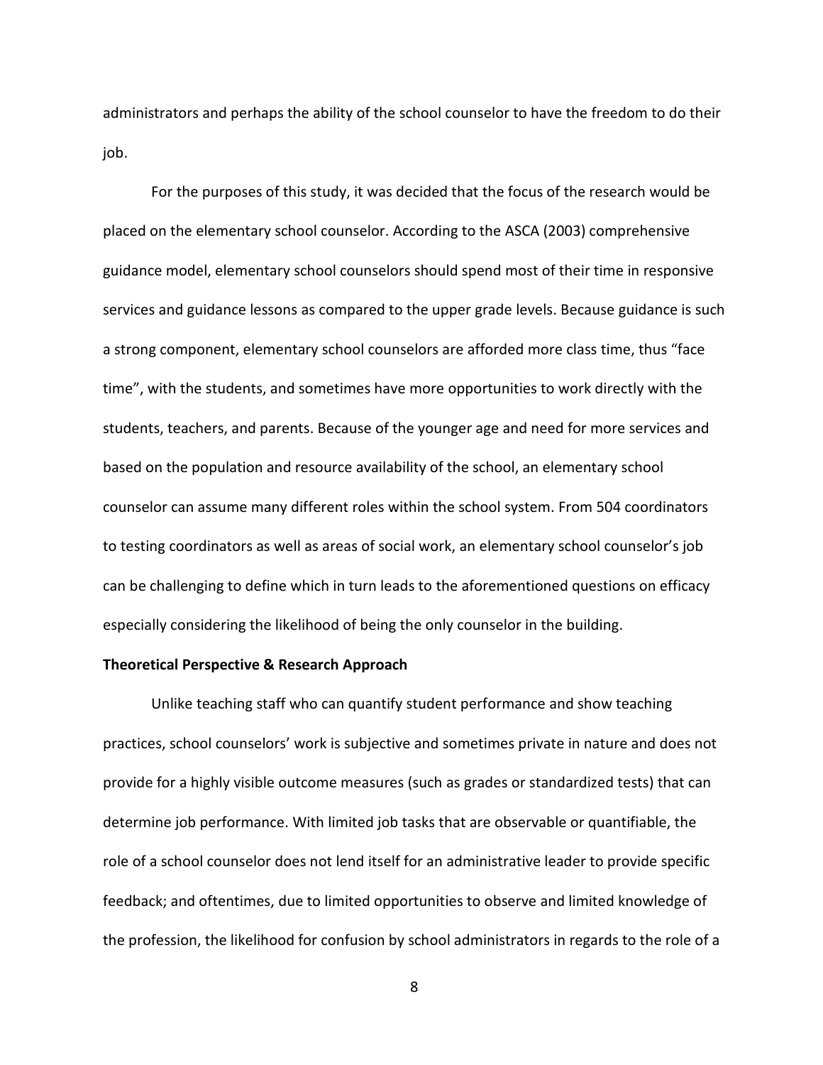administrators and perhaps the ability of the school counselor to have the freedom to do their job.

For the purposes of this study, it was decided that the focus of the research would be placed on the elementary school counselor. According to the ASCA (2003) comprehensive guidance model, elementary school counselors should spend most of their time in responsive services and guidance lessons as compared to the upper grade levels. Because guidance is such a strong component, elementary school counselors are afforded more class time, thus "face time", with the students, and sometimes have more opportunities to work directly with the students, teachers, and parents. Because of the younger age and need for more services and based on the population and resource availability of the school, an elementary school counselor can assume many different roles within the school system. From 504 coordinators to testing coordinators as well as areas of social work, an elementary school counselor's job can be challenging to define which in turn leads to the aforementioned questions on efficacy especially considering the likelihood of being the only counselor in the building.

**Theoretical Perspective & Research Approach**

Unlike teaching staff who can quantify student performance and show teaching practices, school counselors' work is subjective and sometimes private in nature and does not provide for a highly visible outcome measures (such as grades or standardized tests) that can determine job performance. With limited job tasks that are observable or quantifiable, the role of a school counselor does not lend itself for an administrative leader to provide specific feedback; and oftentimes, due to limited opportunities to observe and limited knowledge of the profession, the likelihood for confusion by school administrators in regards to the role of a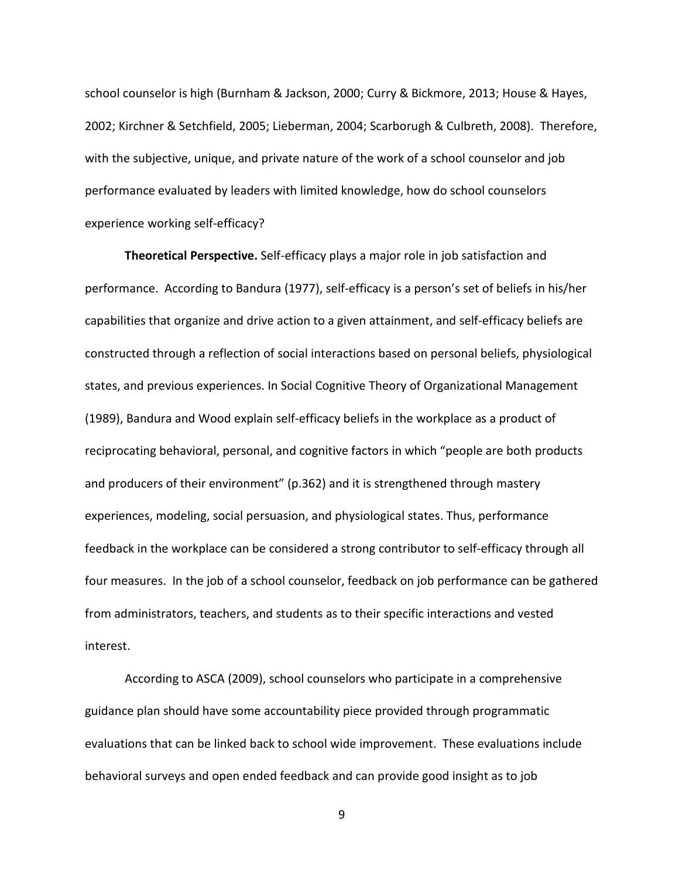school counselor is high (Burnham & Jackson, 2000; Curry & Bickmore, 2013; House & Hayes, 2002; Kirchner & Setchfield, 2005; Lieberman, 2004; Scarborugh & Culbreth, 2008). Therefore, with the subjective, unique, and private nature of the work of a school counselor and job performance evaluated by leaders with limited knowledge, how do school counselors experience working self-efficacy?

**Theoretical Perspective.** Self-efficacy plays a major role in job satisfaction and performance. According to Bandura (1977), self-efficacy is a person's set of beliefs in his/her capabilities that organize and drive action to a given attainment, and self-efficacy beliefs are constructed through a reflection of social interactions based on personal beliefs, physiological states, and previous experiences. In Social Cognitive Theory of Organizational Management (1989), Bandura and Wood explain self-efficacy beliefs in the workplace as a product of reciprocating behavioral, personal, and cognitive factors in which "people are both products and producers of their environment" (p.362) and it is strengthened through mastery experiences, modeling, social persuasion, and physiological states. Thus, performance feedback in the workplace can be considered a strong contributor to self-efficacy through all four measures. In the job of a school counselor, feedback on job performance can be gathered from administrators, teachers, and students as to their specific interactions and vested interest.

According to ASCA (2009), school counselors who participate in a comprehensive guidance plan should have some accountability piece provided through programmatic evaluations that can be linked back to school wide improvement. These evaluations include behavioral surveys and open ended feedback and can provide good insight as to job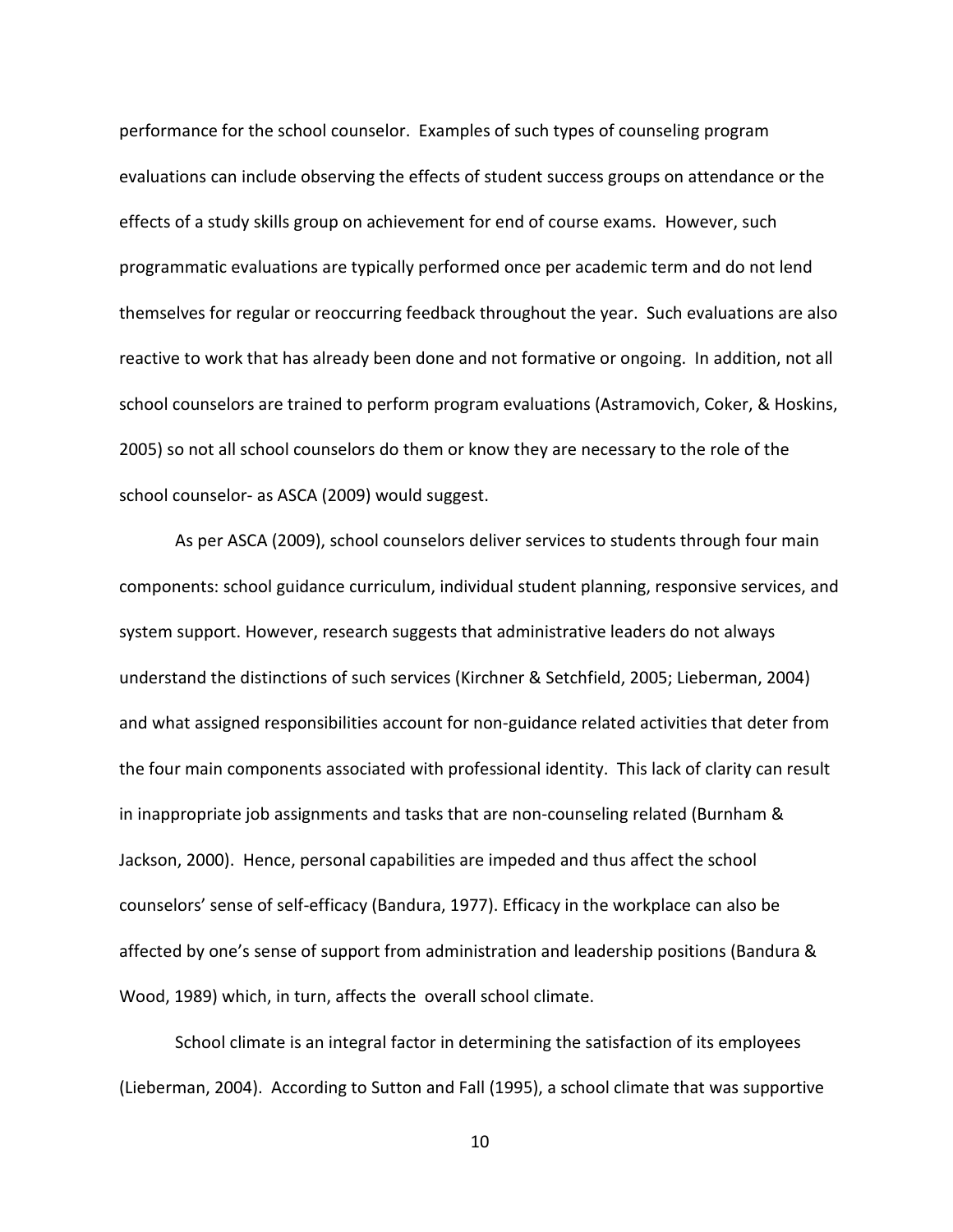performance for the school counselor. Examples of such types of counseling program evaluations can include observing the effects of student success groups on attendance or the effects of a study skills group on achievement for end of course exams. However, such programmatic evaluations are typically performed once per academic term and do not lend themselves for regular or reoccurring feedback throughout the year. Such evaluations are also reactive to work that has already been done and not formative or ongoing. In addition, not all school counselors are trained to perform program evaluations (Astramovich, Coker, & Hoskins, 2005) so not all school counselors do them or know they are necessary to the role of the school counselor- as ASCA (2009) would suggest.

As per ASCA (2009), school counselors deliver services to students through four main components: school guidance curriculum, individual student planning, responsive services, and system support. However, research suggests that administrative leaders do not always understand the distinctions of such services (Kirchner & Setchfield, 2005; Lieberman, 2004) and what assigned responsibilities account for non-guidance related activities that deter from the four main components associated with professional identity. This lack of clarity can result in inappropriate job assignments and tasks that are non-counseling related (Burnham & Jackson, 2000). Hence, personal capabilities are impeded and thus affect the school counselors' sense of self-efficacy (Bandura, 1977). Efficacy in the workplace can also be affected by one's sense of support from administration and leadership positions (Bandura & Wood, 1989) which, in turn, affects the overall school climate.

School climate is an integral factor in determining the satisfaction of its employees (Lieberman, 2004). According to Sutton and Fall (1995), a school climate that was supportive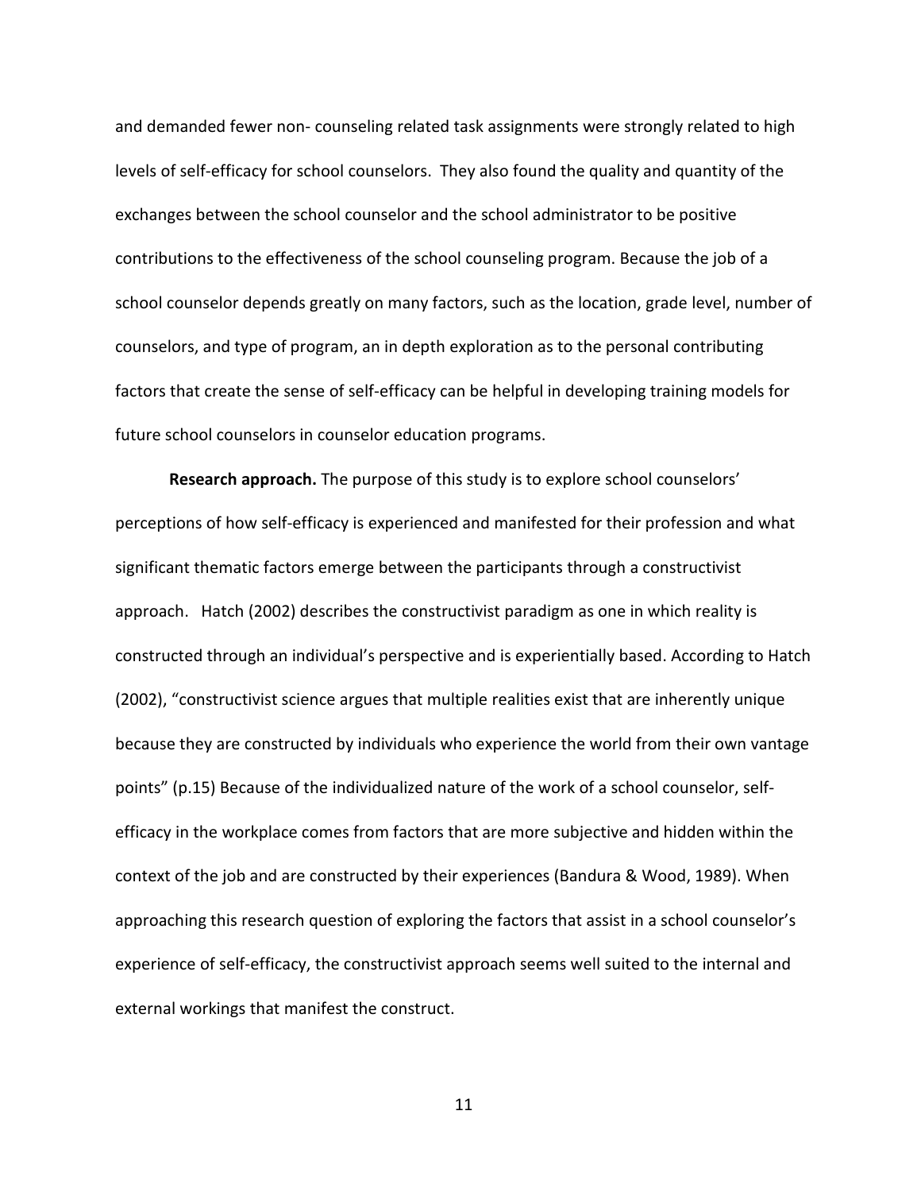and demanded fewer non- counseling related task assignments were strongly related to high levels of self-efficacy for school counselors. They also found the quality and quantity of the exchanges between the school counselor and the school administrator to be positive contributions to the effectiveness of the school counseling program. Because the job of a school counselor depends greatly on many factors, such as the location, grade level, number of counselors, and type of program, an in depth exploration as to the personal contributing factors that create the sense of self-efficacy can be helpful in developing training models for future school counselors in counselor education programs.

**Research approach.** The purpose of this study is to explore school counselors' perceptions of how self-efficacy is experienced and manifested for their profession and what significant thematic factors emerge between the participants through a constructivist approach. Hatch (2002) describes the constructivist paradigm as one in which reality is constructed through an individual's perspective and is experientially based. According to Hatch (2002), "constructivist science argues that multiple realities exist that are inherently unique because they are constructed by individuals who experience the world from their own vantage points" (p.15) Because of the individualized nature of the work of a school counselor, self-efficacy in the workplace comes from factors that are more subjective and hidden within the context of the job and are constructed by their experiences (Bandura & Wood, 1989). When approaching this research question of exploring the factors that assist in a school counselor's experience of self-efficacy, the constructivist approach seems well suited to the internal and external workings that manifest the construct.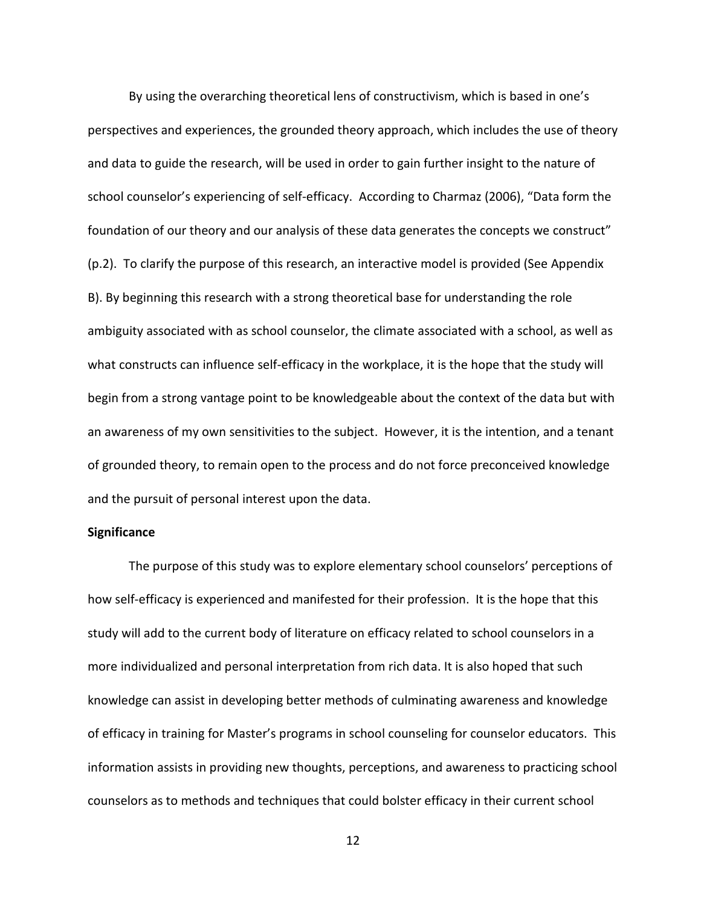By using the overarching theoretical lens of constructivism, which is based in one's perspectives and experiences, the grounded theory approach, which includes the use of theory and data to guide the research, will be used in order to gain further insight to the nature of school counselor's experiencing of self-efficacy. According to Charmaz (2006), "Data form the foundation of our theory and our analysis of these data generates the concepts we construct" (p.2). To clarify the purpose of this research, an interactive model is provided (See Appendix B). By beginning this research with a strong theoretical base for understanding the role ambiguity associated with as school counselor, the climate associated with a school, as well as what constructs can influence self-efficacy in the workplace, it is the hope that the study will begin from a strong vantage point to be knowledgeable about the context of the data but with an awareness of my own sensitivities to the subject. However, it is the intention, and a tenant of grounded theory, to remain open to the process and do not force preconceived knowledge and the pursuit of personal interest upon the data.

**Significance**

The purpose of this study was to explore elementary school counselors' perceptions of how self-efficacy is experienced and manifested for their profession. It is the hope that this study will add to the current body of literature on efficacy related to school counselors in a more individualized and personal interpretation from rich data. It is also hoped that such knowledge can assist in developing better methods of culminating awareness and knowledge of efficacy in training for Master's programs in school counseling for counselor educators. This information assists in providing new thoughts, perceptions, and awareness to practicing school counselors as to methods and techniques that could bolster efficacy in their current school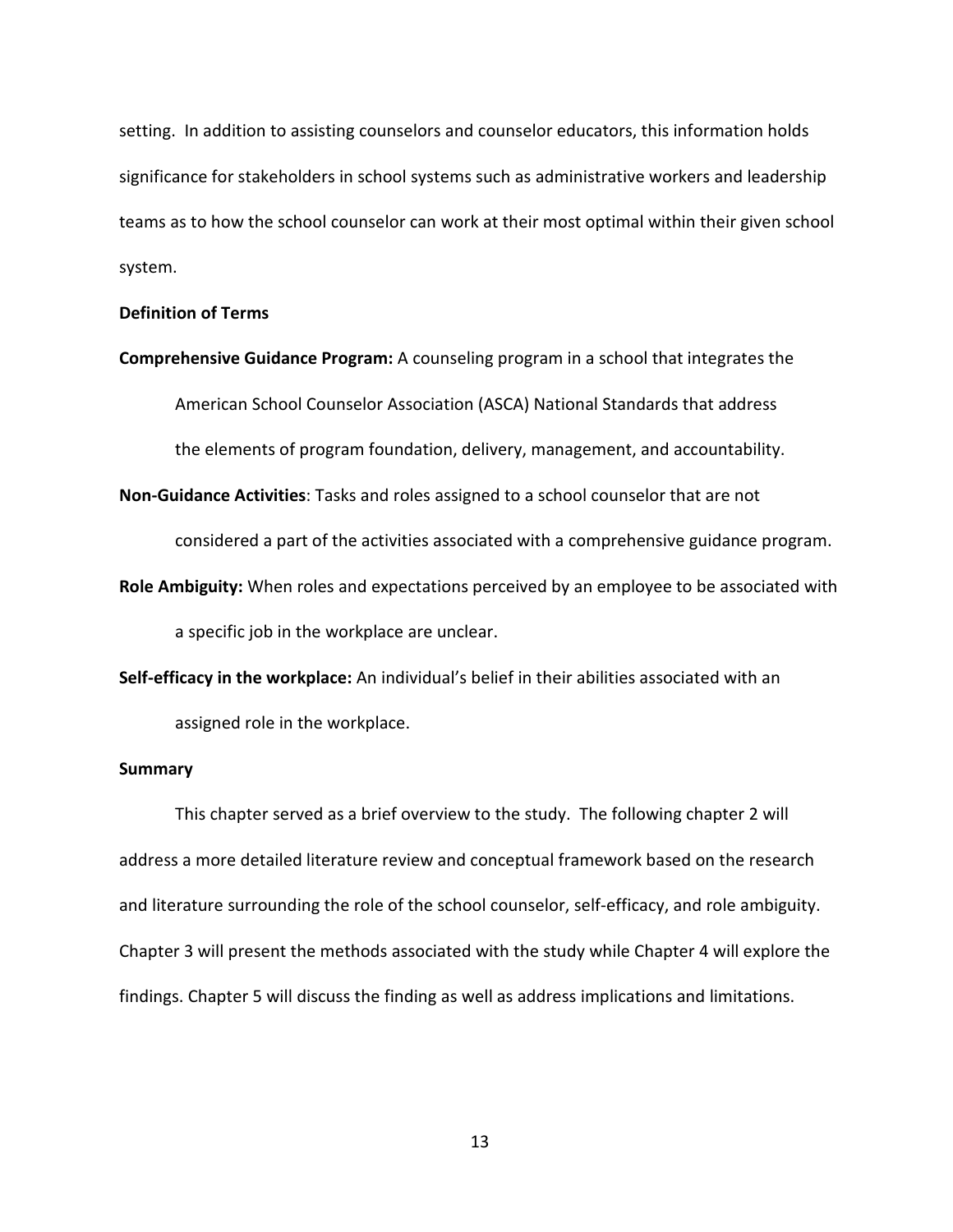setting. In addition to assisting counselors and counselor educators, this information holds significance for stakeholders in school systems such as administrative workers and leadership teams as to how the school counselor can work at their most optimal within their given school system.

## Definition of Terms

**Comprehensive Guidance Program:** A counseling program in a school that integrates the American School Counselor Association (ASCA) National Standards that address the elements of program foundation, delivery, management, and accountability.

**Non-Guidance Activities**: Tasks and roles assigned to a school counselor that are not considered a part of the activities associated with a comprehensive guidance program.

**Role Ambiguity:** When roles and expectations perceived by an employee to be associated with a specific job in the workplace are unclear.

**Self-efficacy in the workplace:** An individual's belief in their abilities associated with an assigned role in the workplace.

## Summary

This chapter served as a brief overview to the study. The following chapter 2 will address a more detailed literature review and conceptual framework based on the research and literature surrounding the role of the school counselor, self-efficacy, and role ambiguity. Chapter 3 will present the methods associated with the study while Chapter 4 will explore the findings. Chapter 5 will discuss the finding as well as address implications and limitations.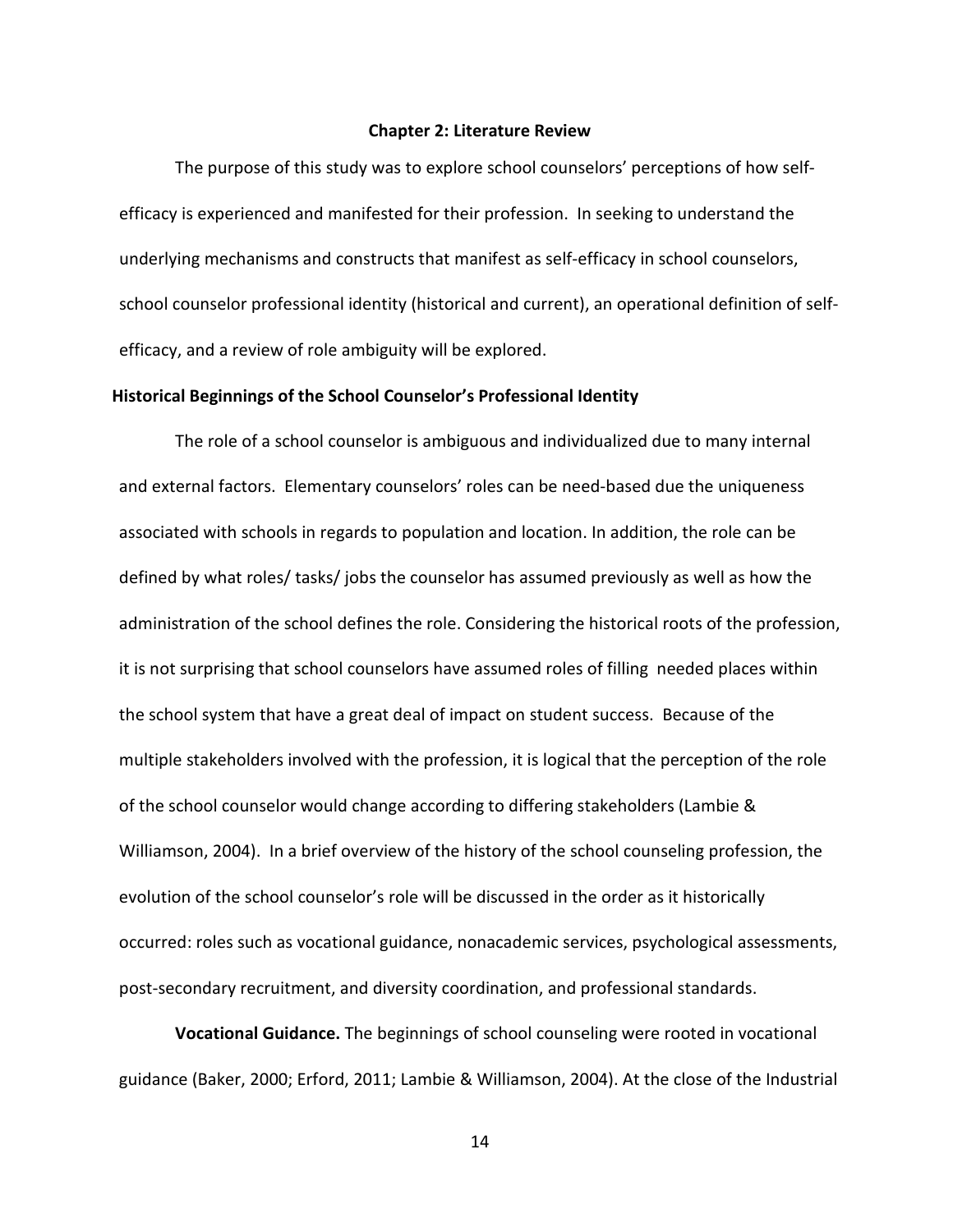# Chapter 2: Literature Review

The purpose of this study was to explore school counselors' perceptions of how self-efficacy is experienced and manifested for their profession. In seeking to understand the underlying mechanisms and constructs that manifest as self-efficacy in school counselors, school counselor professional identity (historical and current), an operational definition of self-efficacy, and a review of role ambiguity will be explored.

## Historical Beginnings of the School Counselor's Professional Identity

The role of a school counselor is ambiguous and individualized due to many internal and external factors. Elementary counselors' roles can be need-based due the uniqueness associated with schools in regards to population and location. In addition, the role can be defined by what roles/ tasks/ jobs the counselor has assumed previously as well as how the administration of the school defines the role. Considering the historical roots of the profession, it is not surprising that school counselors have assumed roles of filling needed places within the school system that have a great deal of impact on student success. Because of the multiple stakeholders involved with the profession, it is logical that the perception of the role of the school counselor would change according to differing stakeholders (Lambie & Williamson, 2004). In a brief overview of the history of the school counseling profession, the evolution of the school counselor's role will be discussed in the order as it historically occurred: roles such as vocational guidance, nonacademic services, psychological assessments, post-secondary recruitment, and diversity coordination, and professional standards.

**Vocational Guidance.** The beginnings of school counseling were rooted in vocational guidance (Baker, 2000; Erford, 2011; Lambie & Williamson, 2004). At the close of the Industrial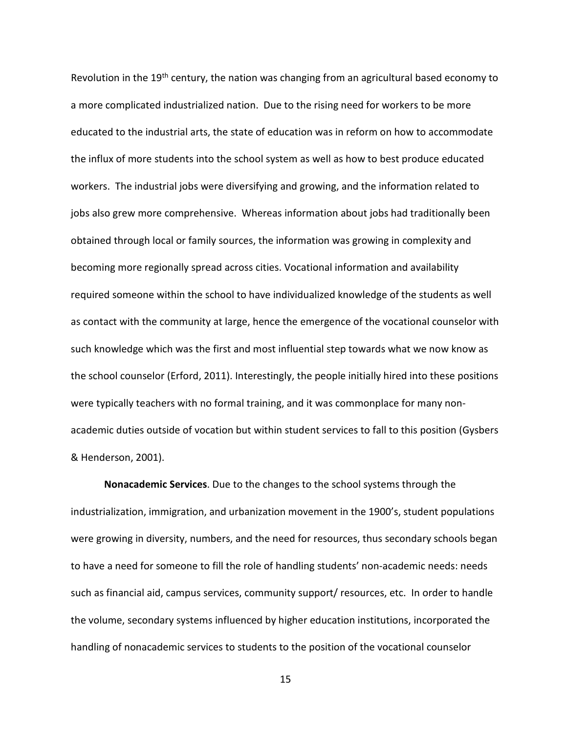Revolution in the 19th century, the nation was changing from an agricultural based economy to a more complicated industrialized nation. Due to the rising need for workers to be more educated to the industrial arts, the state of education was in reform on how to accommodate the influx of more students into the school system as well as how to best produce educated workers. The industrial jobs were diversifying and growing, and the information related to jobs also grew more comprehensive. Whereas information about jobs had traditionally been obtained through local or family sources, the information was growing in complexity and becoming more regionally spread across cities. Vocational information and availability required someone within the school to have individualized knowledge of the students as well as contact with the community at large, hence the emergence of the vocational counselor with such knowledge which was the first and most influential step towards what we now know as the school counselor (Erford, 2011). Interestingly, the people initially hired into these positions were typically teachers with no formal training, and it was commonplace for many non-academic duties outside of vocation but within student services to fall to this position (Gysbers & Henderson, 2001).

**Nonacademic Services**. Due to the changes to the school systems through the industrialization, immigration, and urbanization movement in the 1900's, student populations were growing in diversity, numbers, and the need for resources, thus secondary schools began to have a need for someone to fill the role of handling students' non-academic needs: needs such as financial aid, campus services, community support/ resources, etc. In order to handle the volume, secondary systems influenced by higher education institutions, incorporated the handling of nonacademic services to students to the position of the vocational counselor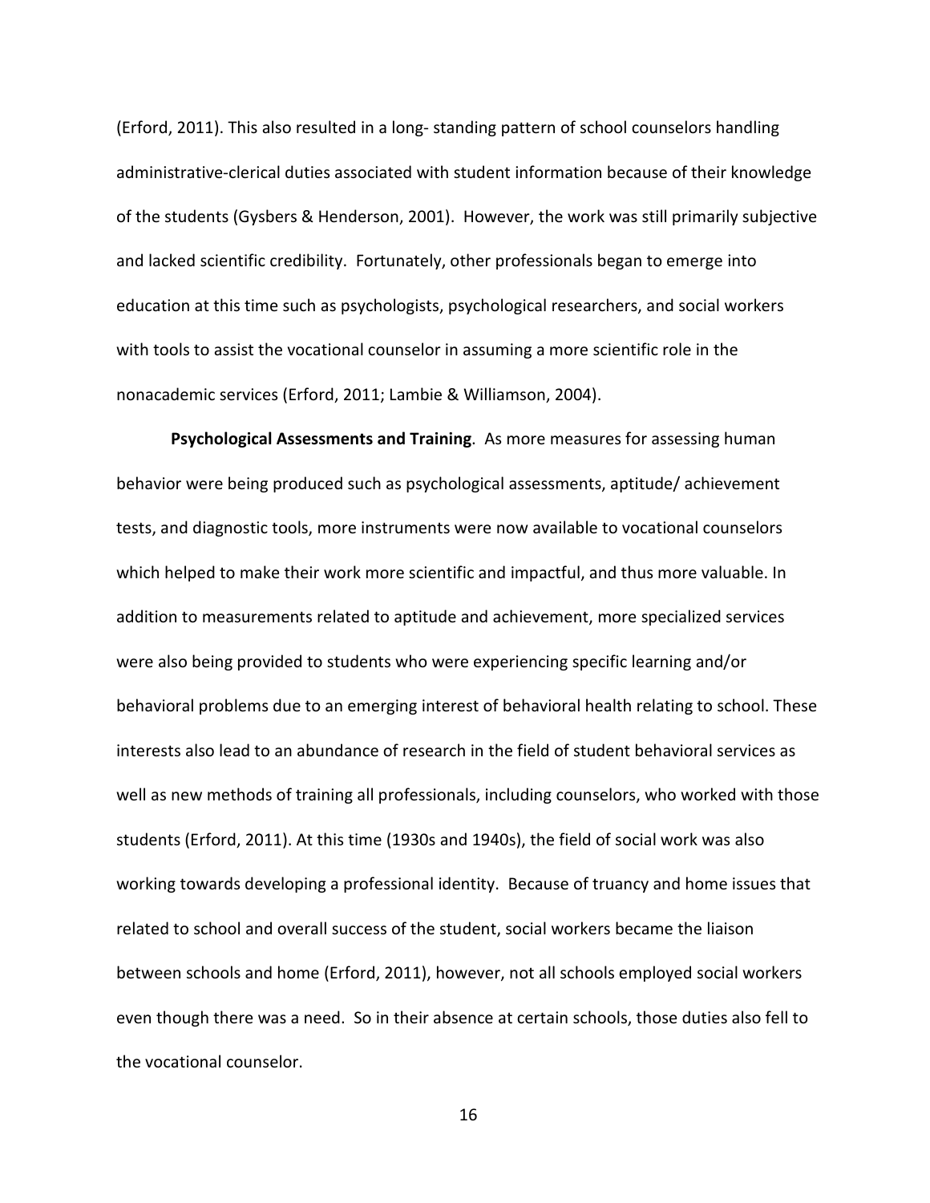(Erford, 2011). This also resulted in a long- standing pattern of school counselors handling administrative-clerical duties associated with student information because of their knowledge of the students (Gysbers & Henderson, 2001). However, the work was still primarily subjective and lacked scientific credibility. Fortunately, other professionals began to emerge into education at this time such as psychologists, psychological researchers, and social workers with tools to assist the vocational counselor in assuming a more scientific role in the nonacademic services (Erford, 2011; Lambie & Williamson, 2004).

**Psychological Assessments and Training**. As more measures for assessing human behavior were being produced such as psychological assessments, aptitude/ achievement tests, and diagnostic tools, more instruments were now available to vocational counselors which helped to make their work more scientific and impactful, and thus more valuable. In addition to measurements related to aptitude and achievement, more specialized services were also being provided to students who were experiencing specific learning and/or behavioral problems due to an emerging interest of behavioral health relating to school. These interests also lead to an abundance of research in the field of student behavioral services as well as new methods of training all professionals, including counselors, who worked with those students (Erford, 2011). At this time (1930s and 1940s), the field of social work was also working towards developing a professional identity. Because of truancy and home issues that related to school and overall success of the student, social workers became the liaison between schools and home (Erford, 2011), however, not all schools employed social workers even though there was a need. So in their absence at certain schools, those duties also fell to the vocational counselor.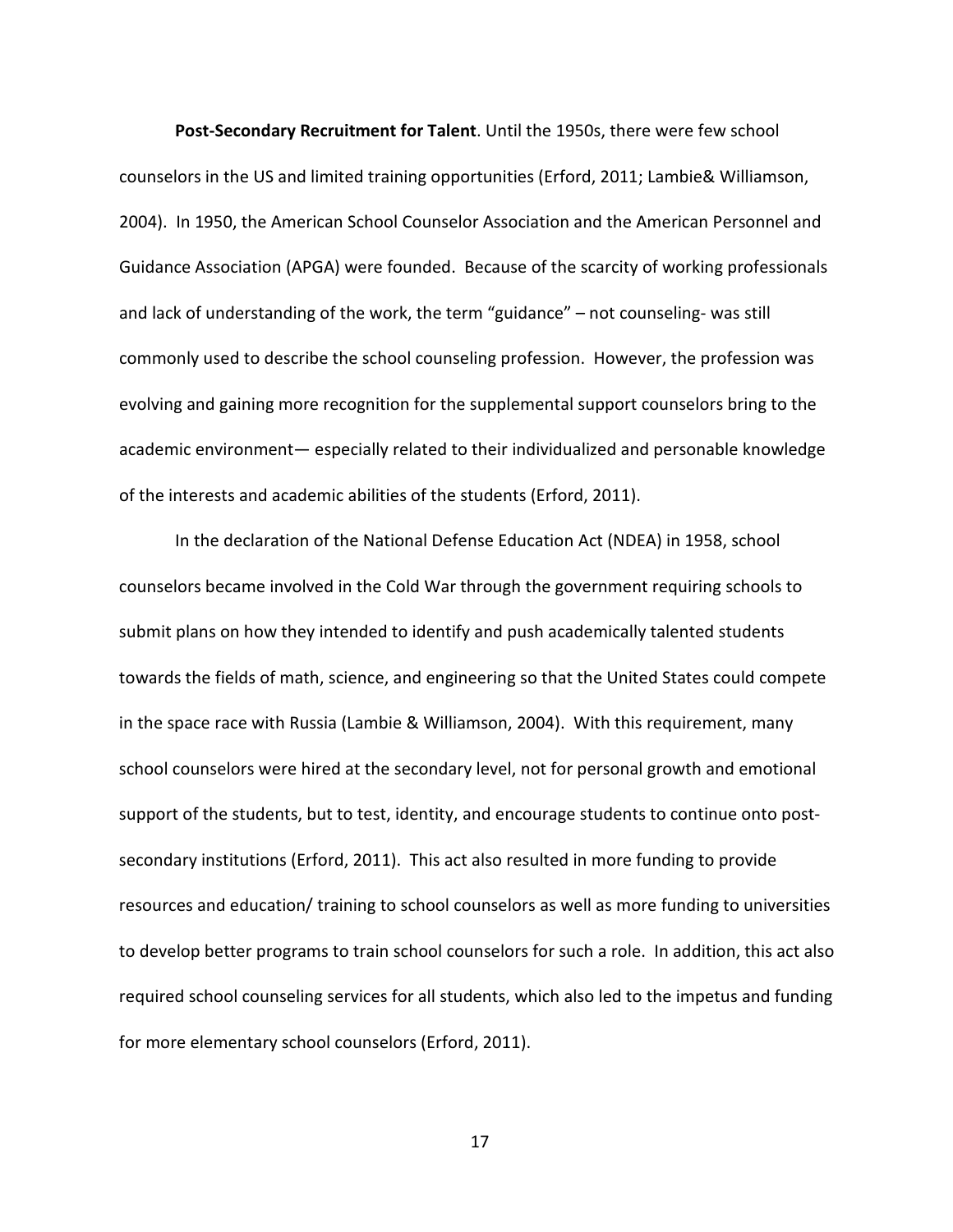**Post-Secondary Recruitment for Talent**. Until the 1950s, there were few school counselors in the US and limited training opportunities (Erford, 2011; Lambie& Williamson, 2004). In 1950, the American School Counselor Association and the American Personnel and Guidance Association (APGA) were founded. Because of the scarcity of working professionals and lack of understanding of the work, the term "guidance" – not counseling- was still commonly used to describe the school counseling profession. However, the profession was evolving and gaining more recognition for the supplemental support counselors bring to the academic environment— especially related to their individualized and personable knowledge of the interests and academic abilities of the students (Erford, 2011).

In the declaration of the National Defense Education Act (NDEA) in 1958, school counselors became involved in the Cold War through the government requiring schools to submit plans on how they intended to identify and push academically talented students towards the fields of math, science, and engineering so that the United States could compete in the space race with Russia (Lambie & Williamson, 2004). With this requirement, many school counselors were hired at the secondary level, not for personal growth and emotional support of the students, but to test, identity, and encourage students to continue onto post-secondary institutions (Erford, 2011). This act also resulted in more funding to provide resources and education/ training to school counselors as well as more funding to universities to develop better programs to train school counselors for such a role. In addition, this act also required school counseling services for all students, which also led to the impetus and funding for more elementary school counselors (Erford, 2011).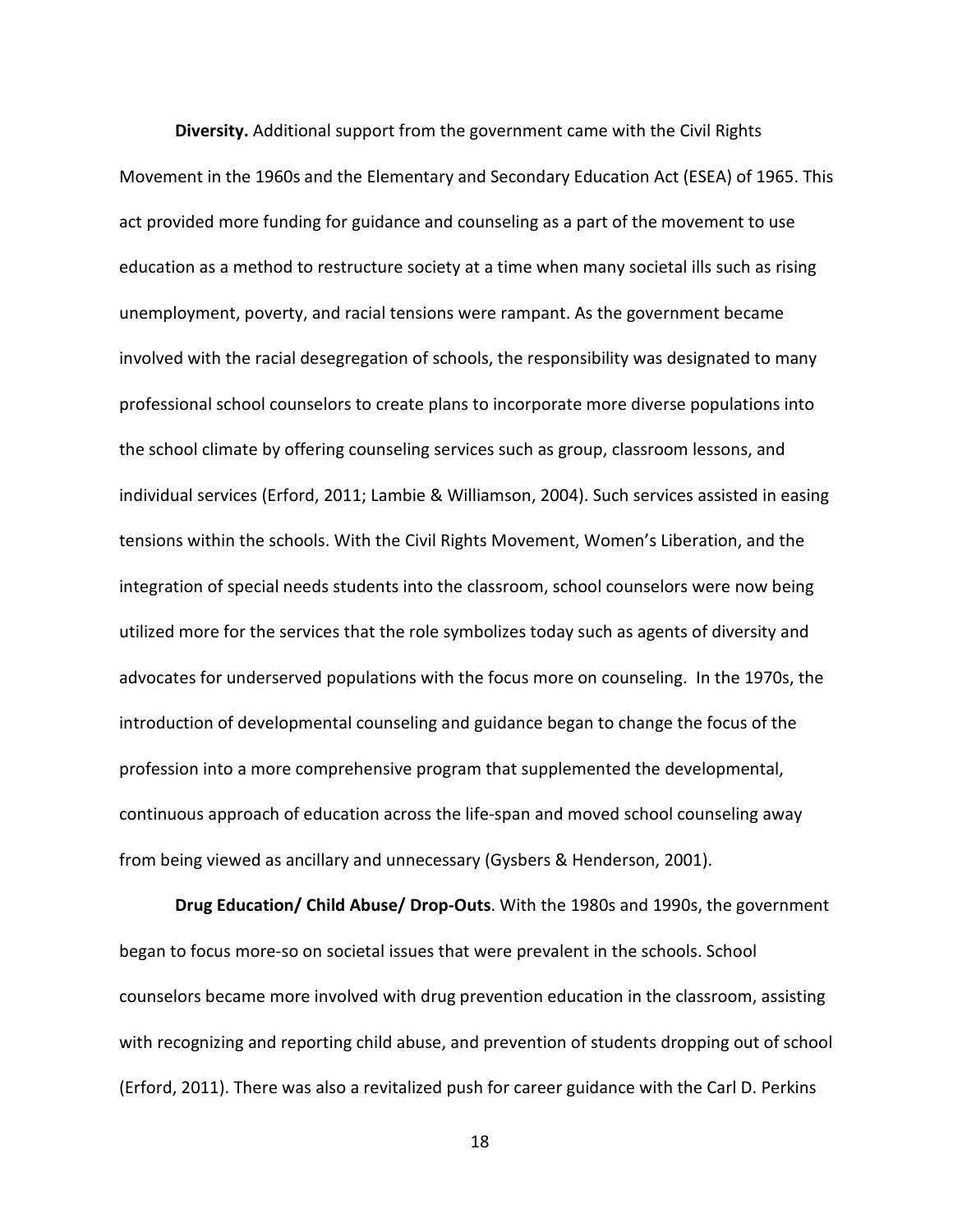**Diversity.** Additional support from the government came with the Civil Rights Movement in the 1960s and the Elementary and Secondary Education Act (ESEA) of 1965. This act provided more funding for guidance and counseling as a part of the movement to use education as a method to restructure society at a time when many societal ills such as rising unemployment, poverty, and racial tensions were rampant. As the government became involved with the racial desegregation of schools, the responsibility was designated to many professional school counselors to create plans to incorporate more diverse populations into the school climate by offering counseling services such as group, classroom lessons, and individual services (Erford, 2011; Lambie & Williamson, 2004). Such services assisted in easing tensions within the schools. With the Civil Rights Movement, Women's Liberation, and the integration of special needs students into the classroom, school counselors were now being utilized more for the services that the role symbolizes today such as agents of diversity and advocates for underserved populations with the focus more on counseling. In the 1970s, the introduction of developmental counseling and guidance began to change the focus of the profession into a more comprehensive program that supplemented the developmental, continuous approach of education across the life-span and moved school counseling away from being viewed as ancillary and unnecessary (Gysbers & Henderson, 2001).

**Drug Education/ Child Abuse/ Drop-Outs**. With the 1980s and 1990s, the government began to focus more-so on societal issues that were prevalent in the schools. School counselors became more involved with drug prevention education in the classroom, assisting with recognizing and reporting child abuse, and prevention of students dropping out of school (Erford, 2011). There was also a revitalized push for career guidance with the Carl D. Perkins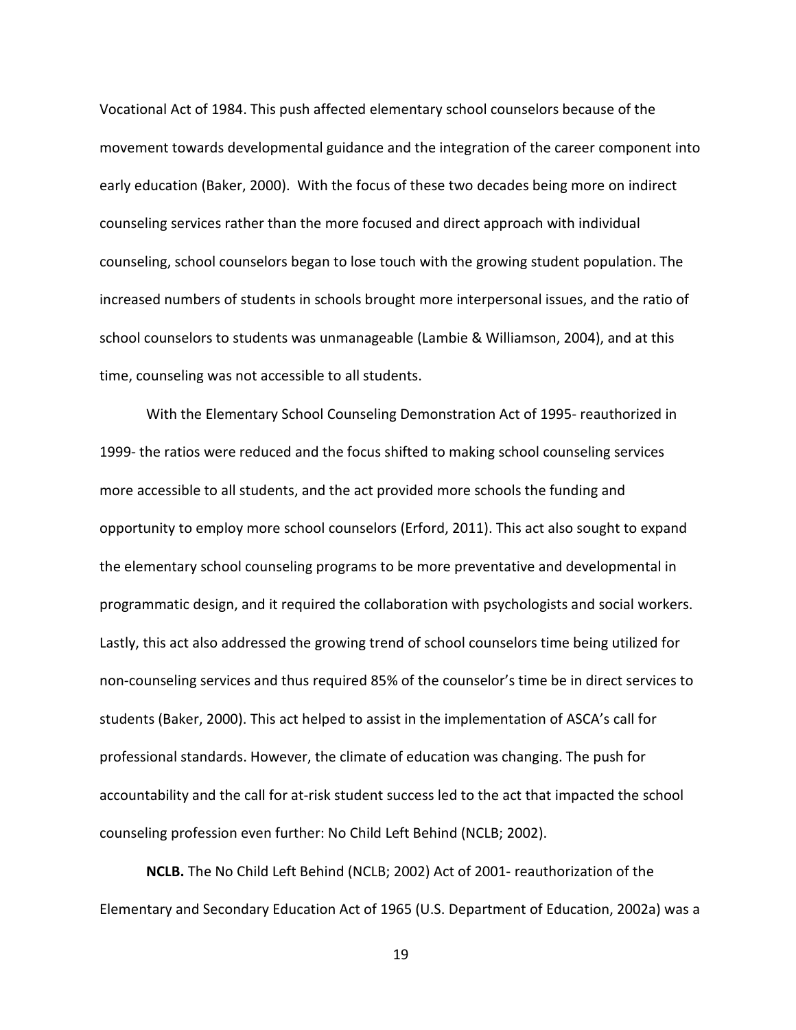Vocational Act of 1984. This push affected elementary school counselors because of the movement towards developmental guidance and the integration of the career component into early education (Baker, 2000). With the focus of these two decades being more on indirect counseling services rather than the more focused and direct approach with individual counseling, school counselors began to lose touch with the growing student population. The increased numbers of students in schools brought more interpersonal issues, and the ratio of school counselors to students was unmanageable (Lambie & Williamson, 2004), and at this time, counseling was not accessible to all students.

With the Elementary School Counseling Demonstration Act of 1995- reauthorized in 1999- the ratios were reduced and the focus shifted to making school counseling services more accessible to all students, and the act provided more schools the funding and opportunity to employ more school counselors (Erford, 2011). This act also sought to expand the elementary school counseling programs to be more preventative and developmental in programmatic design, and it required the collaboration with psychologists and social workers. Lastly, this act also addressed the growing trend of school counselors time being utilized for non-counseling services and thus required 85% of the counselor's time be in direct services to students (Baker, 2000). This act helped to assist in the implementation of ASCA's call for professional standards. However, the climate of education was changing. The push for accountability and the call for at-risk student success led to the act that impacted the school counseling profession even further: No Child Left Behind (NCLB; 2002).

**NCLB.** The No Child Left Behind (NCLB; 2002) Act of 2001- reauthorization of the Elementary and Secondary Education Act of 1965 (U.S. Department of Education, 2002a) was a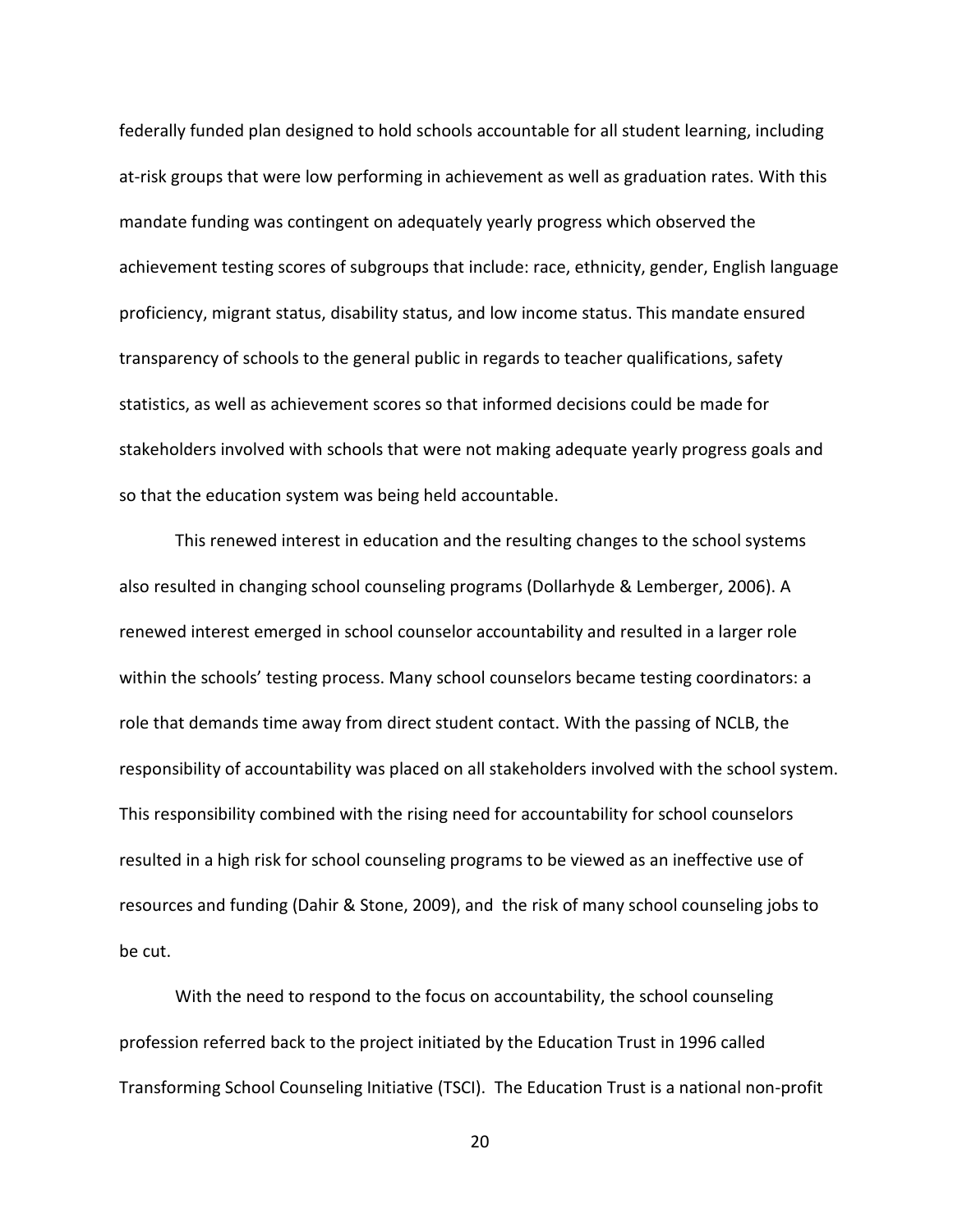federally funded plan designed to hold schools accountable for all student learning, including at-risk groups that were low performing in achievement as well as graduation rates. With this mandate funding was contingent on adequately yearly progress which observed the achievement testing scores of subgroups that include: race, ethnicity, gender, English language proficiency, migrant status, disability status, and low income status. This mandate ensured transparency of schools to the general public in regards to teacher qualifications, safety statistics, as well as achievement scores so that informed decisions could be made for stakeholders involved with schools that were not making adequate yearly progress goals and so that the education system was being held accountable.

This renewed interest in education and the resulting changes to the school systems also resulted in changing school counseling programs (Dollarhyde & Lemberger, 2006). A renewed interest emerged in school counselor accountability and resulted in a larger role within the schools' testing process. Many school counselors became testing coordinators: a role that demands time away from direct student contact. With the passing of NCLB, the responsibility of accountability was placed on all stakeholders involved with the school system. This responsibility combined with the rising need for accountability for school counselors resulted in a high risk for school counseling programs to be viewed as an ineffective use of resources and funding (Dahir & Stone, 2009), and the risk of many school counseling jobs to be cut.

With the need to respond to the focus on accountability, the school counseling profession referred back to the project initiated by the Education Trust in 1996 called Transforming School Counseling Initiative (TSCI). The Education Trust is a national non-profit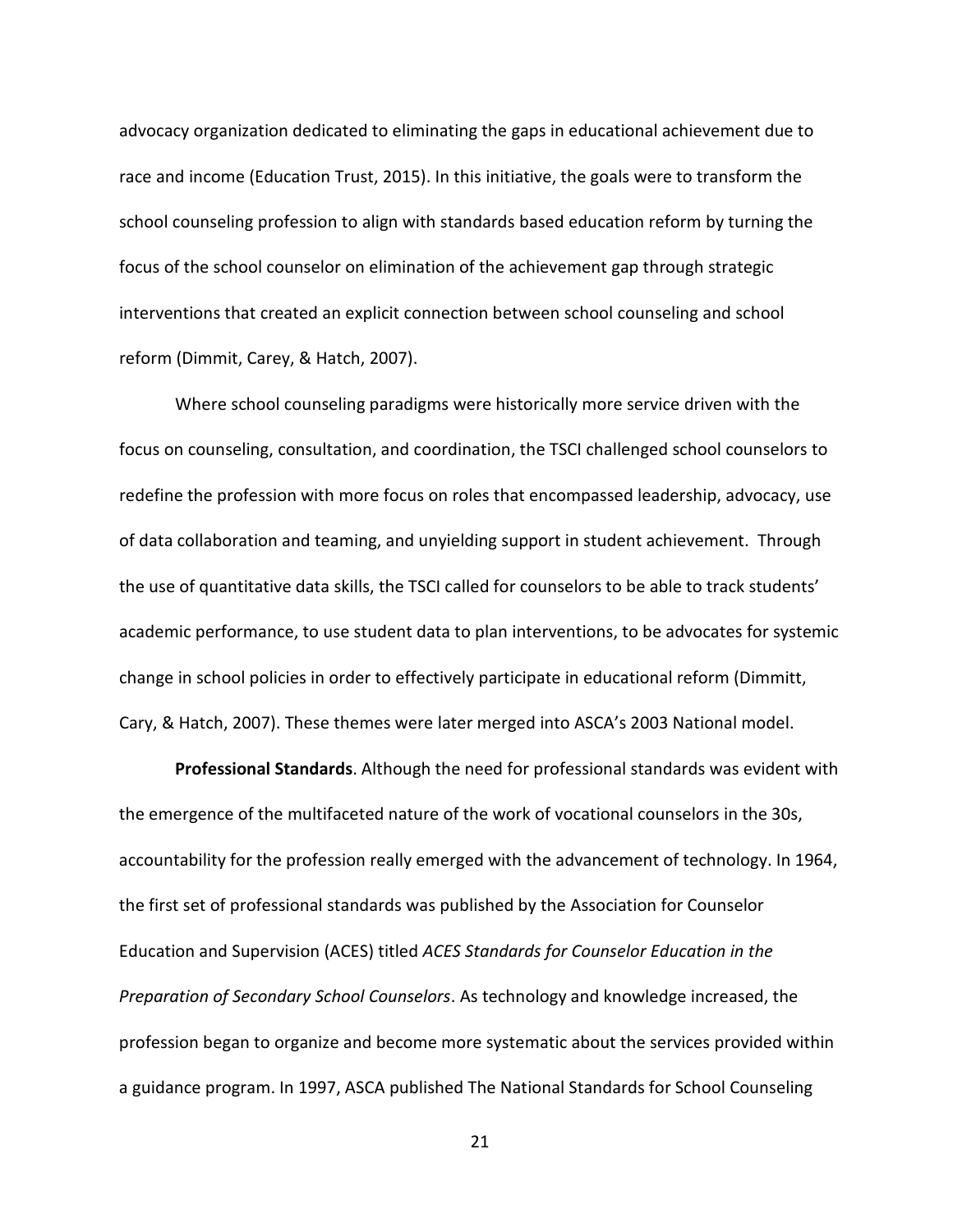advocacy organization dedicated to eliminating the gaps in educational achievement due to race and income (Education Trust, 2015). In this initiative, the goals were to transform the school counseling profession to align with standards based education reform by turning the focus of the school counselor on elimination of the achievement gap through strategic interventions that created an explicit connection between school counseling and school reform (Dimmit, Carey, & Hatch, 2007).

Where school counseling paradigms were historically more service driven with the focus on counseling, consultation, and coordination, the TSCI challenged school counselors to redefine the profession with more focus on roles that encompassed leadership, advocacy, use of data collaboration and teaming, and unyielding support in student achievement. Through the use of quantitative data skills, the TSCI called for counselors to be able to track students' academic performance, to use student data to plan interventions, to be advocates for systemic change in school policies in order to effectively participate in educational reform (Dimmitt, Cary, & Hatch, 2007). These themes were later merged into ASCA's 2003 National model.

**Professional Standards**. Although the need for professional standards was evident with the emergence of the multifaceted nature of the work of vocational counselors in the 30s, accountability for the profession really emerged with the advancement of technology. In 1964, the first set of professional standards was published by the Association for Counselor Education and Supervision (ACES) titled *ACES Standards for Counselor Education in the Preparation of Secondary School Counselors*. As technology and knowledge increased, the profession began to organize and become more systematic about the services provided within a guidance program. In 1997, ASCA published The National Standards for School Counseling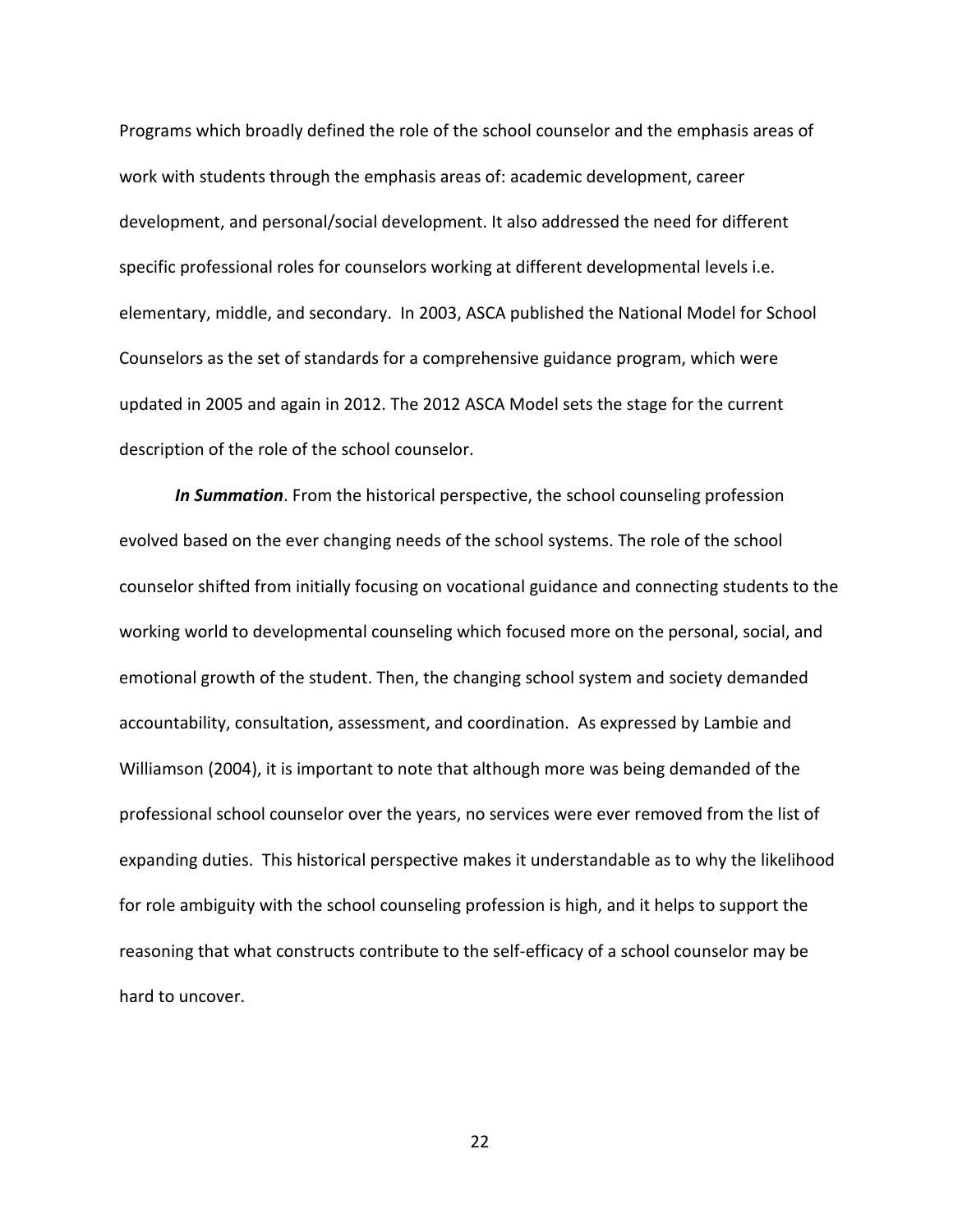Programs which broadly defined the role of the school counselor and the emphasis areas of work with students through the emphasis areas of: academic development, career development, and personal/social development. It also addressed the need for different specific professional roles for counselors working at different developmental levels i.e. elementary, middle, and secondary. In 2003, ASCA published the National Model for School Counselors as the set of standards for a comprehensive guidance program, which were updated in 2005 and again in 2012. The 2012 ASCA Model sets the stage for the current description of the role of the school counselor.

***In Summation***. From the historical perspective, the school counseling profession evolved based on the ever changing needs of the school systems. The role of the school counselor shifted from initially focusing on vocational guidance and connecting students to the working world to developmental counseling which focused more on the personal, social, and emotional growth of the student. Then, the changing school system and society demanded accountability, consultation, assessment, and coordination. As expressed by Lambie and Williamson (2004), it is important to note that although more was being demanded of the professional school counselor over the years, no services were ever removed from the list of expanding duties. This historical perspective makes it understandable as to why the likelihood for role ambiguity with the school counseling profession is high, and it helps to support the reasoning that what constructs contribute to the self-efficacy of a school counselor may be hard to uncover.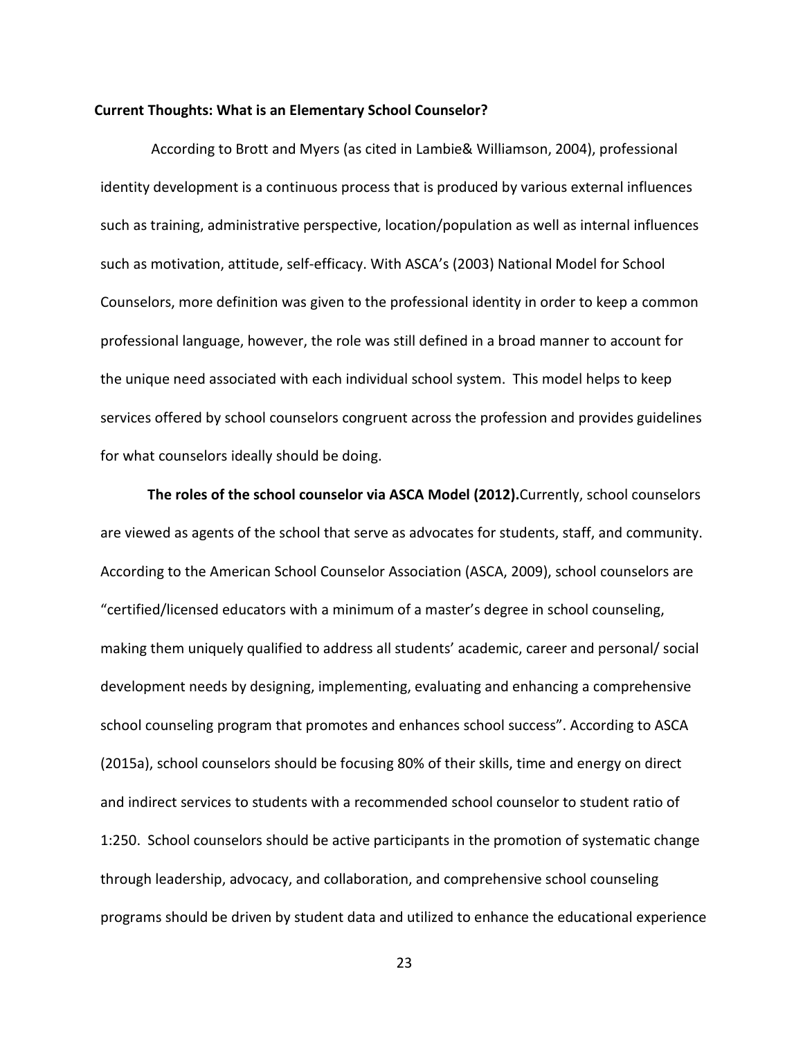**Current Thoughts: What is an Elementary School Counselor?**

According to Brott and Myers (as cited in Lambie& Williamson, 2004), professional identity development is a continuous process that is produced by various external influences such as training, administrative perspective, location/population as well as internal influences such as motivation, attitude, self-efficacy. With ASCA's (2003) National Model for School Counselors, more definition was given to the professional identity in order to keep a common professional language, however, the role was still defined in a broad manner to account for the unique need associated with each individual school system. This model helps to keep services offered by school counselors congruent across the profession and provides guidelines for what counselors ideally should be doing.

**The roles of the school counselor via ASCA Model (2012).**Currently, school counselors are viewed as agents of the school that serve as advocates for students, staff, and community. According to the American School Counselor Association (ASCA, 2009), school counselors are "certified/licensed educators with a minimum of a master's degree in school counseling, making them uniquely qualified to address all students' academic, career and personal/ social development needs by designing, implementing, evaluating and enhancing a comprehensive school counseling program that promotes and enhances school success". According to ASCA (2015a), school counselors should be focusing 80% of their skills, time and energy on direct and indirect services to students with a recommended school counselor to student ratio of 1:250. School counselors should be active participants in the promotion of systematic change through leadership, advocacy, and collaboration, and comprehensive school counseling programs should be driven by student data and utilized to enhance the educational experience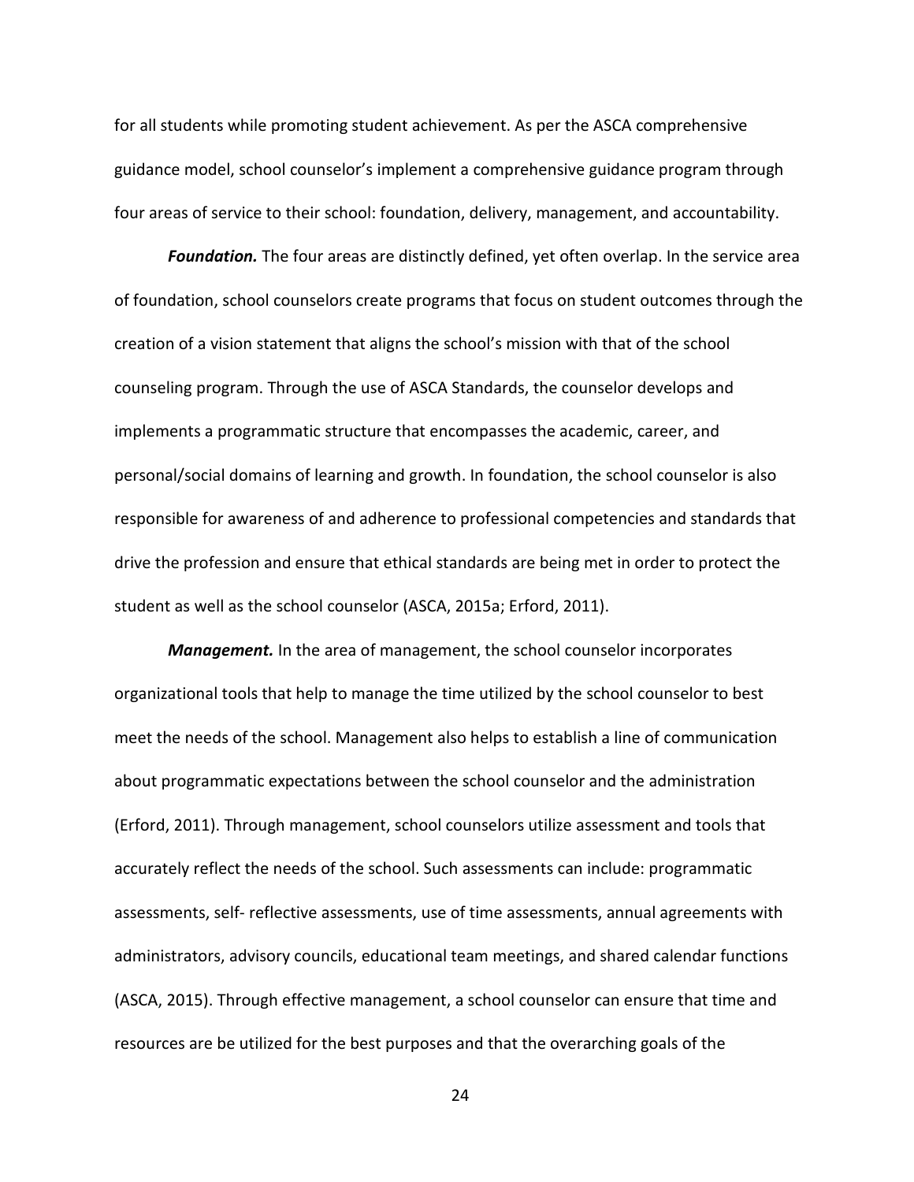for all students while promoting student achievement. As per the ASCA comprehensive guidance model, school counselor's implement a comprehensive guidance program through four areas of service to their school: foundation, delivery, management, and accountability.

***Foundation.*** The four areas are distinctly defined, yet often overlap. In the service area of foundation, school counselors create programs that focus on student outcomes through the creation of a vision statement that aligns the school's mission with that of the school counseling program. Through the use of ASCA Standards, the counselor develops and implements a programmatic structure that encompasses the academic, career, and personal/social domains of learning and growth. In foundation, the school counselor is also responsible for awareness of and adherence to professional competencies and standards that drive the profession and ensure that ethical standards are being met in order to protect the student as well as the school counselor (ASCA, 2015a; Erford, 2011).

***Management.*** In the area of management, the school counselor incorporates organizational tools that help to manage the time utilized by the school counselor to best meet the needs of the school. Management also helps to establish a line of communication about programmatic expectations between the school counselor and the administration (Erford, 2011). Through management, school counselors utilize assessment and tools that accurately reflect the needs of the school. Such assessments can include: programmatic assessments, self- reflective assessments, use of time assessments, annual agreements with administrators, advisory councils, educational team meetings, and shared calendar functions (ASCA, 2015). Through effective management, a school counselor can ensure that time and resources are be utilized for the best purposes and that the overarching goals of the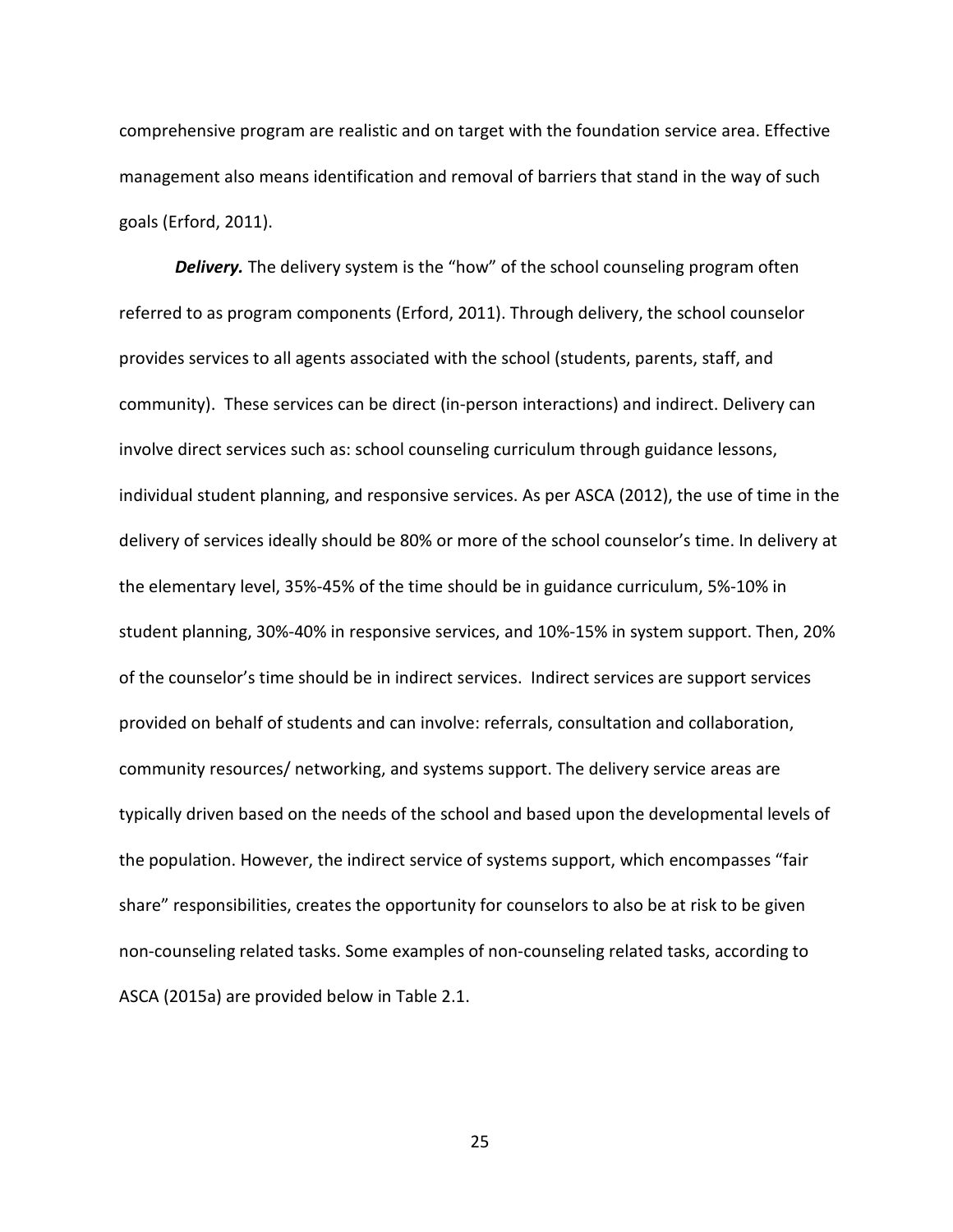comprehensive program are realistic and on target with the foundation service area. Effective management also means identification and removal of barriers that stand in the way of such goals (Erford, 2011).

***Delivery.*** The delivery system is the "how" of the school counseling program often referred to as program components (Erford, 2011). Through delivery, the school counselor provides services to all agents associated with the school (students, parents, staff, and community). These services can be direct (in-person interactions) and indirect. Delivery can involve direct services such as: school counseling curriculum through guidance lessons, individual student planning, and responsive services. As per ASCA (2012), the use of time in the delivery of services ideally should be 80% or more of the school counselor's time. In delivery at the elementary level, 35%-45% of the time should be in guidance curriculum, 5%-10% in student planning, 30%-40% in responsive services, and 10%-15% in system support. Then, 20% of the counselor's time should be in indirect services. Indirect services are support services provided on behalf of students and can involve: referrals, consultation and collaboration, community resources/ networking, and systems support. The delivery service areas are typically driven based on the needs of the school and based upon the developmental levels of the population. However, the indirect service of systems support, which encompasses "fair share" responsibilities, creates the opportunity for counselors to also be at risk to be given non-counseling related tasks. Some examples of non-counseling related tasks, according to ASCA (2015a) are provided below in Table 2.1.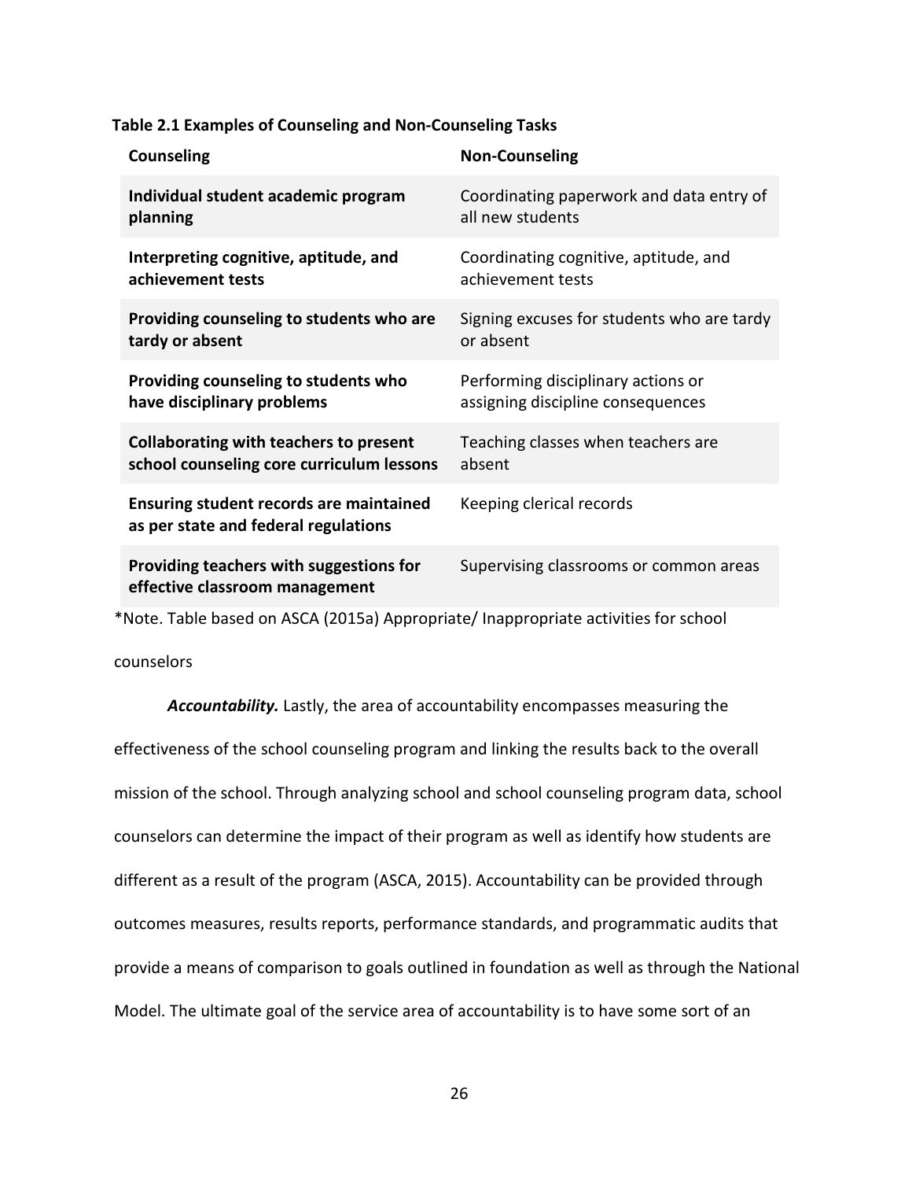**Table 2.1 Examples of Counseling and Non-Counseling Tasks**

| Counseling | Non-Counseling |
| --- | --- |
| **Individual student academic program planning** | Coordinating paperwork and data entry of all new students |
| **Interpreting cognitive, aptitude, and achievement tests** | Coordinating cognitive, aptitude, and achievement tests |
| **Providing counseling to students who are tardy or absent** | Signing excuses for students who are tardy or absent |
| **Providing counseling to students who have disciplinary problems** | Performing disciplinary actions or assigning discipline consequences |
| **Collaborating with teachers to present school counseling core curriculum lessons** | Teaching classes when teachers are absent |
| **Ensuring student records are maintained as per state and federal regulations** | Keeping clerical records |
| **Providing teachers with suggestions for effective classroom management** | Supervising classrooms or common areas |

*Note. Table based on ASCA (2015a) Appropriate/ Inappropriate activities for school counselors

***Accountability.*** Lastly, the area of accountability encompasses measuring the effectiveness of the school counseling program and linking the results back to the overall mission of the school. Through analyzing school and school counseling program data, school counselors can determine the impact of their program as well as identify how students are different as a result of the program (ASCA, 2015). Accountability can be provided through outcomes measures, results reports, performance standards, and programmatic audits that provide a means of comparison to goals outlined in foundation as well as through the National Model. The ultimate goal of the service area of accountability is to have some sort of an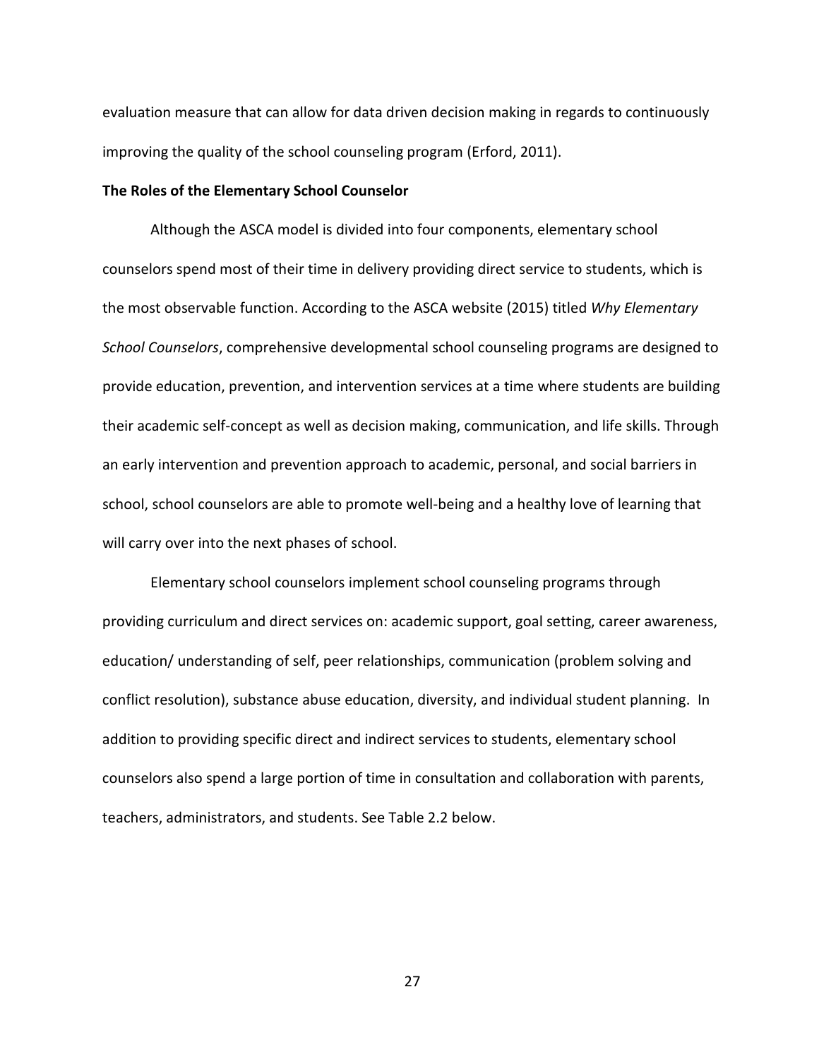evaluation measure that can allow for data driven decision making in regards to continuously improving the quality of the school counseling program (Erford, 2011).

**The Roles of the Elementary School Counselor**

Although the ASCA model is divided into four components, elementary school counselors spend most of their time in delivery providing direct service to students, which is the most observable function. According to the ASCA website (2015) titled *Why Elementary School Counselors*, comprehensive developmental school counseling programs are designed to provide education, prevention, and intervention services at a time where students are building their academic self-concept as well as decision making, communication, and life skills. Through an early intervention and prevention approach to academic, personal, and social barriers in school, school counselors are able to promote well-being and a healthy love of learning that will carry over into the next phases of school.

Elementary school counselors implement school counseling programs through providing curriculum and direct services on: academic support, goal setting, career awareness, education/ understanding of self, peer relationships, communication (problem solving and conflict resolution), substance abuse education, diversity, and individual student planning. In addition to providing specific direct and indirect services to students, elementary school counselors also spend a large portion of time in consultation and collaboration with parents, teachers, administrators, and students. See Table 2.2 below.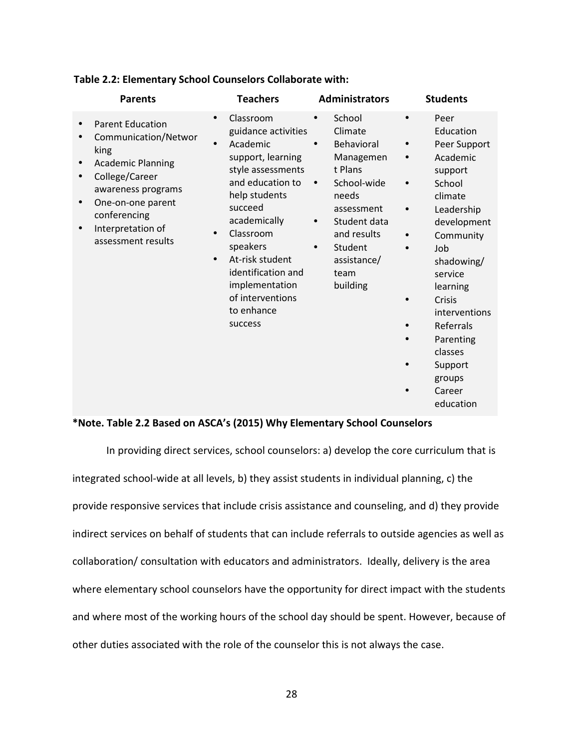**Table 2.2: Elementary School Counselors Collaborate with:**

| Parents | Teachers | Administrators | Students |
|---|---|---|---|
| • Parent Education<br>• Communication/Networking<br>• Academic Planning<br>• College/Career awareness programs<br>• One-on-one parent conferencing<br>• Interpretation of assessment results | • Classroom guidance activities<br>• Academic support, learning style assessments and education to help students succeed academically<br>• Classroom speakers<br>• At-risk student identification and implementation of interventions to enhance success | • School Climate<br>• Behavioral Management Plans<br>• School-wide needs assessment<br>• Student data and results<br>• Student assistance/ team building | • Peer Education<br>• Peer Support<br>• Academic support<br>• School climate<br>• Leadership development<br>• Community<br>• Job shadowing/ service learning<br>• Crisis interventions<br>• Referrals<br>• Parenting classes<br>• Support groups<br>• Career education |

**\*Note. Table 2.2 Based on ASCA's (2015) Why Elementary School Counselors**

In providing direct services, school counselors: a) develop the core curriculum that is integrated school-wide at all levels, b) they assist students in individual planning, c) the provide responsive services that include crisis assistance and counseling, and d) they provide indirect services on behalf of students that can include referrals to outside agencies as well as collaboration/ consultation with educators and administrators. Ideally, delivery is the area where elementary school counselors have the opportunity for direct impact with the students and where most of the working hours of the school day should be spent. However, because of other duties associated with the role of the counselor this is not always the case.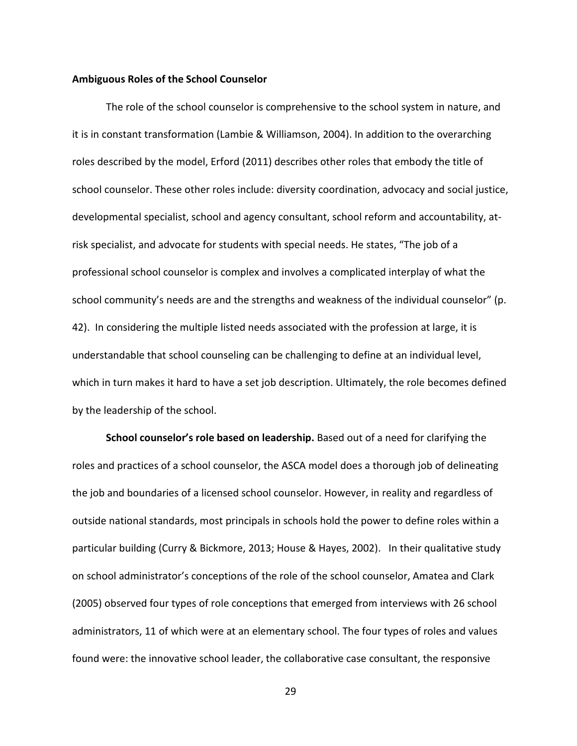**Ambiguous Roles of the School Counselor**

The role of the school counselor is comprehensive to the school system in nature, and it is in constant transformation (Lambie & Williamson, 2004). In addition to the overarching roles described by the model, Erford (2011) describes other roles that embody the title of school counselor. These other roles include: diversity coordination, advocacy and social justice, developmental specialist, school and agency consultant, school reform and accountability, at-risk specialist, and advocate for students with special needs. He states, "The job of a professional school counselor is complex and involves a complicated interplay of what the school community's needs are and the strengths and weakness of the individual counselor" (p. 42). In considering the multiple listed needs associated with the profession at large, it is understandable that school counseling can be challenging to define at an individual level, which in turn makes it hard to have a set job description. Ultimately, the role becomes defined by the leadership of the school.

**School counselor's role based on leadership.** Based out of a need for clarifying the roles and practices of a school counselor, the ASCA model does a thorough job of delineating the job and boundaries of a licensed school counselor. However, in reality and regardless of outside national standards, most principals in schools hold the power to define roles within a particular building (Curry & Bickmore, 2013; House & Hayes, 2002). In their qualitative study on school administrator's conceptions of the role of the school counselor, Amatea and Clark (2005) observed four types of role conceptions that emerged from interviews with 26 school administrators, 11 of which were at an elementary school. The four types of roles and values found were: the innovative school leader, the collaborative case consultant, the responsive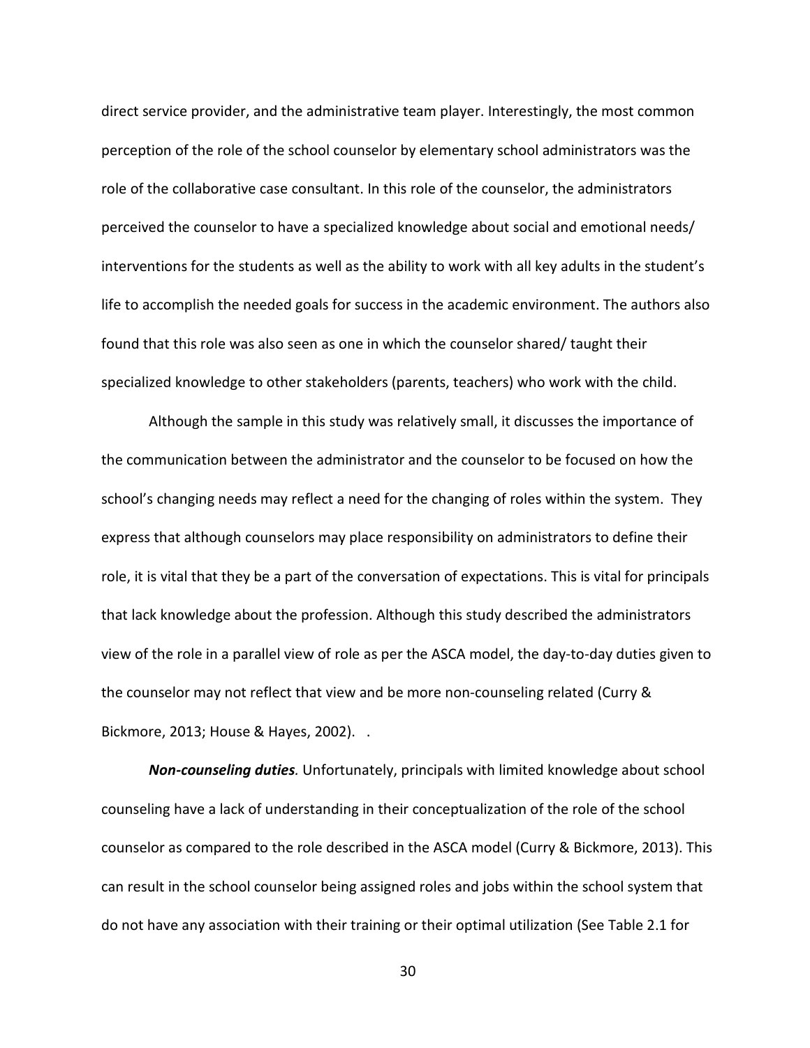direct service provider, and the administrative team player. Interestingly, the most common perception of the role of the school counselor by elementary school administrators was the role of the collaborative case consultant. In this role of the counselor, the administrators perceived the counselor to have a specialized knowledge about social and emotional needs/ interventions for the students as well as the ability to work with all key adults in the student's life to accomplish the needed goals for success in the academic environment. The authors also found that this role was also seen as one in which the counselor shared/ taught their specialized knowledge to other stakeholders (parents, teachers) who work with the child.

Although the sample in this study was relatively small, it discusses the importance of the communication between the administrator and the counselor to be focused on how the school's changing needs may reflect a need for the changing of roles within the system. They express that although counselors may place responsibility on administrators to define their role, it is vital that they be a part of the conversation of expectations. This is vital for principals that lack knowledge about the profession. Although this study described the administrators view of the role in a parallel view of role as per the ASCA model, the day-to-day duties given to the counselor may not reflect that view and be more non-counseling related (Curry & Bickmore, 2013; House & Hayes, 2002). .

***Non-counseling duties**.* Unfortunately, principals with limited knowledge about school counseling have a lack of understanding in their conceptualization of the role of the school counselor as compared to the role described in the ASCA model (Curry & Bickmore, 2013). This can result in the school counselor being assigned roles and jobs within the school system that do not have any association with their training or their optimal utilization (See Table 2.1 for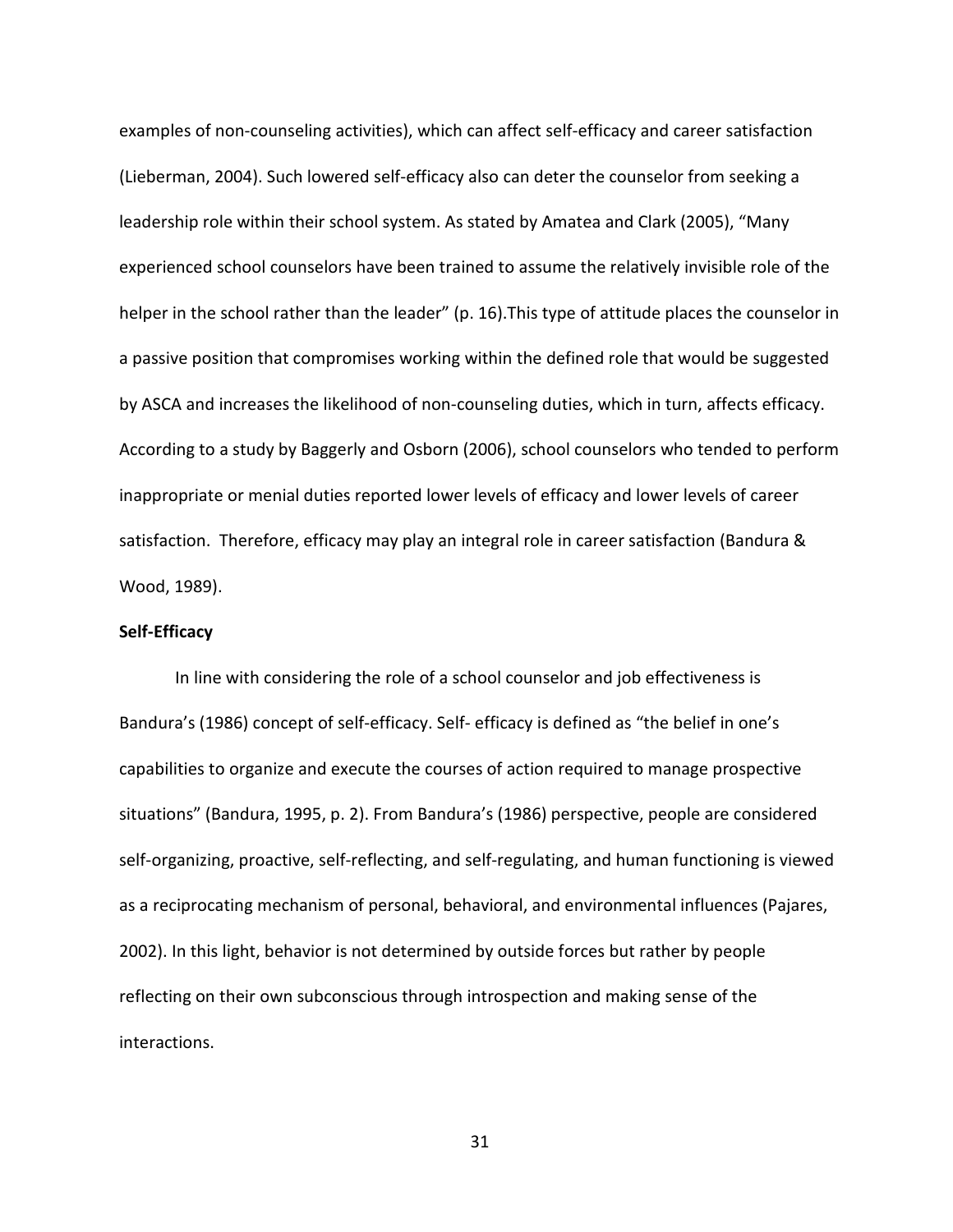examples of non-counseling activities), which can affect self-efficacy and career satisfaction (Lieberman, 2004). Such lowered self-efficacy also can deter the counselor from seeking a leadership role within their school system. As stated by Amatea and Clark (2005), “Many experienced school counselors have been trained to assume the relatively invisible role of the helper in the school rather than the leader” (p. 16).This type of attitude places the counselor in a passive position that compromises working within the defined role that would be suggested by ASCA and increases the likelihood of non-counseling duties, which in turn, affects efficacy. According to a study by Baggerly and Osborn (2006), school counselors who tended to perform inappropriate or menial duties reported lower levels of efficacy and lower levels of career satisfaction. Therefore, efficacy may play an integral role in career satisfaction (Bandura & Wood, 1989).

**Self-Efficacy**

In line with considering the role of a school counselor and job effectiveness is Bandura’s (1986) concept of self-efficacy. Self- efficacy is defined as “the belief in one’s capabilities to organize and execute the courses of action required to manage prospective situations” (Bandura, 1995, p. 2). From Bandura’s (1986) perspective, people are considered self-organizing, proactive, self-reflecting, and self-regulating, and human functioning is viewed as a reciprocating mechanism of personal, behavioral, and environmental influences (Pajares, 2002). In this light, behavior is not determined by outside forces but rather by people reflecting on their own subconscious through introspection and making sense of the interactions.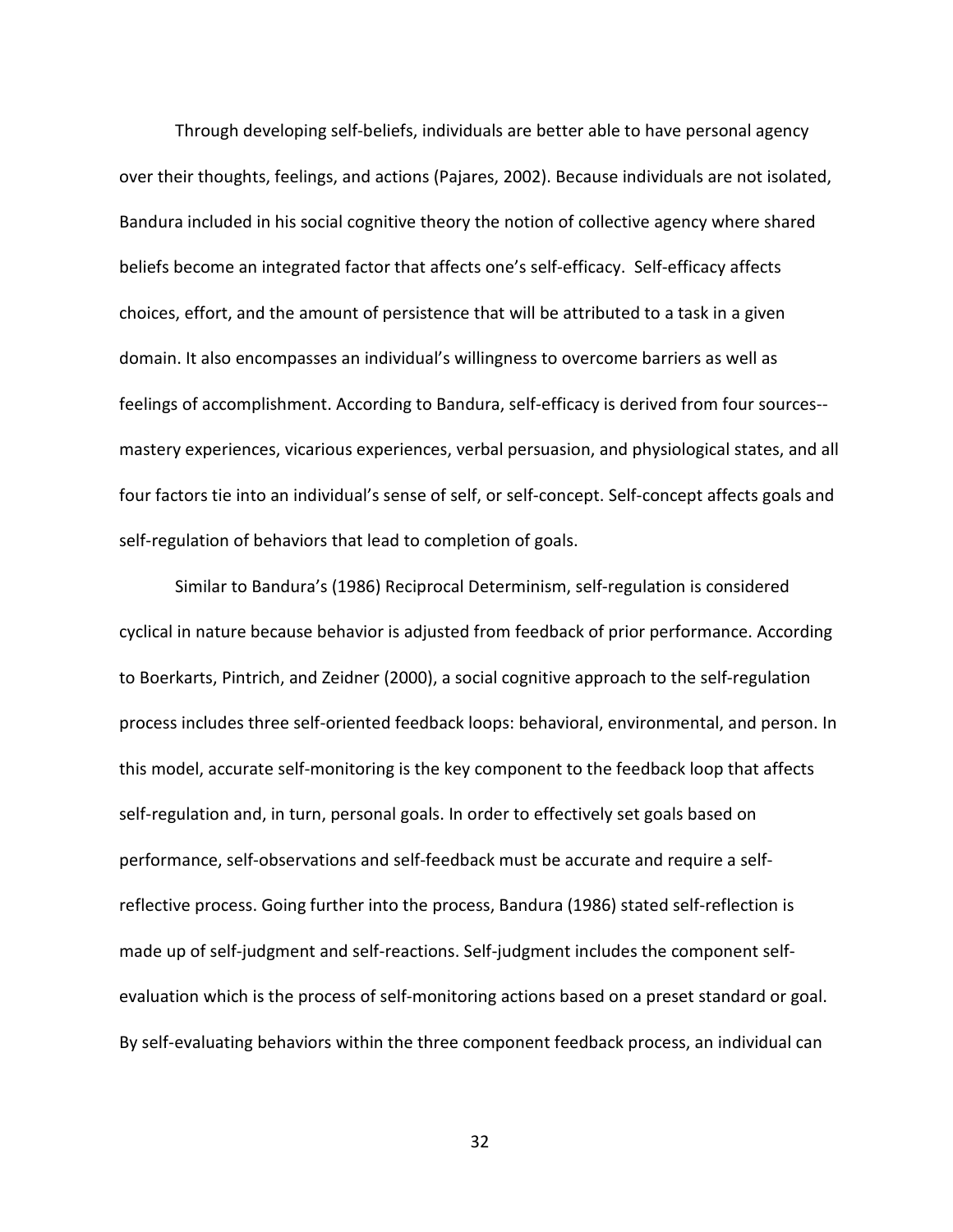Through developing self-beliefs, individuals are better able to have personal agency over their thoughts, feelings, and actions (Pajares, 2002). Because individuals are not isolated, Bandura included in his social cognitive theory the notion of collective agency where shared beliefs become an integrated factor that affects one's self-efficacy. Self-efficacy affects choices, effort, and the amount of persistence that will be attributed to a task in a given domain. It also encompasses an individual's willingness to overcome barriers as well as feelings of accomplishment. According to Bandura, self-efficacy is derived from four sources--mastery experiences, vicarious experiences, verbal persuasion, and physiological states, and all four factors tie into an individual's sense of self, or self-concept. Self-concept affects goals and self-regulation of behaviors that lead to completion of goals.

Similar to Bandura's (1986) Reciprocal Determinism, self-regulation is considered cyclical in nature because behavior is adjusted from feedback of prior performance. According to Boerkarts, Pintrich, and Zeidner (2000), a social cognitive approach to the self-regulation process includes three self-oriented feedback loops: behavioral, environmental, and person. In this model, accurate self-monitoring is the key component to the feedback loop that affects self-regulation and, in turn, personal goals. In order to effectively set goals based on performance, self-observations and self-feedback must be accurate and require a self-reflective process. Going further into the process, Bandura (1986) stated self-reflection is made up of self-judgment and self-reactions. Self-judgment includes the component self-evaluation which is the process of self-monitoring actions based on a preset standard or goal. By self-evaluating behaviors within the three component feedback process, an individual can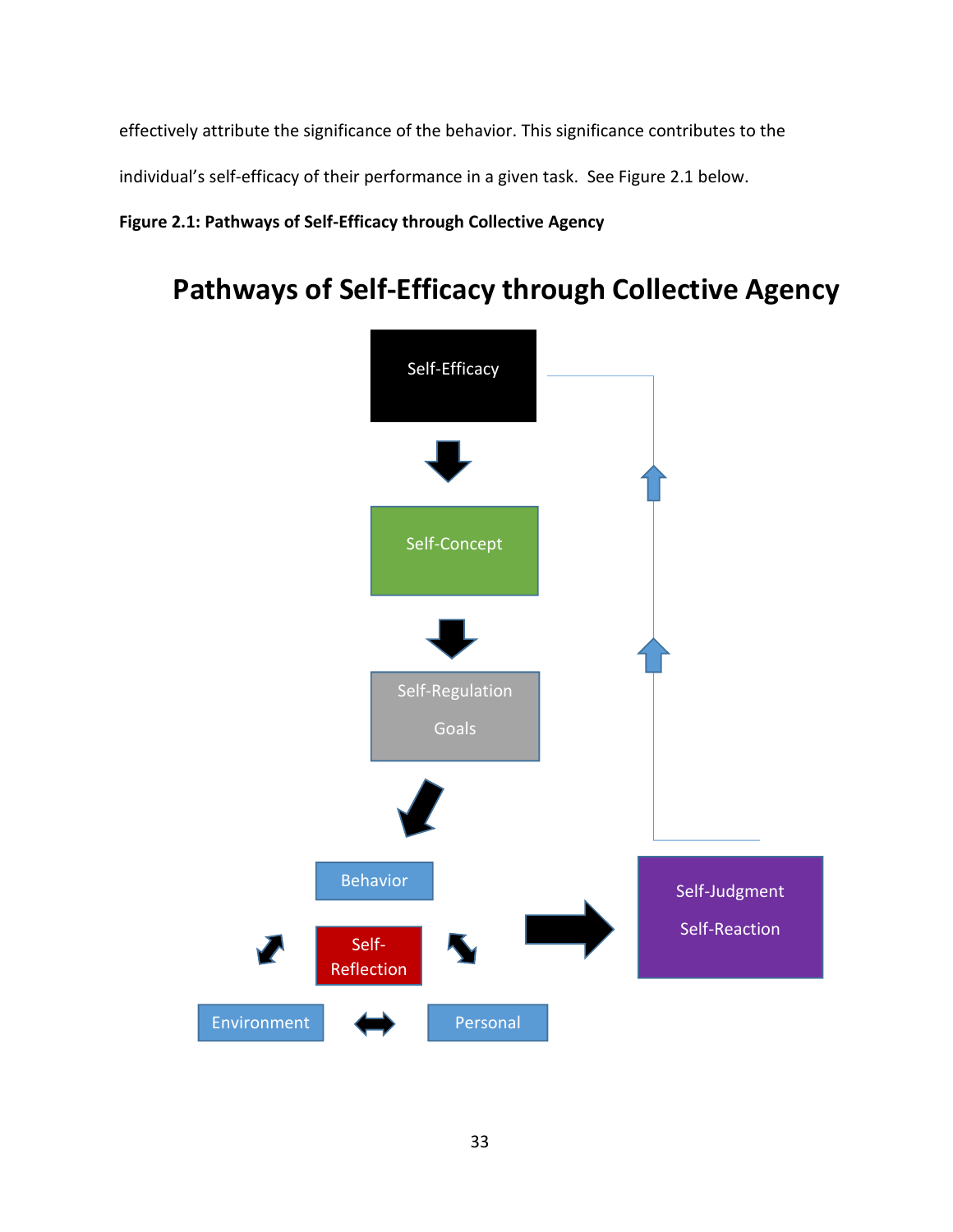effectively attribute the significance of the behavior. This significance contributes to the individual's self-efficacy of their performance in a given task. See Figure 2.1 below.

**Figure 2.1: Pathways of Self-Efficacy through Collective Agency**

## Pathways of Self-Efficacy through Collective Agency

Self-Efficacy

Self-Concept

Self-Regulation

Goals

Behavior

Self-Reflection

Environment

Personal

Self-Judgment

Self-Reaction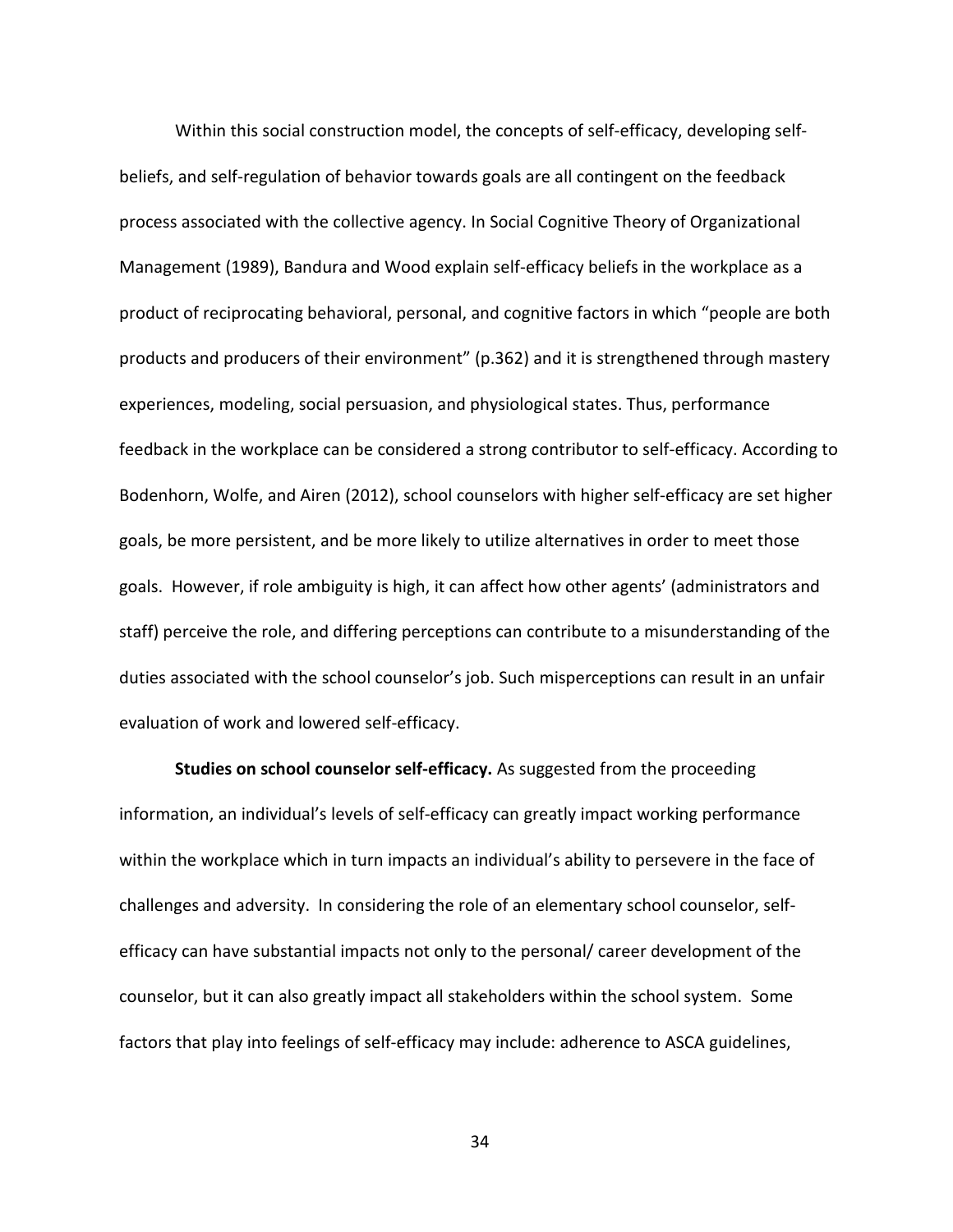Within this social construction model, the concepts of self-efficacy, developing self-beliefs, and self-regulation of behavior towards goals are all contingent on the feedback process associated with the collective agency. In Social Cognitive Theory of Organizational Management (1989), Bandura and Wood explain self-efficacy beliefs in the workplace as a product of reciprocating behavioral, personal, and cognitive factors in which "people are both products and producers of their environment" (p.362) and it is strengthened through mastery experiences, modeling, social persuasion, and physiological states. Thus, performance feedback in the workplace can be considered a strong contributor to self-efficacy. According to Bodenhorn, Wolfe, and Airen (2012), school counselors with higher self-efficacy are set higher goals, be more persistent, and be more likely to utilize alternatives in order to meet those goals. However, if role ambiguity is high, it can affect how other agents' (administrators and staff) perceive the role, and differing perceptions can contribute to a misunderstanding of the duties associated with the school counselor's job. Such misperceptions can result in an unfair evaluation of work and lowered self-efficacy.

**Studies on school counselor self-efficacy.** As suggested from the proceeding information, an individual's levels of self-efficacy can greatly impact working performance within the workplace which in turn impacts an individual's ability to persevere in the face of challenges and adversity. In considering the role of an elementary school counselor, self-efficacy can have substantial impacts not only to the personal/ career development of the counselor, but it can also greatly impact all stakeholders within the school system. Some factors that play into feelings of self-efficacy may include: adherence to ASCA guidelines,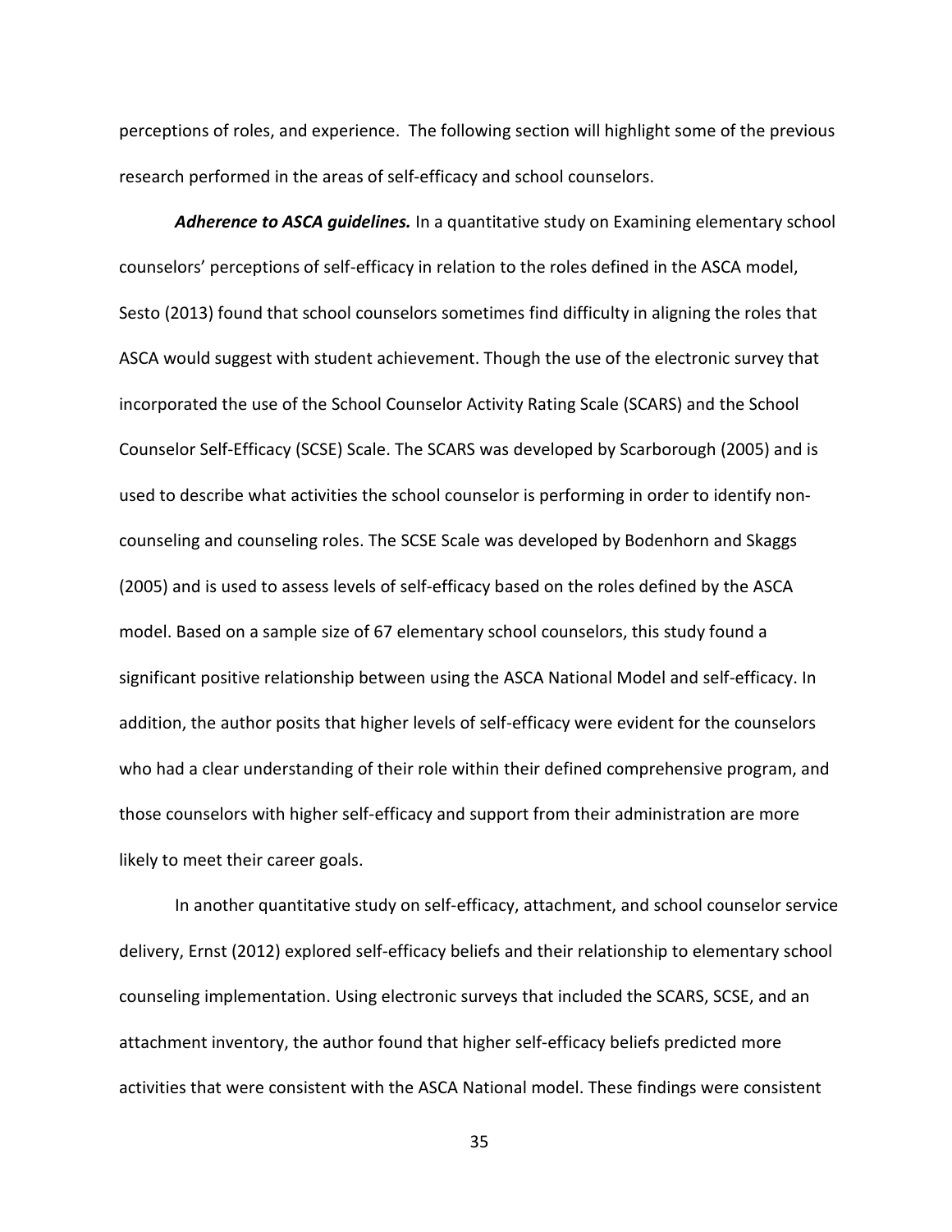perceptions of roles, and experience. The following section will highlight some of the previous research performed in the areas of self-efficacy and school counselors.

***Adherence to ASCA guidelines.*** In a quantitative study on Examining elementary school counselors' perceptions of self-efficacy in relation to the roles defined in the ASCA model, Sesto (2013) found that school counselors sometimes find difficulty in aligning the roles that ASCA would suggest with student achievement. Though the use of the electronic survey that incorporated the use of the School Counselor Activity Rating Scale (SCARS) and the School Counselor Self-Efficacy (SCSE) Scale. The SCARS was developed by Scarborough (2005) and is used to describe what activities the school counselor is performing in order to identify non-counseling and counseling roles. The SCSE Scale was developed by Bodenhorn and Skaggs (2005) and is used to assess levels of self-efficacy based on the roles defined by the ASCA model. Based on a sample size of 67 elementary school counselors, this study found a significant positive relationship between using the ASCA National Model and self-efficacy. In addition, the author posits that higher levels of self-efficacy were evident for the counselors who had a clear understanding of their role within their defined comprehensive program, and those counselors with higher self-efficacy and support from their administration are more likely to meet their career goals.

In another quantitative study on self-efficacy, attachment, and school counselor service delivery, Ernst (2012) explored self-efficacy beliefs and their relationship to elementary school counseling implementation. Using electronic surveys that included the SCARS, SCSE, and an attachment inventory, the author found that higher self-efficacy beliefs predicted more activities that were consistent with the ASCA National model. These findings were consistent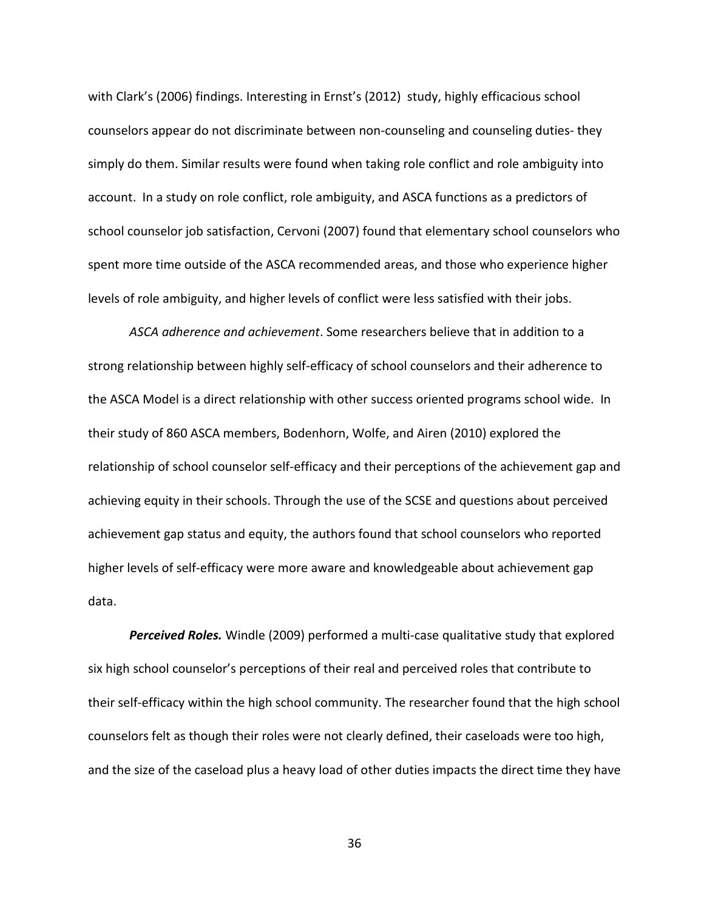with Clark's (2006) findings. Interesting in Ernst's (2012) study, highly efficacious school counselors appear do not discriminate between non-counseling and counseling duties- they simply do them. Similar results were found when taking role conflict and role ambiguity into account. In a study on role conflict, role ambiguity, and ASCA functions as a predictors of school counselor job satisfaction, Cervoni (2007) found that elementary school counselors who spent more time outside of the ASCA recommended areas, and those who experience higher levels of role ambiguity, and higher levels of conflict were less satisfied with their jobs.

*ASCA adherence and achievement*. Some researchers believe that in addition to a strong relationship between highly self-efficacy of school counselors and their adherence to the ASCA Model is a direct relationship with other success oriented programs school wide. In their study of 860 ASCA members, Bodenhorn, Wolfe, and Airen (2010) explored the relationship of school counselor self-efficacy and their perceptions of the achievement gap and achieving equity in their schools. Through the use of the SCSE and questions about perceived achievement gap status and equity, the authors found that school counselors who reported higher levels of self-efficacy were more aware and knowledgeable about achievement gap data.

***Perceived Roles.*** Windle (2009) performed a multi-case qualitative study that explored six high school counselor's perceptions of their real and perceived roles that contribute to their self-efficacy within the high school community. The researcher found that the high school counselors felt as though their roles were not clearly defined, their caseloads were too high, and the size of the caseload plus a heavy load of other duties impacts the direct time they have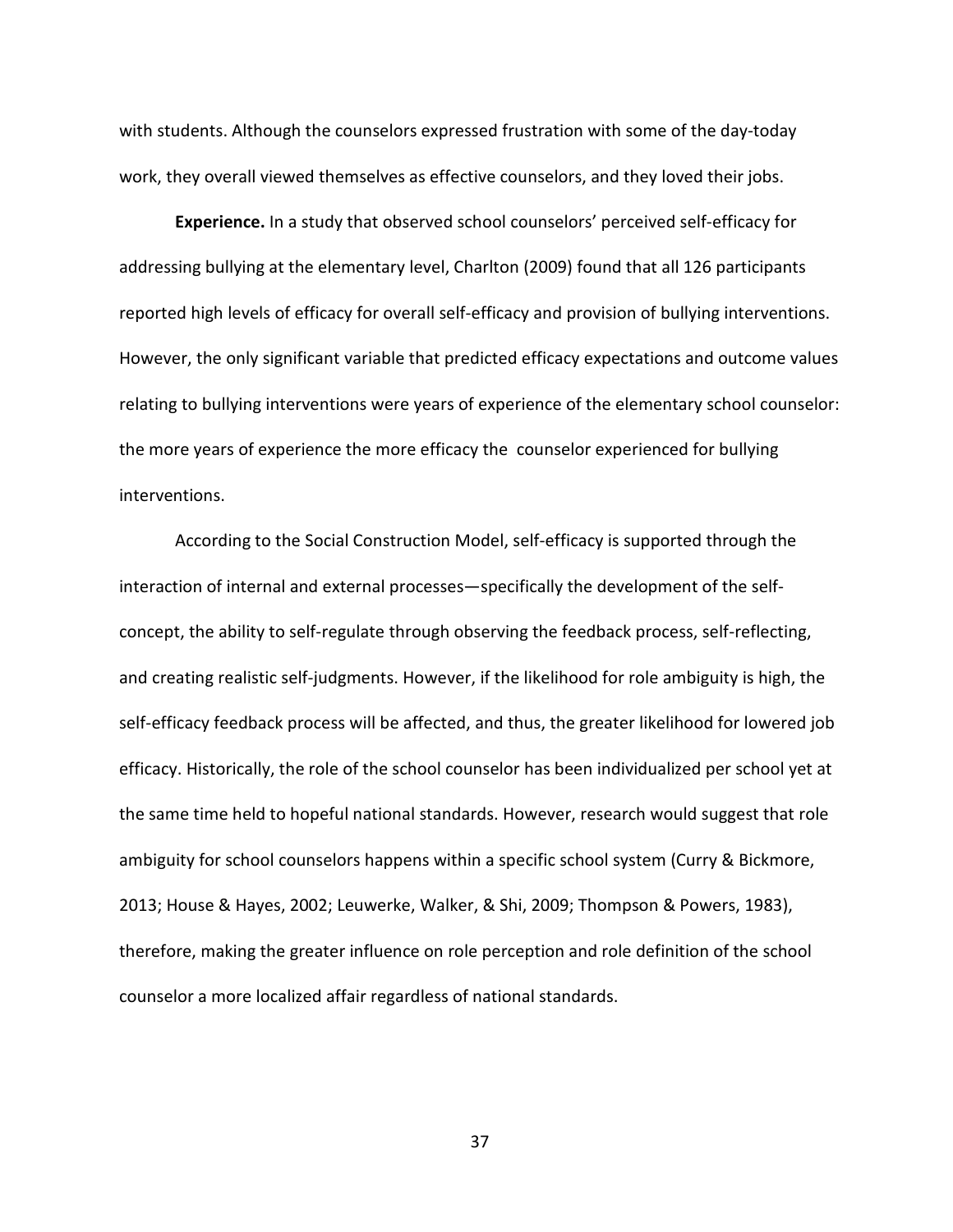with students. Although the counselors expressed frustration with some of the day-today work, they overall viewed themselves as effective counselors, and they loved their jobs.

**Experience.** In a study that observed school counselors' perceived self-efficacy for addressing bullying at the elementary level, Charlton (2009) found that all 126 participants reported high levels of efficacy for overall self-efficacy and provision of bullying interventions. However, the only significant variable that predicted efficacy expectations and outcome values relating to bullying interventions were years of experience of the elementary school counselor: the more years of experience the more efficacy the counselor experienced for bullying interventions.

According to the Social Construction Model, self-efficacy is supported through the interaction of internal and external processes—specifically the development of the self-concept, the ability to self-regulate through observing the feedback process, self-reflecting, and creating realistic self-judgments. However, if the likelihood for role ambiguity is high, the self-efficacy feedback process will be affected, and thus, the greater likelihood for lowered job efficacy. Historically, the role of the school counselor has been individualized per school yet at the same time held to hopeful national standards. However, research would suggest that role ambiguity for school counselors happens within a specific school system (Curry & Bickmore, 2013; House & Hayes, 2002; Leuwerke, Walker, & Shi, 2009; Thompson & Powers, 1983), therefore, making the greater influence on role perception and role definition of the school counselor a more localized affair regardless of national standards.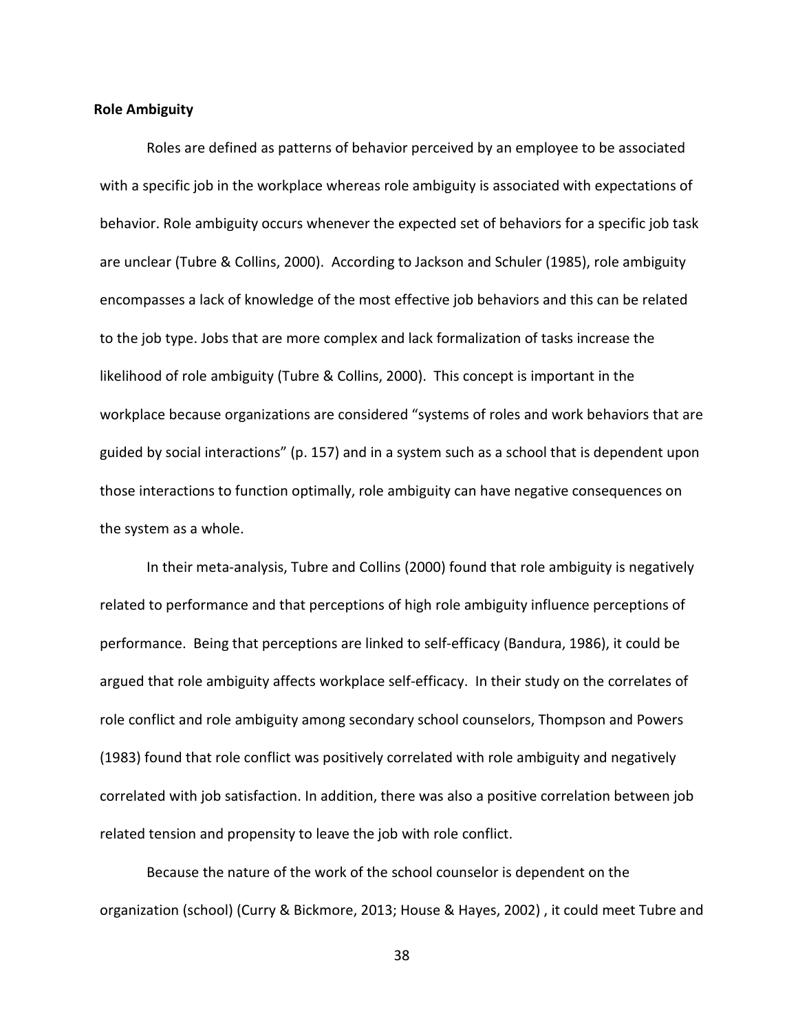**Role Ambiguity**

Roles are defined as patterns of behavior perceived by an employee to be associated with a specific job in the workplace whereas role ambiguity is associated with expectations of behavior. Role ambiguity occurs whenever the expected set of behaviors for a specific job task are unclear (Tubre & Collins, 2000). According to Jackson and Schuler (1985), role ambiguity encompasses a lack of knowledge of the most effective job behaviors and this can be related to the job type. Jobs that are more complex and lack formalization of tasks increase the likelihood of role ambiguity (Tubre & Collins, 2000). This concept is important in the workplace because organizations are considered "systems of roles and work behaviors that are guided by social interactions" (p. 157) and in a system such as a school that is dependent upon those interactions to function optimally, role ambiguity can have negative consequences on the system as a whole.

In their meta-analysis, Tubre and Collins (2000) found that role ambiguity is negatively related to performance and that perceptions of high role ambiguity influence perceptions of performance. Being that perceptions are linked to self-efficacy (Bandura, 1986), it could be argued that role ambiguity affects workplace self-efficacy. In their study on the correlates of role conflict and role ambiguity among secondary school counselors, Thompson and Powers (1983) found that role conflict was positively correlated with role ambiguity and negatively correlated with job satisfaction. In addition, there was also a positive correlation between job related tension and propensity to leave the job with role conflict.

Because the nature of the work of the school counselor is dependent on the organization (school) (Curry & Bickmore, 2013; House & Hayes, 2002) , it could meet Tubre and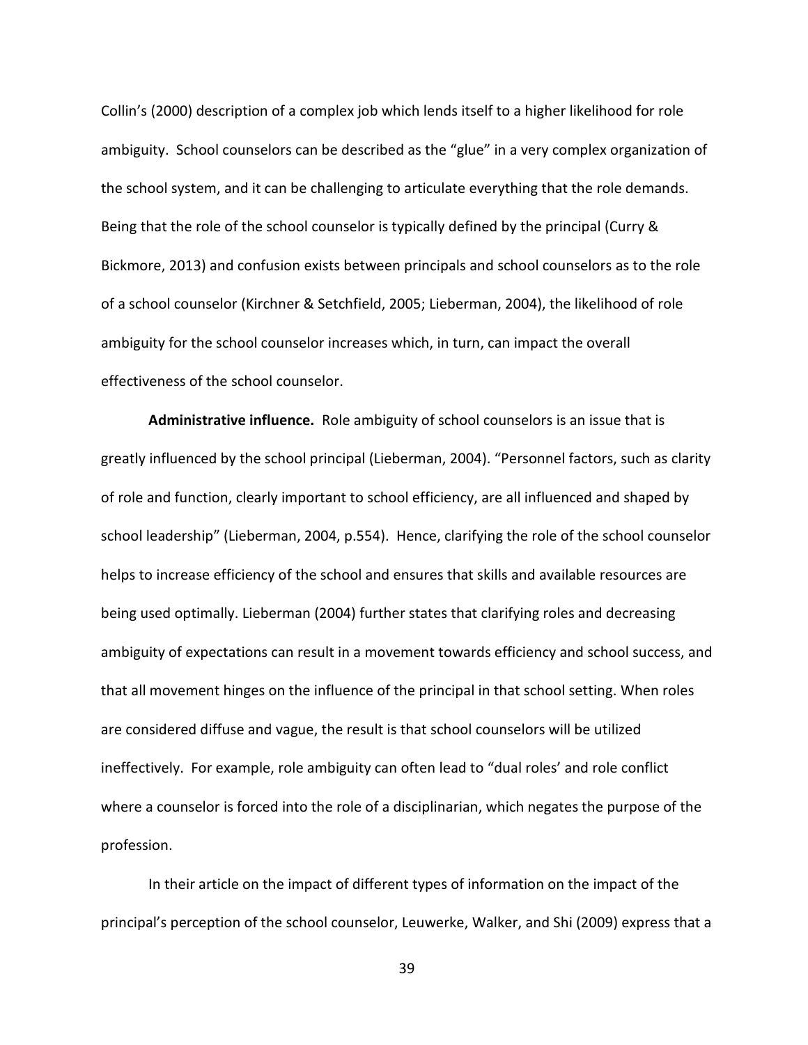Collin's (2000) description of a complex job which lends itself to a higher likelihood for role ambiguity. School counselors can be described as the "glue" in a very complex organization of the school system, and it can be challenging to articulate everything that the role demands. Being that the role of the school counselor is typically defined by the principal (Curry & Bickmore, 2013) and confusion exists between principals and school counselors as to the role of a school counselor (Kirchner & Setchfield, 2005; Lieberman, 2004), the likelihood of role ambiguity for the school counselor increases which, in turn, can impact the overall effectiveness of the school counselor.

**Administrative influence.** Role ambiguity of school counselors is an issue that is greatly influenced by the school principal (Lieberman, 2004). "Personnel factors, such as clarity of role and function, clearly important to school efficiency, are all influenced and shaped by school leadership" (Lieberman, 2004, p.554). Hence, clarifying the role of the school counselor helps to increase efficiency of the school and ensures that skills and available resources are being used optimally. Lieberman (2004) further states that clarifying roles and decreasing ambiguity of expectations can result in a movement towards efficiency and school success, and that all movement hinges on the influence of the principal in that school setting. When roles are considered diffuse and vague, the result is that school counselors will be utilized ineffectively. For example, role ambiguity can often lead to "dual roles' and role conflict where a counselor is forced into the role of a disciplinarian, which negates the purpose of the profession.

In their article on the impact of different types of information on the impact of the principal's perception of the school counselor, Leuwerke, Walker, and Shi (2009) express that a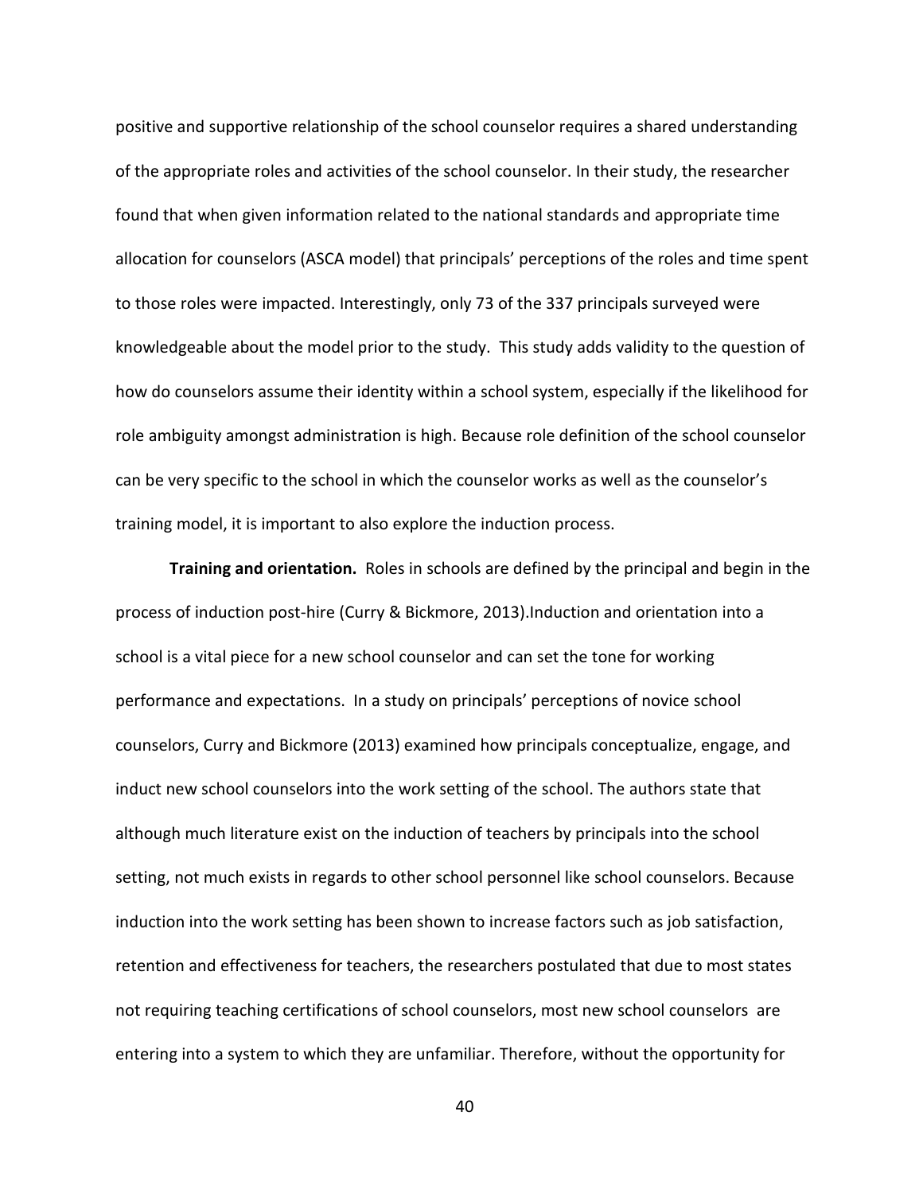positive and supportive relationship of the school counselor requires a shared understanding of the appropriate roles and activities of the school counselor. In their study, the researcher found that when given information related to the national standards and appropriate time allocation for counselors (ASCA model) that principals' perceptions of the roles and time spent to those roles were impacted. Interestingly, only 73 of the 337 principals surveyed were knowledgeable about the model prior to the study. This study adds validity to the question of how do counselors assume their identity within a school system, especially if the likelihood for role ambiguity amongst administration is high. Because role definition of the school counselor can be very specific to the school in which the counselor works as well as the counselor's training model, it is important to also explore the induction process.

**Training and orientation.** Roles in schools are defined by the principal and begin in the process of induction post-hire (Curry & Bickmore, 2013).Induction and orientation into a school is a vital piece for a new school counselor and can set the tone for working performance and expectations. In a study on principals' perceptions of novice school counselors, Curry and Bickmore (2013) examined how principals conceptualize, engage, and induct new school counselors into the work setting of the school. The authors state that although much literature exist on the induction of teachers by principals into the school setting, not much exists in regards to other school personnel like school counselors. Because induction into the work setting has been shown to increase factors such as job satisfaction, retention and effectiveness for teachers, the researchers postulated that due to most states not requiring teaching certifications of school counselors, most new school counselors are entering into a system to which they are unfamiliar. Therefore, without the opportunity for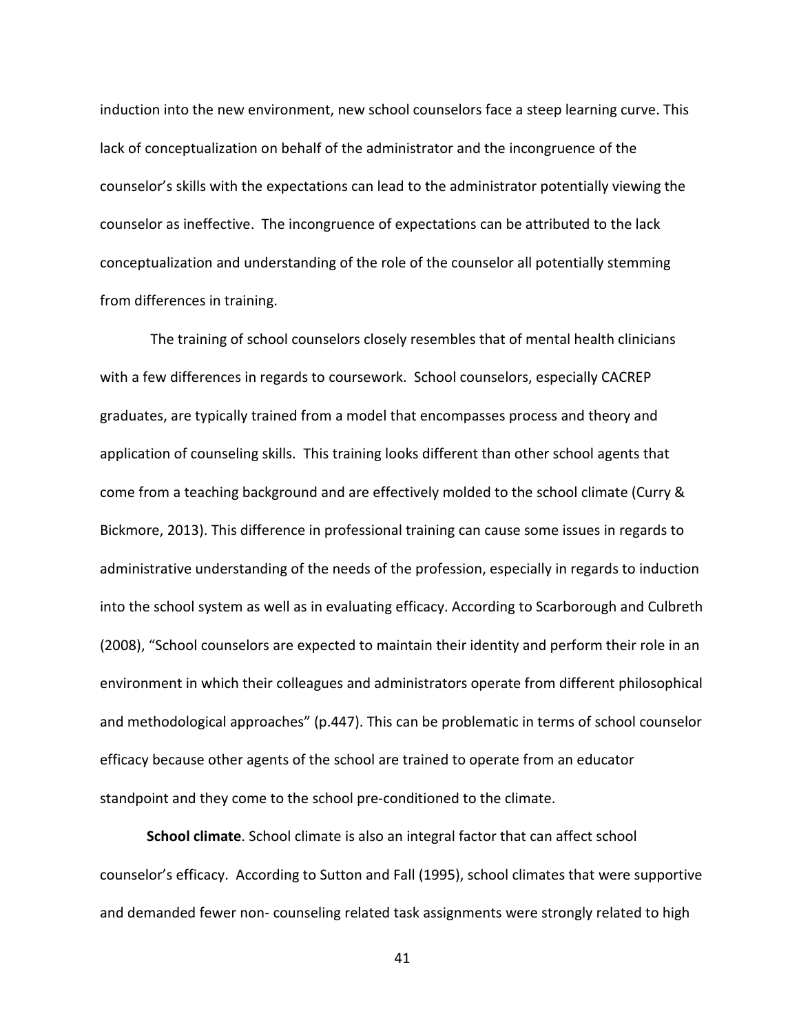induction into the new environment, new school counselors face a steep learning curve. This lack of conceptualization on behalf of the administrator and the incongruence of the counselor's skills with the expectations can lead to the administrator potentially viewing the counselor as ineffective. The incongruence of expectations can be attributed to the lack conceptualization and understanding of the role of the counselor all potentially stemming from differences in training.

The training of school counselors closely resembles that of mental health clinicians with a few differences in regards to coursework. School counselors, especially CACREP graduates, are typically trained from a model that encompasses process and theory and application of counseling skills. This training looks different than other school agents that come from a teaching background and are effectively molded to the school climate (Curry & Bickmore, 2013). This difference in professional training can cause some issues in regards to administrative understanding of the needs of the profession, especially in regards to induction into the school system as well as in evaluating efficacy. According to Scarborough and Culbreth (2008), "School counselors are expected to maintain their identity and perform their role in an environment in which their colleagues and administrators operate from different philosophical and methodological approaches" (p.447). This can be problematic in terms of school counselor efficacy because other agents of the school are trained to operate from an educator standpoint and they come to the school pre-conditioned to the climate.

**School climate**. School climate is also an integral factor that can affect school counselor's efficacy. According to Sutton and Fall (1995), school climates that were supportive and demanded fewer non- counseling related task assignments were strongly related to high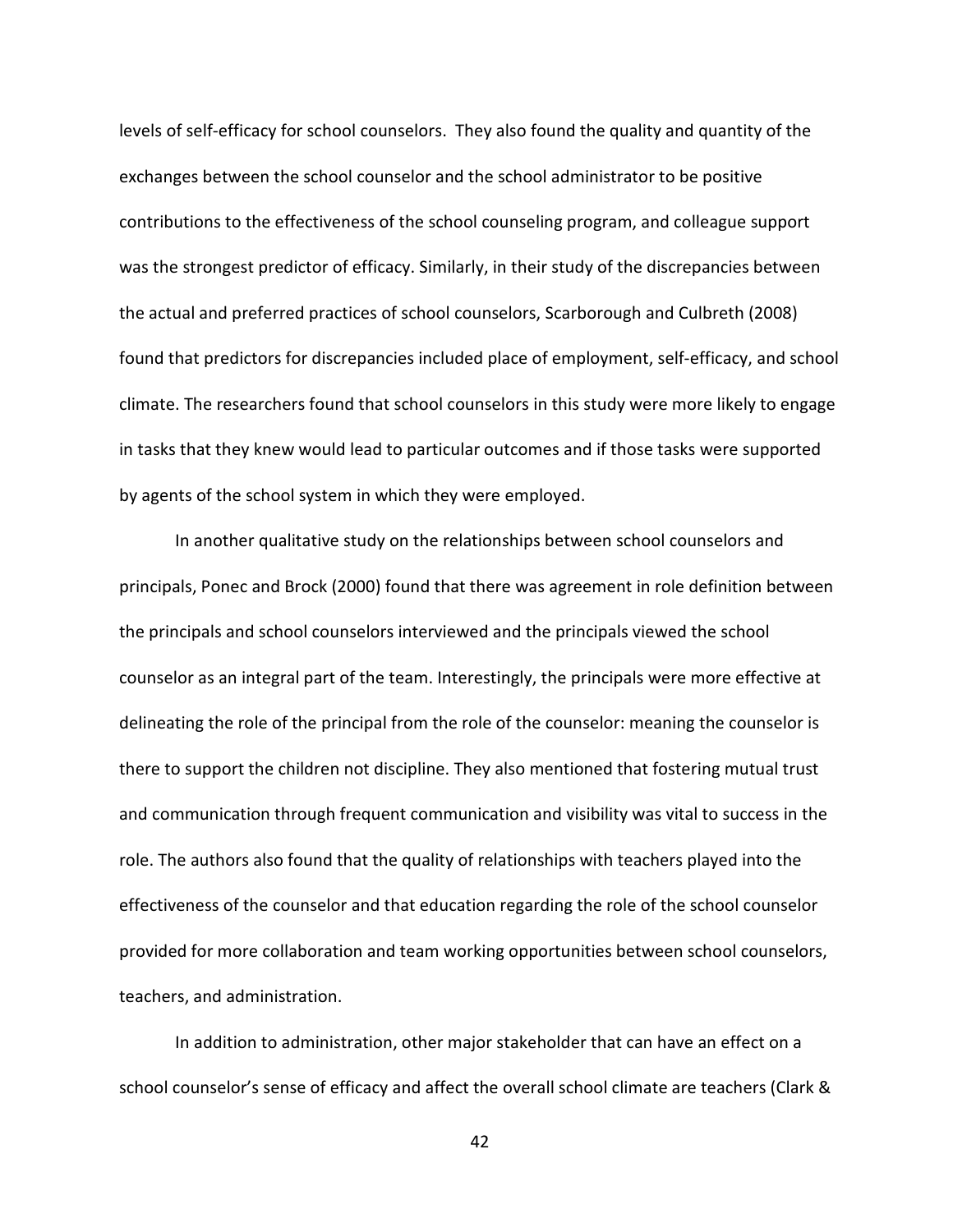levels of self-efficacy for school counselors. They also found the quality and quantity of the exchanges between the school counselor and the school administrator to be positive contributions to the effectiveness of the school counseling program, and colleague support was the strongest predictor of efficacy. Similarly, in their study of the discrepancies between the actual and preferred practices of school counselors, Scarborough and Culbreth (2008) found that predictors for discrepancies included place of employment, self-efficacy, and school climate. The researchers found that school counselors in this study were more likely to engage in tasks that they knew would lead to particular outcomes and if those tasks were supported by agents of the school system in which they were employed.

In another qualitative study on the relationships between school counselors and principals, Ponec and Brock (2000) found that there was agreement in role definition between the principals and school counselors interviewed and the principals viewed the school counselor as an integral part of the team. Interestingly, the principals were more effective at delineating the role of the principal from the role of the counselor: meaning the counselor is there to support the children not discipline. They also mentioned that fostering mutual trust and communication through frequent communication and visibility was vital to success in the role. The authors also found that the quality of relationships with teachers played into the effectiveness of the counselor and that education regarding the role of the school counselor provided for more collaboration and team working opportunities between school counselors, teachers, and administration.

In addition to administration, other major stakeholder that can have an effect on a school counselor's sense of efficacy and affect the overall school climate are teachers (Clark &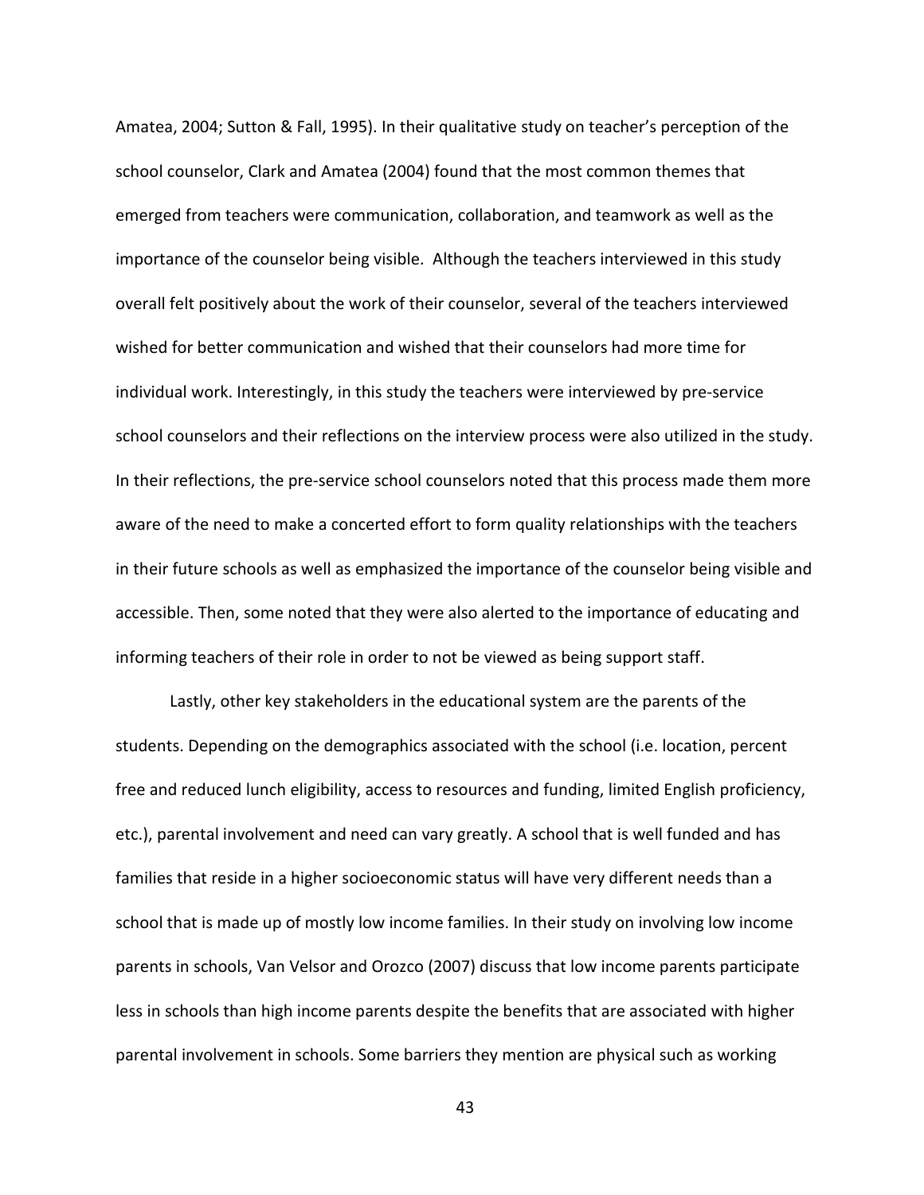Amatea, 2004; Sutton & Fall, 1995). In their qualitative study on teacher's perception of the school counselor, Clark and Amatea (2004) found that the most common themes that emerged from teachers were communication, collaboration, and teamwork as well as the importance of the counselor being visible. Although the teachers interviewed in this study overall felt positively about the work of their counselor, several of the teachers interviewed wished for better communication and wished that their counselors had more time for individual work. Interestingly, in this study the teachers were interviewed by pre-service school counselors and their reflections on the interview process were also utilized in the study. In their reflections, the pre-service school counselors noted that this process made them more aware of the need to make a concerted effort to form quality relationships with the teachers in their future schools as well as emphasized the importance of the counselor being visible and accessible. Then, some noted that they were also alerted to the importance of educating and informing teachers of their role in order to not be viewed as being support staff.

Lastly, other key stakeholders in the educational system are the parents of the students. Depending on the demographics associated with the school (i.e. location, percent free and reduced lunch eligibility, access to resources and funding, limited English proficiency, etc.), parental involvement and need can vary greatly. A school that is well funded and has families that reside in a higher socioeconomic status will have very different needs than a school that is made up of mostly low income families. In their study on involving low income parents in schools, Van Velsor and Orozco (2007) discuss that low income parents participate less in schools than high income parents despite the benefits that are associated with higher parental involvement in schools. Some barriers they mention are physical such as working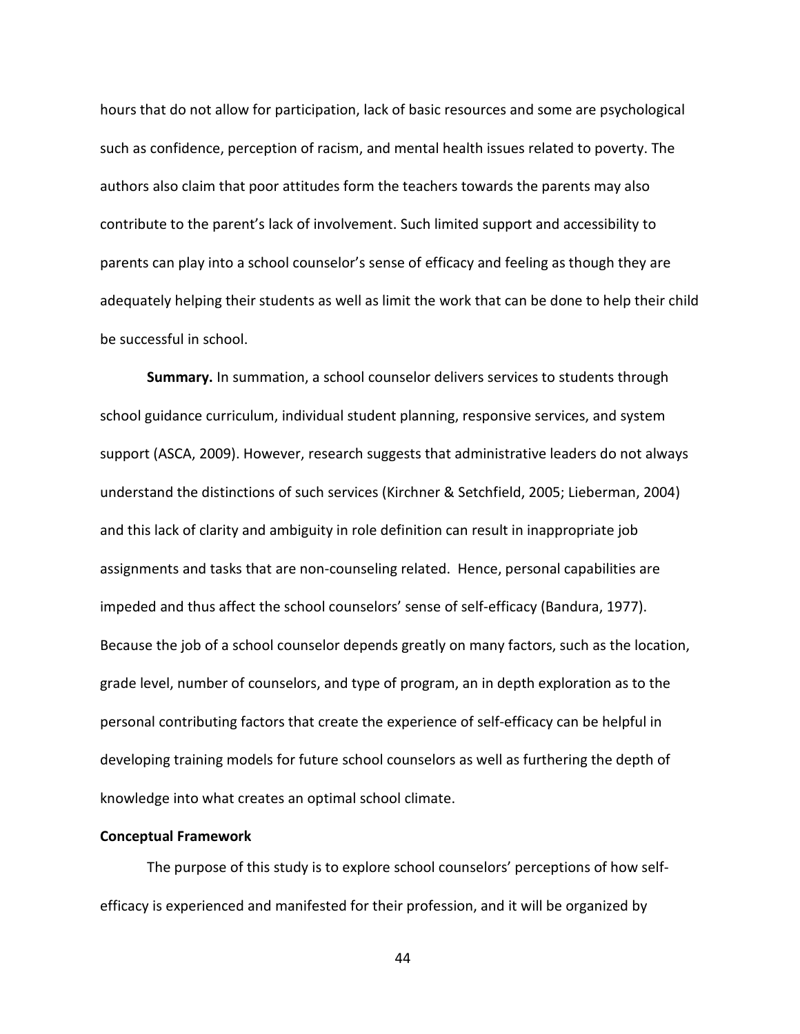hours that do not allow for participation, lack of basic resources and some are psychological such as confidence, perception of racism, and mental health issues related to poverty. The authors also claim that poor attitudes form the teachers towards the parents may also contribute to the parent's lack of involvement. Such limited support and accessibility to parents can play into a school counselor's sense of efficacy and feeling as though they are adequately helping their students as well as limit the work that can be done to help their child be successful in school.

**Summary.** In summation, a school counselor delivers services to students through school guidance curriculum, individual student planning, responsive services, and system support (ASCA, 2009). However, research suggests that administrative leaders do not always understand the distinctions of such services (Kirchner & Setchfield, 2005; Lieberman, 2004) and this lack of clarity and ambiguity in role definition can result in inappropriate job assignments and tasks that are non-counseling related. Hence, personal capabilities are impeded and thus affect the school counselors' sense of self-efficacy (Bandura, 1977). Because the job of a school counselor depends greatly on many factors, such as the location, grade level, number of counselors, and type of program, an in depth exploration as to the personal contributing factors that create the experience of self-efficacy can be helpful in developing training models for future school counselors as well as furthering the depth of knowledge into what creates an optimal school climate.

## Conceptual Framework

The purpose of this study is to explore school counselors' perceptions of how self-efficacy is experienced and manifested for their profession, and it will be organized by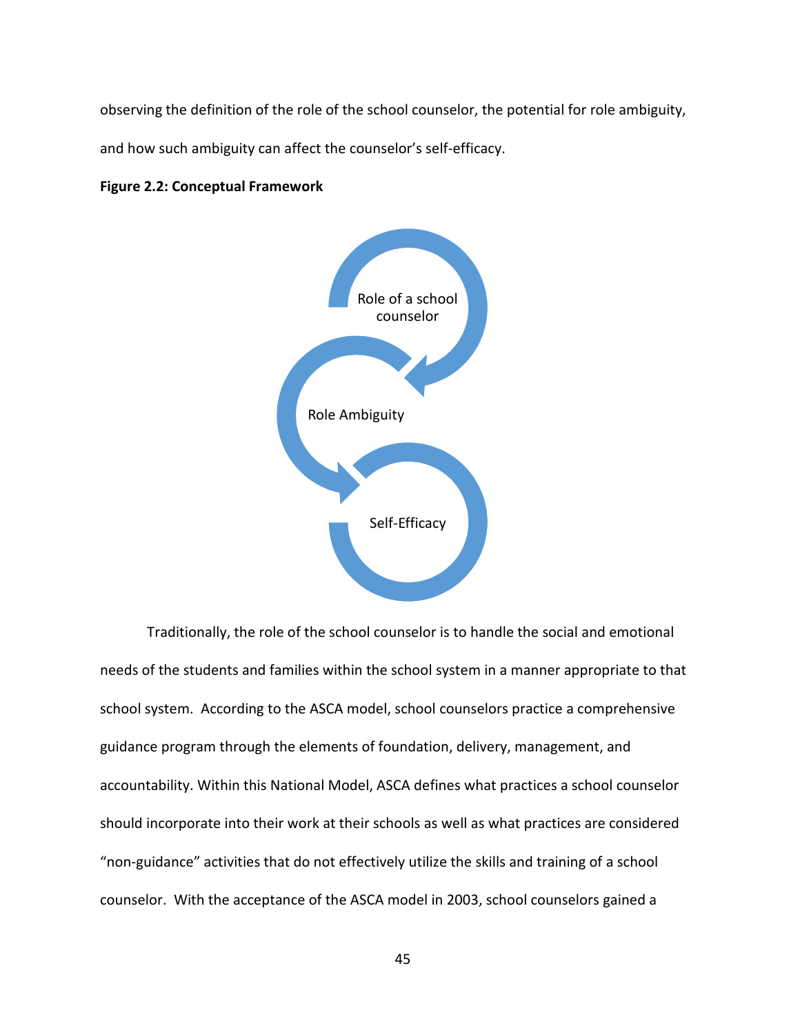observing the definition of the role of the school counselor, the potential for role ambiguity, and how such ambiguity can affect the counselor's self-efficacy.

**Figure 2.2: Conceptual Framework**

Role of a school counselor

Role Ambiguity

Self-Efficacy

Traditionally, the role of the school counselor is to handle the social and emotional needs of the students and families within the school system in a manner appropriate to that school system. According to the ASCA model, school counselors practice a comprehensive guidance program through the elements of foundation, delivery, management, and accountability. Within this National Model, ASCA defines what practices a school counselor should incorporate into their work at their schools as well as what practices are considered "non-guidance" activities that do not effectively utilize the skills and training of a school counselor. With the acceptance of the ASCA model in 2003, school counselors gained a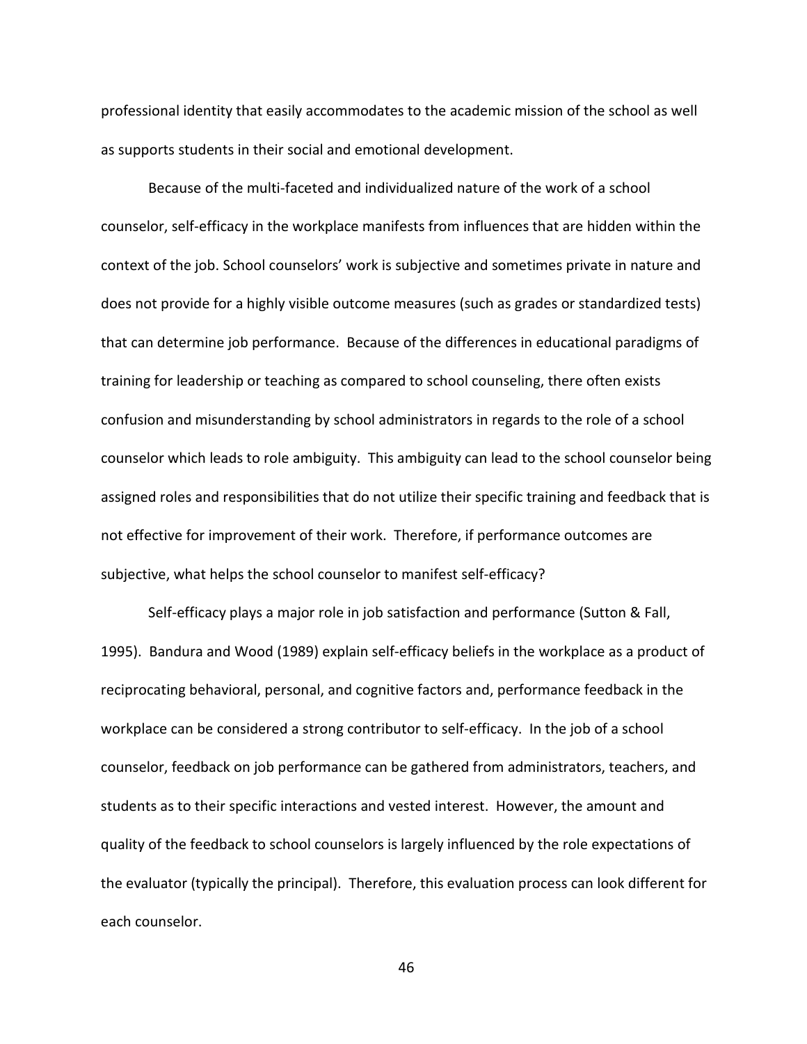professional identity that easily accommodates to the academic mission of the school as well as supports students in their social and emotional development.

Because of the multi-faceted and individualized nature of the work of a school counselor, self-efficacy in the workplace manifests from influences that are hidden within the context of the job. School counselors' work is subjective and sometimes private in nature and does not provide for a highly visible outcome measures (such as grades or standardized tests) that can determine job performance. Because of the differences in educational paradigms of training for leadership or teaching as compared to school counseling, there often exists confusion and misunderstanding by school administrators in regards to the role of a school counselor which leads to role ambiguity. This ambiguity can lead to the school counselor being assigned roles and responsibilities that do not utilize their specific training and feedback that is not effective for improvement of their work. Therefore, if performance outcomes are subjective, what helps the school counselor to manifest self-efficacy?

Self-efficacy plays a major role in job satisfaction and performance (Sutton & Fall, 1995). Bandura and Wood (1989) explain self-efficacy beliefs in the workplace as a product of reciprocating behavioral, personal, and cognitive factors and, performance feedback in the workplace can be considered a strong contributor to self-efficacy. In the job of a school counselor, feedback on job performance can be gathered from administrators, teachers, and students as to their specific interactions and vested interest. However, the amount and quality of the feedback to school counselors is largely influenced by the role expectations of the evaluator (typically the principal). Therefore, this evaluation process can look different for each counselor.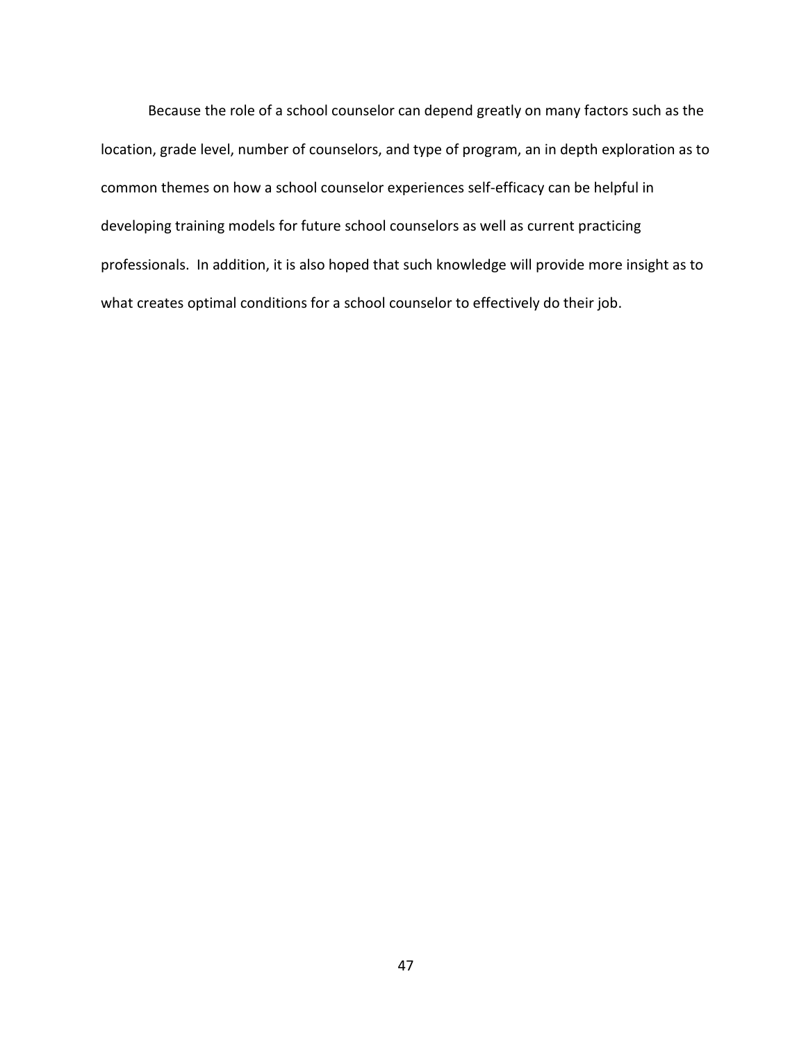Because the role of a school counselor can depend greatly on many factors such as the location, grade level, number of counselors, and type of program, an in depth exploration as to common themes on how a school counselor experiences self-efficacy can be helpful in developing training models for future school counselors as well as current practicing professionals. In addition, it is also hoped that such knowledge will provide more insight as to what creates optimal conditions for a school counselor to effectively do their job.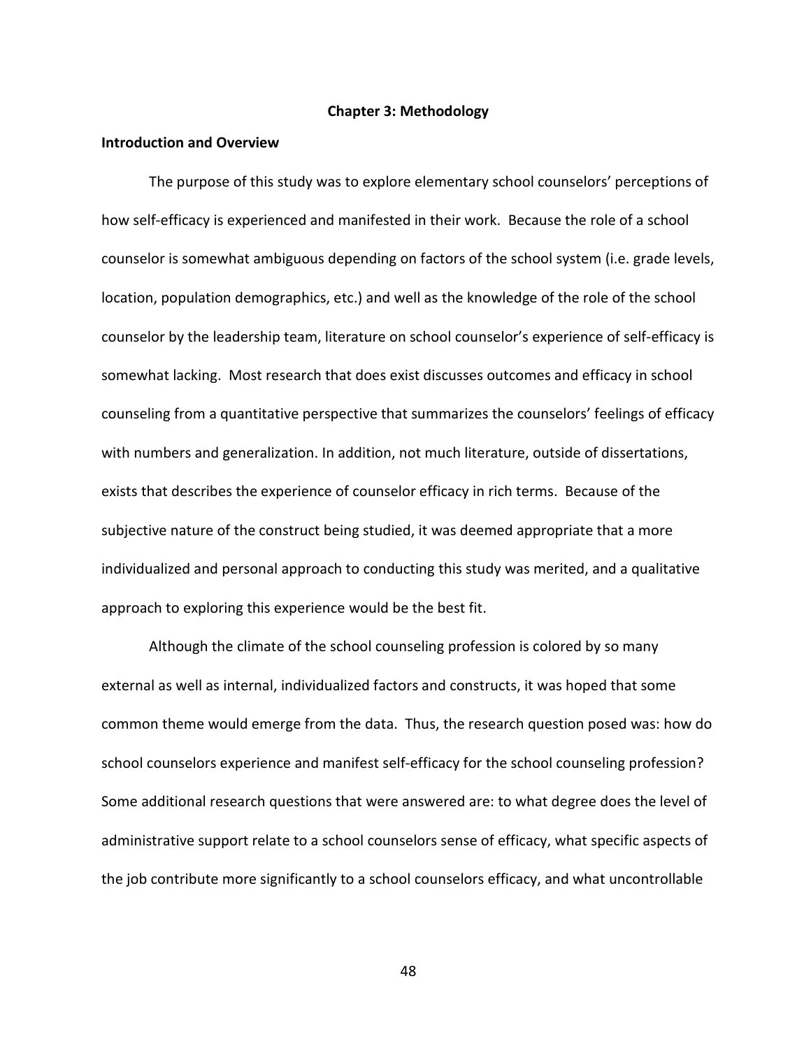# Chapter 3: Methodology

## Introduction and Overview

The purpose of this study was to explore elementary school counselors' perceptions of how self-efficacy is experienced and manifested in their work. Because the role of a school counselor is somewhat ambiguous depending on factors of the school system (i.e. grade levels, location, population demographics, etc.) and well as the knowledge of the role of the school counselor by the leadership team, literature on school counselor's experience of self-efficacy is somewhat lacking. Most research that does exist discusses outcomes and efficacy in school counseling from a quantitative perspective that summarizes the counselors' feelings of efficacy with numbers and generalization. In addition, not much literature, outside of dissertations, exists that describes the experience of counselor efficacy in rich terms. Because of the subjective nature of the construct being studied, it was deemed appropriate that a more individualized and personal approach to conducting this study was merited, and a qualitative approach to exploring this experience would be the best fit.

Although the climate of the school counseling profession is colored by so many external as well as internal, individualized factors and constructs, it was hoped that some common theme would emerge from the data. Thus, the research question posed was: how do school counselors experience and manifest self-efficacy for the school counseling profession? Some additional research questions that were answered are: to what degree does the level of administrative support relate to a school counselors sense of efficacy, what specific aspects of the job contribute more significantly to a school counselors efficacy, and what uncontrollable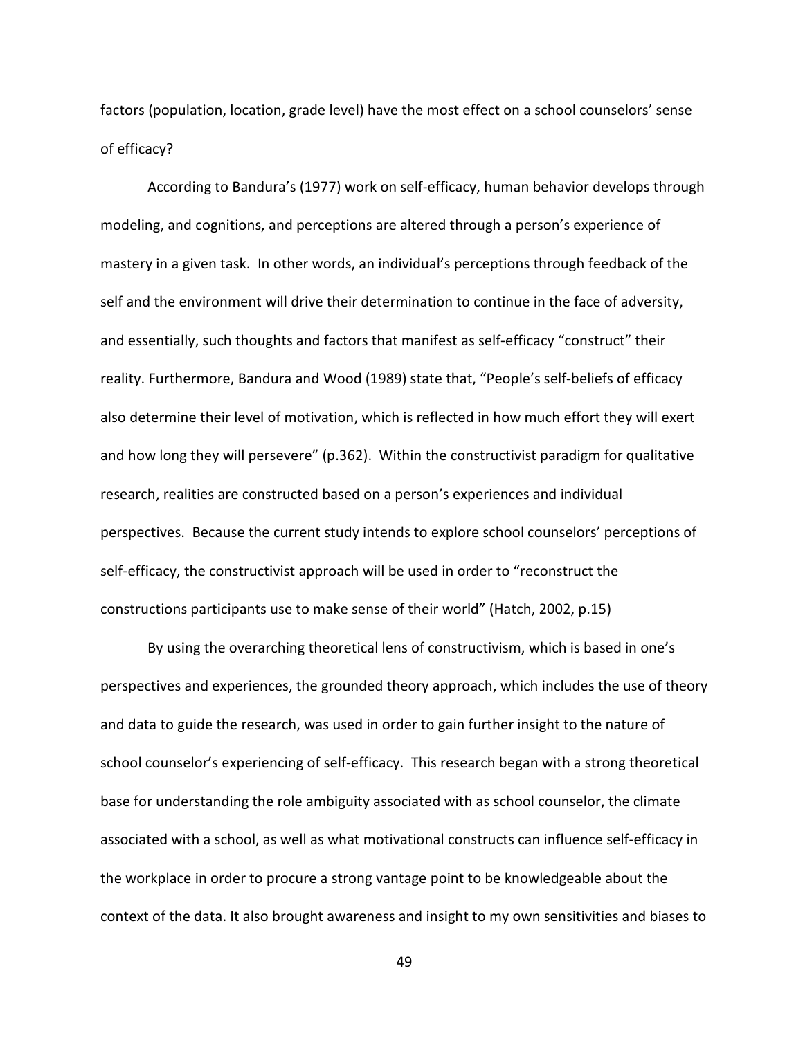factors (population, location, grade level) have the most effect on a school counselors' sense of efficacy?

According to Bandura's (1977) work on self-efficacy, human behavior develops through modeling, and cognitions, and perceptions are altered through a person's experience of mastery in a given task. In other words, an individual's perceptions through feedback of the self and the environment will drive their determination to continue in the face of adversity, and essentially, such thoughts and factors that manifest as self-efficacy "construct" their reality. Furthermore, Bandura and Wood (1989) state that, "People's self-beliefs of efficacy also determine their level of motivation, which is reflected in how much effort they will exert and how long they will persevere" (p.362). Within the constructivist paradigm for qualitative research, realities are constructed based on a person's experiences and individual perspectives. Because the current study intends to explore school counselors' perceptions of self-efficacy, the constructivist approach will be used in order to "reconstruct the constructions participants use to make sense of their world" (Hatch, 2002, p.15)

By using the overarching theoretical lens of constructivism, which is based in one's perspectives and experiences, the grounded theory approach, which includes the use of theory and data to guide the research, was used in order to gain further insight to the nature of school counselor's experiencing of self-efficacy. This research began with a strong theoretical base for understanding the role ambiguity associated with as school counselor, the climate associated with a school, as well as what motivational constructs can influence self-efficacy in the workplace in order to procure a strong vantage point to be knowledgeable about the context of the data. It also brought awareness and insight to my own sensitivities and biases to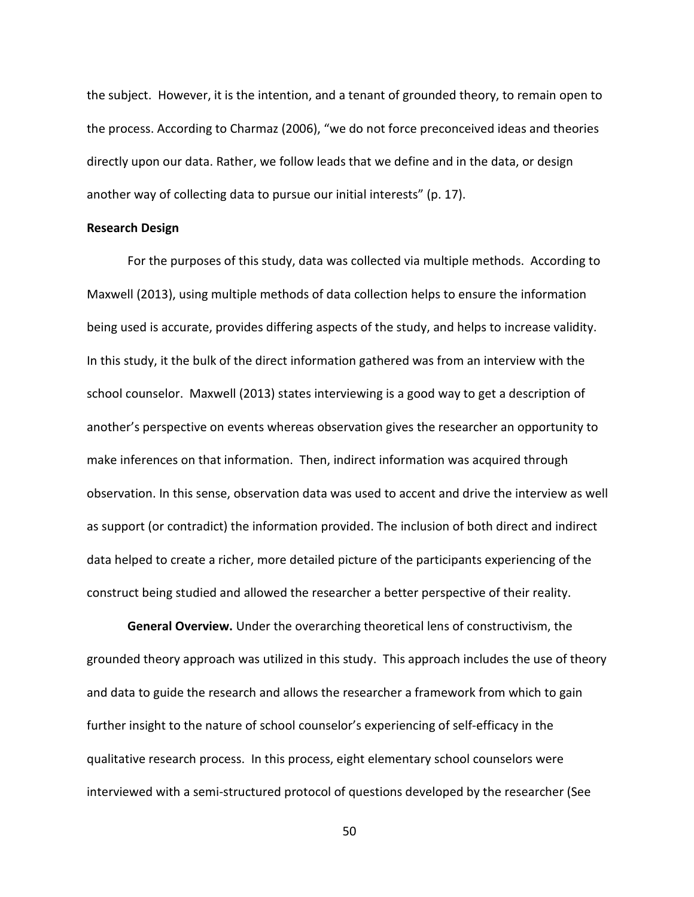the subject. However, it is the intention, and a tenant of grounded theory, to remain open to the process. According to Charmaz (2006), "we do not force preconceived ideas and theories directly upon our data. Rather, we follow leads that we define and in the data, or design another way of collecting data to pursue our initial interests" (p. 17).

**Research Design**

For the purposes of this study, data was collected via multiple methods. According to Maxwell (2013), using multiple methods of data collection helps to ensure the information being used is accurate, provides differing aspects of the study, and helps to increase validity. In this study, it the bulk of the direct information gathered was from an interview with the school counselor. Maxwell (2013) states interviewing is a good way to get a description of another's perspective on events whereas observation gives the researcher an opportunity to make inferences on that information. Then, indirect information was acquired through observation. In this sense, observation data was used to accent and drive the interview as well as support (or contradict) the information provided. The inclusion of both direct and indirect data helped to create a richer, more detailed picture of the participants experiencing of the construct being studied and allowed the researcher a better perspective of their reality.

**General Overview.** Under the overarching theoretical lens of constructivism, the grounded theory approach was utilized in this study. This approach includes the use of theory and data to guide the research and allows the researcher a framework from which to gain further insight to the nature of school counselor's experiencing of self-efficacy in the qualitative research process. In this process, eight elementary school counselors were interviewed with a semi-structured protocol of questions developed by the researcher (See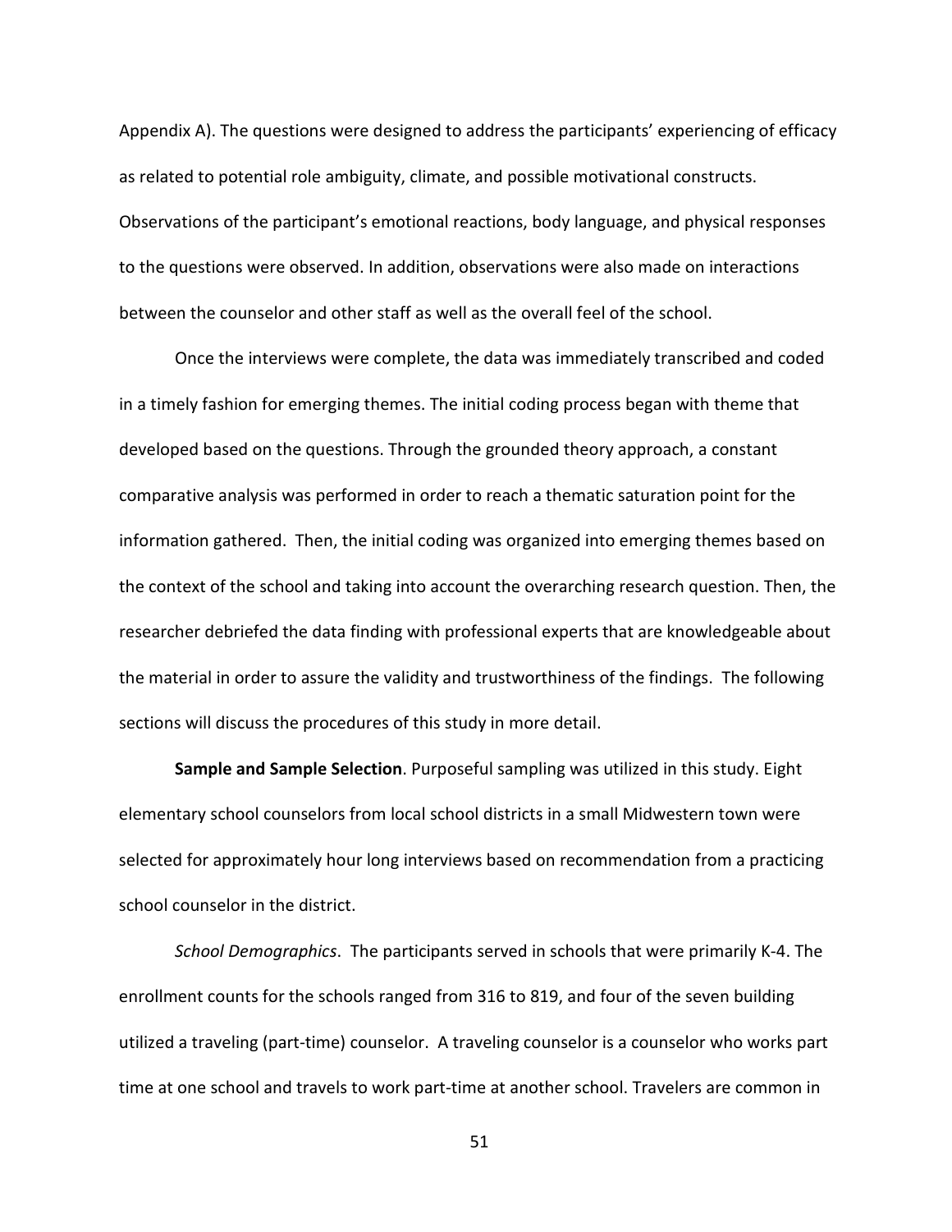Appendix A). The questions were designed to address the participants' experiencing of efficacy as related to potential role ambiguity, climate, and possible motivational constructs. Observations of the participant's emotional reactions, body language, and physical responses to the questions were observed. In addition, observations were also made on interactions between the counselor and other staff as well as the overall feel of the school.

Once the interviews were complete, the data was immediately transcribed and coded in a timely fashion for emerging themes. The initial coding process began with theme that developed based on the questions. Through the grounded theory approach, a constant comparative analysis was performed in order to reach a thematic saturation point for the information gathered. Then, the initial coding was organized into emerging themes based on the context of the school and taking into account the overarching research question. Then, the researcher debriefed the data finding with professional experts that are knowledgeable about the material in order to assure the validity and trustworthiness of the findings. The following sections will discuss the procedures of this study in more detail.

**Sample and Sample Selection**. Purposeful sampling was utilized in this study. Eight elementary school counselors from local school districts in a small Midwestern town were selected for approximately hour long interviews based on recommendation from a practicing school counselor in the district.

*School Demographics*. The participants served in schools that were primarily K-4. The enrollment counts for the schools ranged from 316 to 819, and four of the seven building utilized a traveling (part-time) counselor. A traveling counselor is a counselor who works part time at one school and travels to work part-time at another school. Travelers are common in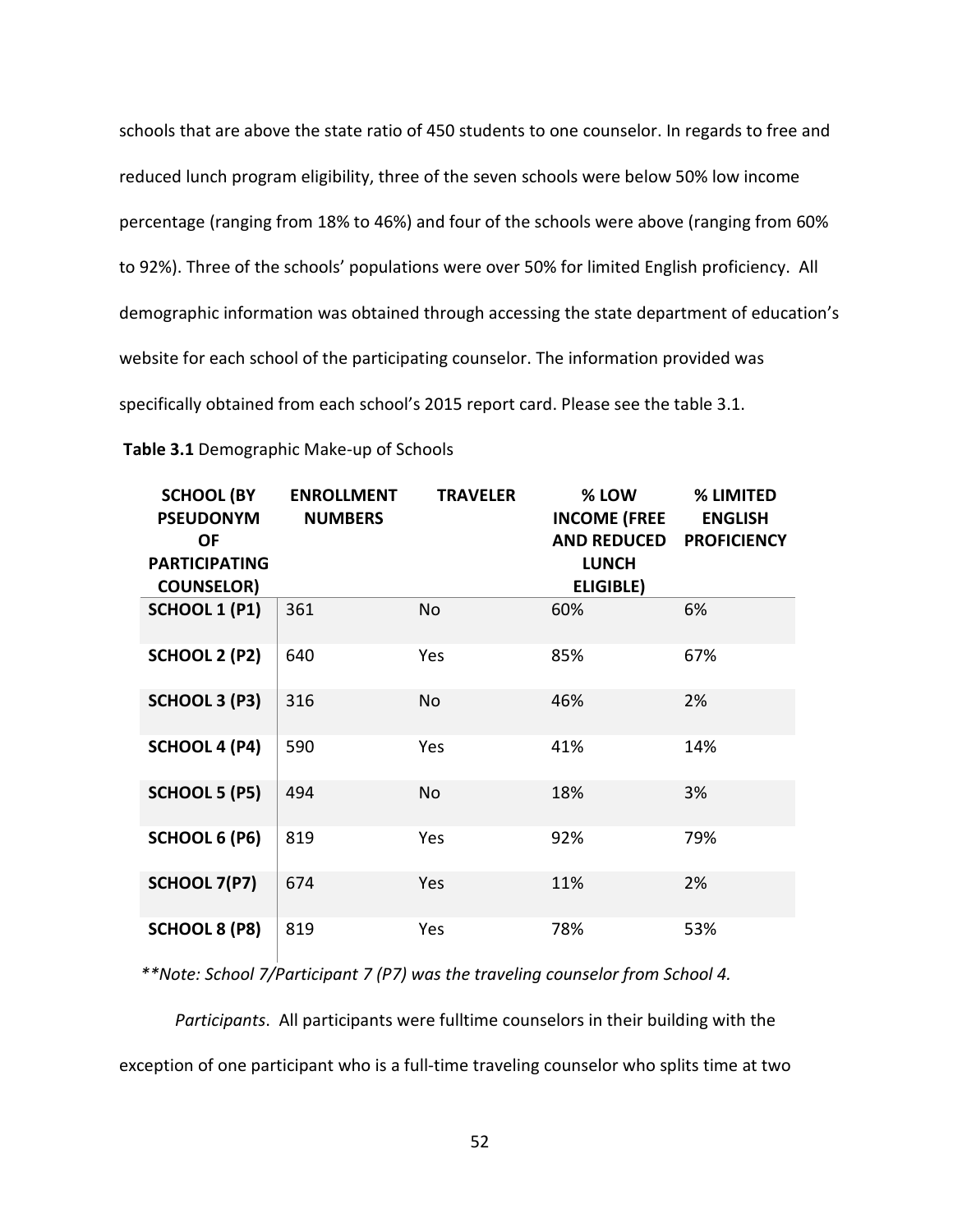schools that are above the state ratio of 450 students to one counselor. In regards to free and reduced lunch program eligibility, three of the seven schools were below 50% low income percentage (ranging from 18% to 46%) and four of the schools were above (ranging from 60% to 92%). Three of the schools' populations were over 50% for limited English proficiency. All demographic information was obtained through accessing the state department of education's website for each school of the participating counselor. The information provided was specifically obtained from each school's 2015 report card. Please see the table 3.1.

**Table 3.1** Demographic Make-up of Schools

| SCHOOL (BY PSEUDONYM OF PARTICIPATING COUNSELOR) | ENROLLMENT NUMBERS | TRAVELER | % LOW INCOME (FREE AND REDUCED LUNCH ELIGIBLE) | % LIMITED ENGLISH PROFICIENCY |
|---|---|---|---|---|
| **SCHOOL 1 (P1)** | 361 | No | 60% | 6% |
| **SCHOOL 2 (P2)** | 640 | Yes | 85% | 67% |
| **SCHOOL 3 (P3)** | 316 | No | 46% | 2% |
| **SCHOOL 4 (P4)** | 590 | Yes | 41% | 14% |
| **SCHOOL 5 (P5)** | 494 | No | 18% | 3% |
| **SCHOOL 6 (P6)** | 819 | Yes | 92% | 79% |
| **SCHOOL 7(P7)** | 674 | Yes | 11% | 2% |
| **SCHOOL 8 (P8)** | 819 | Yes | 78% | 53% |

*\*\*Note: School 7/Participant 7 (P7) was the traveling counselor from School 4.*

*Participants*. All participants were fulltime counselors in their building with the exception of one participant who is a full-time traveling counselor who splits time at two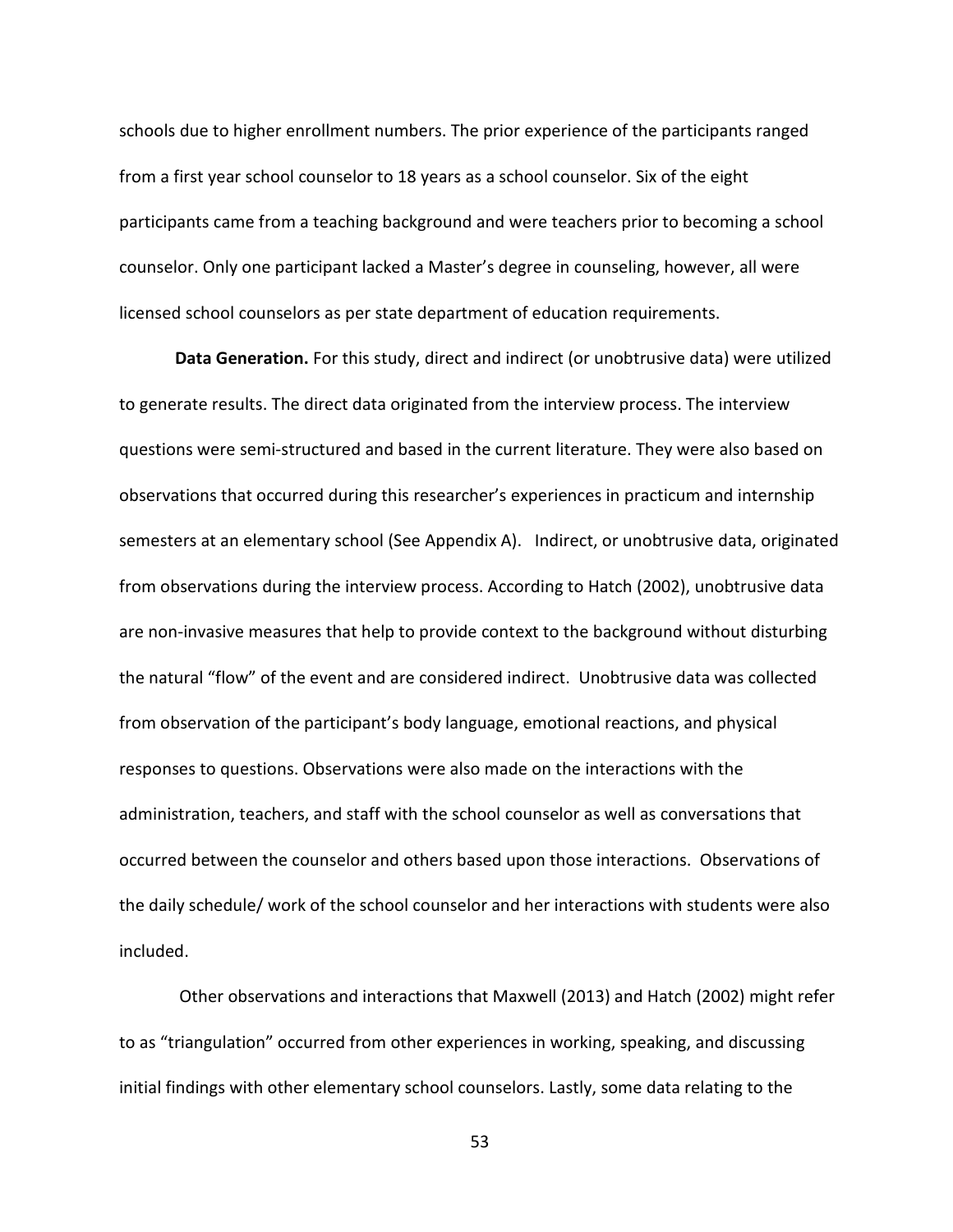schools due to higher enrollment numbers. The prior experience of the participants ranged from a first year school counselor to 18 years as a school counselor. Six of the eight participants came from a teaching background and were teachers prior to becoming a school counselor. Only one participant lacked a Master's degree in counseling, however, all were licensed school counselors as per state department of education requirements.

**Data Generation.** For this study, direct and indirect (or unobtrusive data) were utilized to generate results. The direct data originated from the interview process. The interview questions were semi-structured and based in the current literature. They were also based on observations that occurred during this researcher's experiences in practicum and internship semesters at an elementary school (See Appendix A). Indirect, or unobtrusive data, originated from observations during the interview process. According to Hatch (2002), unobtrusive data are non-invasive measures that help to provide context to the background without disturbing the natural "flow" of the event and are considered indirect. Unobtrusive data was collected from observation of the participant's body language, emotional reactions, and physical responses to questions. Observations were also made on the interactions with the administration, teachers, and staff with the school counselor as well as conversations that occurred between the counselor and others based upon those interactions. Observations of the daily schedule/ work of the school counselor and her interactions with students were also included.

Other observations and interactions that Maxwell (2013) and Hatch (2002) might refer to as "triangulation" occurred from other experiences in working, speaking, and discussing initial findings with other elementary school counselors. Lastly, some data relating to the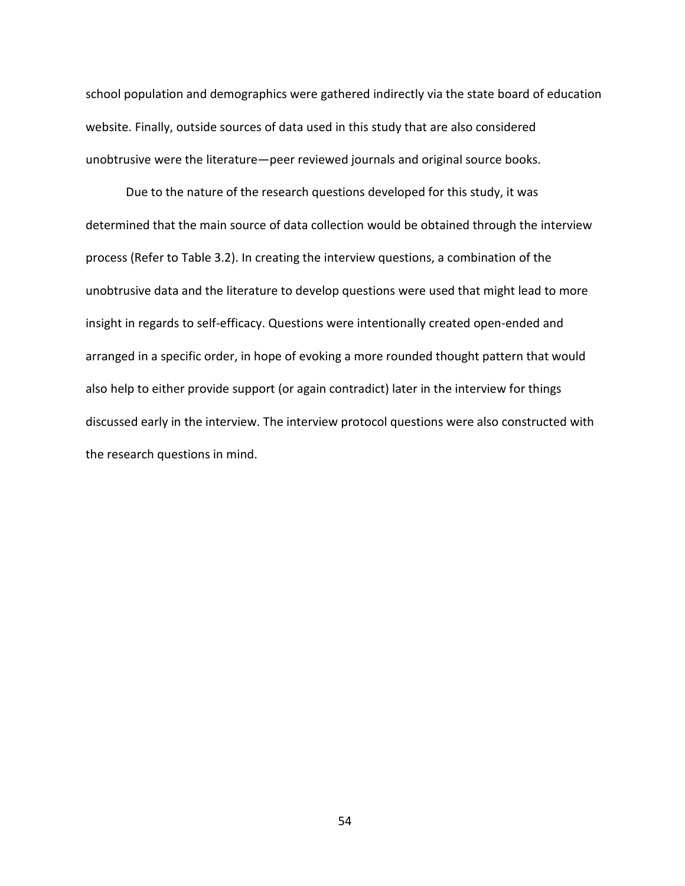school population and demographics were gathered indirectly via the state board of education website. Finally, outside sources of data used in this study that are also considered unobtrusive were the literature—peer reviewed journals and original source books.

Due to the nature of the research questions developed for this study, it was determined that the main source of data collection would be obtained through the interview process (Refer to Table 3.2). In creating the interview questions, a combination of the unobtrusive data and the literature to develop questions were used that might lead to more insight in regards to self-efficacy. Questions were intentionally created open-ended and arranged in a specific order, in hope of evoking a more rounded thought pattern that would also help to either provide support (or again contradict) later in the interview for things discussed early in the interview. The interview protocol questions were also constructed with the research questions in mind.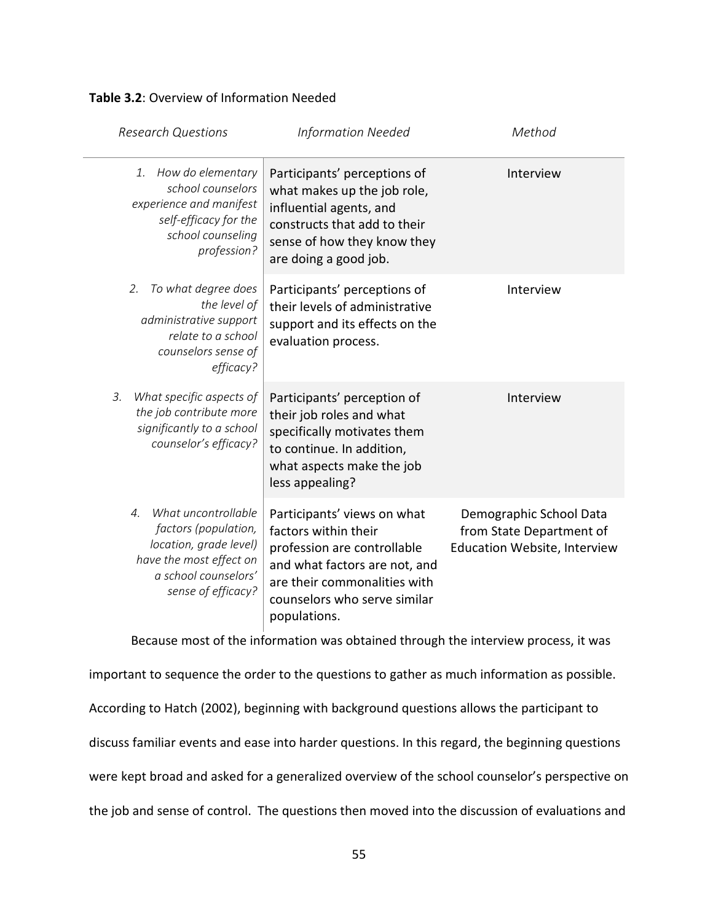**Table 3.2**: Overview of Information Needed

| *Research Questions* | *Information Needed* | *Method* |
|---|---|---|
| *1. How do elementary school counselors experience and manifest self-efficacy for the school counseling profession?* | Participants' perceptions of what makes up the job role, influential agents, and constructs that add to their sense of how they know they are doing a good job. | Interview |
| *2. To what degree does the level of administrative support relate to a school counselors sense of efficacy?* | Participants' perceptions of their levels of administrative support and its effects on the evaluation process. | Interview |
| *3. What specific aspects of the job contribute more significantly to a school counselor's efficacy?* | Participants' perception of their job roles and what specifically motivates them to continue. In addition, what aspects make the job less appealing? | Interview |
| *4. What uncontrollable factors (population, location, grade level) have the most effect on a school counselors' sense of efficacy?* | Participants' views on what factors within their profession are controllable and what factors are not, and are their commonalities with counselors who serve similar populations. | Demographic School Data from State Department of Education Website, Interview |

Because most of the information was obtained through the interview process, it was important to sequence the order to the questions to gather as much information as possible. According to Hatch (2002), beginning with background questions allows the participant to discuss familiar events and ease into harder questions. In this regard, the beginning questions were kept broad and asked for a generalized overview of the school counselor's perspective on the job and sense of control. The questions then moved into the discussion of evaluations and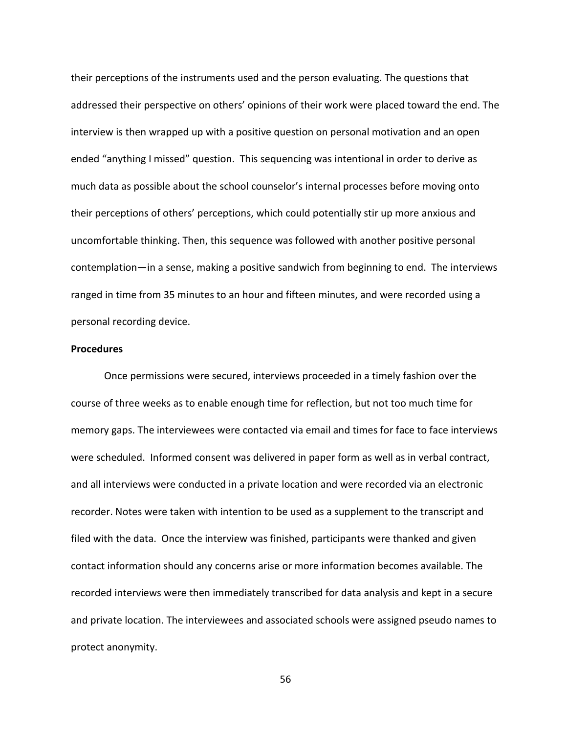their perceptions of the instruments used and the person evaluating. The questions that addressed their perspective on others' opinions of their work were placed toward the end. The interview is then wrapped up with a positive question on personal motivation and an open ended "anything I missed" question. This sequencing was intentional in order to derive as much data as possible about the school counselor's internal processes before moving onto their perceptions of others' perceptions, which could potentially stir up more anxious and uncomfortable thinking. Then, this sequence was followed with another positive personal contemplation—in a sense, making a positive sandwich from beginning to end. The interviews ranged in time from 35 minutes to an hour and fifteen minutes, and were recorded using a personal recording device.

**Procedures**

Once permissions were secured, interviews proceeded in a timely fashion over the course of three weeks as to enable enough time for reflection, but not too much time for memory gaps. The interviewees were contacted via email and times for face to face interviews were scheduled. Informed consent was delivered in paper form as well as in verbal contract, and all interviews were conducted in a private location and were recorded via an electronic recorder. Notes were taken with intention to be used as a supplement to the transcript and filed with the data. Once the interview was finished, participants were thanked and given contact information should any concerns arise or more information becomes available. The recorded interviews were then immediately transcribed for data analysis and kept in a secure and private location. The interviewees and associated schools were assigned pseudo names to protect anonymity.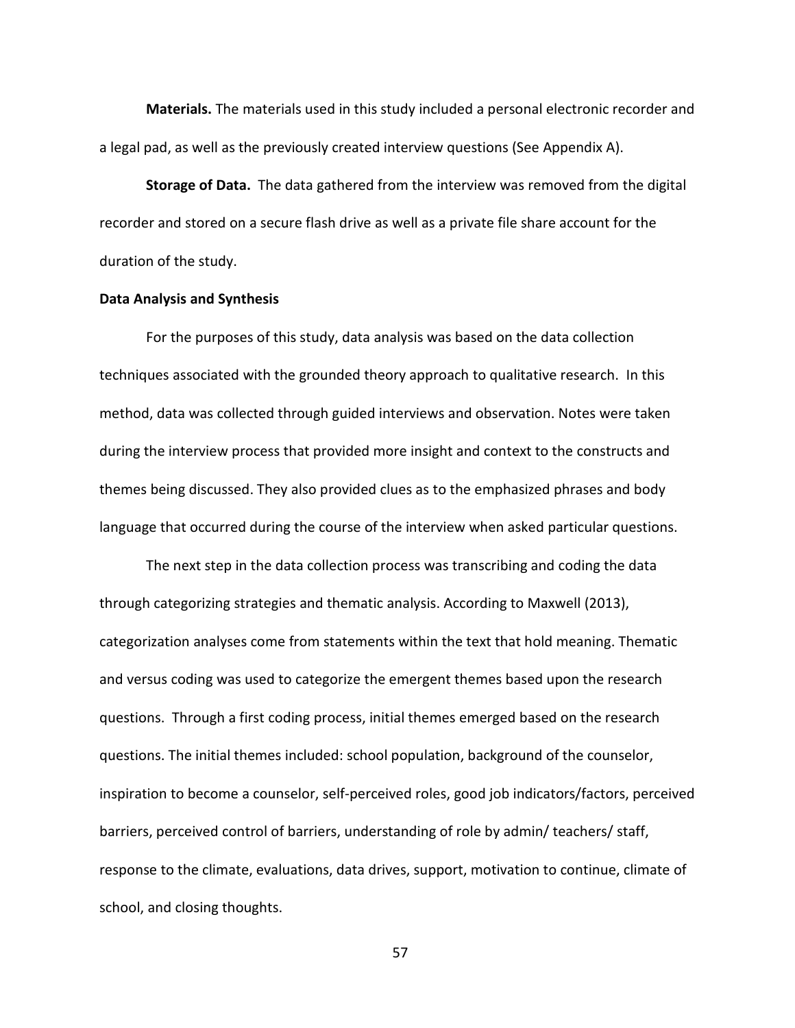**Materials.** The materials used in this study included a personal electronic recorder and a legal pad, as well as the previously created interview questions (See Appendix A).

**Storage of Data.** The data gathered from the interview was removed from the digital recorder and stored on a secure flash drive as well as a private file share account for the duration of the study.

**Data Analysis and Synthesis**

For the purposes of this study, data analysis was based on the data collection techniques associated with the grounded theory approach to qualitative research. In this method, data was collected through guided interviews and observation. Notes were taken during the interview process that provided more insight and context to the constructs and themes being discussed. They also provided clues as to the emphasized phrases and body language that occurred during the course of the interview when asked particular questions.

The next step in the data collection process was transcribing and coding the data through categorizing strategies and thematic analysis. According to Maxwell (2013), categorization analyses come from statements within the text that hold meaning. Thematic and versus coding was used to categorize the emergent themes based upon the research questions. Through a first coding process, initial themes emerged based on the research questions. The initial themes included: school population, background of the counselor, inspiration to become a counselor, self-perceived roles, good job indicators/factors, perceived barriers, perceived control of barriers, understanding of role by admin/ teachers/ staff, response to the climate, evaluations, data drives, support, motivation to continue, climate of school, and closing thoughts.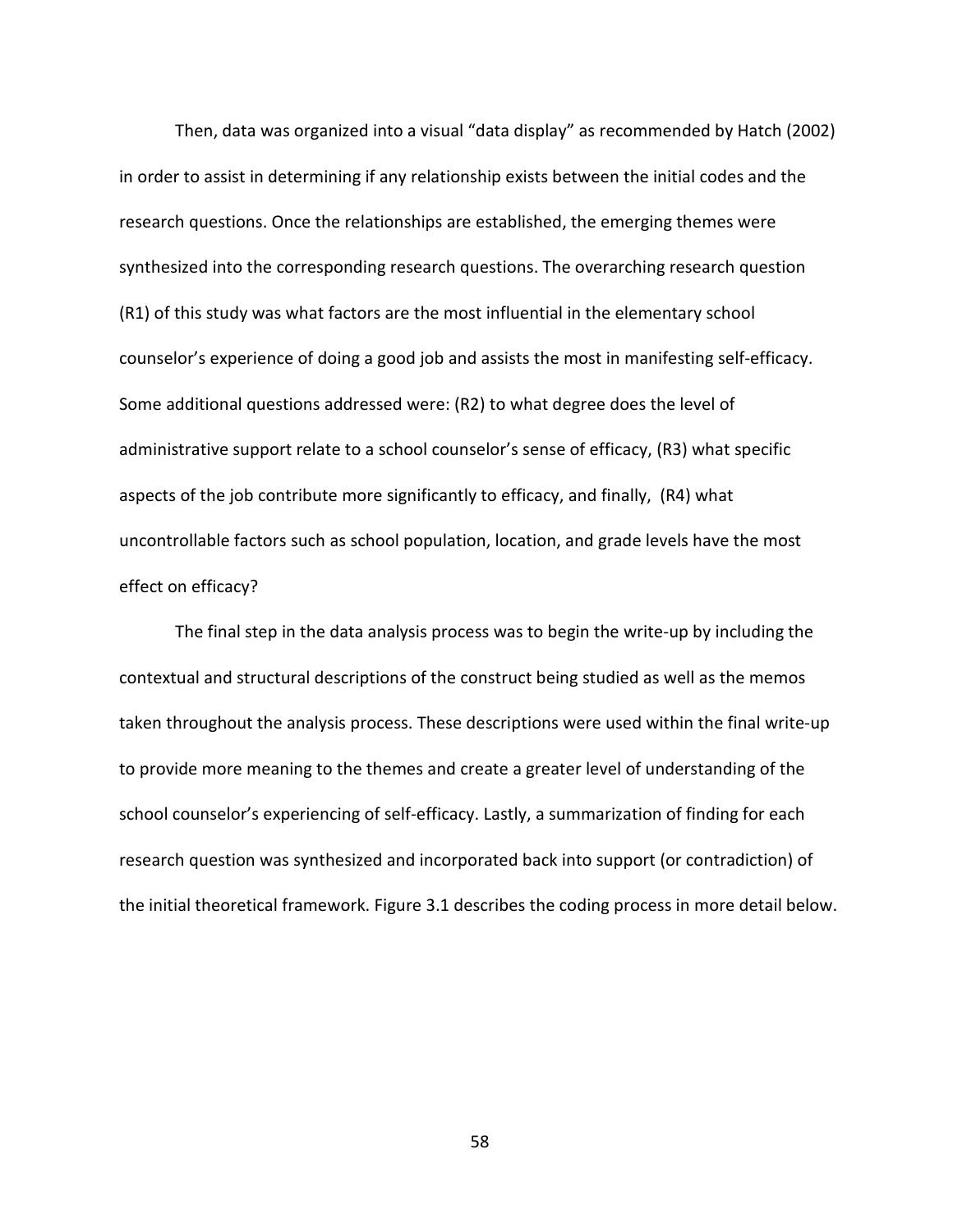Then, data was organized into a visual "data display" as recommended by Hatch (2002) in order to assist in determining if any relationship exists between the initial codes and the research questions. Once the relationships are established, the emerging themes were synthesized into the corresponding research questions. The overarching research question (R1) of this study was what factors are the most influential in the elementary school counselor's experience of doing a good job and assists the most in manifesting self-efficacy. Some additional questions addressed were: (R2) to what degree does the level of administrative support relate to a school counselor's sense of efficacy, (R3) what specific aspects of the job contribute more significantly to efficacy, and finally, (R4) what uncontrollable factors such as school population, location, and grade levels have the most effect on efficacy?

The final step in the data analysis process was to begin the write-up by including the contextual and structural descriptions of the construct being studied as well as the memos taken throughout the analysis process. These descriptions were used within the final write-up to provide more meaning to the themes and create a greater level of understanding of the school counselor's experiencing of self-efficacy. Lastly, a summarization of finding for each research question was synthesized and incorporated back into support (or contradiction) of the initial theoretical framework. Figure 3.1 describes the coding process in more detail below.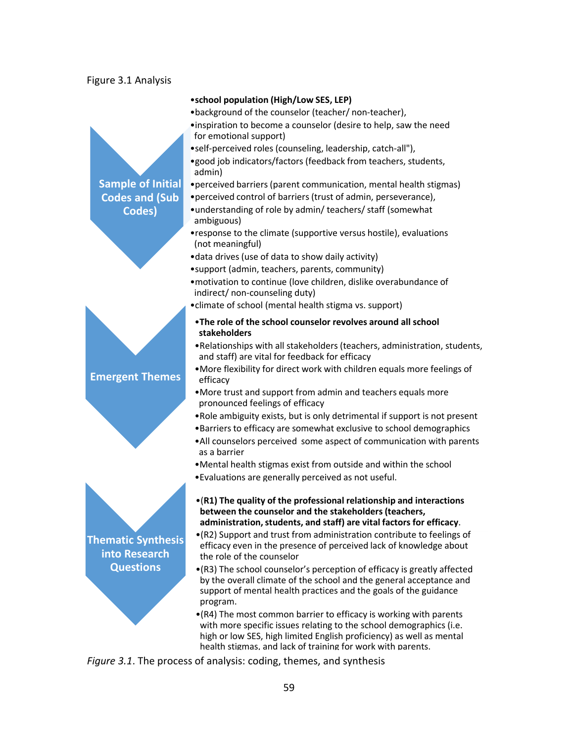Figure 3.1 Analysis

**Sample of Initial Codes and (Sub Codes)**

- **school population (High/Low SES, LEP)**
- background of the counselor (teacher/ non-teacher),
- inspiration to become a counselor (desire to help, saw the need for emotional support)
- self-perceived roles (counseling, leadership, catch-all"),
- good job indicators/factors (feedback from teachers, students, admin)
- perceived barriers (parent communication, mental health stigmas)
- perceived control of barriers (trust of admin, perseverance),
- understanding of role by admin/ teachers/ staff (somewhat ambiguous)
- response to the climate (supportive versus hostile), evaluations (not meaningful)
- data drives (use of data to show daily activity)
- support (admin, teachers, parents, community)
- motivation to continue (love children, dislike overabundance of indirect/ non-counseling duty)
- climate of school (mental health stigma vs. support)

**Emergent Themes**

- **The role of the school counselor revolves around all school stakeholders**
- Relationships with all stakeholders (teachers, administration, students, and staff) are vital for feedback for efficacy
- More flexibility for direct work with children equals more feelings of efficacy
- More trust and support from admin and teachers equals more pronounced feelings of efficacy
- Role ambiguity exists, but is only detrimental if support is not present
- Barriers to efficacy are somewhat exclusive to school demographics
- All counselors perceived some aspect of communication with parents as a barrier
- Mental health stigmas exist from outside and within the school
- Evaluations are generally perceived as not useful.

**Thematic Synthesis into Research Questions**

- (**R1) The quality of the professional relationship and interactions between the counselor and the stakeholders (teachers, administration, students, and staff) are vital factors for efficacy**.
- (R2) Support and trust from administration contribute to feelings of efficacy even in the presence of perceived lack of knowledge about the role of the counselor
- (R3) The school counselor's perception of efficacy is greatly affected by the overall climate of the school and the general acceptance and support of mental health practices and the goals of the guidance program.
- (R4) The most common barrier to efficacy is working with parents with more specific issues relating to the school demographics (i.e. high or low SES, high limited English proficiency) as well as mental health stigmas, and lack of training for work with parents.

*Figure 3.1*. The process of analysis: coding, themes, and synthesis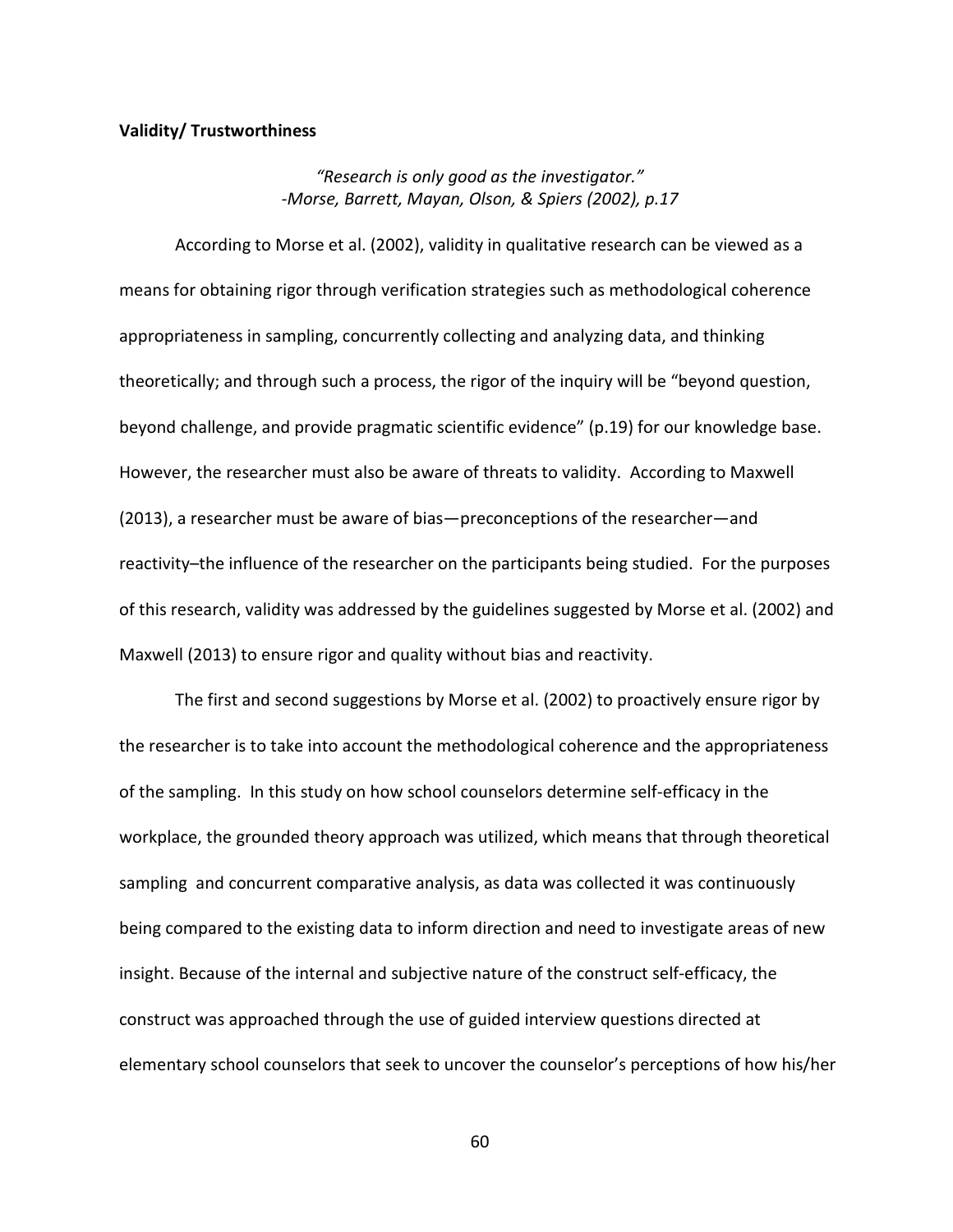**Validity/ Trustworthiness**

*"Research is only good as the investigator."*
*-Morse, Barrett, Mayan, Olson, & Spiers (2002), p.17*

According to Morse et al. (2002), validity in qualitative research can be viewed as a means for obtaining rigor through verification strategies such as methodological coherence appropriateness in sampling, concurrently collecting and analyzing data, and thinking theoretically; and through such a process, the rigor of the inquiry will be "beyond question, beyond challenge, and provide pragmatic scientific evidence" (p.19) for our knowledge base. However, the researcher must also be aware of threats to validity. According to Maxwell (2013), a researcher must be aware of bias—preconceptions of the researcher—and reactivity–the influence of the researcher on the participants being studied. For the purposes of this research, validity was addressed by the guidelines suggested by Morse et al. (2002) and Maxwell (2013) to ensure rigor and quality without bias and reactivity.

The first and second suggestions by Morse et al. (2002) to proactively ensure rigor by the researcher is to take into account the methodological coherence and the appropriateness of the sampling. In this study on how school counselors determine self-efficacy in the workplace, the grounded theory approach was utilized, which means that through theoretical sampling and concurrent comparative analysis, as data was collected it was continuously being compared to the existing data to inform direction and need to investigate areas of new insight. Because of the internal and subjective nature of the construct self-efficacy, the construct was approached through the use of guided interview questions directed at elementary school counselors that seek to uncover the counselor's perceptions of how his/her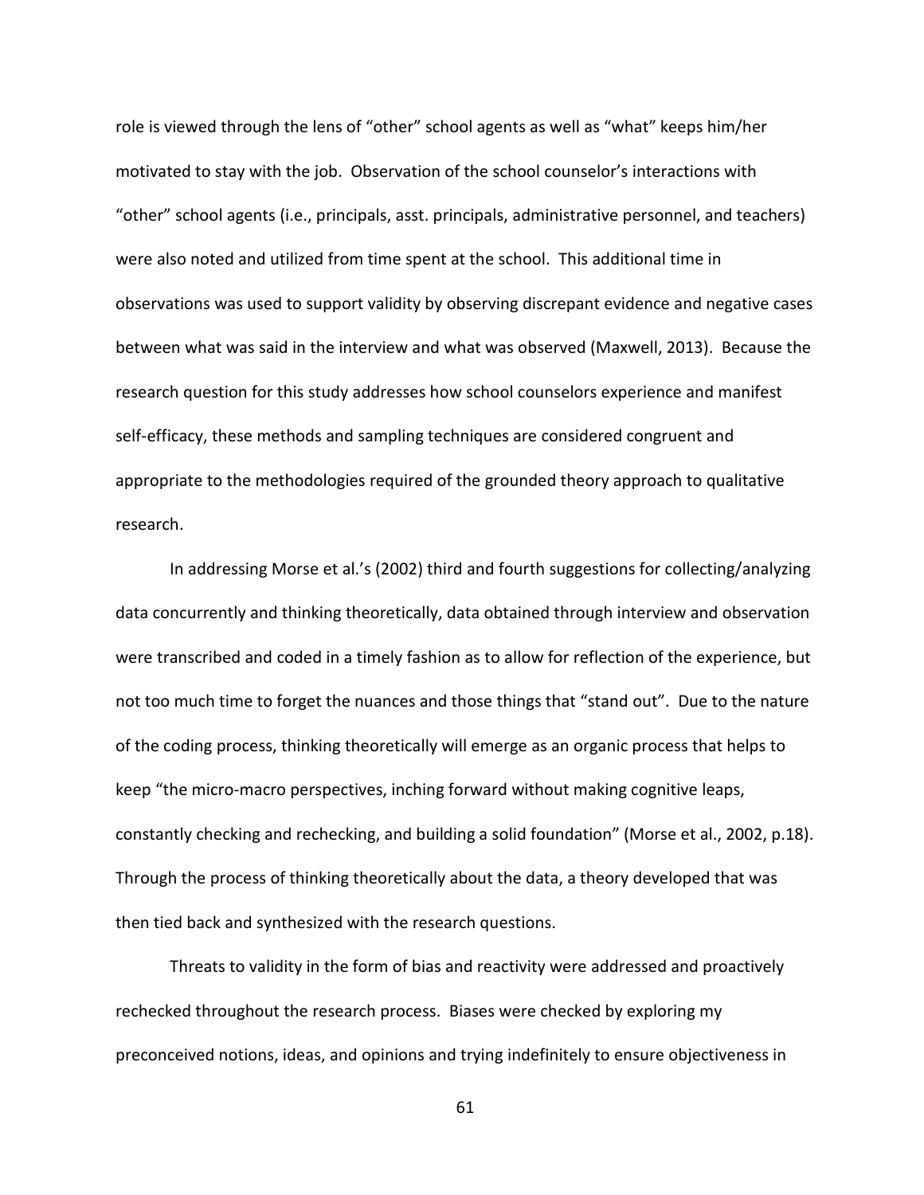role is viewed through the lens of "other" school agents as well as "what" keeps him/her motivated to stay with the job. Observation of the school counselor's interactions with "other" school agents (i.e., principals, asst. principals, administrative personnel, and teachers) were also noted and utilized from time spent at the school. This additional time in observations was used to support validity by observing discrepant evidence and negative cases between what was said in the interview and what was observed (Maxwell, 2013). Because the research question for this study addresses how school counselors experience and manifest self-efficacy, these methods and sampling techniques are considered congruent and appropriate to the methodologies required of the grounded theory approach to qualitative research.

In addressing Morse et al.'s (2002) third and fourth suggestions for collecting/analyzing data concurrently and thinking theoretically, data obtained through interview and observation were transcribed and coded in a timely fashion as to allow for reflection of the experience, but not too much time to forget the nuances and those things that "stand out". Due to the nature of the coding process, thinking theoretically will emerge as an organic process that helps to keep "the micro-macro perspectives, inching forward without making cognitive leaps, constantly checking and rechecking, and building a solid foundation" (Morse et al., 2002, p.18). Through the process of thinking theoretically about the data, a theory developed that was then tied back and synthesized with the research questions.

Threats to validity in the form of bias and reactivity were addressed and proactively rechecked throughout the research process. Biases were checked by exploring my preconceived notions, ideas, and opinions and trying indefinitely to ensure objectiveness in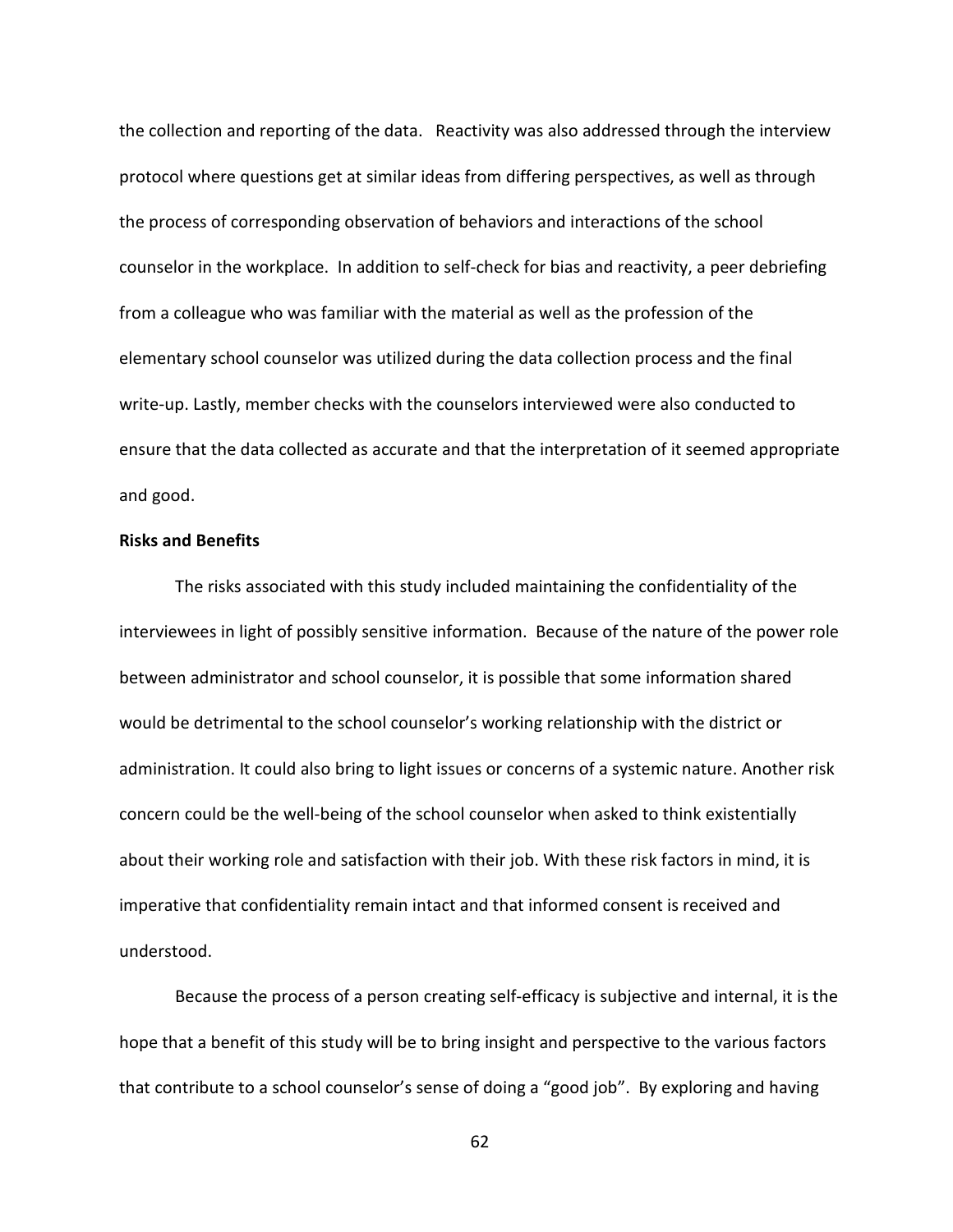the collection and reporting of the data.  Reactivity was also addressed through the interview protocol where questions get at similar ideas from differing perspectives, as well as through the process of corresponding observation of behaviors and interactions of the school counselor in the workplace.  In addition to self-check for bias and reactivity, a peer debriefing from a colleague who was familiar with the material as well as the profession of the elementary school counselor was utilized during the data collection process and the final write-up. Lastly, member checks with the counselors interviewed were also conducted to ensure that the data collected as accurate and that the interpretation of it seemed appropriate and good.

**Risks and Benefits**

The risks associated with this study included maintaining the confidentiality of the interviewees in light of possibly sensitive information.  Because of the nature of the power role between administrator and school counselor, it is possible that some information shared would be detrimental to the school counselor's working relationship with the district or administration. It could also bring to light issues or concerns of a systemic nature. Another risk concern could be the well-being of the school counselor when asked to think existentially about their working role and satisfaction with their job. With these risk factors in mind, it is imperative that confidentiality remain intact and that informed consent is received and understood.

Because the process of a person creating self-efficacy is subjective and internal, it is the hope that a benefit of this study will be to bring insight and perspective to the various factors that contribute to a school counselor's sense of doing a "good job".  By exploring and having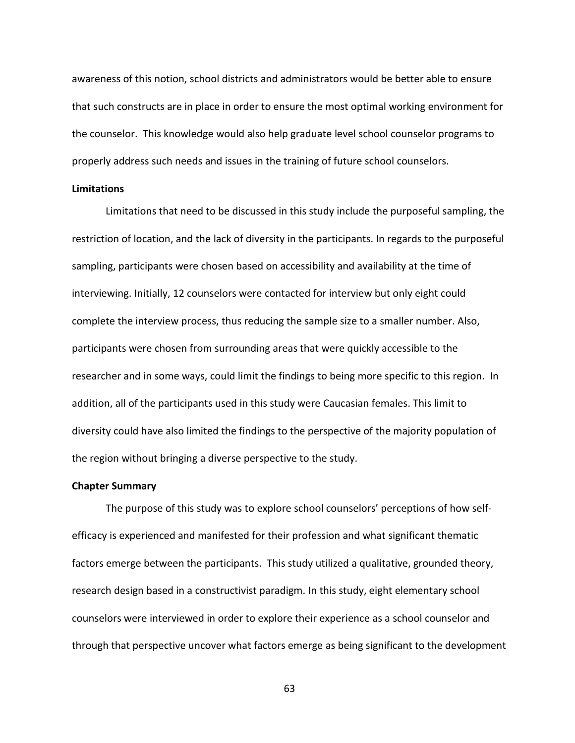awareness of this notion, school districts and administrators would be better able to ensure that such constructs are in place in order to ensure the most optimal working environment for the counselor. This knowledge would also help graduate level school counselor programs to properly address such needs and issues in the training of future school counselors.

**Limitations**

Limitations that need to be discussed in this study include the purposeful sampling, the restriction of location, and the lack of diversity in the participants. In regards to the purposeful sampling, participants were chosen based on accessibility and availability at the time of interviewing. Initially, 12 counselors were contacted for interview but only eight could complete the interview process, thus reducing the sample size to a smaller number. Also, participants were chosen from surrounding areas that were quickly accessible to the researcher and in some ways, could limit the findings to being more specific to this region. In addition, all of the participants used in this study were Caucasian females. This limit to diversity could have also limited the findings to the perspective of the majority population of the region without bringing a diverse perspective to the study.

**Chapter Summary**

The purpose of this study was to explore school counselors' perceptions of how self-efficacy is experienced and manifested for their profession and what significant thematic factors emerge between the participants. This study utilized a qualitative, grounded theory, research design based in a constructivist paradigm. In this study, eight elementary school counselors were interviewed in order to explore their experience as a school counselor and through that perspective uncover what factors emerge as being significant to the development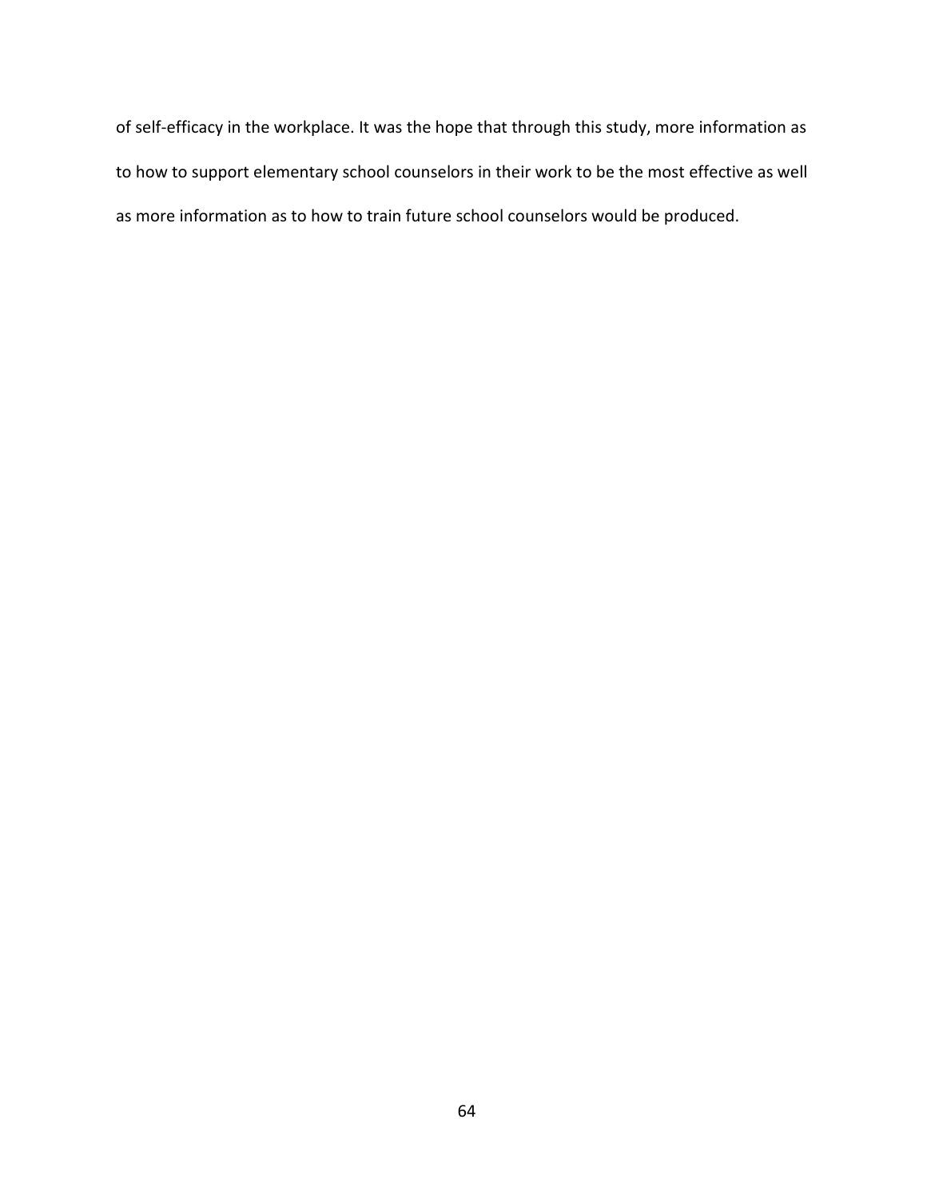of self-efficacy in the workplace. It was the hope that through this study, more information as to how to support elementary school counselors in their work to be the most effective as well as more information as to how to train future school counselors would be produced.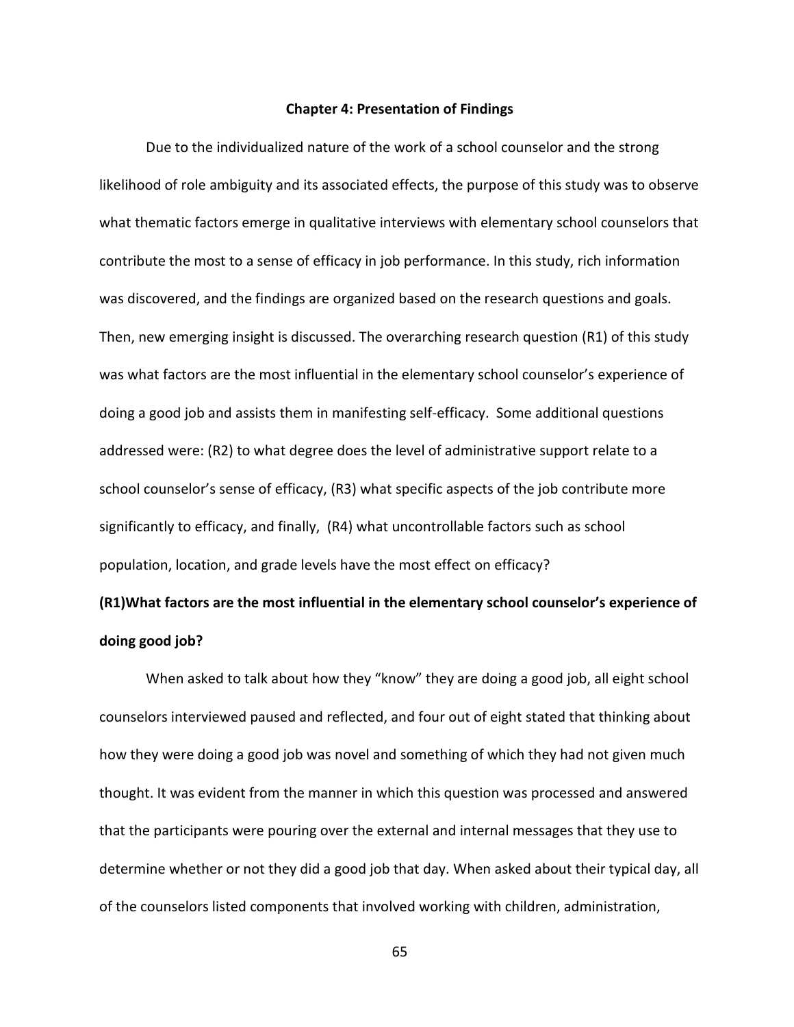# Chapter 4: Presentation of Findings

Due to the individualized nature of the work of a school counselor and the strong likelihood of role ambiguity and its associated effects, the purpose of this study was to observe what thematic factors emerge in qualitative interviews with elementary school counselors that contribute the most to a sense of efficacy in job performance. In this study, rich information was discovered, and the findings are organized based on the research questions and goals. Then, new emerging insight is discussed. The overarching research question (R1) of this study was what factors are the most influential in the elementary school counselor's experience of doing a good job and assists them in manifesting self-efficacy. Some additional questions addressed were: (R2) to what degree does the level of administrative support relate to a school counselor's sense of efficacy, (R3) what specific aspects of the job contribute more significantly to efficacy, and finally, (R4) what uncontrollable factors such as school population, location, and grade levels have the most effect on efficacy?

## (R1)What factors are the most influential in the elementary school counselor's experience of doing good job?

When asked to talk about how they "know" they are doing a good job, all eight school counselors interviewed paused and reflected, and four out of eight stated that thinking about how they were doing a good job was novel and something of which they had not given much thought. It was evident from the manner in which this question was processed and answered that the participants were pouring over the external and internal messages that they use to determine whether or not they did a good job that day. When asked about their typical day, all of the counselors listed components that involved working with children, administration,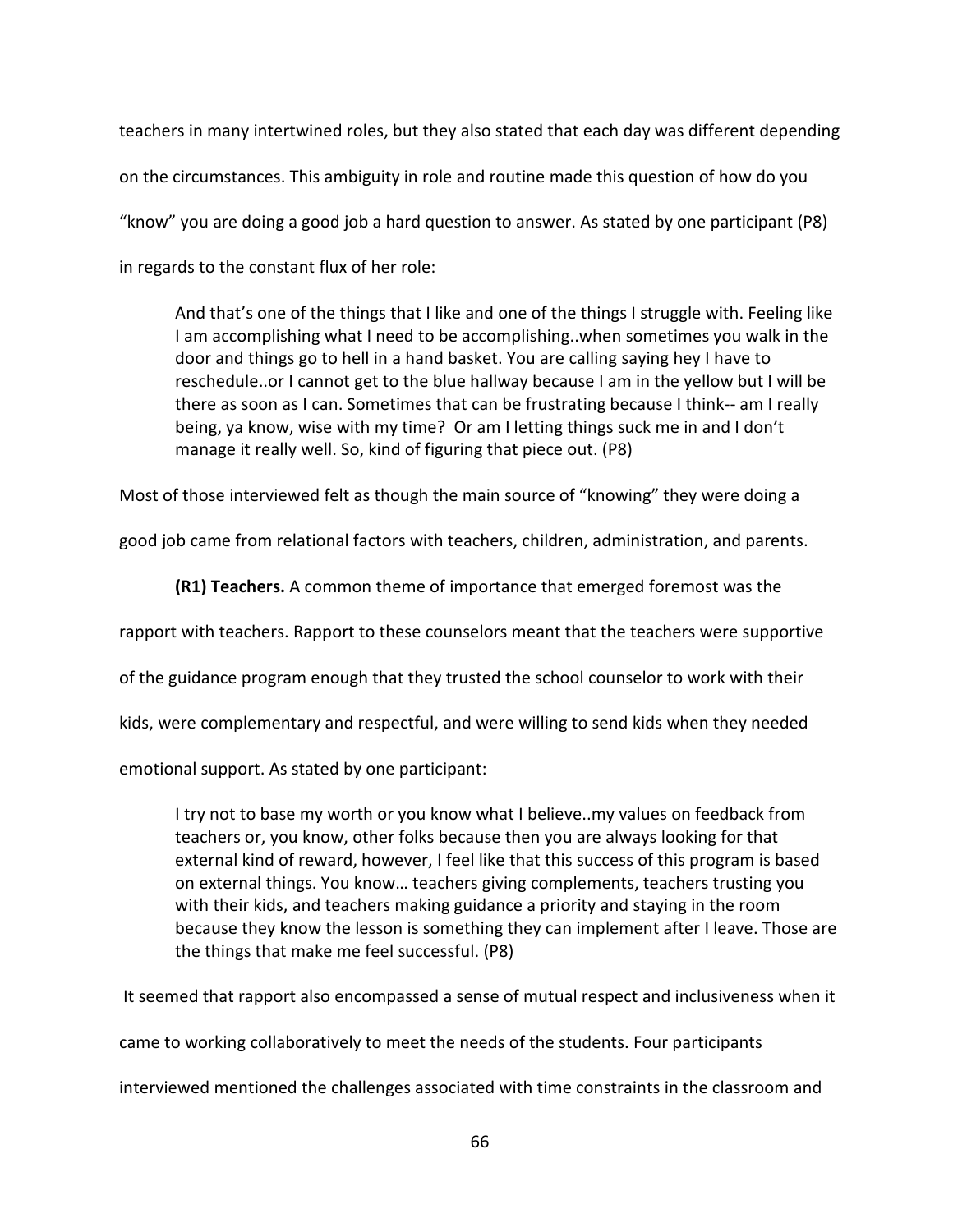teachers in many intertwined roles, but they also stated that each day was different depending on the circumstances. This ambiguity in role and routine made this question of how do you "know" you are doing a good job a hard question to answer. As stated by one participant (P8) in regards to the constant flux of her role:

> And that's one of the things that I like and one of the things I struggle with. Feeling like I am accomplishing what I need to be accomplishing..when sometimes you walk in the door and things go to hell in a hand basket. You are calling saying hey I have to reschedule..or I cannot get to the blue hallway because I am in the yellow but I will be there as soon as I can. Sometimes that can be frustrating because I think-- am I really being, ya know, wise with my time? Or am I letting things suck me in and I don't manage it really well. So, kind of figuring that piece out. (P8)

Most of those interviewed felt as though the main source of "knowing" they were doing a good job came from relational factors with teachers, children, administration, and parents.

**(R1) Teachers.** A common theme of importance that emerged foremost was the rapport with teachers. Rapport to these counselors meant that the teachers were supportive of the guidance program enough that they trusted the school counselor to work with their kids, were complementary and respectful, and were willing to send kids when they needed emotional support. As stated by one participant:

> I try not to base my worth or you know what I believe..my values on feedback from teachers or, you know, other folks because then you are always looking for that external kind of reward, however, I feel like that this success of this program is based on external things. You know… teachers giving complements, teachers trusting you with their kids, and teachers making guidance a priority and staying in the room because they know the lesson is something they can implement after I leave. Those are the things that make me feel successful. (P8)

It seemed that rapport also encompassed a sense of mutual respect and inclusiveness when it came to working collaboratively to meet the needs of the students. Four participants interviewed mentioned the challenges associated with time constraints in the classroom and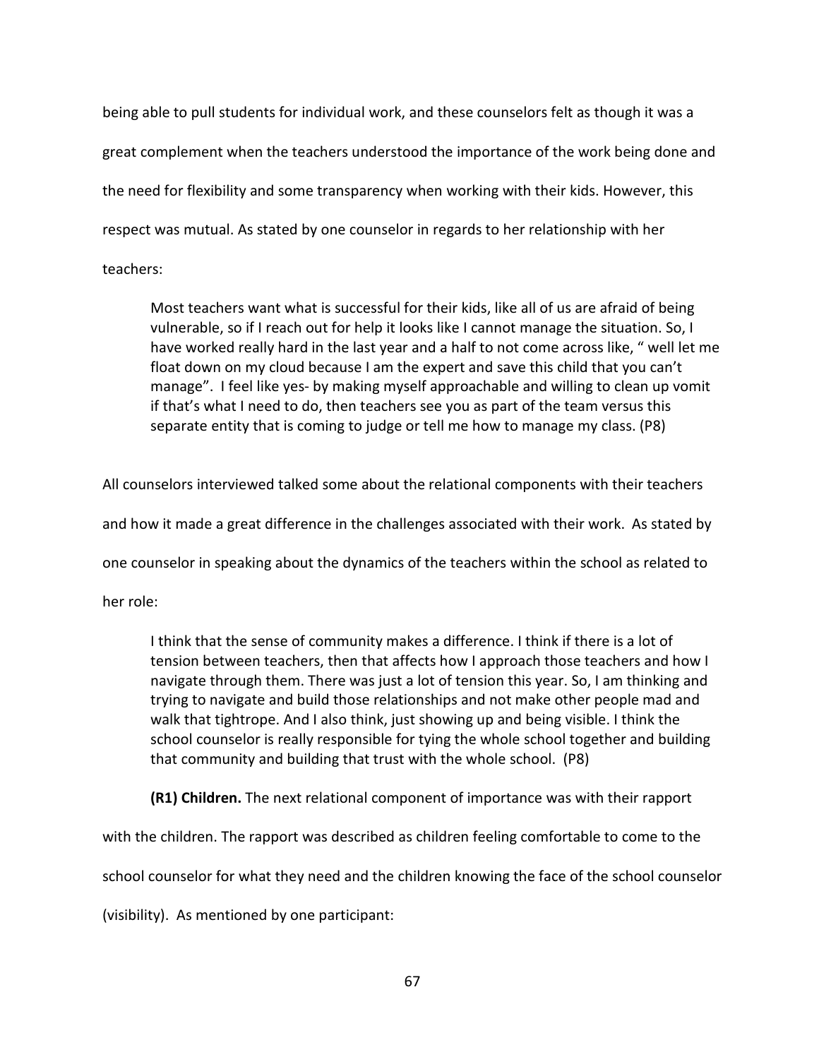being able to pull students for individual work, and these counselors felt as though it was a great complement when the teachers understood the importance of the work being done and the need for flexibility and some transparency when working with their kids. However, this respect was mutual. As stated by one counselor in regards to her relationship with her teachers:

> Most teachers want what is successful for their kids, like all of us are afraid of being vulnerable, so if I reach out for help it looks like I cannot manage the situation. So, I have worked really hard in the last year and a half to not come across like, " well let me float down on my cloud because I am the expert and save this child that you can't manage". I feel like yes- by making myself approachable and willing to clean up vomit if that's what I need to do, then teachers see you as part of the team versus this separate entity that is coming to judge or tell me how to manage my class. (P8)

All counselors interviewed talked some about the relational components with their teachers and how it made a great difference in the challenges associated with their work. As stated by one counselor in speaking about the dynamics of the teachers within the school as related to her role:

> I think that the sense of community makes a difference. I think if there is a lot of tension between teachers, then that affects how I approach those teachers and how I navigate through them. There was just a lot of tension this year. So, I am thinking and trying to navigate and build those relationships and not make other people mad and walk that tightrope. And I also think, just showing up and being visible. I think the school counselor is really responsible for tying the whole school together and building that community and building that trust with the whole school. (P8)

**(R1) Children.** The next relational component of importance was with their rapport with the children. The rapport was described as children feeling comfortable to come to the school counselor for what they need and the children knowing the face of the school counselor (visibility). As mentioned by one participant: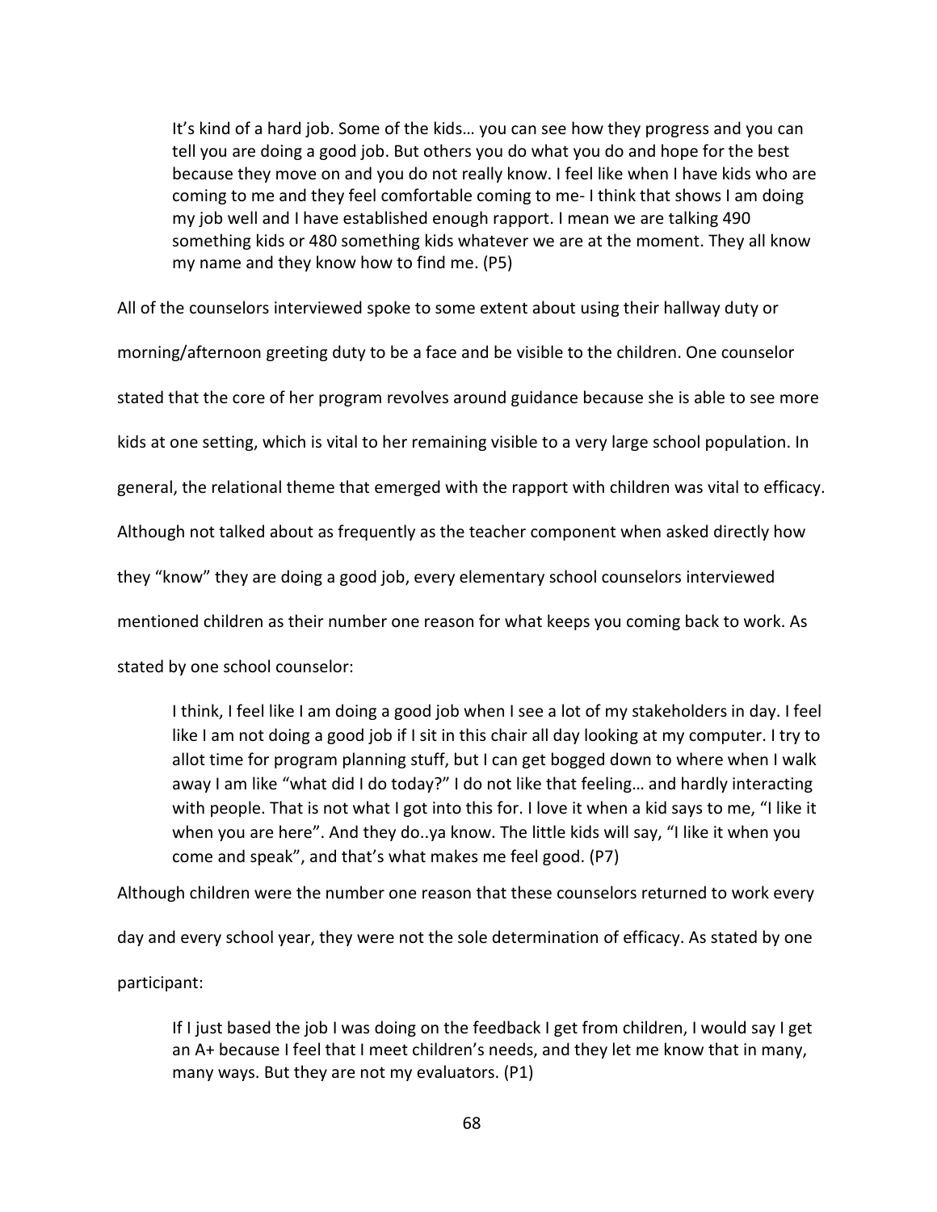> It's kind of a hard job. Some of the kids… you can see how they progress and you can tell you are doing a good job. But others you do what you do and hope for the best because they move on and you do not really know. I feel like when I have kids who are coming to me and they feel comfortable coming to me- I think that shows I am doing my job well and I have established enough rapport. I mean we are talking 490 something kids or 480 something kids whatever we are at the moment. They all know my name and they know how to find me. (P5)

All of the counselors interviewed spoke to some extent about using their hallway duty or morning/afternoon greeting duty to be a face and be visible to the children. One counselor stated that the core of her program revolves around guidance because she is able to see more kids at one setting, which is vital to her remaining visible to a very large school population. In general, the relational theme that emerged with the rapport with children was vital to efficacy. Although not talked about as frequently as the teacher component when asked directly how they "know" they are doing a good job, every elementary school counselors interviewed mentioned children as their number one reason for what keeps you coming back to work. As stated by one school counselor:

> I think, I feel like I am doing a good job when I see a lot of my stakeholders in day. I feel like I am not doing a good job if I sit in this chair all day looking at my computer. I try to allot time for program planning stuff, but I can get bogged down to where when I walk away I am like "what did I do today?" I do not like that feeling… and hardly interacting with people. That is not what I got into this for. I love it when a kid says to me, "I like it when you are here". And they do..ya know. The little kids will say, "I like it when you come and speak", and that's what makes me feel good. (P7)

Although children were the number one reason that these counselors returned to work every day and every school year, they were not the sole determination of efficacy. As stated by one participant:

> If I just based the job I was doing on the feedback I get from children, I would say I get an A+ because I feel that I meet children's needs, and they let me know that in many, many ways. But they are not my evaluators. (P1)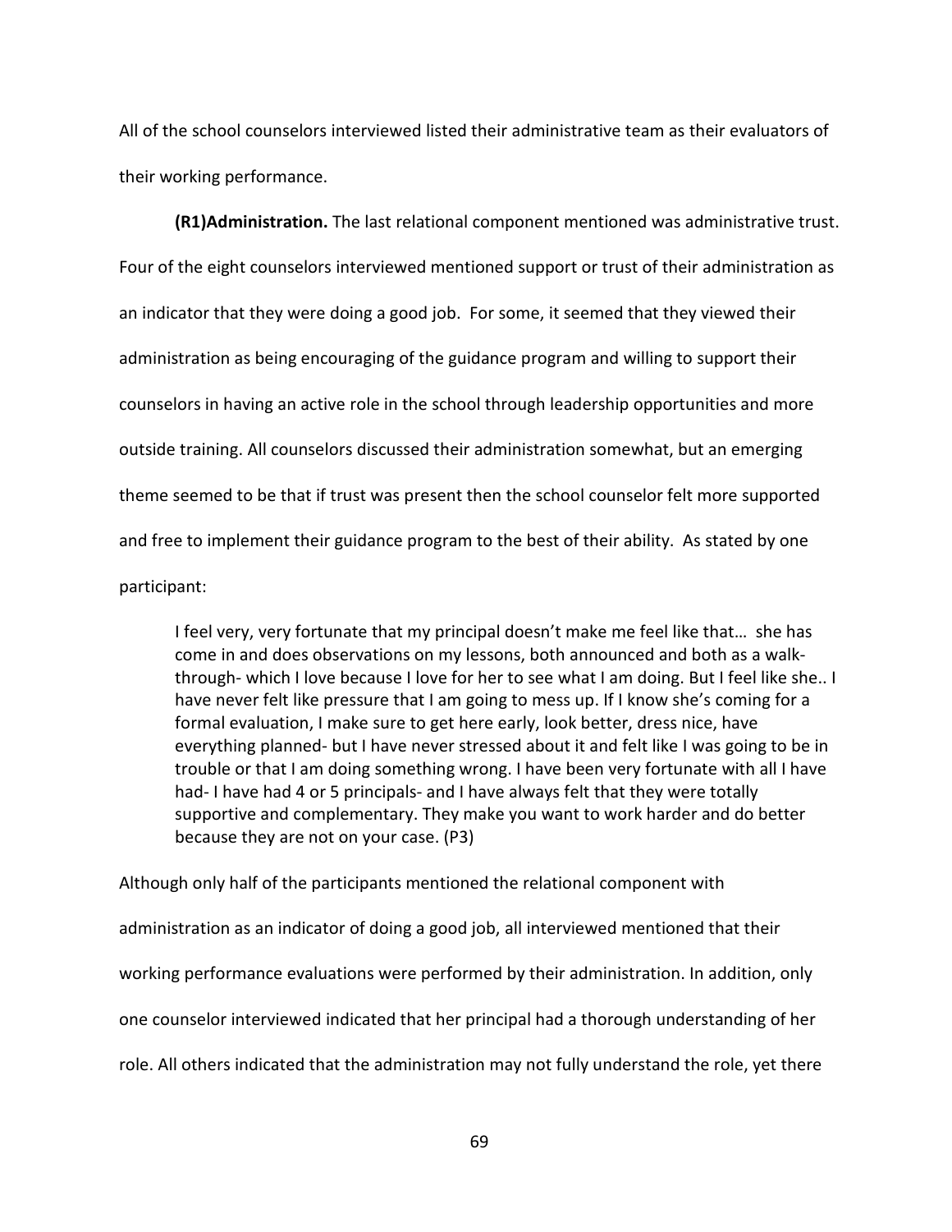All of the school counselors interviewed listed their administrative team as their evaluators of their working performance.

**(R1)Administration.** The last relational component mentioned was administrative trust. Four of the eight counselors interviewed mentioned support or trust of their administration as an indicator that they were doing a good job. For some, it seemed that they viewed their administration as being encouraging of the guidance program and willing to support their counselors in having an active role in the school through leadership opportunities and more outside training. All counselors discussed their administration somewhat, but an emerging theme seemed to be that if trust was present then the school counselor felt more supported and free to implement their guidance program to the best of their ability. As stated by one participant:

> I feel very, very fortunate that my principal doesn't make me feel like that… she has come in and does observations on my lessons, both announced and both as a walk-through- which I love because I love for her to see what I am doing. But I feel like she.. I have never felt like pressure that I am going to mess up. If I know she's coming for a formal evaluation, I make sure to get here early, look better, dress nice, have everything planned- but I have never stressed about it and felt like I was going to be in trouble or that I am doing something wrong. I have been very fortunate with all I have had- I have had 4 or 5 principals- and I have always felt that they were totally supportive and complementary. They make you want to work harder and do better because they are not on your case. (P3)

Although only half of the participants mentioned the relational component with administration as an indicator of doing a good job, all interviewed mentioned that their working performance evaluations were performed by their administration. In addition, only one counselor interviewed indicated that her principal had a thorough understanding of her role. All others indicated that the administration may not fully understand the role, yet there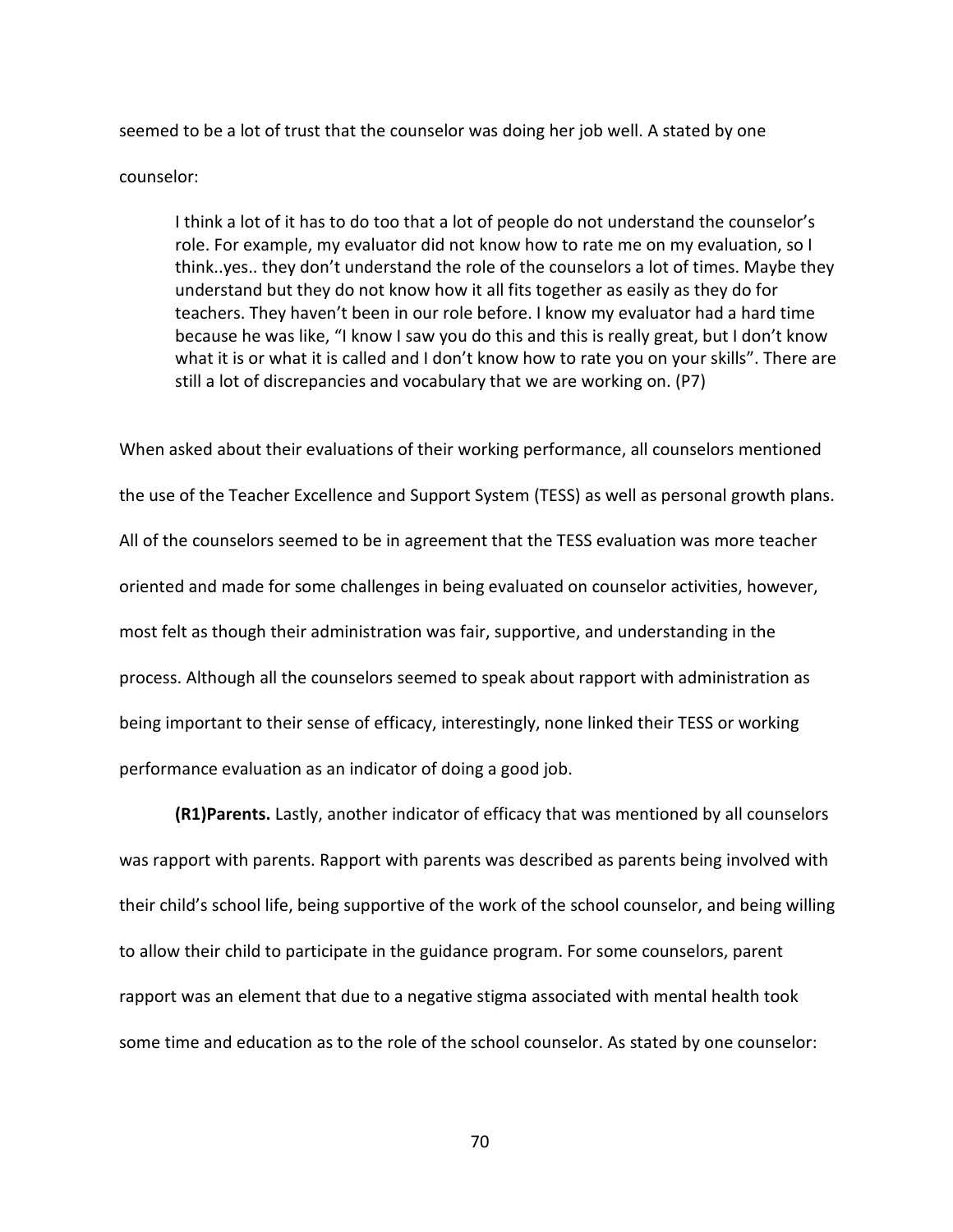seemed to be a lot of trust that the counselor was doing her job well. A stated by one counselor:

> I think a lot of it has to do too that a lot of people do not understand the counselor's role. For example, my evaluator did not know how to rate me on my evaluation, so I think..yes.. they don't understand the role of the counselors a lot of times. Maybe they understand but they do not know how it all fits together as easily as they do for teachers. They haven't been in our role before. I know my evaluator had a hard time because he was like, "I know I saw you do this and this is really great, but I don't know what it is or what it is called and I don't know how to rate you on your skills". There are still a lot of discrepancies and vocabulary that we are working on. (P7)

When asked about their evaluations of their working performance, all counselors mentioned the use of the Teacher Excellence and Support System (TESS) as well as personal growth plans. All of the counselors seemed to be in agreement that the TESS evaluation was more teacher oriented and made for some challenges in being evaluated on counselor activities, however, most felt as though their administration was fair, supportive, and understanding in the process. Although all the counselors seemed to speak about rapport with administration as being important to their sense of efficacy, interestingly, none linked their TESS or working performance evaluation as an indicator of doing a good job.

**(R1)Parents.** Lastly, another indicator of efficacy that was mentioned by all counselors was rapport with parents. Rapport with parents was described as parents being involved with their child's school life, being supportive of the work of the school counselor, and being willing to allow their child to participate in the guidance program. For some counselors, parent rapport was an element that due to a negative stigma associated with mental health took some time and education as to the role of the school counselor. As stated by one counselor: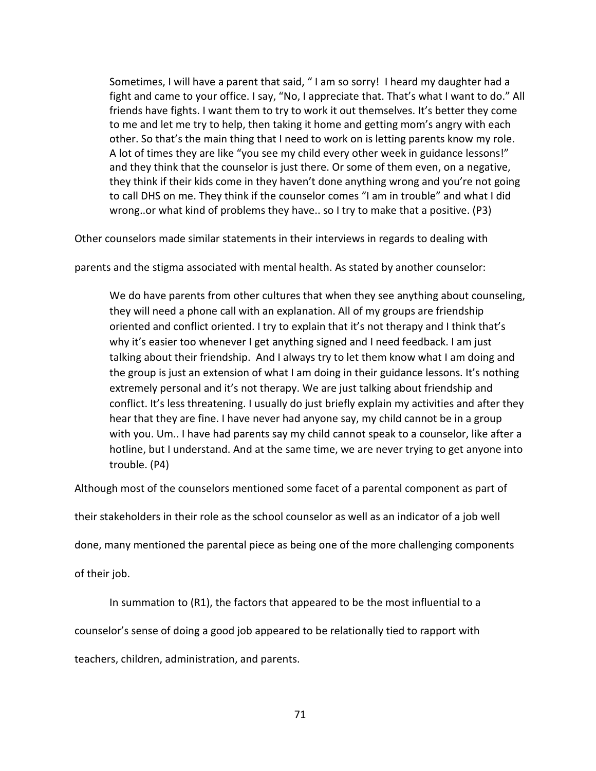> Sometimes, I will have a parent that said, " I am so sorry! I heard my daughter had a fight and came to your office. I say, "No, I appreciate that. That's what I want to do." All friends have fights. I want them to try to work it out themselves. It's better they come to me and let me try to help, then taking it home and getting mom's angry with each other. So that's the main thing that I need to work on is letting parents know my role. A lot of times they are like "you see my child every other week in guidance lessons!" and they think that the counselor is just there. Or some of them even, on a negative, they think if their kids come in they haven't done anything wrong and you're not going to call DHS on me. They think if the counselor comes "I am in trouble" and what I did wrong..or what kind of problems they have.. so I try to make that a positive. (P3)

Other counselors made similar statements in their interviews in regards to dealing with parents and the stigma associated with mental health. As stated by another counselor:

> We do have parents from other cultures that when they see anything about counseling, they will need a phone call with an explanation. All of my groups are friendship oriented and conflict oriented. I try to explain that it's not therapy and I think that's why it's easier too whenever I get anything signed and I need feedback. I am just talking about their friendship. And I always try to let them know what I am doing and the group is just an extension of what I am doing in their guidance lessons. It's nothing extremely personal and it's not therapy. We are just talking about friendship and conflict. It's less threatening. I usually do just briefly explain my activities and after they hear that they are fine. I have never had anyone say, my child cannot be in a group with you. Um.. I have had parents say my child cannot speak to a counselor, like after a hotline, but I understand. And at the same time, we are never trying to get anyone into trouble. (P4)

Although most of the counselors mentioned some facet of a parental component as part of their stakeholders in their role as the school counselor as well as an indicator of a job well done, many mentioned the parental piece as being one of the more challenging components of their job.

In summation to (R1), the factors that appeared to be the most influential to a counselor's sense of doing a good job appeared to be relationally tied to rapport with teachers, children, administration, and parents.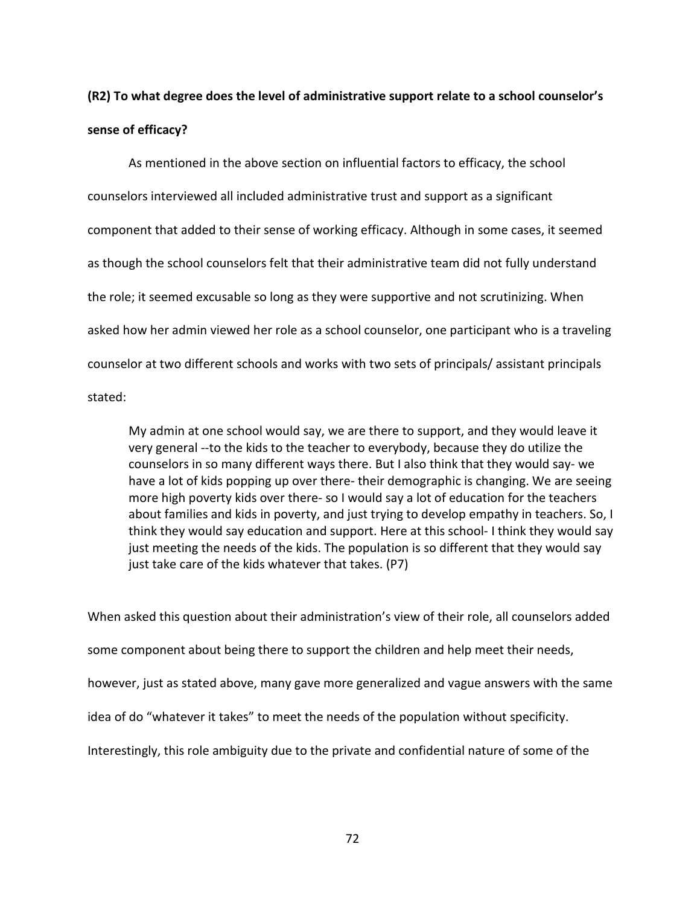**(R2) To what degree does the level of administrative support relate to a school counselor's sense of efficacy?**

As mentioned in the above section on influential factors to efficacy, the school counselors interviewed all included administrative trust and support as a significant component that added to their sense of working efficacy. Although in some cases, it seemed as though the school counselors felt that their administrative team did not fully understand the role; it seemed excusable so long as they were supportive and not scrutinizing. When asked how her admin viewed her role as a school counselor, one participant who is a traveling counselor at two different schools and works with two sets of principals/ assistant principals stated:

> My admin at one school would say, we are there to support, and they would leave it very general --to the kids to the teacher to everybody, because they do utilize the counselors in so many different ways there. But I also think that they would say- we have a lot of kids popping up over there- their demographic is changing. We are seeing more high poverty kids over there- so I would say a lot of education for the teachers about families and kids in poverty, and just trying to develop empathy in teachers. So, I think they would say education and support. Here at this school- I think they would say just meeting the needs of the kids. The population is so different that they would say just take care of the kids whatever that takes. (P7)

When asked this question about their administration's view of their role, all counselors added some component about being there to support the children and help meet their needs, however, just as stated above, many gave more generalized and vague answers with the same idea of do "whatever it takes" to meet the needs of the population without specificity. Interestingly, this role ambiguity due to the private and confidential nature of some of the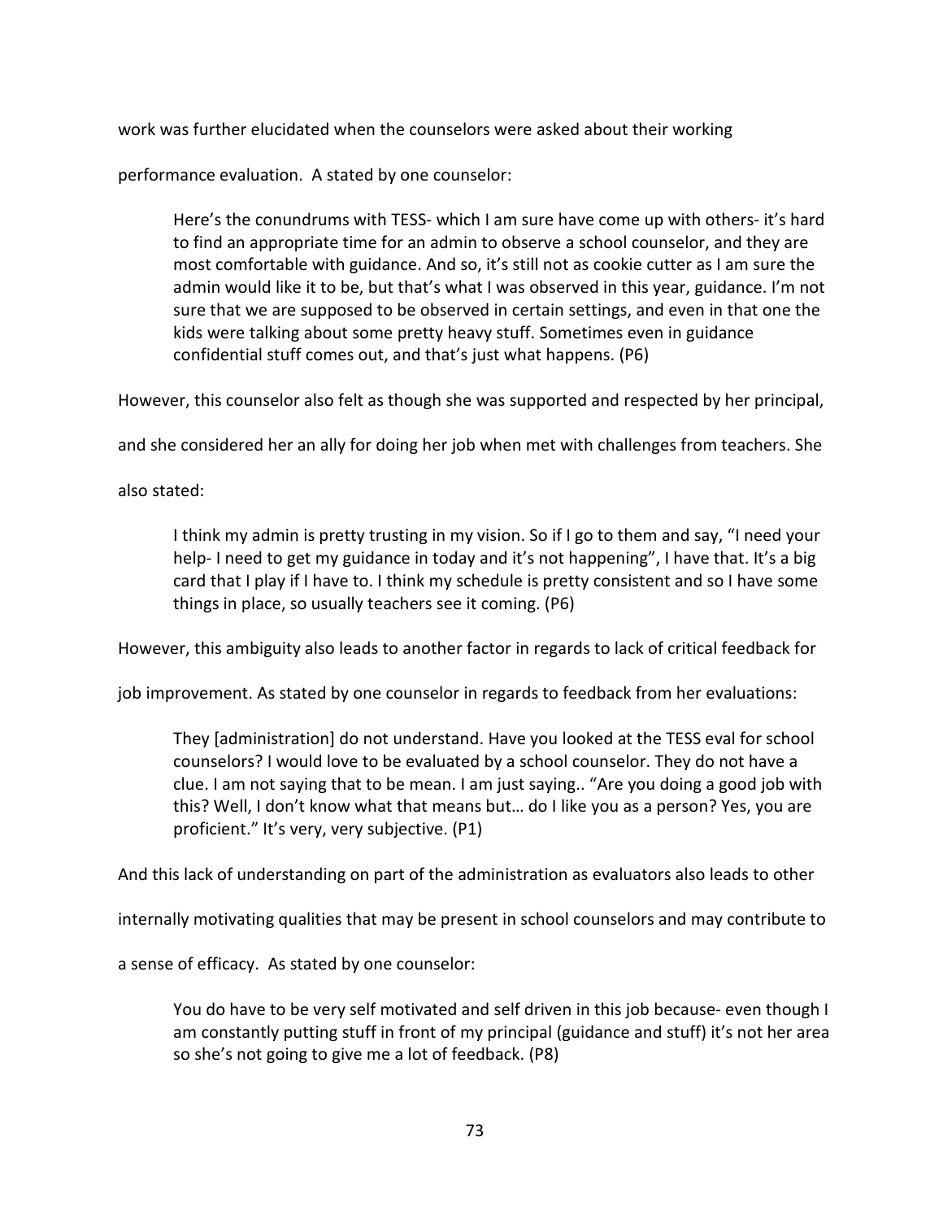work was further elucidated when the counselors were asked about their working performance evaluation. A stated by one counselor:

> Here's the conundrums with TESS- which I am sure have come up with others- it's hard to find an appropriate time for an admin to observe a school counselor, and they are most comfortable with guidance. And so, it's still not as cookie cutter as I am sure the admin would like it to be, but that's what I was observed in this year, guidance. I'm not sure that we are supposed to be observed in certain settings, and even in that one the kids were talking about some pretty heavy stuff. Sometimes even in guidance confidential stuff comes out, and that's just what happens. (P6)

However, this counselor also felt as though she was supported and respected by her principal, and she considered her an ally for doing her job when met with challenges from teachers. She also stated:

> I think my admin is pretty trusting in my vision. So if I go to them and say, "I need your help- I need to get my guidance in today and it's not happening", I have that. It's a big card that I play if I have to. I think my schedule is pretty consistent and so I have some things in place, so usually teachers see it coming. (P6)

However, this ambiguity also leads to another factor in regards to lack of critical feedback for job improvement. As stated by one counselor in regards to feedback from her evaluations:

> They [administration] do not understand. Have you looked at the TESS eval for school counselors? I would love to be evaluated by a school counselor. They do not have a clue. I am not saying that to be mean. I am just saying.. "Are you doing a good job with this? Well, I don't know what that means but… do I like you as a person? Yes, you are proficient." It's very, very subjective. (P1)

And this lack of understanding on part of the administration as evaluators also leads to other internally motivating qualities that may be present in school counselors and may contribute to a sense of efficacy. As stated by one counselor:

> You do have to be very self motivated and self driven in this job because- even though I am constantly putting stuff in front of my principal (guidance and stuff) it's not her area so she's not going to give me a lot of feedback. (P8)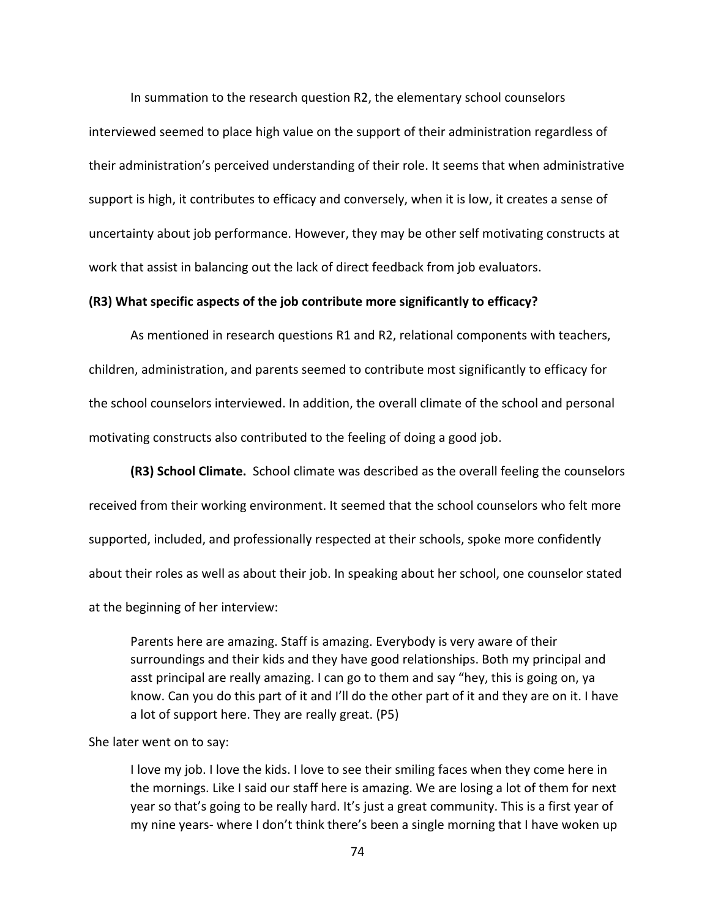In summation to the research question R2, the elementary school counselors interviewed seemed to place high value on the support of their administration regardless of their administration's perceived understanding of their role. It seems that when administrative support is high, it contributes to efficacy and conversely, when it is low, it creates a sense of uncertainty about job performance. However, they may be other self motivating constructs at work that assist in balancing out the lack of direct feedback from job evaluators.

**(R3) What specific aspects of the job contribute more significantly to efficacy?**

As mentioned in research questions R1 and R2, relational components with teachers, children, administration, and parents seemed to contribute most significantly to efficacy for the school counselors interviewed. In addition, the overall climate of the school and personal motivating constructs also contributed to the feeling of doing a good job.

**(R3) School Climate.** School climate was described as the overall feeling the counselors received from their working environment. It seemed that the school counselors who felt more supported, included, and professionally respected at their schools, spoke more confidently about their roles as well as about their job. In speaking about her school, one counselor stated at the beginning of her interview:

> Parents here are amazing. Staff is amazing. Everybody is very aware of their surroundings and their kids and they have good relationships. Both my principal and asst principal are really amazing. I can go to them and say "hey, this is going on, ya know. Can you do this part of it and I'll do the other part of it and they are on it. I have a lot of support here. They are really great. (P5)

She later went on to say:

> I love my job. I love the kids. I love to see their smiling faces when they come here in the mornings. Like I said our staff here is amazing. We are losing a lot of them for next year so that's going to be really hard. It's just a great community. This is a first year of my nine years- where I don't think there's been a single morning that I have woken up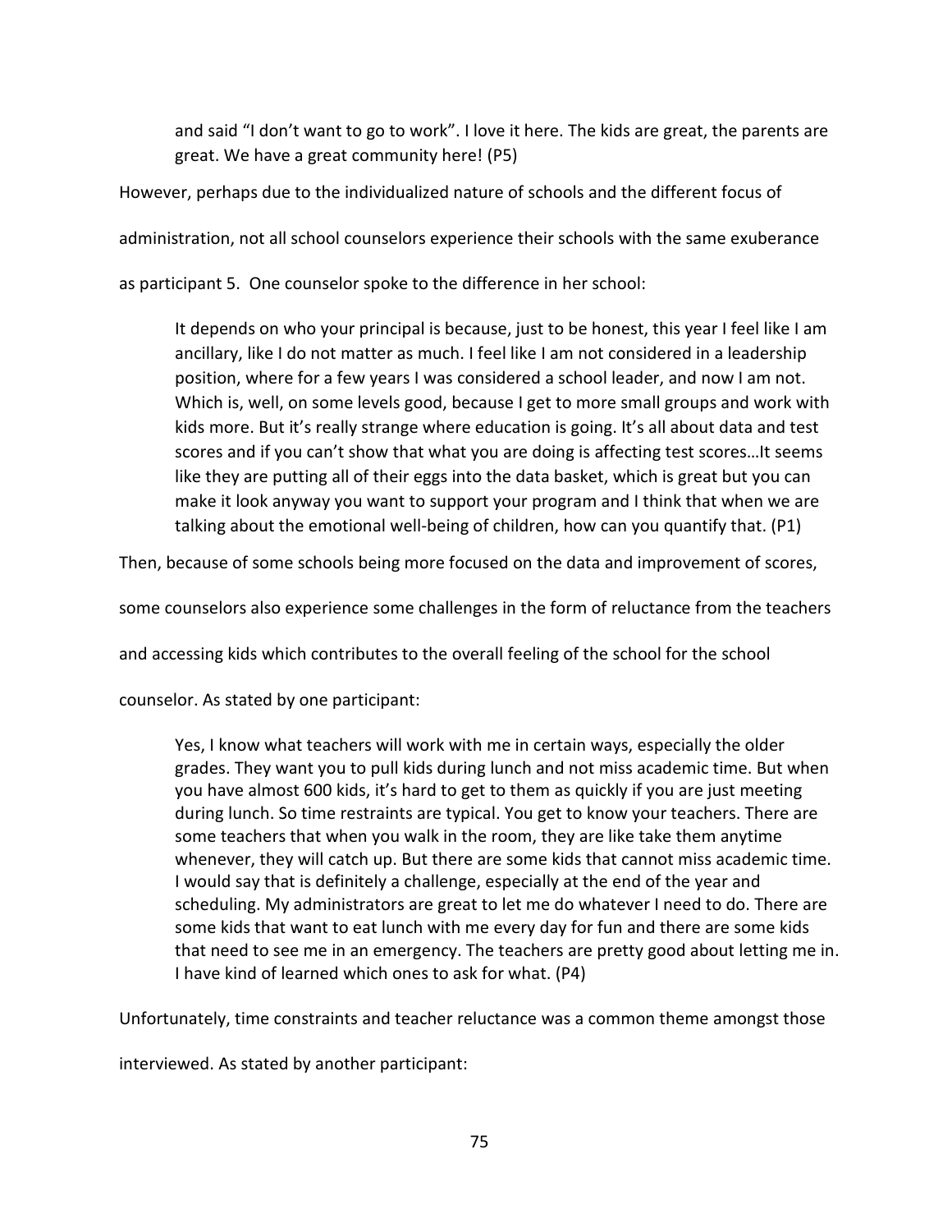> and said "I don't want to go to work". I love it here. The kids are great, the parents are great. We have a great community here! (P5)

However, perhaps due to the individualized nature of schools and the different focus of administration, not all school counselors experience their schools with the same exuberance as participant 5. One counselor spoke to the difference in her school:

> It depends on who your principal is because, just to be honest, this year I feel like I am ancillary, like I do not matter as much. I feel like I am not considered in a leadership position, where for a few years I was considered a school leader, and now I am not. Which is, well, on some levels good, because I get to more small groups and work with kids more. But it's really strange where education is going. It's all about data and test scores and if you can't show that what you are doing is affecting test scores…It seems like they are putting all of their eggs into the data basket, which is great but you can make it look anyway you want to support your program and I think that when we are talking about the emotional well-being of children, how can you quantify that. (P1)

Then, because of some schools being more focused on the data and improvement of scores, some counselors also experience some challenges in the form of reluctance from the teachers and accessing kids which contributes to the overall feeling of the school for the school counselor. As stated by one participant:

> Yes, I know what teachers will work with me in certain ways, especially the older grades. They want you to pull kids during lunch and not miss academic time. But when you have almost 600 kids, it's hard to get to them as quickly if you are just meeting during lunch. So time restraints are typical. You get to know your teachers. There are some teachers that when you walk in the room, they are like take them anytime whenever, they will catch up. But there are some kids that cannot miss academic time. I would say that is definitely a challenge, especially at the end of the year and scheduling. My administrators are great to let me do whatever I need to do. There are some kids that want to eat lunch with me every day for fun and there are some kids that need to see me in an emergency. The teachers are pretty good about letting me in. I have kind of learned which ones to ask for what. (P4)

Unfortunately, time constraints and teacher reluctance was a common theme amongst those interviewed. As stated by another participant: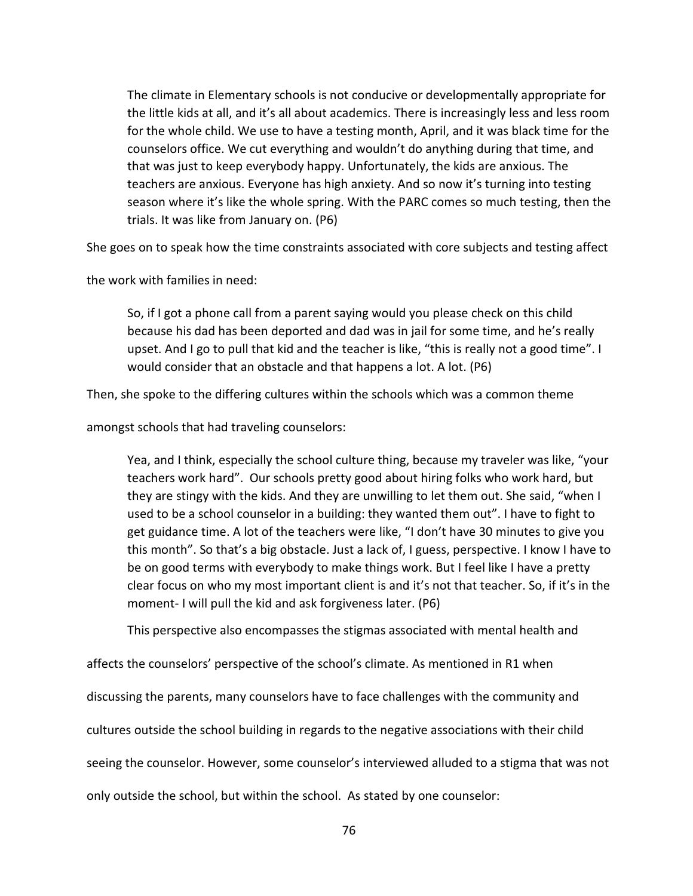> The climate in Elementary schools is not conducive or developmentally appropriate for the little kids at all, and it's all about academics. There is increasingly less and less room for the whole child. We use to have a testing month, April, and it was black time for the counselors office. We cut everything and wouldn't do anything during that time, and that was just to keep everybody happy. Unfortunately, the kids are anxious. The teachers are anxious. Everyone has high anxiety. And so now it's turning into testing season where it's like the whole spring. With the PARC comes so much testing, then the trials. It was like from January on. (P6)

She goes on to speak how the time constraints associated with core subjects and testing affect the work with families in need:

> So, if I got a phone call from a parent saying would you please check on this child because his dad has been deported and dad was in jail for some time, and he's really upset. And I go to pull that kid and the teacher is like, "this is really not a good time". I would consider that an obstacle and that happens a lot. A lot. (P6)

Then, she spoke to the differing cultures within the schools which was a common theme amongst schools that had traveling counselors:

> Yea, and I think, especially the school culture thing, because my traveler was like, "your teachers work hard". Our schools pretty good about hiring folks who work hard, but they are stingy with the kids. And they are unwilling to let them out. She said, "when I used to be a school counselor in a building: they wanted them out". I have to fight to get guidance time. A lot of the teachers were like, "I don't have 30 minutes to give you this month". So that's a big obstacle. Just a lack of, I guess, perspective. I know I have to be on good terms with everybody to make things work. But I feel like I have a pretty clear focus on who my most important client is and it's not that teacher. So, if it's in the moment- I will pull the kid and ask forgiveness later. (P6)

This perspective also encompasses the stigmas associated with mental health and affects the counselors' perspective of the school's climate. As mentioned in R1 when discussing the parents, many counselors have to face challenges with the community and cultures outside the school building in regards to the negative associations with their child seeing the counselor. However, some counselor's interviewed alluded to a stigma that was not only outside the school, but within the school. As stated by one counselor: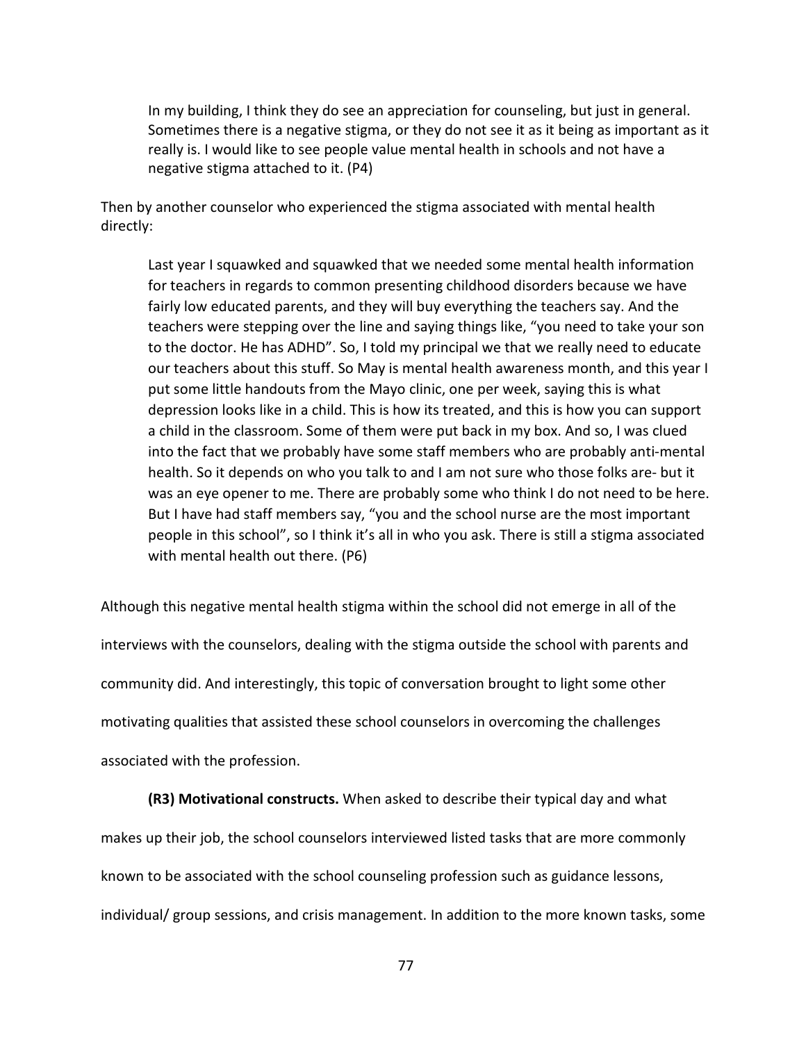> In my building, I think they do see an appreciation for counseling, but just in general. Sometimes there is a negative stigma, or they do not see it as it being as important as it really is. I would like to see people value mental health in schools and not have a negative stigma attached to it. (P4)

Then by another counselor who experienced the stigma associated with mental health directly:

> Last year I squawked and squawked that we needed some mental health information for teachers in regards to common presenting childhood disorders because we have fairly low educated parents, and they will buy everything the teachers say. And the teachers were stepping over the line and saying things like, "you need to take your son to the doctor. He has ADHD". So, I told my principal we that we really need to educate our teachers about this stuff. So May is mental health awareness month, and this year I put some little handouts from the Mayo clinic, one per week, saying this is what depression looks like in a child. This is how its treated, and this is how you can support a child in the classroom. Some of them were put back in my box. And so, I was clued into the fact that we probably have some staff members who are probably anti-mental health. So it depends on who you talk to and I am not sure who those folks are- but it was an eye opener to me. There are probably some who think I do not need to be here. But I have had staff members say, "you and the school nurse are the most important people in this school", so I think it's all in who you ask. There is still a stigma associated with mental health out there. (P6)

Although this negative mental health stigma within the school did not emerge in all of the interviews with the counselors, dealing with the stigma outside the school with parents and community did. And interestingly, this topic of conversation brought to light some other motivating qualities that assisted these school counselors in overcoming the challenges associated with the profession.

**(R3) Motivational constructs.** When asked to describe their typical day and what makes up their job, the school counselors interviewed listed tasks that are more commonly known to be associated with the school counseling profession such as guidance lessons, individual/ group sessions, and crisis management. In addition to the more known tasks, some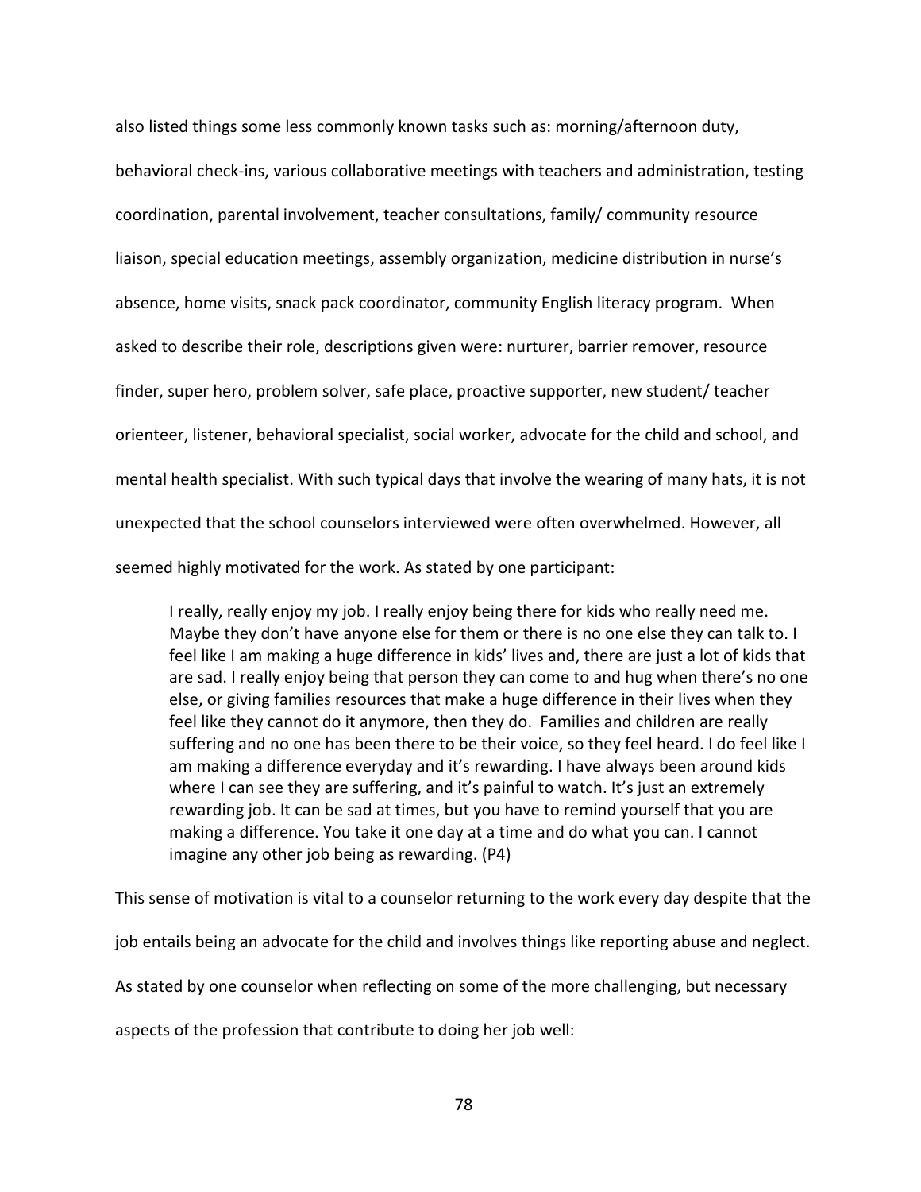also listed things some less commonly known tasks such as: morning/afternoon duty, behavioral check-ins, various collaborative meetings with teachers and administration, testing coordination, parental involvement, teacher consultations, family/ community resource liaison, special education meetings, assembly organization, medicine distribution in nurse's absence, home visits, snack pack coordinator, community English literacy program. When asked to describe their role, descriptions given were: nurturer, barrier remover, resource finder, super hero, problem solver, safe place, proactive supporter, new student/ teacher orienteer, listener, behavioral specialist, social worker, advocate for the child and school, and mental health specialist. With such typical days that involve the wearing of many hats, it is not unexpected that the school counselors interviewed were often overwhelmed. However, all seemed highly motivated for the work. As stated by one participant:

> I really, really enjoy my job. I really enjoy being there for kids who really need me. Maybe they don't have anyone else for them or there is no one else they can talk to. I feel like I am making a huge difference in kids' lives and, there are just a lot of kids that are sad. I really enjoy being that person they can come to and hug when there's no one else, or giving families resources that make a huge difference in their lives when they feel like they cannot do it anymore, then they do. Families and children are really suffering and no one has been there to be their voice, so they feel heard. I do feel like I am making a difference everyday and it's rewarding. I have always been around kids where I can see they are suffering, and it's painful to watch. It's just an extremely rewarding job. It can be sad at times, but you have to remind yourself that you are making a difference. You take it one day at a time and do what you can. I cannot imagine any other job being as rewarding. (P4)

This sense of motivation is vital to a counselor returning to the work every day despite that the job entails being an advocate for the child and involves things like reporting abuse and neglect. As stated by one counselor when reflecting on some of the more challenging, but necessary aspects of the profession that contribute to doing her job well: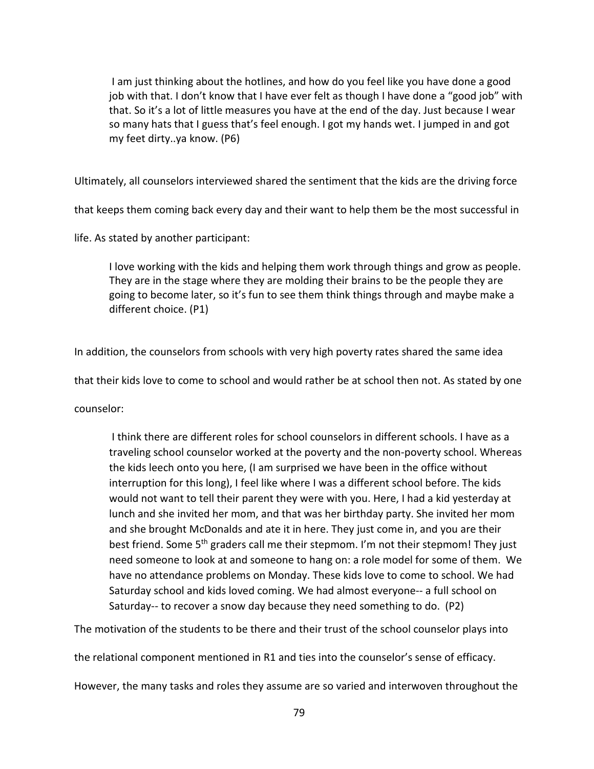> I am just thinking about the hotlines, and how do you feel like you have done a good job with that. I don't know that I have ever felt as though I have done a "good job" with that. So it's a lot of little measures you have at the end of the day. Just because I wear so many hats that I guess that's feel enough. I got my hands wet. I jumped in and got my feet dirty..ya know. (P6)

Ultimately, all counselors interviewed shared the sentiment that the kids are the driving force that keeps them coming back every day and their want to help them be the most successful in life. As stated by another participant:

> I love working with the kids and helping them work through things and grow as people. They are in the stage where they are molding their brains to be the people they are going to become later, so it's fun to see them think things through and maybe make a different choice. (P1)

In addition, the counselors from schools with very high poverty rates shared the same idea that their kids love to come to school and would rather be at school then not. As stated by one counselor:

> I think there are different roles for school counselors in different schools. I have as a traveling school counselor worked at the poverty and the non-poverty school. Whereas the kids leech onto you here, (I am surprised we have been in the office without interruption for this long), I feel like where I was a different school before. The kids would not want to tell their parent they were with you. Here, I had a kid yesterday at lunch and she invited her mom, and that was her birthday party. She invited her mom and she brought McDonalds and ate it in here. They just come in, and you are their best friend. Some 5th graders call me their stepmom. I'm not their stepmom! They just need someone to look at and someone to hang on: a role model for some of them. We have no attendance problems on Monday. These kids love to come to school. We had Saturday school and kids loved coming. We had almost everyone-- a full school on Saturday-- to recover a snow day because they need something to do. (P2)

The motivation of the students to be there and their trust of the school counselor plays into the relational component mentioned in R1 and ties into the counselor's sense of efficacy. However, the many tasks and roles they assume are so varied and interwoven throughout the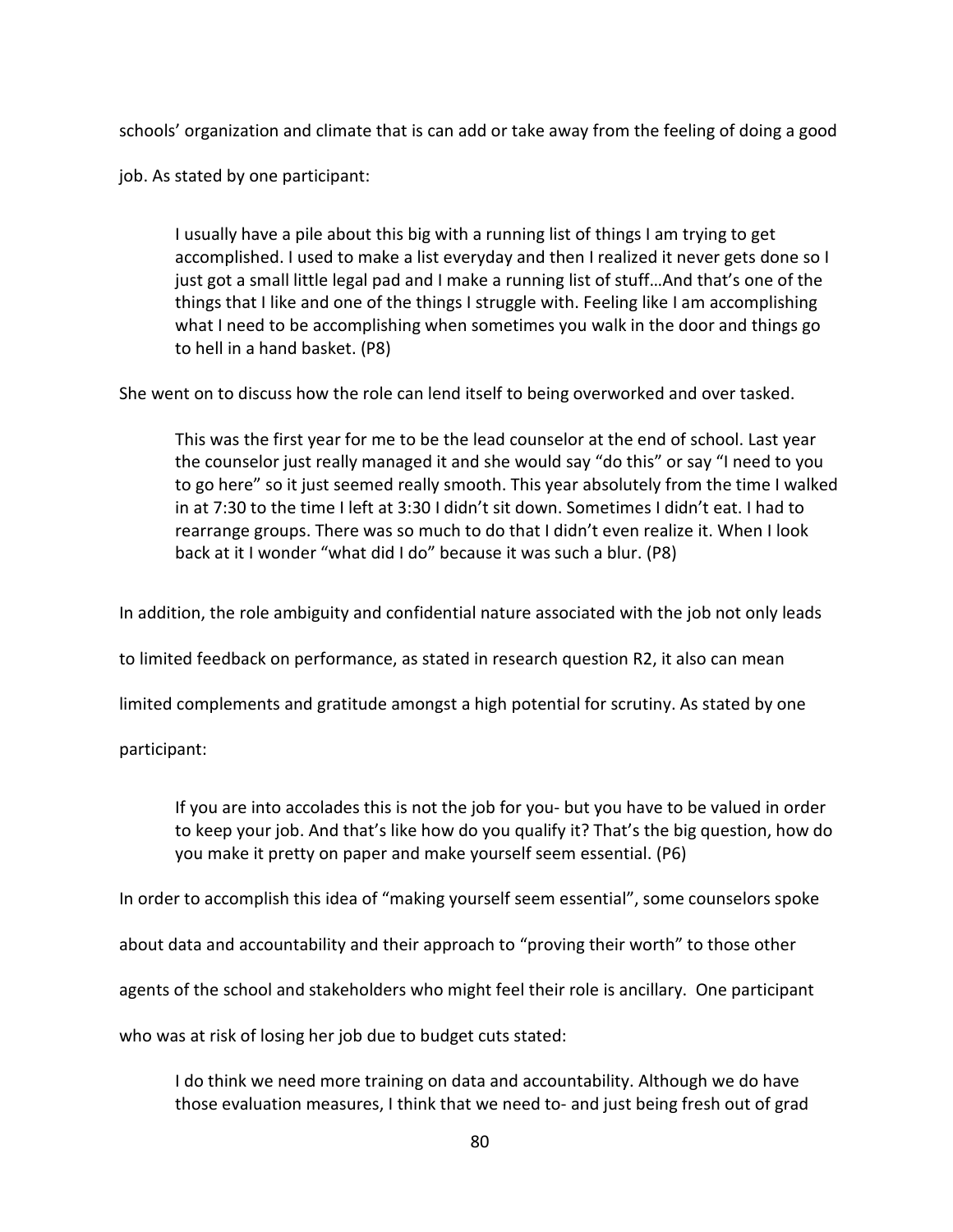schools' organization and climate that is can add or take away from the feeling of doing a good job. As stated by one participant:

> I usually have a pile about this big with a running list of things I am trying to get accomplished. I used to make a list everyday and then I realized it never gets done so I just got a small little legal pad and I make a running list of stuff…And that's one of the things that I like and one of the things I struggle with. Feeling like I am accomplishing what I need to be accomplishing when sometimes you walk in the door and things go to hell in a hand basket. (P8)

She went on to discuss how the role can lend itself to being overworked and over tasked.

> This was the first year for me to be the lead counselor at the end of school. Last year the counselor just really managed it and she would say "do this" or say "I need to you to go here" so it just seemed really smooth. This year absolutely from the time I walked in at 7:30 to the time I left at 3:30 I didn't sit down. Sometimes I didn't eat. I had to rearrange groups. There was so much to do that I didn't even realize it. When I look back at it I wonder "what did I do" because it was such a blur. (P8)

In addition, the role ambiguity and confidential nature associated with the job not only leads to limited feedback on performance, as stated in research question R2, it also can mean limited complements and gratitude amongst a high potential for scrutiny. As stated by one participant:

> If you are into accolades this is not the job for you- but you have to be valued in order to keep your job. And that's like how do you qualify it? That's the big question, how do you make it pretty on paper and make yourself seem essential. (P6)

In order to accomplish this idea of "making yourself seem essential", some counselors spoke about data and accountability and their approach to "proving their worth" to those other agents of the school and stakeholders who might feel their role is ancillary. One participant who was at risk of losing her job due to budget cuts stated:

> I do think we need more training on data and accountability. Although we do have those evaluation measures, I think that we need to- and just being fresh out of grad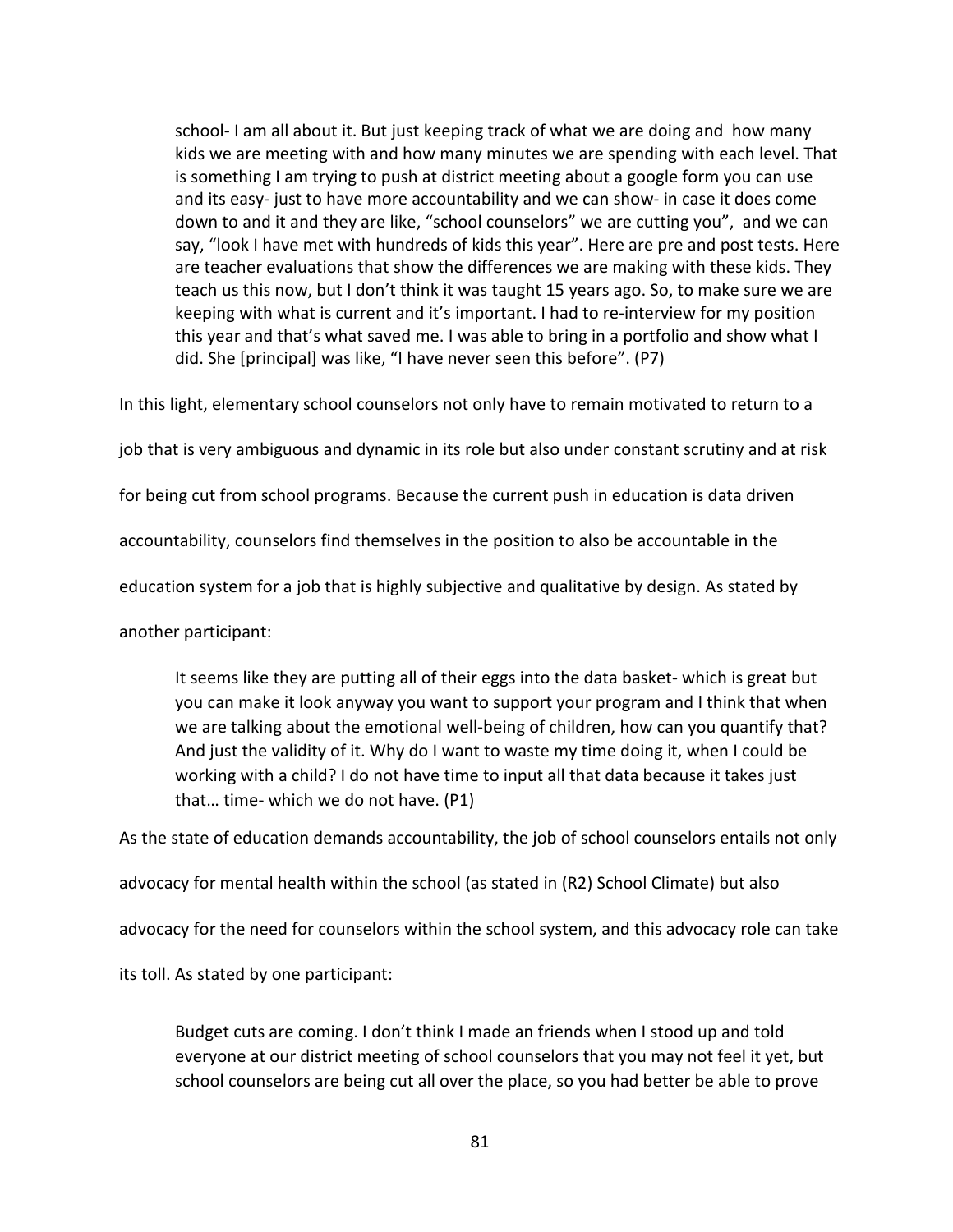> school- I am all about it. But just keeping track of what we are doing and how many kids we are meeting with and how many minutes we are spending with each level. That is something I am trying to push at district meeting about a google form you can use and its easy- just to have more accountability and we can show- in case it does come down to and it and they are like, "school counselors" we are cutting you", and we can say, "look I have met with hundreds of kids this year". Here are pre and post tests. Here are teacher evaluations that show the differences we are making with these kids. They teach us this now, but I don't think it was taught 15 years ago. So, to make sure we are keeping with what is current and it's important. I had to re-interview for my position this year and that's what saved me. I was able to bring in a portfolio and show what I did. She [principal] was like, "I have never seen this before". (P7)

In this light, elementary school counselors not only have to remain motivated to return to a job that is very ambiguous and dynamic in its role but also under constant scrutiny and at risk for being cut from school programs. Because the current push in education is data driven accountability, counselors find themselves in the position to also be accountable in the education system for a job that is highly subjective and qualitative by design. As stated by another participant:

> It seems like they are putting all of their eggs into the data basket- which is great but you can make it look anyway you want to support your program and I think that when we are talking about the emotional well-being of children, how can you quantify that? And just the validity of it. Why do I want to waste my time doing it, when I could be working with a child? I do not have time to input all that data because it takes just that… time- which we do not have. (P1)

As the state of education demands accountability, the job of school counselors entails not only advocacy for mental health within the school (as stated in (R2) School Climate) but also advocacy for the need for counselors within the school system, and this advocacy role can take its toll. As stated by one participant:

> Budget cuts are coming. I don't think I made an friends when I stood up and told everyone at our district meeting of school counselors that you may not feel it yet, but school counselors are being cut all over the place, so you had better be able to prove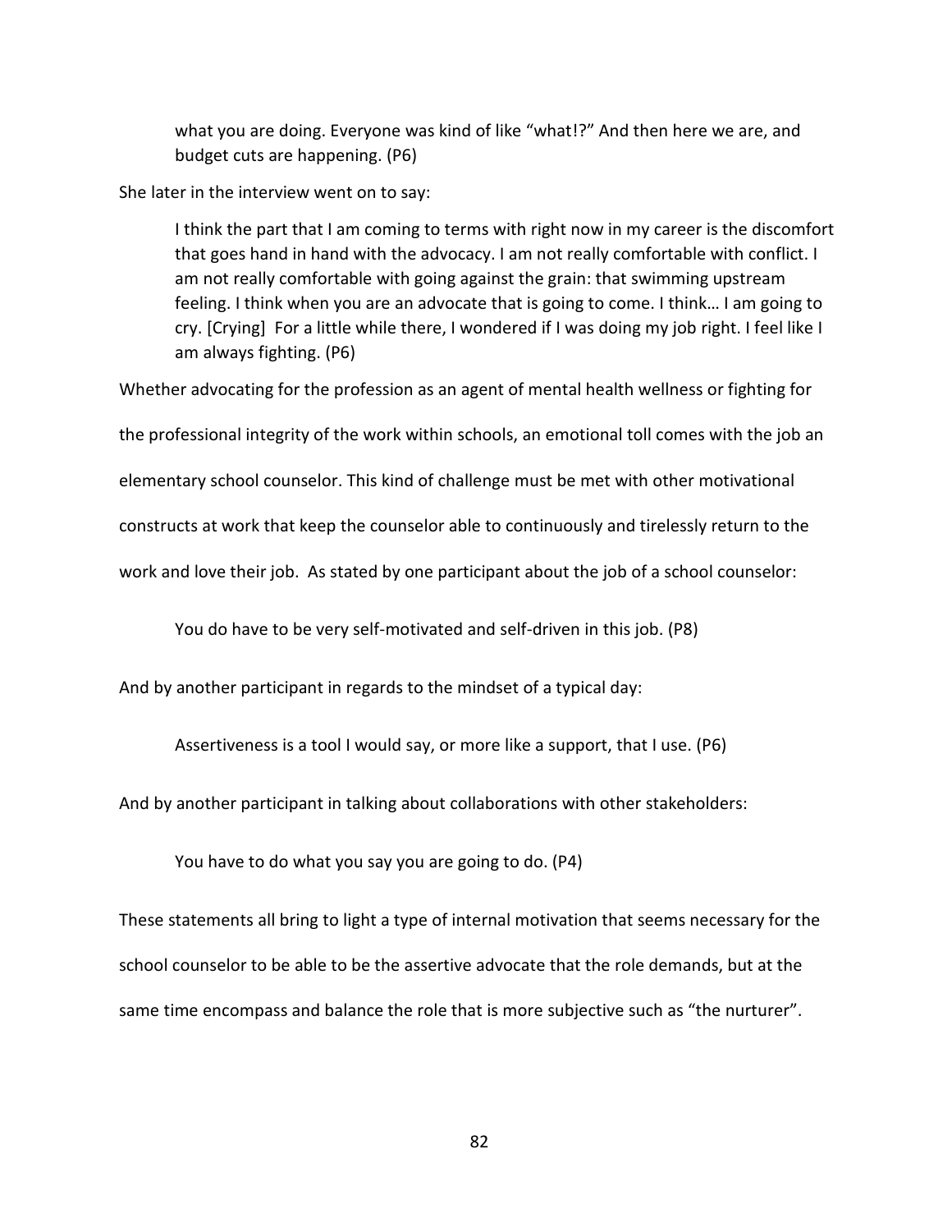> what you are doing. Everyone was kind of like "what!?" And then here we are, and budget cuts are happening. (P6)

She later in the interview went on to say:

> I think the part that I am coming to terms with right now in my career is the discomfort that goes hand in hand with the advocacy. I am not really comfortable with conflict. I am not really comfortable with going against the grain: that swimming upstream feeling. I think when you are an advocate that is going to come. I think… I am going to cry. [Crying] For a little while there, I wondered if I was doing my job right. I feel like I am always fighting. (P6)

Whether advocating for the profession as an agent of mental health wellness or fighting for the professional integrity of the work within schools, an emotional toll comes with the job an elementary school counselor. This kind of challenge must be met with other motivational constructs at work that keep the counselor able to continuously and tirelessly return to the work and love their job. As stated by one participant about the job of a school counselor:

> You do have to be very self-motivated and self-driven in this job. (P8)

And by another participant in regards to the mindset of a typical day:

> Assertiveness is a tool I would say, or more like a support, that I use. (P6)

And by another participant in talking about collaborations with other stakeholders:

> You have to do what you say you are going to do. (P4)

These statements all bring to light a type of internal motivation that seems necessary for the school counselor to be able to be the assertive advocate that the role demands, but at the same time encompass and balance the role that is more subjective such as "the nurturer".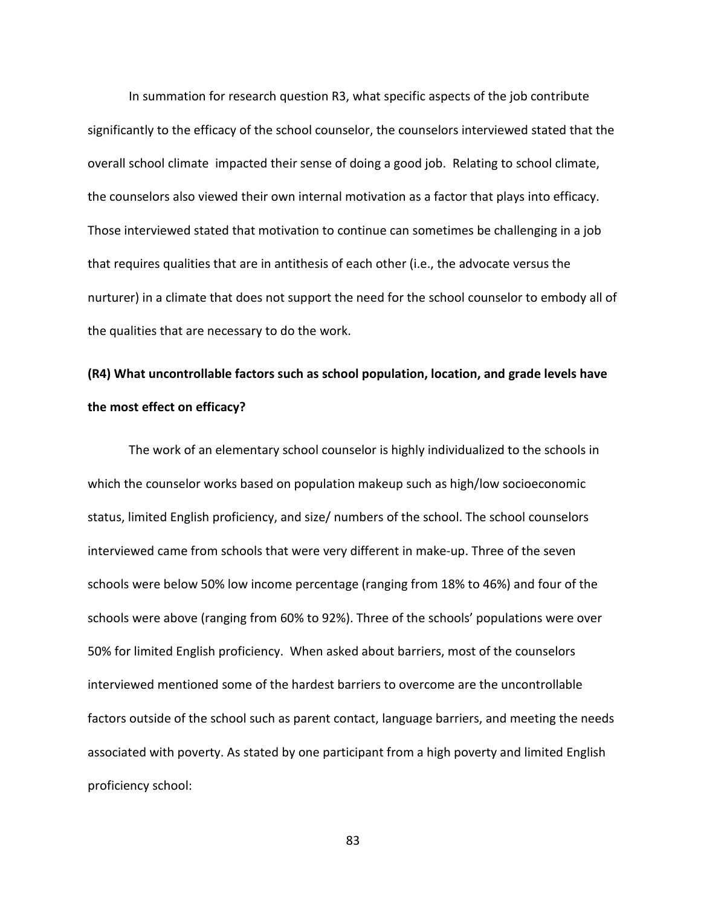In summation for research question R3, what specific aspects of the job contribute significantly to the efficacy of the school counselor, the counselors interviewed stated that the overall school climate impacted their sense of doing a good job. Relating to school climate, the counselors also viewed their own internal motivation as a factor that plays into efficacy. Those interviewed stated that motivation to continue can sometimes be challenging in a job that requires qualities that are in antithesis of each other (i.e., the advocate versus the nurturer) in a climate that does not support the need for the school counselor to embody all of the qualities that are necessary to do the work.

**(R4) What uncontrollable factors such as school population, location, and grade levels have the most effect on efficacy?**

The work of an elementary school counselor is highly individualized to the schools in which the counselor works based on population makeup such as high/low socioeconomic status, limited English proficiency, and size/ numbers of the school. The school counselors interviewed came from schools that were very different in make-up. Three of the seven schools were below 50% low income percentage (ranging from 18% to 46%) and four of the schools were above (ranging from 60% to 92%). Three of the schools' populations were over 50% for limited English proficiency. When asked about barriers, most of the counselors interviewed mentioned some of the hardest barriers to overcome are the uncontrollable factors outside of the school such as parent contact, language barriers, and meeting the needs associated with poverty. As stated by one participant from a high poverty and limited English proficiency school: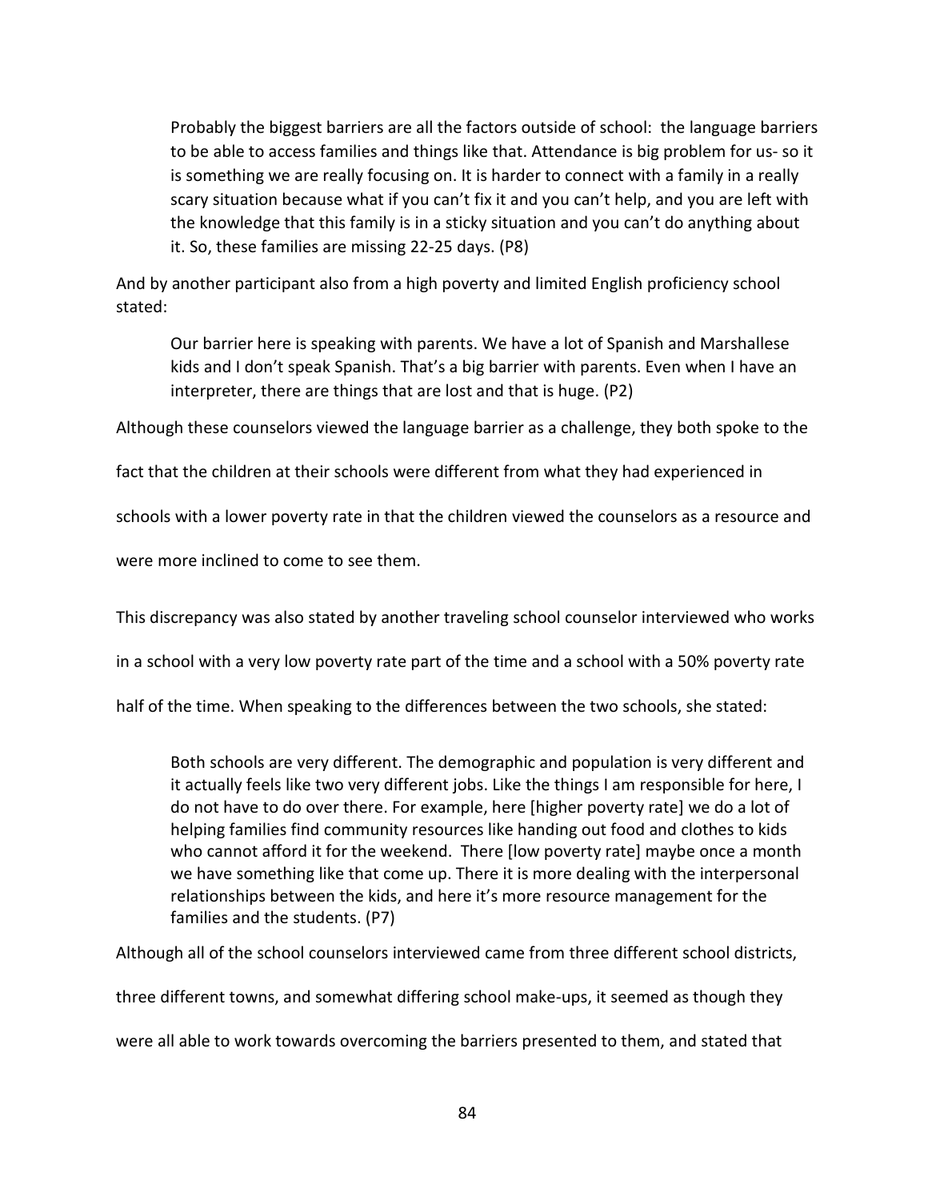> Probably the biggest barriers are all the factors outside of school: the language barriers to be able to access families and things like that. Attendance is big problem for us- so it is something we are really focusing on. It is harder to connect with a family in a really scary situation because what if you can't fix it and you can't help, and you are left with the knowledge that this family is in a sticky situation and you can't do anything about it. So, these families are missing 22-25 days. (P8)

And by another participant also from a high poverty and limited English proficiency school stated:

> Our barrier here is speaking with parents. We have a lot of Spanish and Marshallese kids and I don't speak Spanish. That's a big barrier with parents. Even when I have an interpreter, there are things that are lost and that is huge. (P2)

Although these counselors viewed the language barrier as a challenge, they both spoke to the fact that the children at their schools were different from what they had experienced in schools with a lower poverty rate in that the children viewed the counselors as a resource and were more inclined to come to see them.

This discrepancy was also stated by another traveling school counselor interviewed who works in a school with a very low poverty rate part of the time and a school with a 50% poverty rate half of the time. When speaking to the differences between the two schools, she stated:

> Both schools are very different. The demographic and population is very different and it actually feels like two very different jobs. Like the things I am responsible for here, I do not have to do over there. For example, here [higher poverty rate] we do a lot of helping families find community resources like handing out food and clothes to kids who cannot afford it for the weekend. There [low poverty rate] maybe once a month we have something like that come up. There it is more dealing with the interpersonal relationships between the kids, and here it's more resource management for the families and the students. (P7)

Although all of the school counselors interviewed came from three different school districts, three different towns, and somewhat differing school make-ups, it seemed as though they were all able to work towards overcoming the barriers presented to them, and stated that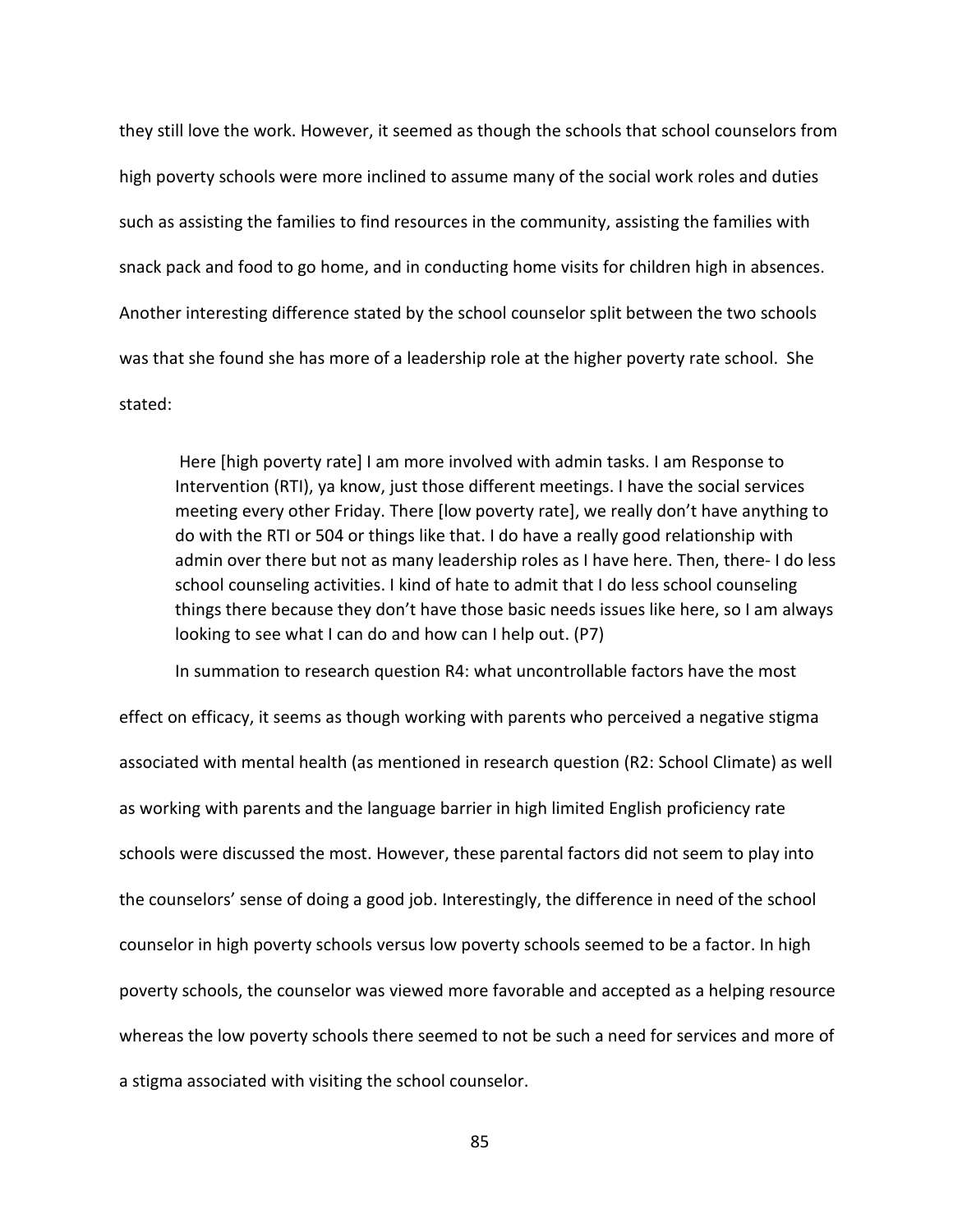they still love the work. However, it seemed as though the schools that school counselors from high poverty schools were more inclined to assume many of the social work roles and duties such as assisting the families to find resources in the community, assisting the families with snack pack and food to go home, and in conducting home visits for children high in absences. Another interesting difference stated by the school counselor split between the two schools was that she found she has more of a leadership role at the higher poverty rate school. She stated:

> Here [high poverty rate] I am more involved with admin tasks. I am Response to Intervention (RTI), ya know, just those different meetings. I have the social services meeting every other Friday. There [low poverty rate], we really don't have anything to do with the RTI or 504 or things like that. I do have a really good relationship with admin over there but not as many leadership roles as I have here. Then, there- I do less school counseling activities. I kind of hate to admit that I do less school counseling things there because they don't have those basic needs issues like here, so I am always looking to see what I can do and how can I help out. (P7)

In summation to research question R4: what uncontrollable factors have the most effect on efficacy, it seems as though working with parents who perceived a negative stigma associated with mental health (as mentioned in research question (R2: School Climate) as well as working with parents and the language barrier in high limited English proficiency rate schools were discussed the most. However, these parental factors did not seem to play into the counselors' sense of doing a good job. Interestingly, the difference in need of the school counselor in high poverty schools versus low poverty schools seemed to be a factor. In high poverty schools, the counselor was viewed more favorable and accepted as a helping resource whereas the low poverty schools there seemed to not be such a need for services and more of a stigma associated with visiting the school counselor.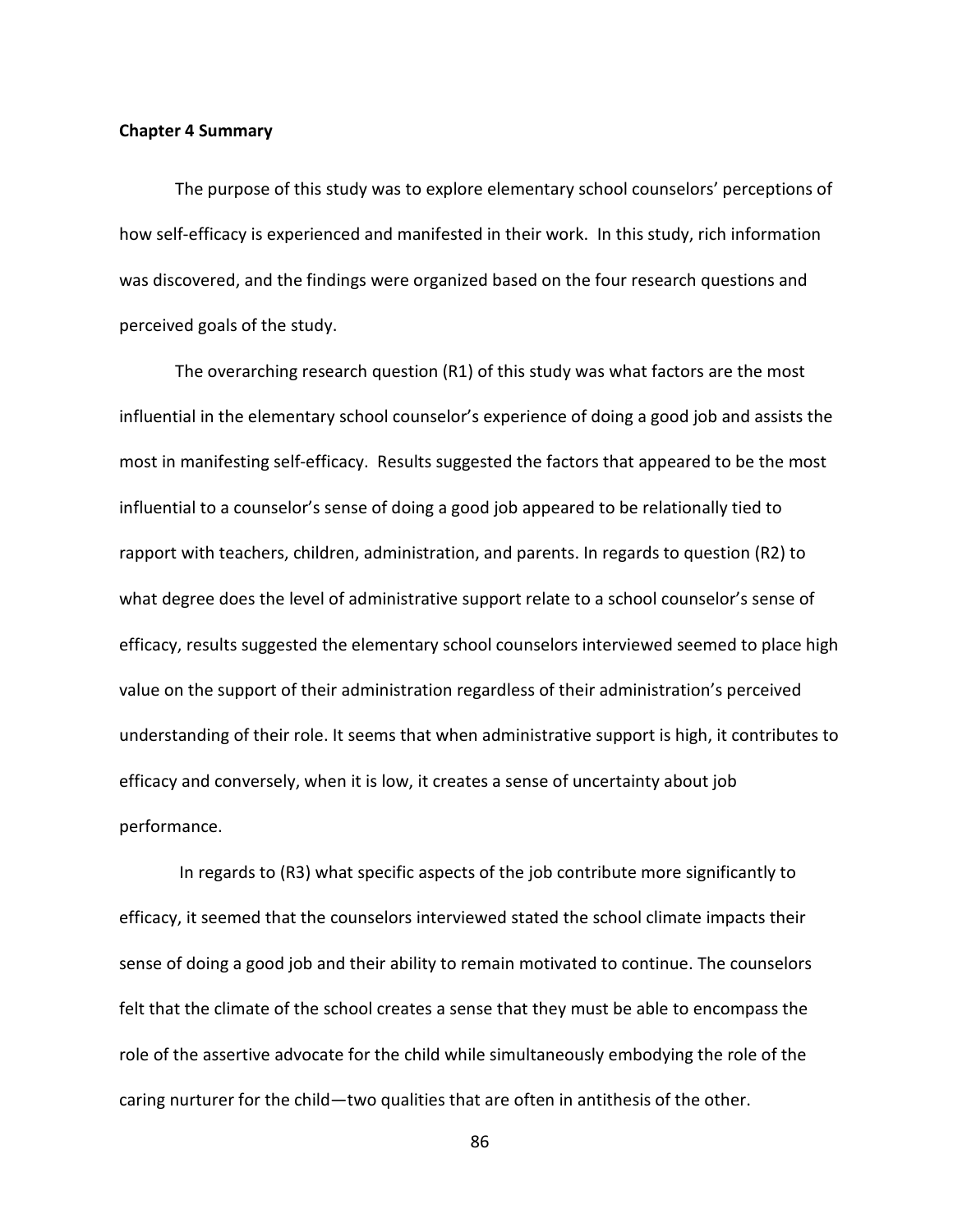**Chapter 4 Summary**

The purpose of this study was to explore elementary school counselors' perceptions of how self-efficacy is experienced and manifested in their work. In this study, rich information was discovered, and the findings were organized based on the four research questions and perceived goals of the study.

The overarching research question (R1) of this study was what factors are the most influential in the elementary school counselor's experience of doing a good job and assists the most in manifesting self-efficacy. Results suggested the factors that appeared to be the most influential to a counselor's sense of doing a good job appeared to be relationally tied to rapport with teachers, children, administration, and parents. In regards to question (R2) to what degree does the level of administrative support relate to a school counselor's sense of efficacy, results suggested the elementary school counselors interviewed seemed to place high value on the support of their administration regardless of their administration's perceived understanding of their role. It seems that when administrative support is high, it contributes to efficacy and conversely, when it is low, it creates a sense of uncertainty about job performance.

In regards to (R3) what specific aspects of the job contribute more significantly to efficacy, it seemed that the counselors interviewed stated the school climate impacts their sense of doing a good job and their ability to remain motivated to continue. The counselors felt that the climate of the school creates a sense that they must be able to encompass the role of the assertive advocate for the child while simultaneously embodying the role of the caring nurturer for the child—two qualities that are often in antithesis of the other.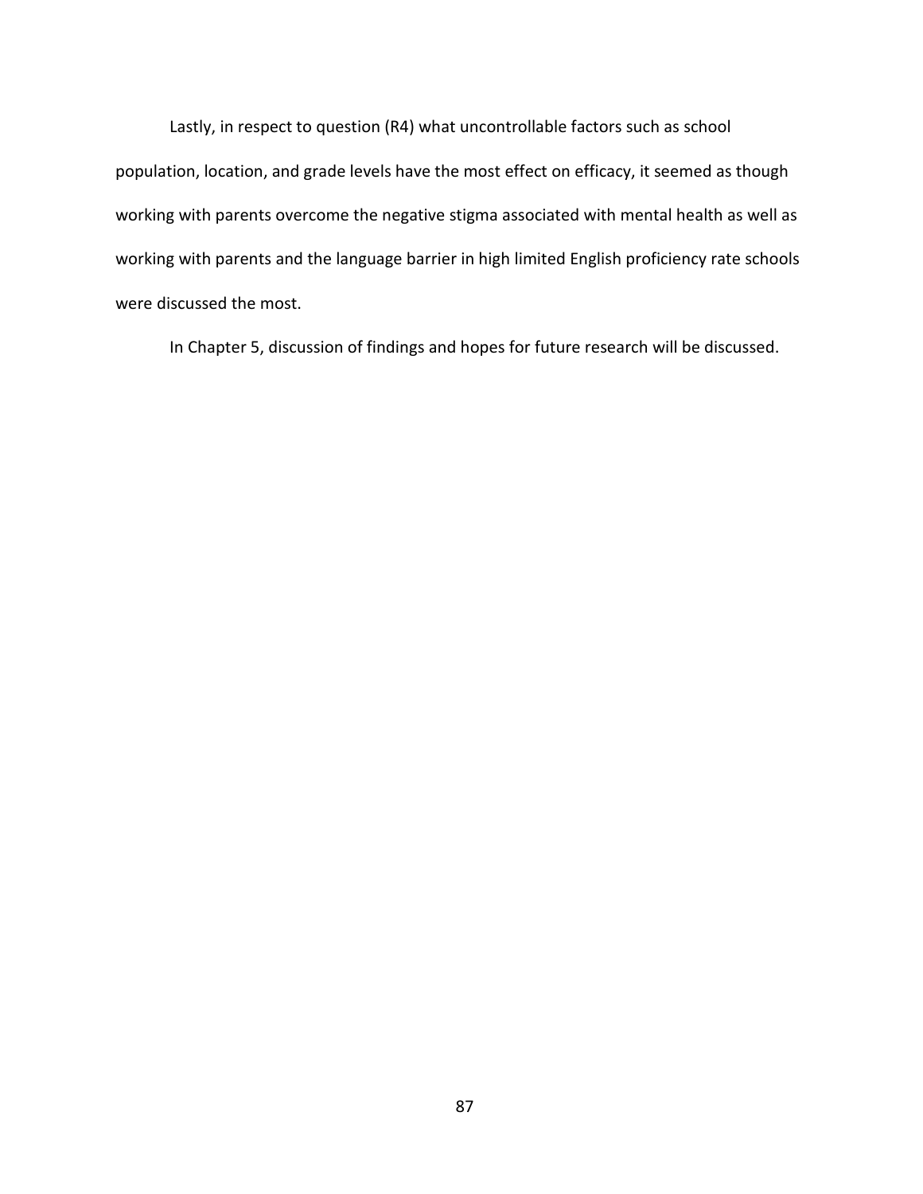Lastly, in respect to question (R4) what uncontrollable factors such as school population, location, and grade levels have the most effect on efficacy, it seemed as though working with parents overcome the negative stigma associated with mental health as well as working with parents and the language barrier in high limited English proficiency rate schools were discussed the most.

In Chapter 5, discussion of findings and hopes for future research will be discussed.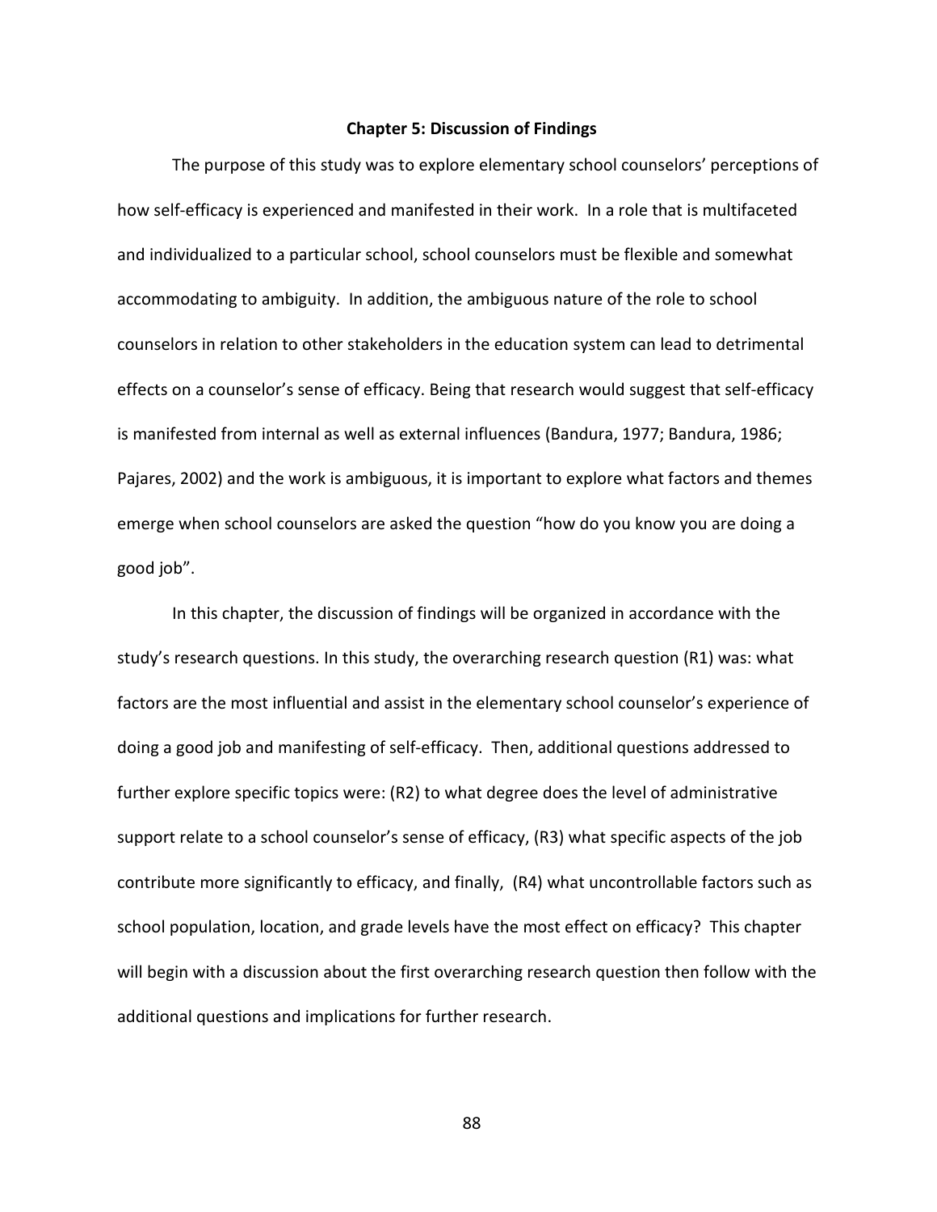# Chapter 5: Discussion of Findings

The purpose of this study was to explore elementary school counselors' perceptions of how self-efficacy is experienced and manifested in their work. In a role that is multifaceted and individualized to a particular school, school counselors must be flexible and somewhat accommodating to ambiguity. In addition, the ambiguous nature of the role to school counselors in relation to other stakeholders in the education system can lead to detrimental effects on a counselor's sense of efficacy. Being that research would suggest that self-efficacy is manifested from internal as well as external influences (Bandura, 1977; Bandura, 1986; Pajares, 2002) and the work is ambiguous, it is important to explore what factors and themes emerge when school counselors are asked the question "how do you know you are doing a good job".

In this chapter, the discussion of findings will be organized in accordance with the study's research questions. In this study, the overarching research question (R1) was: what factors are the most influential and assist in the elementary school counselor's experience of doing a good job and manifesting of self-efficacy. Then, additional questions addressed to further explore specific topics were: (R2) to what degree does the level of administrative support relate to a school counselor's sense of efficacy, (R3) what specific aspects of the job contribute more significantly to efficacy, and finally, (R4) what uncontrollable factors such as school population, location, and grade levels have the most effect on efficacy? This chapter will begin with a discussion about the first overarching research question then follow with the additional questions and implications for further research.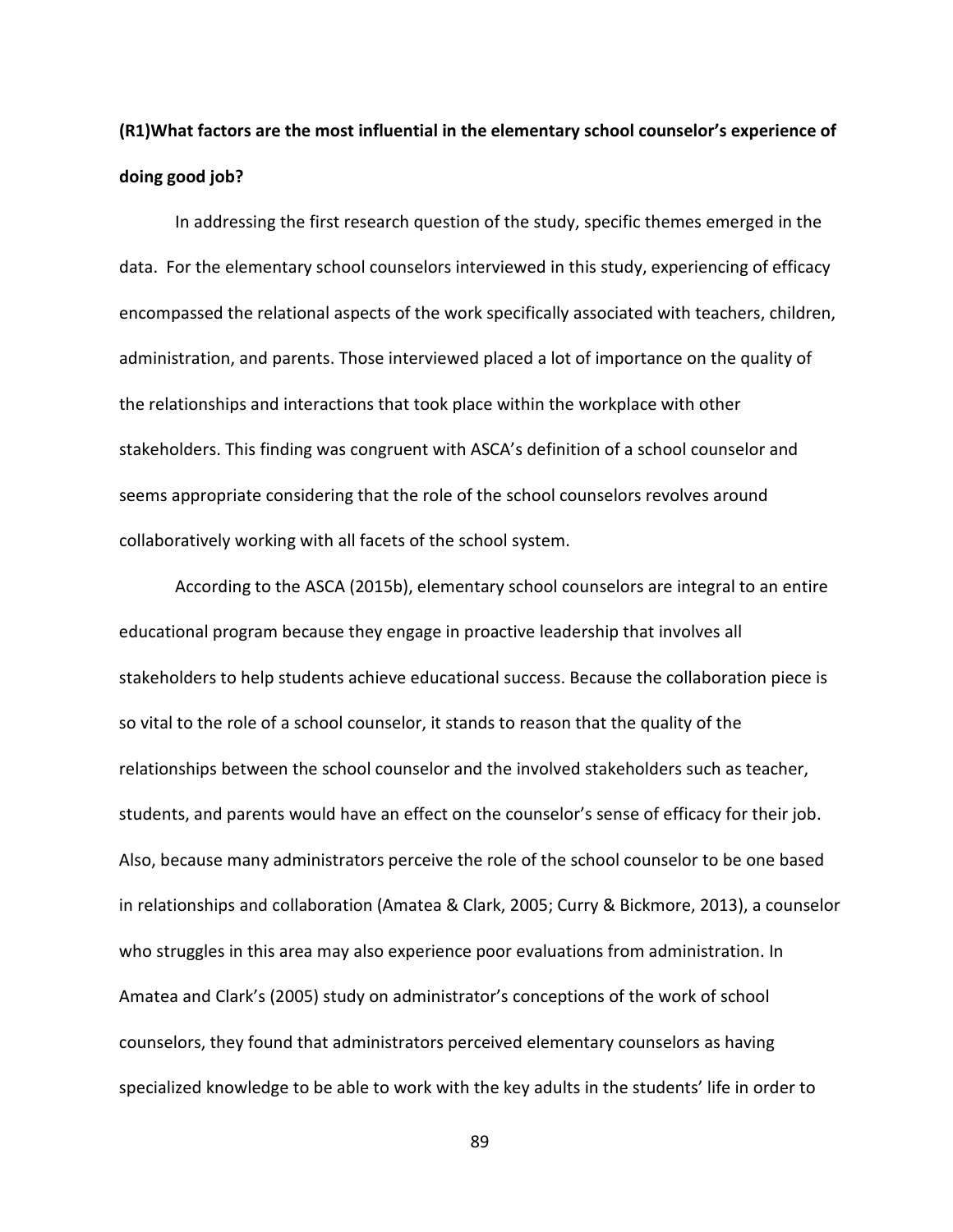**(R1)What factors are the most influential in the elementary school counselor's experience of doing good job?**

In addressing the first research question of the study, specific themes emerged in the data. For the elementary school counselors interviewed in this study, experiencing of efficacy encompassed the relational aspects of the work specifically associated with teachers, children, administration, and parents. Those interviewed placed a lot of importance on the quality of the relationships and interactions that took place within the workplace with other stakeholders. This finding was congruent with ASCA's definition of a school counselor and seems appropriate considering that the role of the school counselors revolves around collaboratively working with all facets of the school system.

According to the ASCA (2015b), elementary school counselors are integral to an entire educational program because they engage in proactive leadership that involves all stakeholders to help students achieve educational success. Because the collaboration piece is so vital to the role of a school counselor, it stands to reason that the quality of the relationships between the school counselor and the involved stakeholders such as teacher, students, and parents would have an effect on the counselor's sense of efficacy for their job. Also, because many administrators perceive the role of the school counselor to be one based in relationships and collaboration (Amatea & Clark, 2005; Curry & Bickmore, 2013), a counselor who struggles in this area may also experience poor evaluations from administration. In Amatea and Clark's (2005) study on administrator's conceptions of the work of school counselors, they found that administrators perceived elementary counselors as having specialized knowledge to be able to work with the key adults in the students' life in order to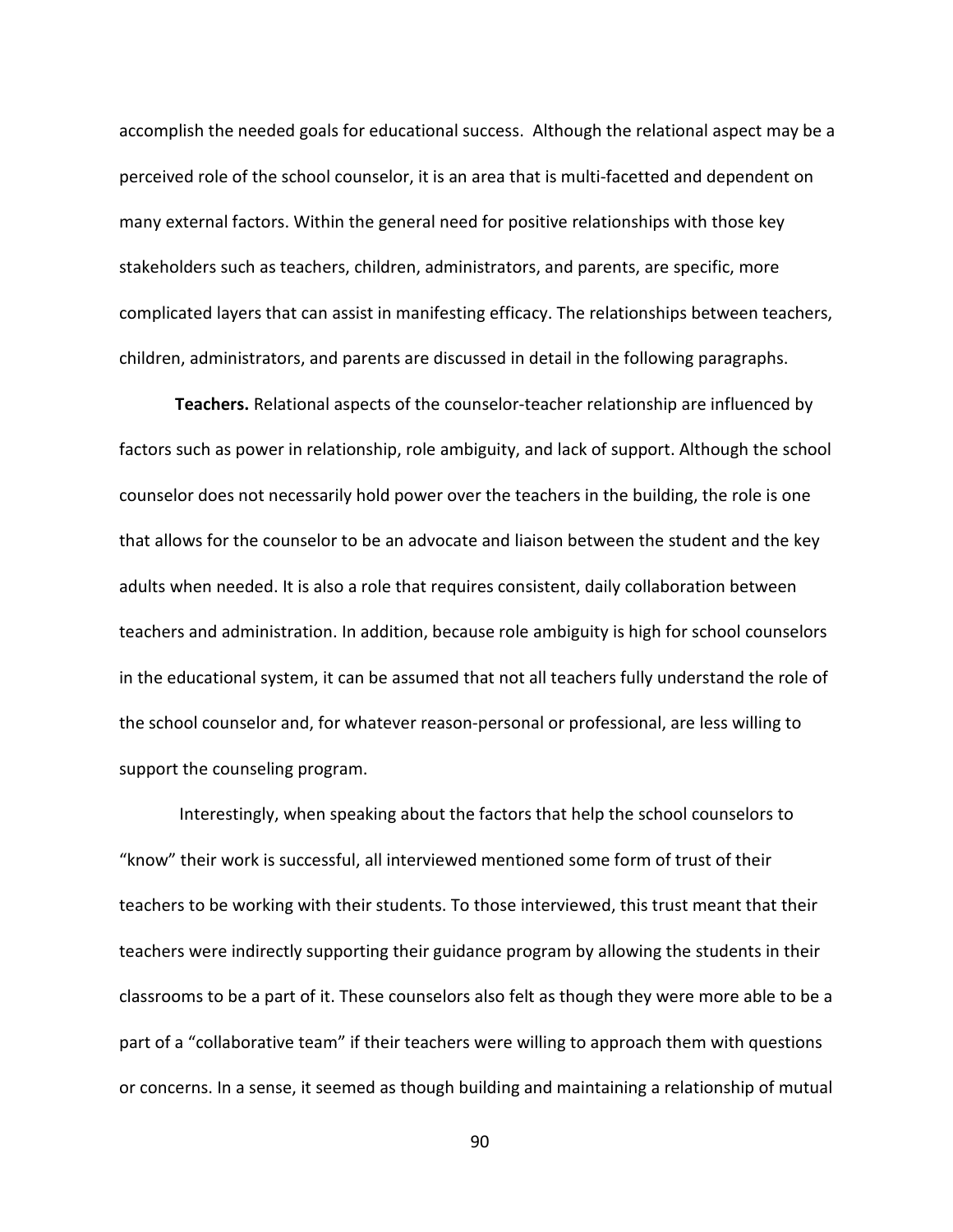accomplish the needed goals for educational success. Although the relational aspect may be a perceived role of the school counselor, it is an area that is multi-facetted and dependent on many external factors. Within the general need for positive relationships with those key stakeholders such as teachers, children, administrators, and parents, are specific, more complicated layers that can assist in manifesting efficacy. The relationships between teachers, children, administrators, and parents are discussed in detail in the following paragraphs.

**Teachers.** Relational aspects of the counselor-teacher relationship are influenced by factors such as power in relationship, role ambiguity, and lack of support. Although the school counselor does not necessarily hold power over the teachers in the building, the role is one that allows for the counselor to be an advocate and liaison between the student and the key adults when needed. It is also a role that requires consistent, daily collaboration between teachers and administration. In addition, because role ambiguity is high for school counselors in the educational system, it can be assumed that not all teachers fully understand the role of the school counselor and, for whatever reason-personal or professional, are less willing to support the counseling program.

Interestingly, when speaking about the factors that help the school counselors to "know" their work is successful, all interviewed mentioned some form of trust of their teachers to be working with their students. To those interviewed, this trust meant that their teachers were indirectly supporting their guidance program by allowing the students in their classrooms to be a part of it. These counselors also felt as though they were more able to be a part of a "collaborative team" if their teachers were willing to approach them with questions or concerns. In a sense, it seemed as though building and maintaining a relationship of mutual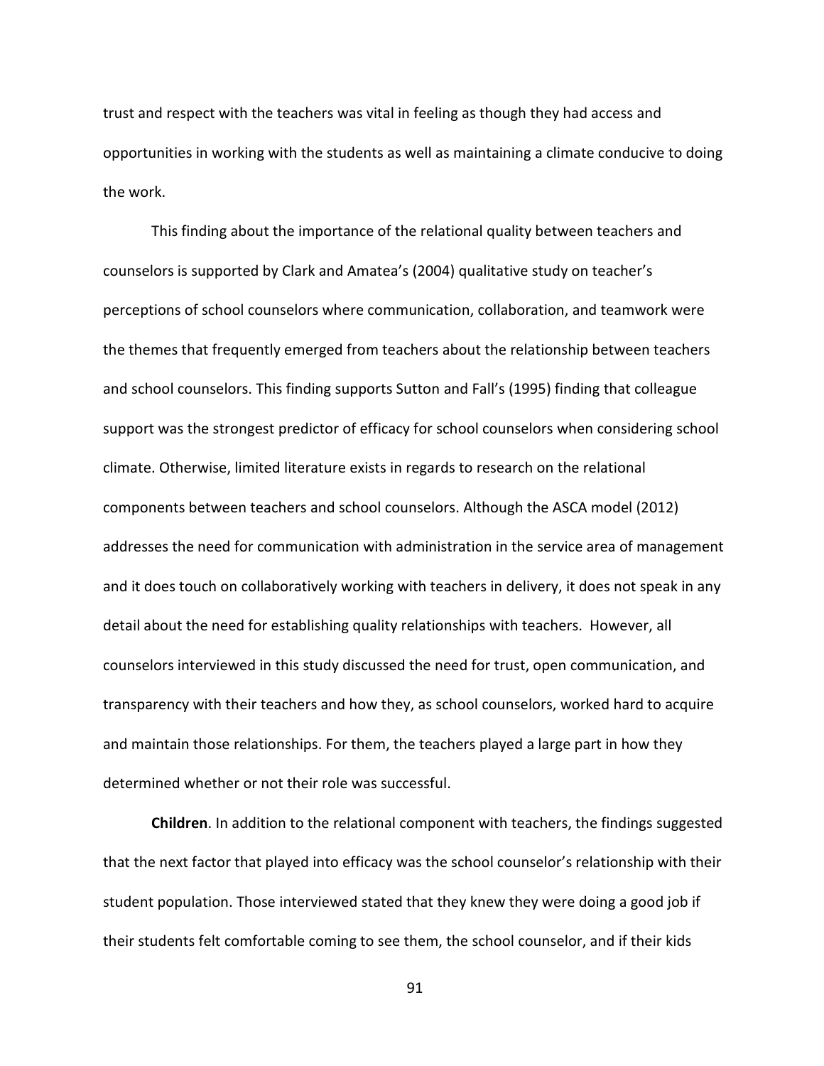trust and respect with the teachers was vital in feeling as though they had access and opportunities in working with the students as well as maintaining a climate conducive to doing the work.

This finding about the importance of the relational quality between teachers and counselors is supported by Clark and Amatea's (2004) qualitative study on teacher's perceptions of school counselors where communication, collaboration, and teamwork were the themes that frequently emerged from teachers about the relationship between teachers and school counselors. This finding supports Sutton and Fall's (1995) finding that colleague support was the strongest predictor of efficacy for school counselors when considering school climate. Otherwise, limited literature exists in regards to research on the relational components between teachers and school counselors. Although the ASCA model (2012) addresses the need for communication with administration in the service area of management and it does touch on collaboratively working with teachers in delivery, it does not speak in any detail about the need for establishing quality relationships with teachers. However, all counselors interviewed in this study discussed the need for trust, open communication, and transparency with their teachers and how they, as school counselors, worked hard to acquire and maintain those relationships. For them, the teachers played a large part in how they determined whether or not their role was successful.

**Children**. In addition to the relational component with teachers, the findings suggested that the next factor that played into efficacy was the school counselor's relationship with their student population. Those interviewed stated that they knew they were doing a good job if their students felt comfortable coming to see them, the school counselor, and if their kids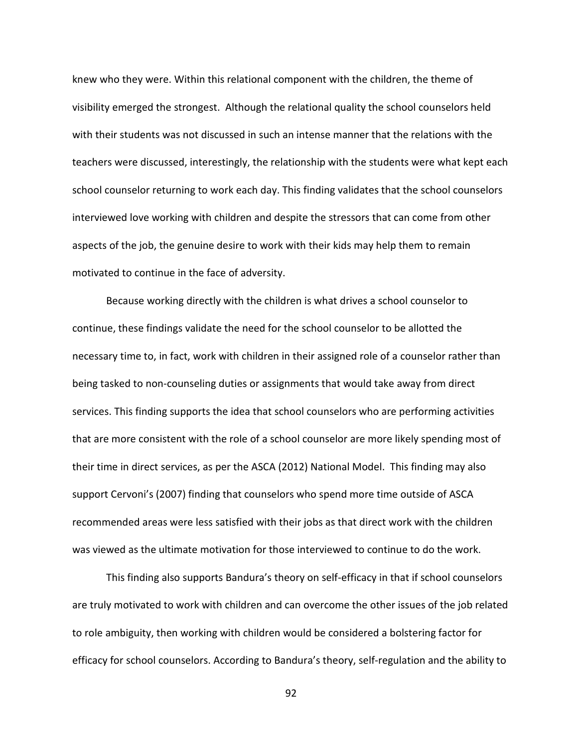knew who they were. Within this relational component with the children, the theme of visibility emerged the strongest. Although the relational quality the school counselors held with their students was not discussed in such an intense manner that the relations with the teachers were discussed, interestingly, the relationship with the students were what kept each school counselor returning to work each day. This finding validates that the school counselors interviewed love working with children and despite the stressors that can come from other aspects of the job, the genuine desire to work with their kids may help them to remain motivated to continue in the face of adversity.

Because working directly with the children is what drives a school counselor to continue, these findings validate the need for the school counselor to be allotted the necessary time to, in fact, work with children in their assigned role of a counselor rather than being tasked to non-counseling duties or assignments that would take away from direct services. This finding supports the idea that school counselors who are performing activities that are more consistent with the role of a school counselor are more likely spending most of their time in direct services, as per the ASCA (2012) National Model. This finding may also support Cervoni's (2007) finding that counselors who spend more time outside of ASCA recommended areas were less satisfied with their jobs as that direct work with the children was viewed as the ultimate motivation for those interviewed to continue to do the work.

This finding also supports Bandura's theory on self-efficacy in that if school counselors are truly motivated to work with children and can overcome the other issues of the job related to role ambiguity, then working with children would be considered a bolstering factor for efficacy for school counselors. According to Bandura's theory, self-regulation and the ability to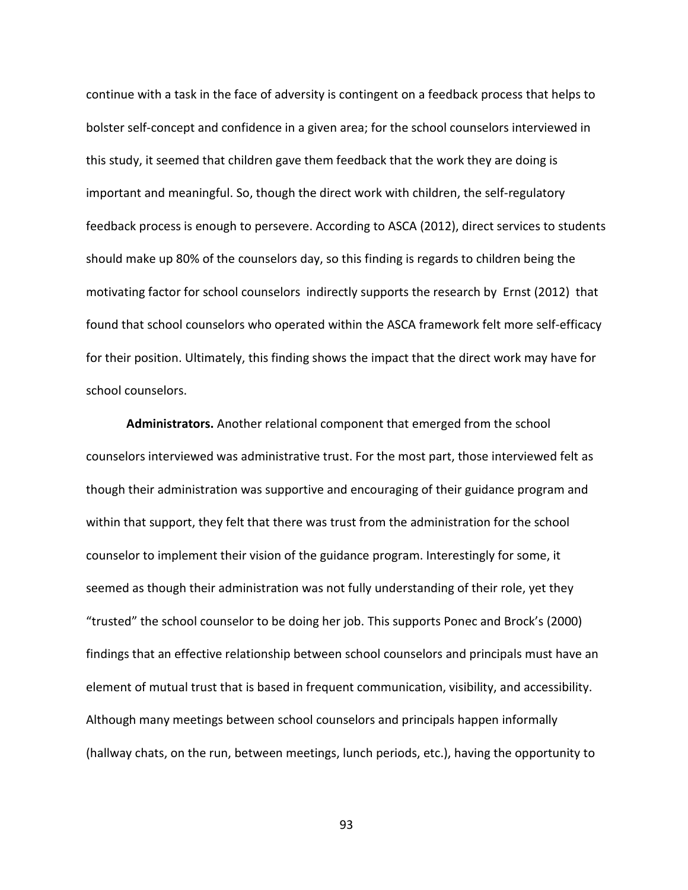continue with a task in the face of adversity is contingent on a feedback process that helps to bolster self-concept and confidence in a given area; for the school counselors interviewed in this study, it seemed that children gave them feedback that the work they are doing is important and meaningful. So, though the direct work with children, the self-regulatory feedback process is enough to persevere. According to ASCA (2012), direct services to students should make up 80% of the counselors day, so this finding is regards to children being the motivating factor for school counselors indirectly supports the research by Ernst (2012) that found that school counselors who operated within the ASCA framework felt more self-efficacy for their position. Ultimately, this finding shows the impact that the direct work may have for school counselors.

**Administrators.** Another relational component that emerged from the school counselors interviewed was administrative trust. For the most part, those interviewed felt as though their administration was supportive and encouraging of their guidance program and within that support, they felt that there was trust from the administration for the school counselor to implement their vision of the guidance program. Interestingly for some, it seemed as though their administration was not fully understanding of their role, yet they "trusted" the school counselor to be doing her job. This supports Ponec and Brock's (2000) findings that an effective relationship between school counselors and principals must have an element of mutual trust that is based in frequent communication, visibility, and accessibility. Although many meetings between school counselors and principals happen informally (hallway chats, on the run, between meetings, lunch periods, etc.), having the opportunity to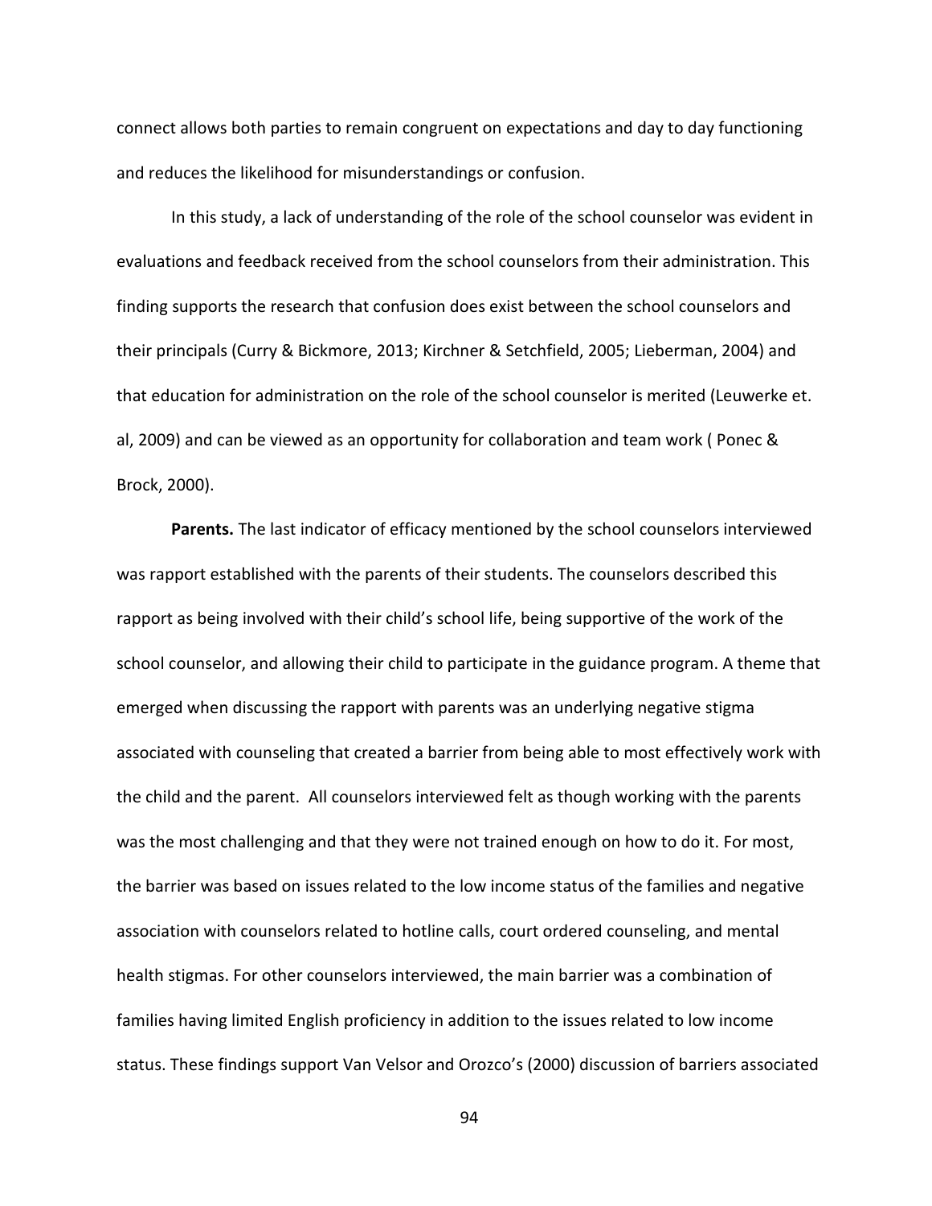connect allows both parties to remain congruent on expectations and day to day functioning and reduces the likelihood for misunderstandings or confusion.

In this study, a lack of understanding of the role of the school counselor was evident in evaluations and feedback received from the school counselors from their administration. This finding supports the research that confusion does exist between the school counselors and their principals (Curry & Bickmore, 2013; Kirchner & Setchfield, 2005; Lieberman, 2004) and that education for administration on the role of the school counselor is merited (Leuwerke et. al, 2009) and can be viewed as an opportunity for collaboration and team work ( Ponec & Brock, 2000).

**Parents.** The last indicator of efficacy mentioned by the school counselors interviewed was rapport established with the parents of their students. The counselors described this rapport as being involved with their child's school life, being supportive of the work of the school counselor, and allowing their child to participate in the guidance program. A theme that emerged when discussing the rapport with parents was an underlying negative stigma associated with counseling that created a barrier from being able to most effectively work with the child and the parent. All counselors interviewed felt as though working with the parents was the most challenging and that they were not trained enough on how to do it. For most, the barrier was based on issues related to the low income status of the families and negative association with counselors related to hotline calls, court ordered counseling, and mental health stigmas. For other counselors interviewed, the main barrier was a combination of families having limited English proficiency in addition to the issues related to low income status. These findings support Van Velsor and Orozco's (2000) discussion of barriers associated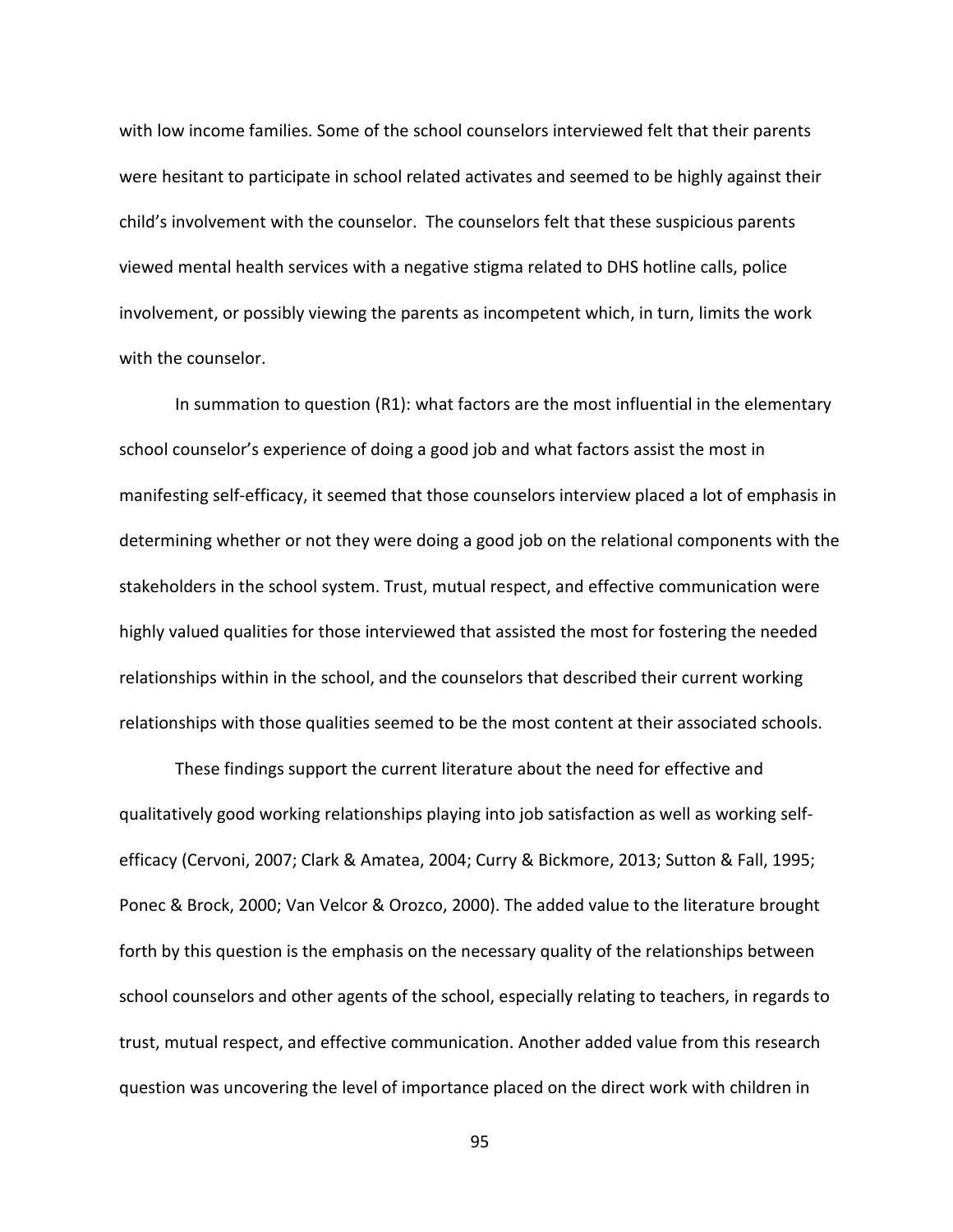with low income families. Some of the school counselors interviewed felt that their parents were hesitant to participate in school related activates and seemed to be highly against their child's involvement with the counselor. The counselors felt that these suspicious parents viewed mental health services with a negative stigma related to DHS hotline calls, police involvement, or possibly viewing the parents as incompetent which, in turn, limits the work with the counselor.

In summation to question (R1): what factors are the most influential in the elementary school counselor's experience of doing a good job and what factors assist the most in manifesting self-efficacy, it seemed that those counselors interview placed a lot of emphasis in determining whether or not they were doing a good job on the relational components with the stakeholders in the school system. Trust, mutual respect, and effective communication were highly valued qualities for those interviewed that assisted the most for fostering the needed relationships within in the school, and the counselors that described their current working relationships with those qualities seemed to be the most content at their associated schools.

These findings support the current literature about the need for effective and qualitatively good working relationships playing into job satisfaction as well as working self-efficacy (Cervoni, 2007; Clark & Amatea, 2004; Curry & Bickmore, 2013; Sutton & Fall, 1995; Ponec & Brock, 2000; Van Velcor & Orozco, 2000). The added value to the literature brought forth by this question is the emphasis on the necessary quality of the relationships between school counselors and other agents of the school, especially relating to teachers, in regards to trust, mutual respect, and effective communication. Another added value from this research question was uncovering the level of importance placed on the direct work with children in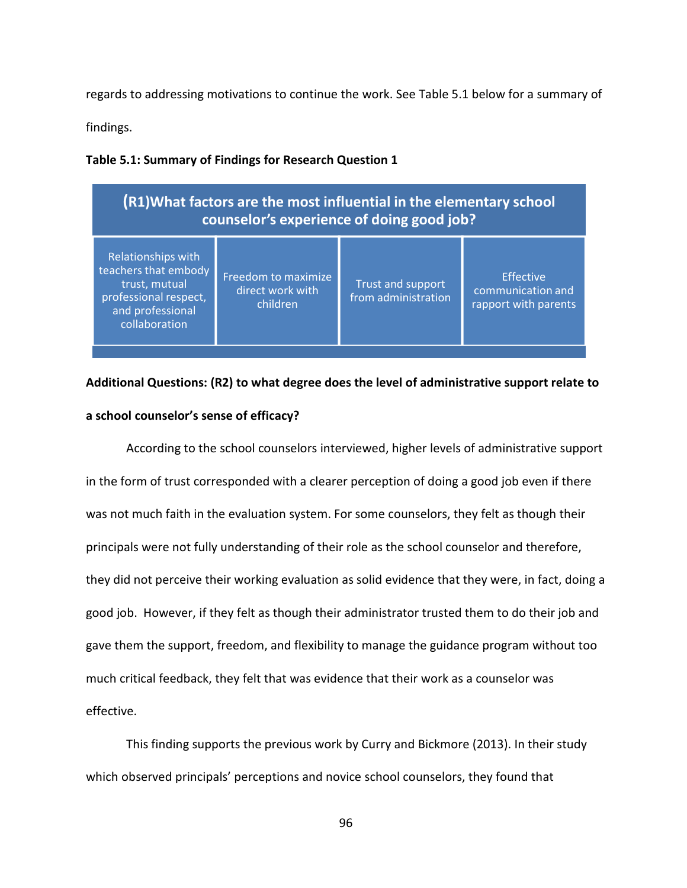regards to addressing motivations to continue the work. See Table 5.1 below for a summary of findings.

**Table 5.1: Summary of Findings for Research Question 1**

| (R1)What factors are the most influential in the elementary school counselor's experience of doing good job? | | | |
|---|---|---|---|
| Relationships with teachers that embody trust, mutual professional respect, and professional collaboration | Freedom to maximize direct work with children | Trust and support from administration | Effective communication and rapport with parents |

**Additional Questions: (R2) to what degree does the level of administrative support relate to a school counselor's sense of efficacy?**

According to the school counselors interviewed, higher levels of administrative support in the form of trust corresponded with a clearer perception of doing a good job even if there was not much faith in the evaluation system. For some counselors, they felt as though their principals were not fully understanding of their role as the school counselor and therefore, they did not perceive their working evaluation as solid evidence that they were, in fact, doing a good job. However, if they felt as though their administrator trusted them to do their job and gave them the support, freedom, and flexibility to manage the guidance program without too much critical feedback, they felt that was evidence that their work as a counselor was effective.

This finding supports the previous work by Curry and Bickmore (2013). In their study which observed principals' perceptions and novice school counselors, they found that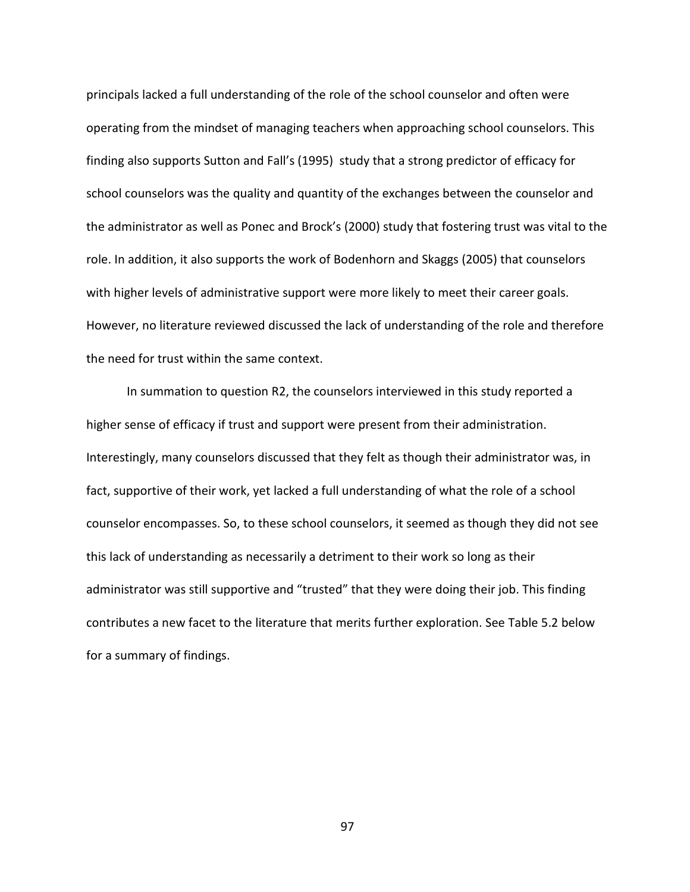principals lacked a full understanding of the role of the school counselor and often were operating from the mindset of managing teachers when approaching school counselors. This finding also supports Sutton and Fall's (1995) study that a strong predictor of efficacy for school counselors was the quality and quantity of the exchanges between the counselor and the administrator as well as Ponec and Brock's (2000) study that fostering trust was vital to the role. In addition, it also supports the work of Bodenhorn and Skaggs (2005) that counselors with higher levels of administrative support were more likely to meet their career goals. However, no literature reviewed discussed the lack of understanding of the role and therefore the need for trust within the same context.

In summation to question R2, the counselors interviewed in this study reported a higher sense of efficacy if trust and support were present from their administration. Interestingly, many counselors discussed that they felt as though their administrator was, in fact, supportive of their work, yet lacked a full understanding of what the role of a school counselor encompasses. So, to these school counselors, it seemed as though they did not see this lack of understanding as necessarily a detriment to their work so long as their administrator was still supportive and "trusted" that they were doing their job. This finding contributes a new facet to the literature that merits further exploration. See Table 5.2 below for a summary of findings.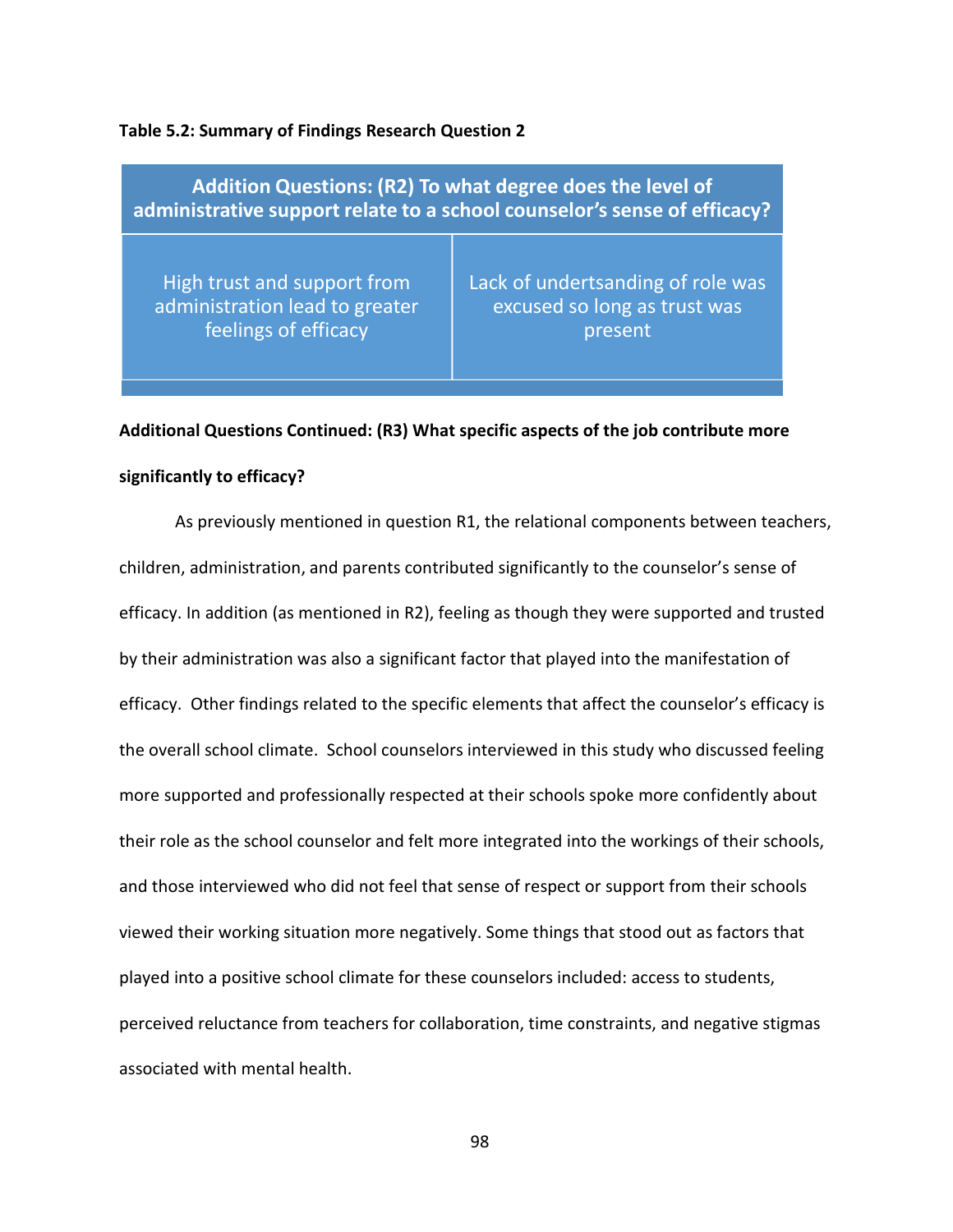**Table 5.2: Summary of Findings Research Question 2**

| Addition Questions: (R2) To what degree does the level of administrative support relate to a school counselor's sense of efficacy? | |
|---|---|
| High trust and support from administration lead to greater feelings of efficacy | Lack of undertsanding of role was excused so long as trust was present |

**Additional Questions Continued: (R3) What specific aspects of the job contribute more significantly to efficacy?**

As previously mentioned in question R1, the relational components between teachers, children, administration, and parents contributed significantly to the counselor's sense of efficacy. In addition (as mentioned in R2), feeling as though they were supported and trusted by their administration was also a significant factor that played into the manifestation of efficacy. Other findings related to the specific elements that affect the counselor's efficacy is the overall school climate. School counselors interviewed in this study who discussed feeling more supported and professionally respected at their schools spoke more confidently about their role as the school counselor and felt more integrated into the workings of their schools, and those interviewed who did not feel that sense of respect or support from their schools viewed their working situation more negatively. Some things that stood out as factors that played into a positive school climate for these counselors included: access to students, perceived reluctance from teachers for collaboration, time constraints, and negative stigmas associated with mental health.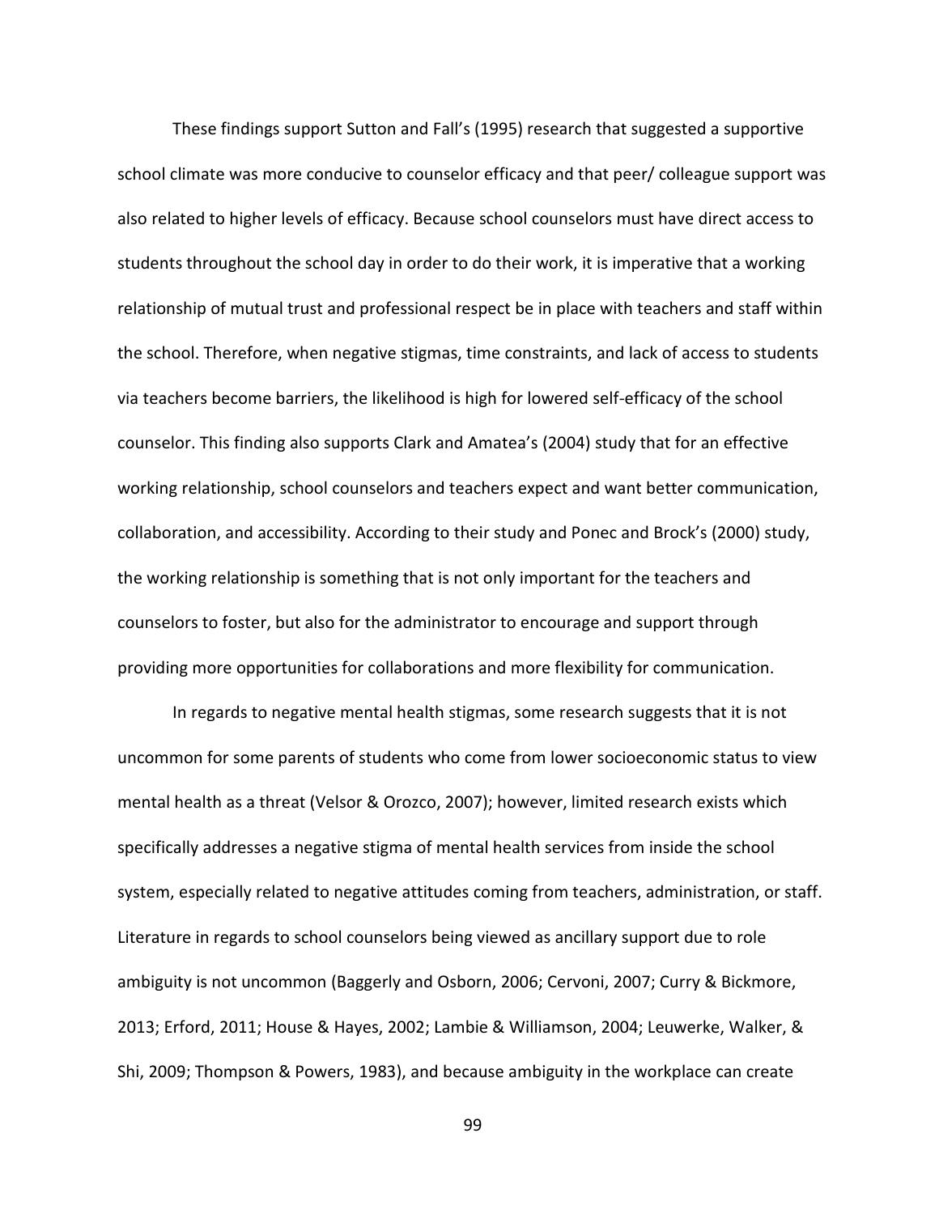These findings support Sutton and Fall's (1995) research that suggested a supportive school climate was more conducive to counselor efficacy and that peer/ colleague support was also related to higher levels of efficacy. Because school counselors must have direct access to students throughout the school day in order to do their work, it is imperative that a working relationship of mutual trust and professional respect be in place with teachers and staff within the school. Therefore, when negative stigmas, time constraints, and lack of access to students via teachers become barriers, the likelihood is high for lowered self-efficacy of the school counselor. This finding also supports Clark and Amatea's (2004) study that for an effective working relationship, school counselors and teachers expect and want better communication, collaboration, and accessibility. According to their study and Ponec and Brock's (2000) study, the working relationship is something that is not only important for the teachers and counselors to foster, but also for the administrator to encourage and support through providing more opportunities for collaborations and more flexibility for communication.

In regards to negative mental health stigmas, some research suggests that it is not uncommon for some parents of students who come from lower socioeconomic status to view mental health as a threat (Velsor & Orozco, 2007); however, limited research exists which specifically addresses a negative stigma of mental health services from inside the school system, especially related to negative attitudes coming from teachers, administration, or staff. Literature in regards to school counselors being viewed as ancillary support due to role ambiguity is not uncommon (Baggerly and Osborn, 2006; Cervoni, 2007; Curry & Bickmore, 2013; Erford, 2011; House & Hayes, 2002; Lambie & Williamson, 2004; Leuwerke, Walker, & Shi, 2009; Thompson & Powers, 1983), and because ambiguity in the workplace can create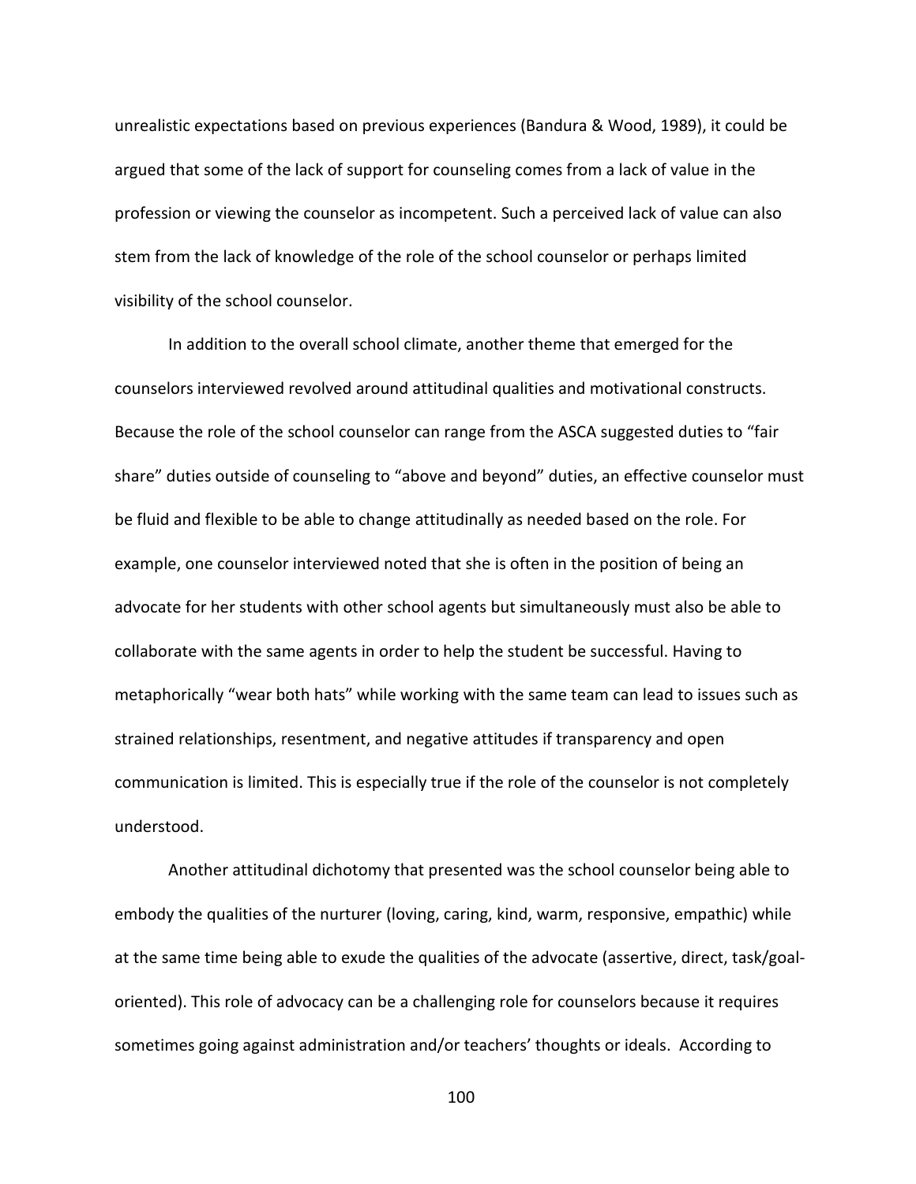unrealistic expectations based on previous experiences (Bandura & Wood, 1989), it could be argued that some of the lack of support for counseling comes from a lack of value in the profession or viewing the counselor as incompetent. Such a perceived lack of value can also stem from the lack of knowledge of the role of the school counselor or perhaps limited visibility of the school counselor.

In addition to the overall school climate, another theme that emerged for the counselors interviewed revolved around attitudinal qualities and motivational constructs. Because the role of the school counselor can range from the ASCA suggested duties to "fair share" duties outside of counseling to "above and beyond" duties, an effective counselor must be fluid and flexible to be able to change attitudinally as needed based on the role. For example, one counselor interviewed noted that she is often in the position of being an advocate for her students with other school agents but simultaneously must also be able to collaborate with the same agents in order to help the student be successful. Having to metaphorically "wear both hats" while working with the same team can lead to issues such as strained relationships, resentment, and negative attitudes if transparency and open communication is limited. This is especially true if the role of the counselor is not completely understood.

Another attitudinal dichotomy that presented was the school counselor being able to embody the qualities of the nurturer (loving, caring, kind, warm, responsive, empathic) while at the same time being able to exude the qualities of the advocate (assertive, direct, task/goal-oriented). This role of advocacy can be a challenging role for counselors because it requires sometimes going against administration and/or teachers' thoughts or ideals. According to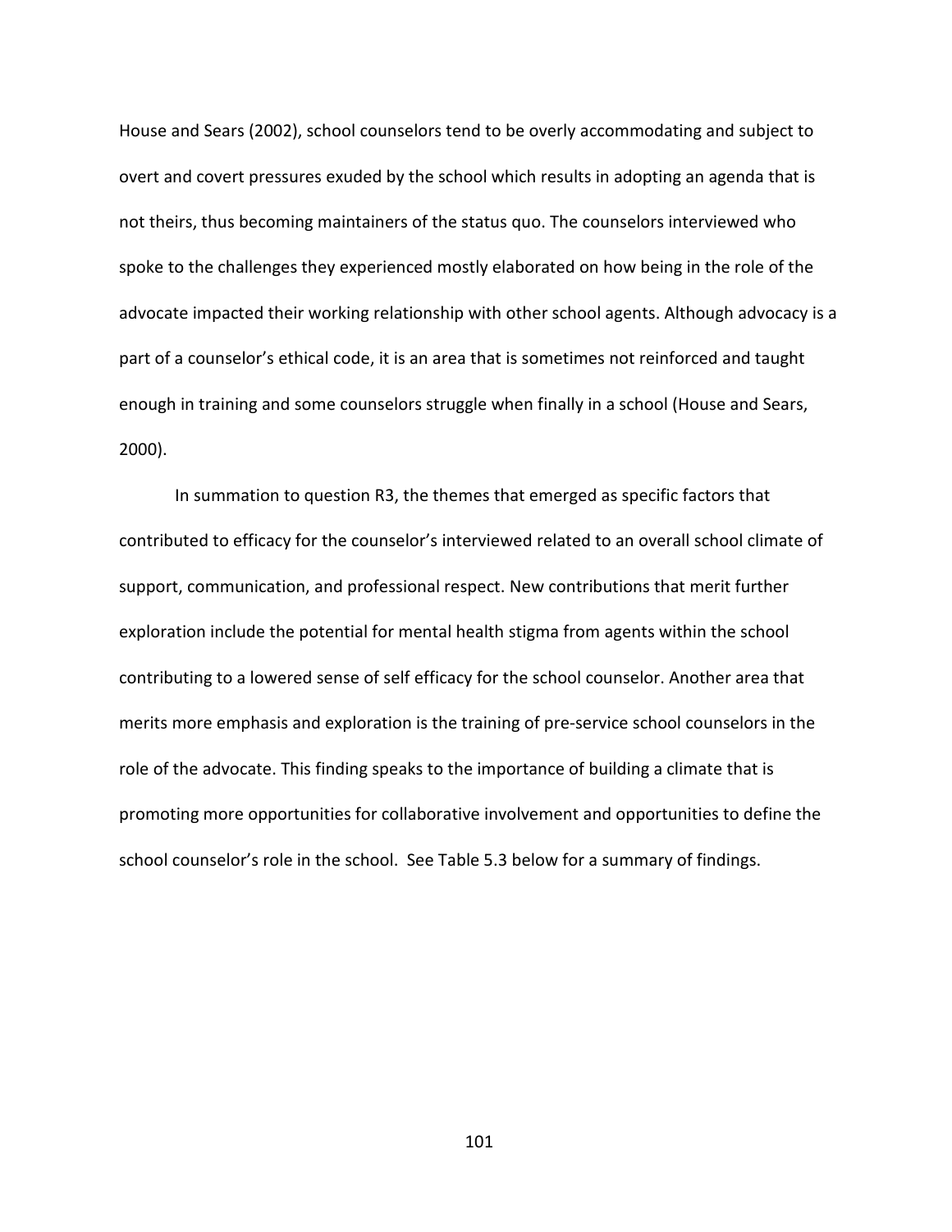House and Sears (2002), school counselors tend to be overly accommodating and subject to overt and covert pressures exuded by the school which results in adopting an agenda that is not theirs, thus becoming maintainers of the status quo. The counselors interviewed who spoke to the challenges they experienced mostly elaborated on how being in the role of the advocate impacted their working relationship with other school agents. Although advocacy is a part of a counselor's ethical code, it is an area that is sometimes not reinforced and taught enough in training and some counselors struggle when finally in a school (House and Sears, 2000).

In summation to question R3, the themes that emerged as specific factors that contributed to efficacy for the counselor's interviewed related to an overall school climate of support, communication, and professional respect. New contributions that merit further exploration include the potential for mental health stigma from agents within the school contributing to a lowered sense of self efficacy for the school counselor. Another area that merits more emphasis and exploration is the training of pre-service school counselors in the role of the advocate. This finding speaks to the importance of building a climate that is promoting more opportunities for collaborative involvement and opportunities to define the school counselor's role in the school. See Table 5.3 below for a summary of findings.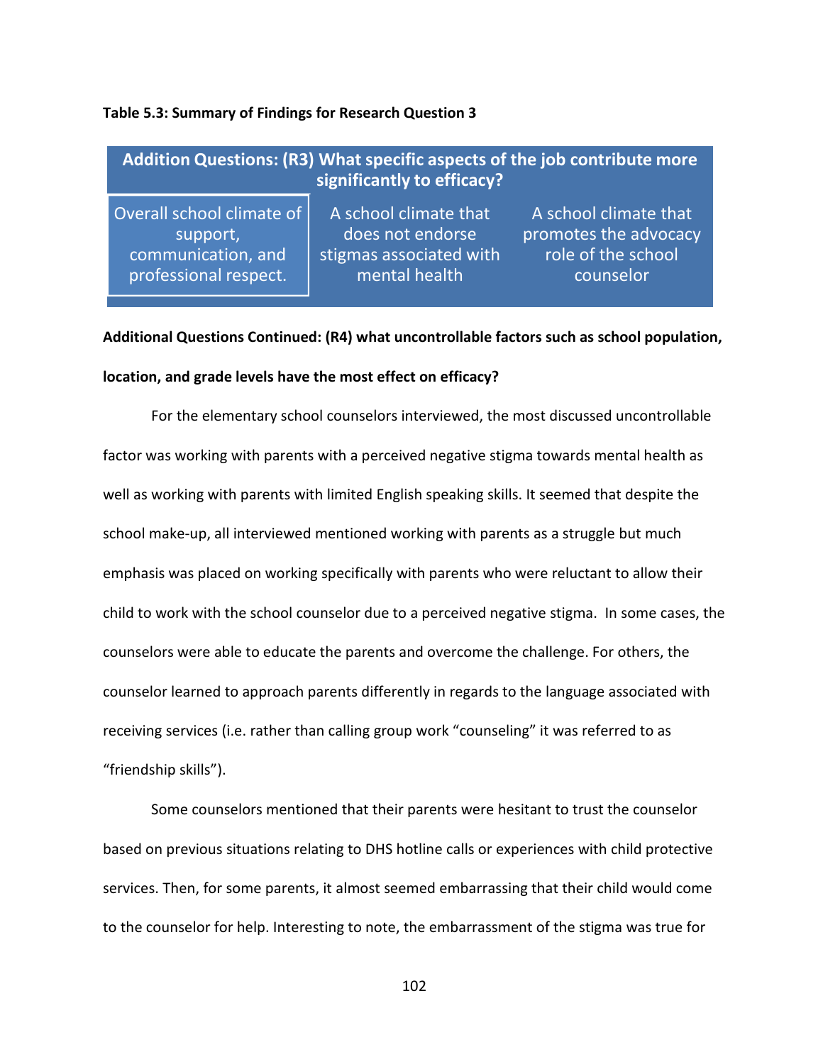**Table 5.3: Summary of Findings for Research Question 3**

| Addition Questions: (R3) What specific aspects of the job contribute more significantly to efficacy? | | |
|---|---|---|
| Overall school climate of support, communication, and professional respect. | A school climate that does not endorse stigmas associated with mental health | A school climate that promotes the advocacy role of the school counselor |

**Additional Questions Continued: (R4) what uncontrollable factors such as school population, location, and grade levels have the most effect on efficacy?**

For the elementary school counselors interviewed, the most discussed uncontrollable factor was working with parents with a perceived negative stigma towards mental health as well as working with parents with limited English speaking skills. It seemed that despite the school make-up, all interviewed mentioned working with parents as a struggle but much emphasis was placed on working specifically with parents who were reluctant to allow their child to work with the school counselor due to a perceived negative stigma. In some cases, the counselors were able to educate the parents and overcome the challenge. For others, the counselor learned to approach parents differently in regards to the language associated with receiving services (i.e. rather than calling group work "counseling" it was referred to as "friendship skills").

Some counselors mentioned that their parents were hesitant to trust the counselor based on previous situations relating to DHS hotline calls or experiences with child protective services. Then, for some parents, it almost seemed embarrassing that their child would come to the counselor for help. Interesting to note, the embarrassment of the stigma was true for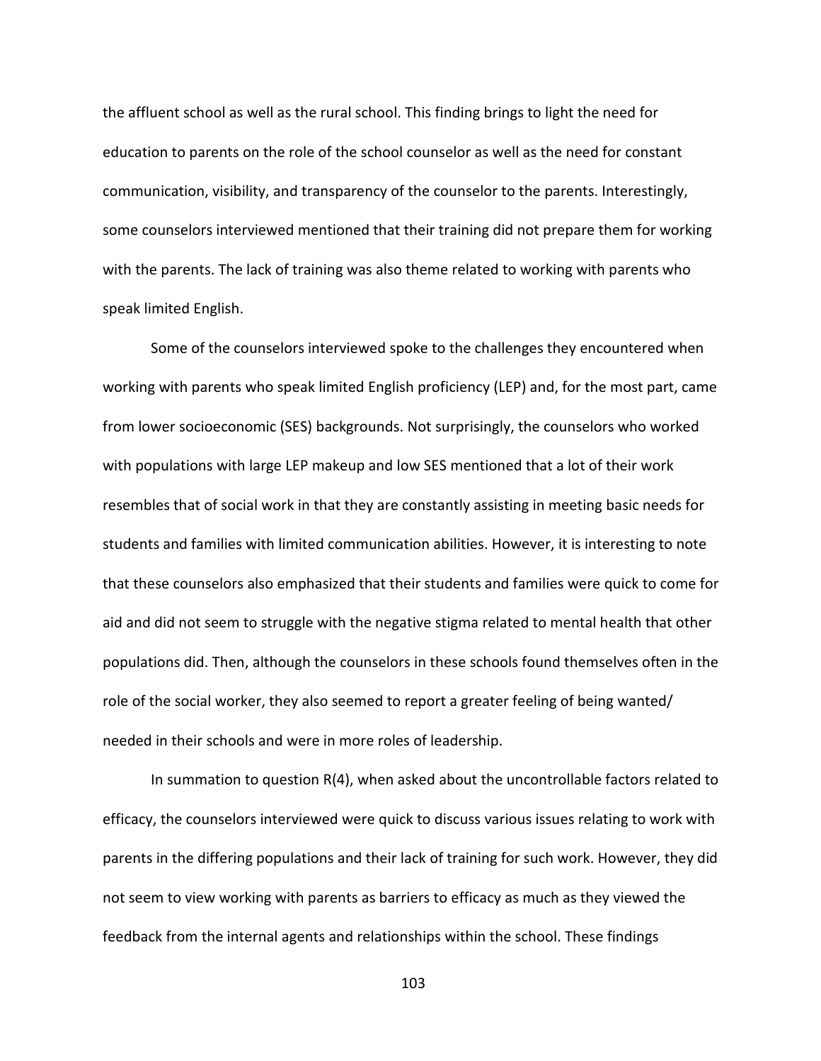the affluent school as well as the rural school. This finding brings to light the need for education to parents on the role of the school counselor as well as the need for constant communication, visibility, and transparency of the counselor to the parents. Interestingly, some counselors interviewed mentioned that their training did not prepare them for working with the parents. The lack of training was also theme related to working with parents who speak limited English.

Some of the counselors interviewed spoke to the challenges they encountered when working with parents who speak limited English proficiency (LEP) and, for the most part, came from lower socioeconomic (SES) backgrounds. Not surprisingly, the counselors who worked with populations with large LEP makeup and low SES mentioned that a lot of their work resembles that of social work in that they are constantly assisting in meeting basic needs for students and families with limited communication abilities. However, it is interesting to note that these counselors also emphasized that their students and families were quick to come for aid and did not seem to struggle with the negative stigma related to mental health that other populations did. Then, although the counselors in these schools found themselves often in the role of the social worker, they also seemed to report a greater feeling of being wanted/ needed in their schools and were in more roles of leadership.

In summation to question R(4), when asked about the uncontrollable factors related to efficacy, the counselors interviewed were quick to discuss various issues relating to work with parents in the differing populations and their lack of training for such work. However, they did not seem to view working with parents as barriers to efficacy as much as they viewed the feedback from the internal agents and relationships within the school. These findings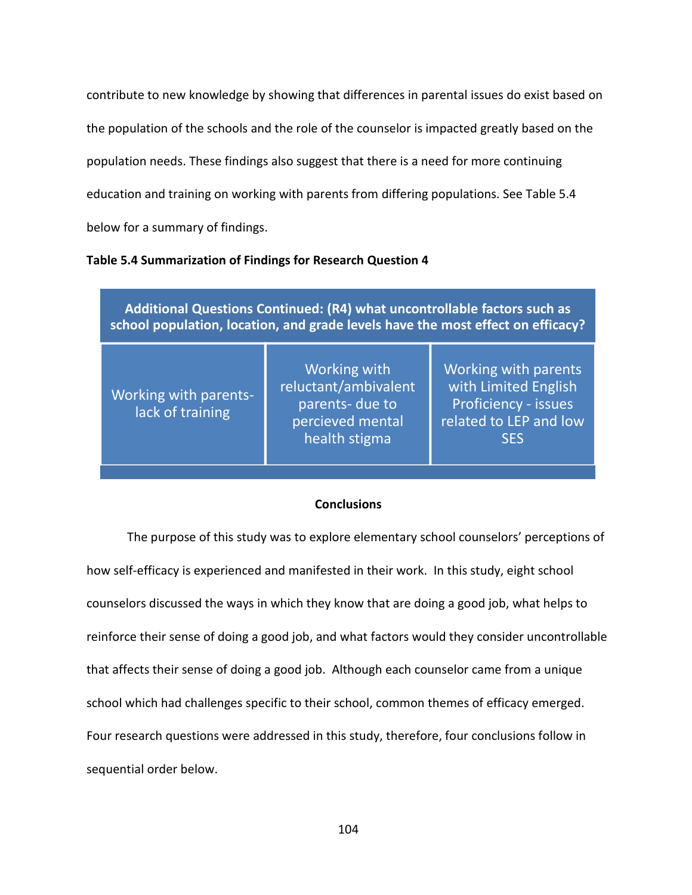contribute to new knowledge by showing that differences in parental issues do exist based on the population of the schools and the role of the counselor is impacted greatly based on the population needs. These findings also suggest that there is a need for more continuing education and training on working with parents from differing populations. See Table 5.4 below for a summary of findings.

**Table 5.4 Summarization of Findings for Research Question 4**

| Additional Questions Continued: (R4) what uncontrollable factors such as school population, location, and grade levels have the most effect on efficacy? | | |
|---|---|---|
| Working with parents- lack of training | Working with reluctant/ambivalent parents- due to percieved mental health stigma | Working with parents with Limited English Proficiency - issues related to LEP and low SES |

## Conclusions

The purpose of this study was to explore elementary school counselors' perceptions of how self-efficacy is experienced and manifested in their work. In this study, eight school counselors discussed the ways in which they know that are doing a good job, what helps to reinforce their sense of doing a good job, and what factors would they consider uncontrollable that affects their sense of doing a good job. Although each counselor came from a unique school which had challenges specific to their school, common themes of efficacy emerged. Four research questions were addressed in this study, therefore, four conclusions follow in sequential order below.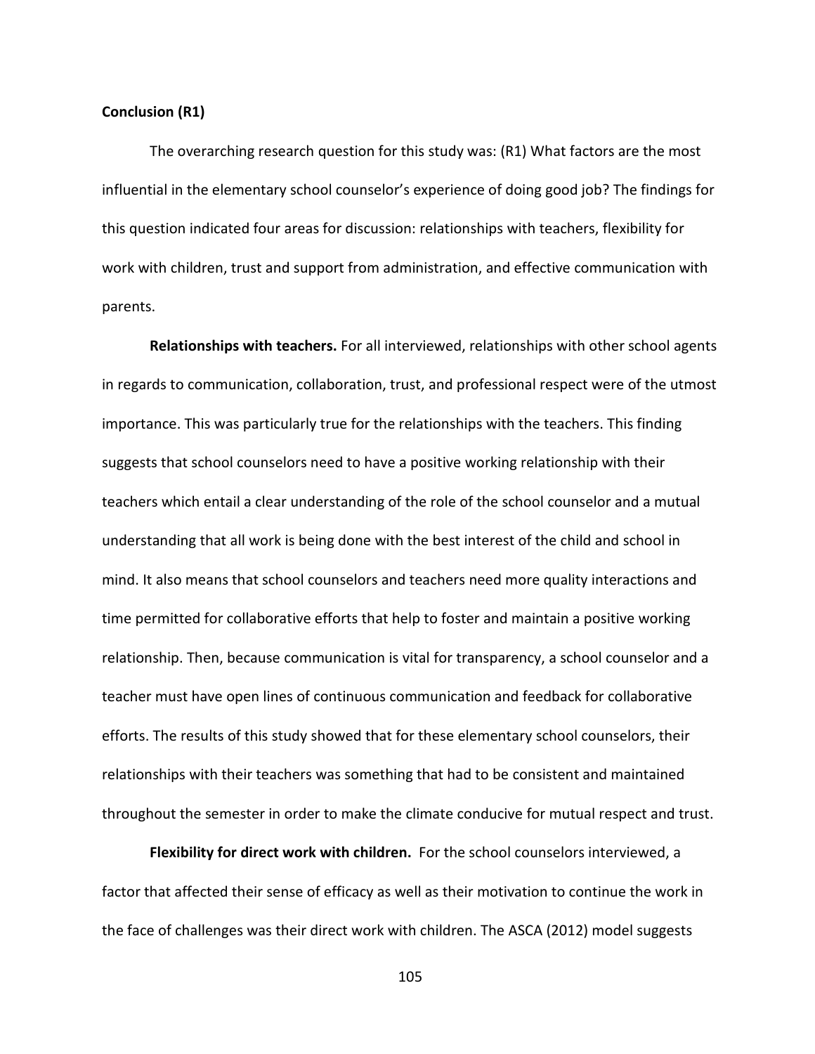**Conclusion (R1)**

The overarching research question for this study was: (R1) What factors are the most influential in the elementary school counselor's experience of doing good job? The findings for this question indicated four areas for discussion: relationships with teachers, flexibility for work with children, trust and support from administration, and effective communication with parents.

**Relationships with teachers.** For all interviewed, relationships with other school agents in regards to communication, collaboration, trust, and professional respect were of the utmost importance. This was particularly true for the relationships with the teachers. This finding suggests that school counselors need to have a positive working relationship with their teachers which entail a clear understanding of the role of the school counselor and a mutual understanding that all work is being done with the best interest of the child and school in mind. It also means that school counselors and teachers need more quality interactions and time permitted for collaborative efforts that help to foster and maintain a positive working relationship. Then, because communication is vital for transparency, a school counselor and a teacher must have open lines of continuous communication and feedback for collaborative efforts. The results of this study showed that for these elementary school counselors, their relationships with their teachers was something that had to be consistent and maintained throughout the semester in order to make the climate conducive for mutual respect and trust.

**Flexibility for direct work with children.** For the school counselors interviewed, a factor that affected their sense of efficacy as well as their motivation to continue the work in the face of challenges was their direct work with children. The ASCA (2012) model suggests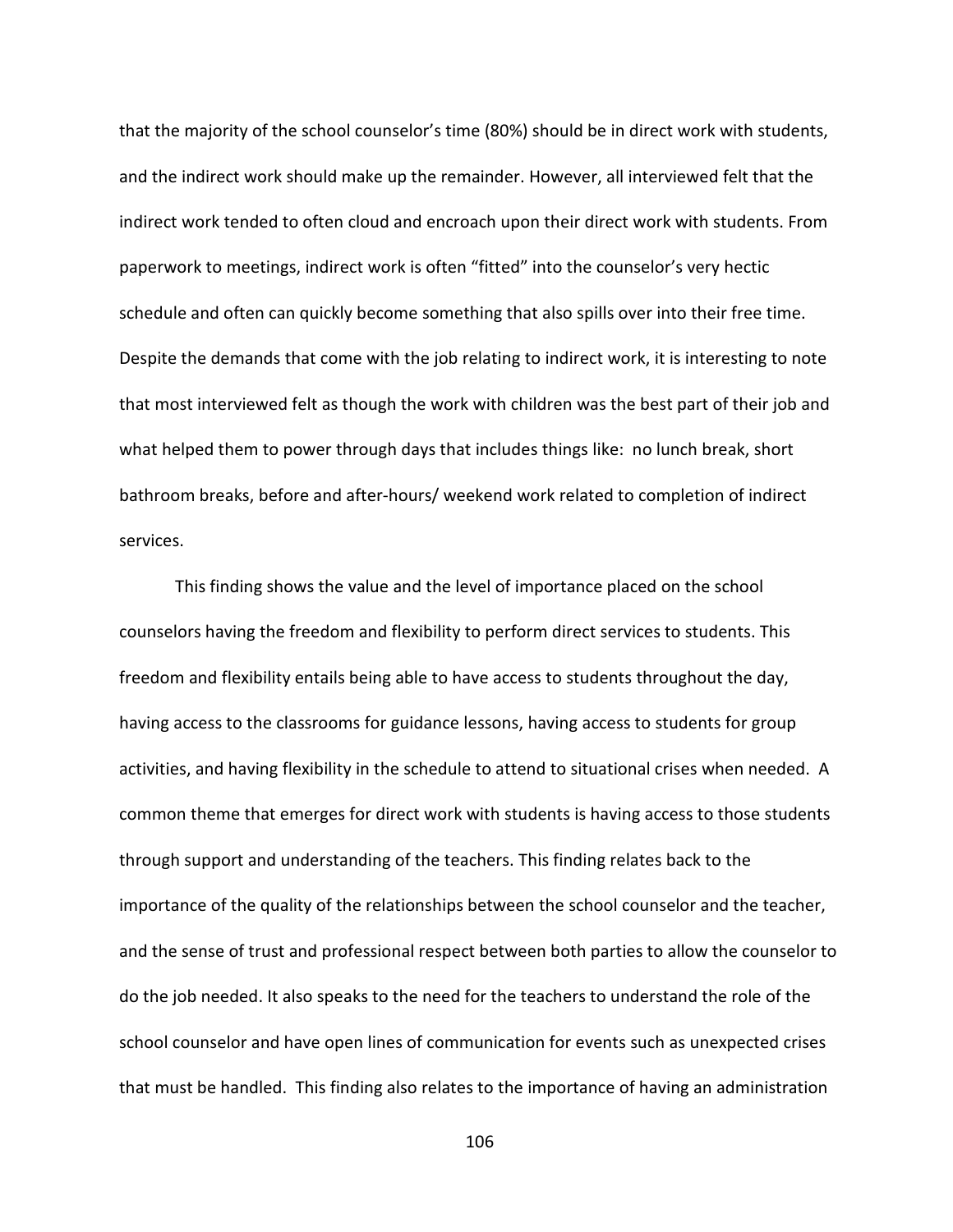that the majority of the school counselor's time (80%) should be in direct work with students, and the indirect work should make up the remainder. However, all interviewed felt that the indirect work tended to often cloud and encroach upon their direct work with students. From paperwork to meetings, indirect work is often "fitted" into the counselor's very hectic schedule and often can quickly become something that also spills over into their free time. Despite the demands that come with the job relating to indirect work, it is interesting to note that most interviewed felt as though the work with children was the best part of their job and what helped them to power through days that includes things like: no lunch break, short bathroom breaks, before and after-hours/ weekend work related to completion of indirect services.

This finding shows the value and the level of importance placed on the school counselors having the freedom and flexibility to perform direct services to students. This freedom and flexibility entails being able to have access to students throughout the day, having access to the classrooms for guidance lessons, having access to students for group activities, and having flexibility in the schedule to attend to situational crises when needed. A common theme that emerges for direct work with students is having access to those students through support and understanding of the teachers. This finding relates back to the importance of the quality of the relationships between the school counselor and the teacher, and the sense of trust and professional respect between both parties to allow the counselor to do the job needed. It also speaks to the need for the teachers to understand the role of the school counselor and have open lines of communication for events such as unexpected crises that must be handled. This finding also relates to the importance of having an administration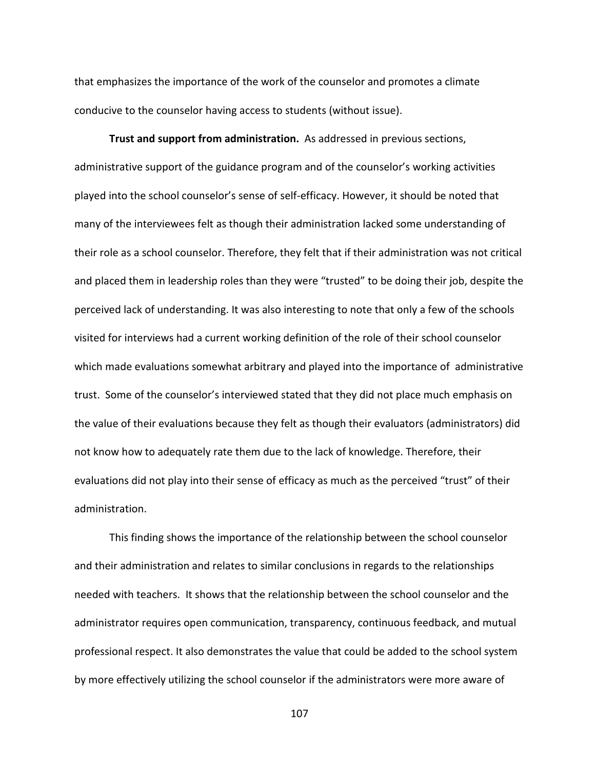that emphasizes the importance of the work of the counselor and promotes a climate conducive to the counselor having access to students (without issue).

**Trust and support from administration.** As addressed in previous sections, administrative support of the guidance program and of the counselor's working activities played into the school counselor's sense of self-efficacy. However, it should be noted that many of the interviewees felt as though their administration lacked some understanding of their role as a school counselor. Therefore, they felt that if their administration was not critical and placed them in leadership roles than they were "trusted" to be doing their job, despite the perceived lack of understanding. It was also interesting to note that only a few of the schools visited for interviews had a current working definition of the role of their school counselor which made evaluations somewhat arbitrary and played into the importance of administrative trust. Some of the counselor's interviewed stated that they did not place much emphasis on the value of their evaluations because they felt as though their evaluators (administrators) did not know how to adequately rate them due to the lack of knowledge. Therefore, their evaluations did not play into their sense of efficacy as much as the perceived "trust" of their administration.

This finding shows the importance of the relationship between the school counselor and their administration and relates to similar conclusions in regards to the relationships needed with teachers. It shows that the relationship between the school counselor and the administrator requires open communication, transparency, continuous feedback, and mutual professional respect. It also demonstrates the value that could be added to the school system by more effectively utilizing the school counselor if the administrators were more aware of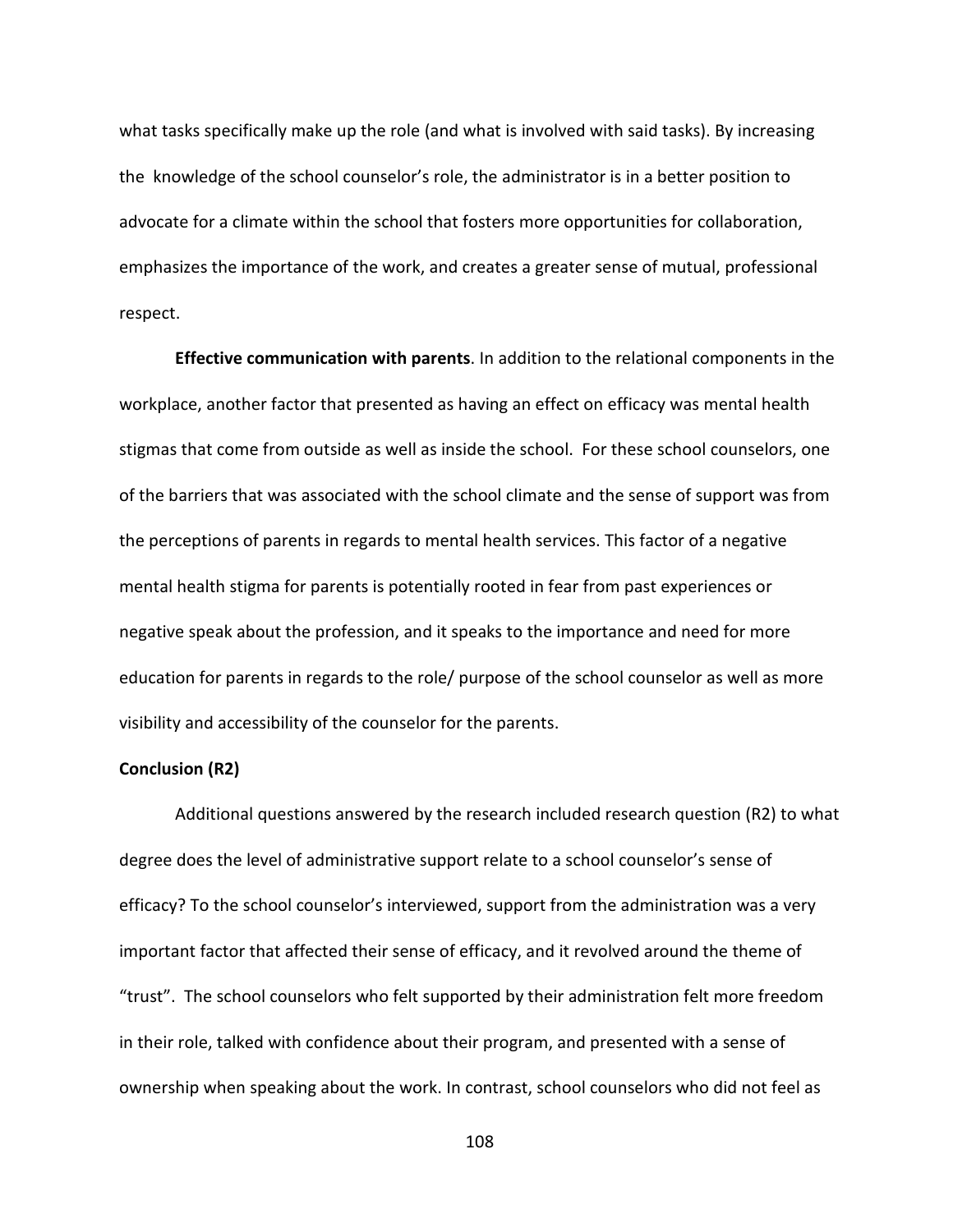what tasks specifically make up the role (and what is involved with said tasks). By increasing the knowledge of the school counselor's role, the administrator is in a better position to advocate for a climate within the school that fosters more opportunities for collaboration, emphasizes the importance of the work, and creates a greater sense of mutual, professional respect.

**Effective communication with parents**. In addition to the relational components in the workplace, another factor that presented as having an effect on efficacy was mental health stigmas that come from outside as well as inside the school. For these school counselors, one of the barriers that was associated with the school climate and the sense of support was from the perceptions of parents in regards to mental health services. This factor of a negative mental health stigma for parents is potentially rooted in fear from past experiences or negative speak about the profession, and it speaks to the importance and need for more education for parents in regards to the role/ purpose of the school counselor as well as more visibility and accessibility of the counselor for the parents.

**Conclusion (R2)**

Additional questions answered by the research included research question (R2) to what degree does the level of administrative support relate to a school counselor's sense of efficacy? To the school counselor's interviewed, support from the administration was a very important factor that affected their sense of efficacy, and it revolved around the theme of "trust". The school counselors who felt supported by their administration felt more freedom in their role, talked with confidence about their program, and presented with a sense of ownership when speaking about the work. In contrast, school counselors who did not feel as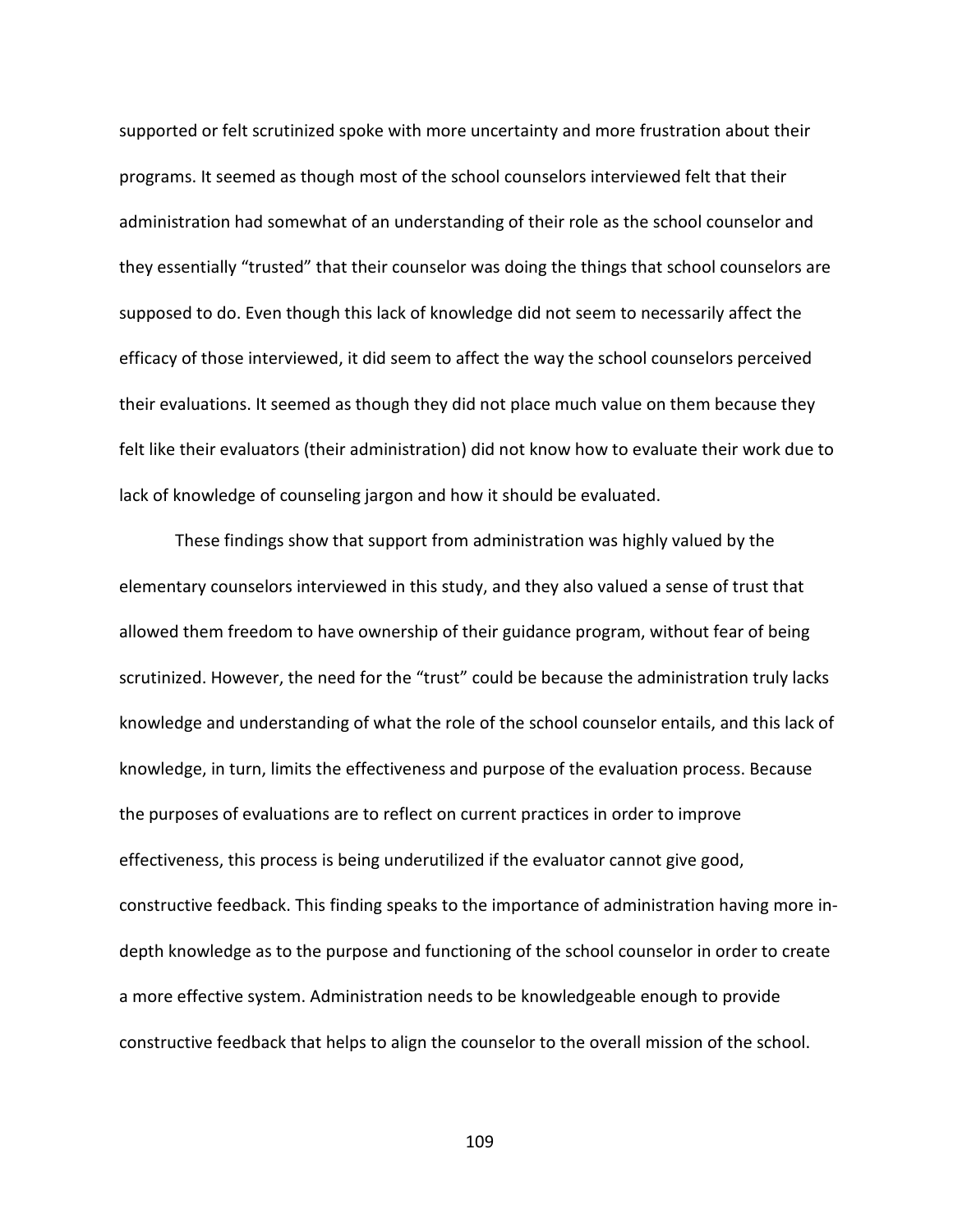supported or felt scrutinized spoke with more uncertainty and more frustration about their programs. It seemed as though most of the school counselors interviewed felt that their administration had somewhat of an understanding of their role as the school counselor and they essentially “trusted” that their counselor was doing the things that school counselors are supposed to do. Even though this lack of knowledge did not seem to necessarily affect the efficacy of those interviewed, it did seem to affect the way the school counselors perceived their evaluations. It seemed as though they did not place much value on them because they felt like their evaluators (their administration) did not know how to evaluate their work due to lack of knowledge of counseling jargon and how it should be evaluated.

These findings show that support from administration was highly valued by the elementary counselors interviewed in this study, and they also valued a sense of trust that allowed them freedom to have ownership of their guidance program, without fear of being scrutinized. However, the need for the “trust” could be because the administration truly lacks knowledge and understanding of what the role of the school counselor entails, and this lack of knowledge, in turn, limits the effectiveness and purpose of the evaluation process. Because the purposes of evaluations are to reflect on current practices in order to improve effectiveness, this process is being underutilized if the evaluator cannot give good, constructive feedback. This finding speaks to the importance of administration having more in-depth knowledge as to the purpose and functioning of the school counselor in order to create a more effective system. Administration needs to be knowledgeable enough to provide constructive feedback that helps to align the counselor to the overall mission of the school.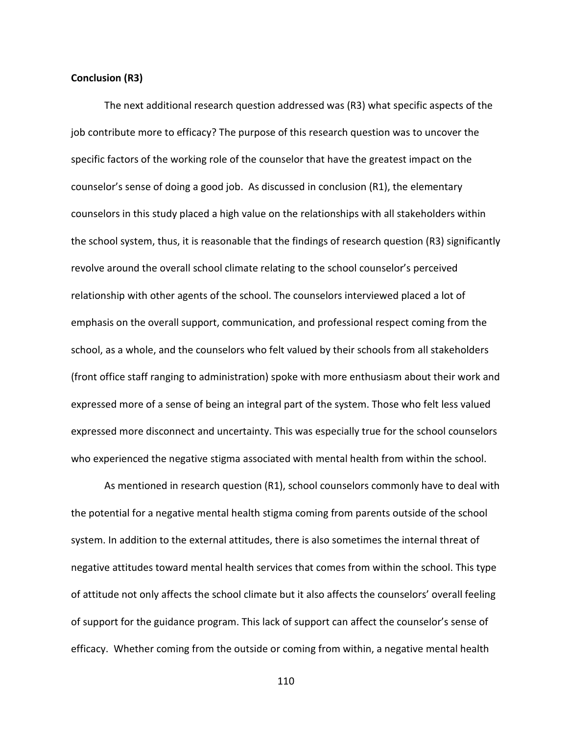**Conclusion (R3)**

The next additional research question addressed was (R3) what specific aspects of the job contribute more to efficacy? The purpose of this research question was to uncover the specific factors of the working role of the counselor that have the greatest impact on the counselor's sense of doing a good job. As discussed in conclusion (R1), the elementary counselors in this study placed a high value on the relationships with all stakeholders within the school system, thus, it is reasonable that the findings of research question (R3) significantly revolve around the overall school climate relating to the school counselor's perceived relationship with other agents of the school. The counselors interviewed placed a lot of emphasis on the overall support, communication, and professional respect coming from the school, as a whole, and the counselors who felt valued by their schools from all stakeholders (front office staff ranging to administration) spoke with more enthusiasm about their work and expressed more of a sense of being an integral part of the system. Those who felt less valued expressed more disconnect and uncertainty. This was especially true for the school counselors who experienced the negative stigma associated with mental health from within the school.

As mentioned in research question (R1), school counselors commonly have to deal with the potential for a negative mental health stigma coming from parents outside of the school system. In addition to the external attitudes, there is also sometimes the internal threat of negative attitudes toward mental health services that comes from within the school. This type of attitude not only affects the school climate but it also affects the counselors' overall feeling of support for the guidance program. This lack of support can affect the counselor's sense of efficacy. Whether coming from the outside or coming from within, a negative mental health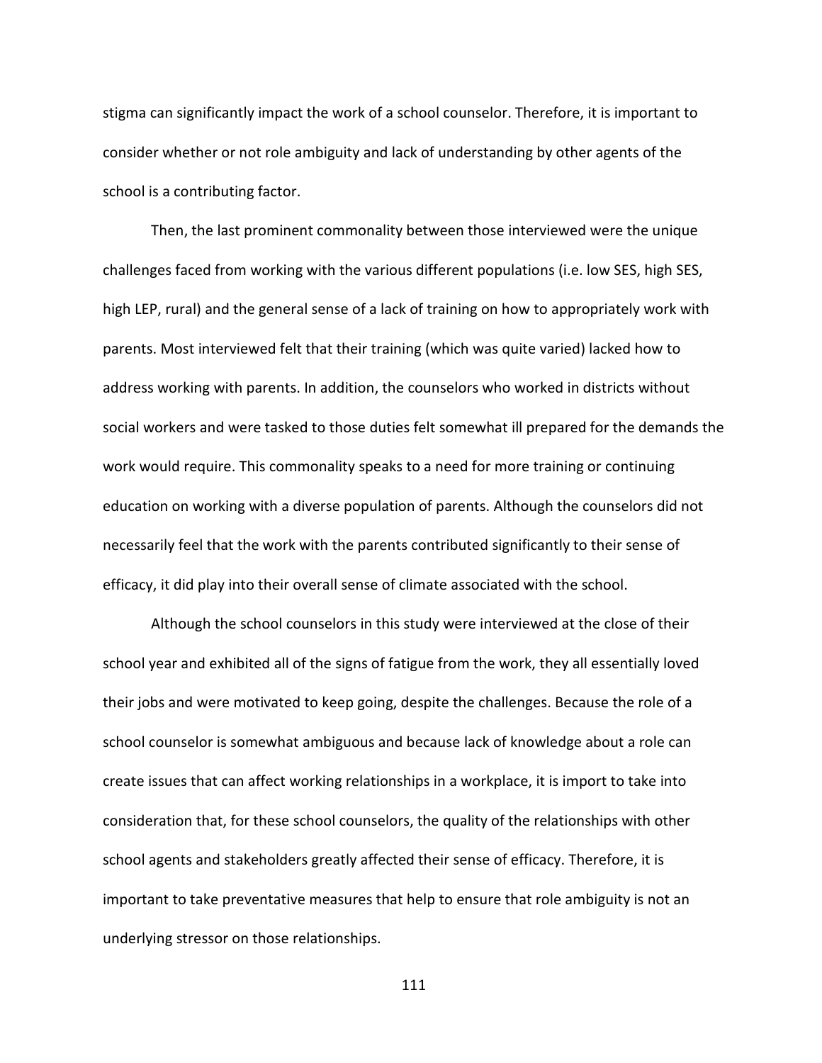stigma can significantly impact the work of a school counselor. Therefore, it is important to consider whether or not role ambiguity and lack of understanding by other agents of the school is a contributing factor.

Then, the last prominent commonality between those interviewed were the unique challenges faced from working with the various different populations (i.e. low SES, high SES, high LEP, rural) and the general sense of a lack of training on how to appropriately work with parents. Most interviewed felt that their training (which was quite varied) lacked how to address working with parents. In addition, the counselors who worked in districts without social workers and were tasked to those duties felt somewhat ill prepared for the demands the work would require. This commonality speaks to a need for more training or continuing education on working with a diverse population of parents. Although the counselors did not necessarily feel that the work with the parents contributed significantly to their sense of efficacy, it did play into their overall sense of climate associated with the school.

Although the school counselors in this study were interviewed at the close of their school year and exhibited all of the signs of fatigue from the work, they all essentially loved their jobs and were motivated to keep going, despite the challenges. Because the role of a school counselor is somewhat ambiguous and because lack of knowledge about a role can create issues that can affect working relationships in a workplace, it is import to take into consideration that, for these school counselors, the quality of the relationships with other school agents and stakeholders greatly affected their sense of efficacy. Therefore, it is important to take preventative measures that help to ensure that role ambiguity is not an underlying stressor on those relationships.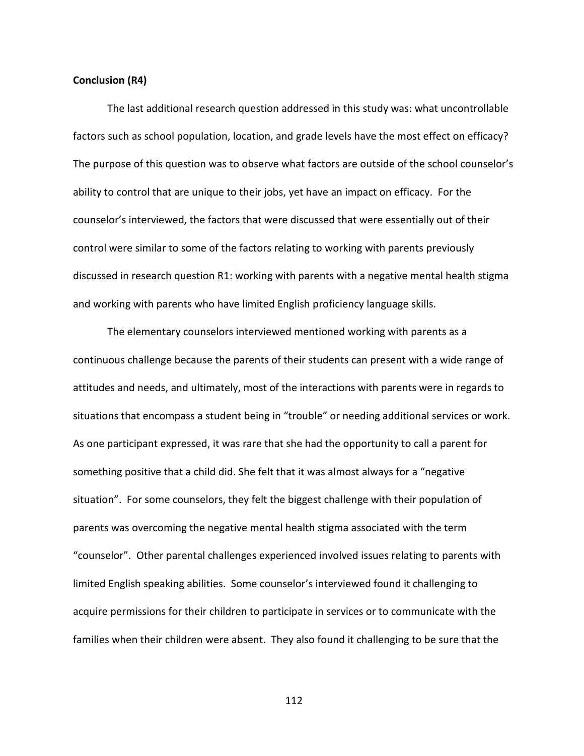**Conclusion (R4)**

The last additional research question addressed in this study was: what uncontrollable factors such as school population, location, and grade levels have the most effect on efficacy? The purpose of this question was to observe what factors are outside of the school counselor's ability to control that are unique to their jobs, yet have an impact on efficacy. For the counselor's interviewed, the factors that were discussed that were essentially out of their control were similar to some of the factors relating to working with parents previously discussed in research question R1: working with parents with a negative mental health stigma and working with parents who have limited English proficiency language skills.

The elementary counselors interviewed mentioned working with parents as a continuous challenge because the parents of their students can present with a wide range of attitudes and needs, and ultimately, most of the interactions with parents were in regards to situations that encompass a student being in "trouble" or needing additional services or work. As one participant expressed, it was rare that she had the opportunity to call a parent for something positive that a child did. She felt that it was almost always for a "negative situation". For some counselors, they felt the biggest challenge with their population of parents was overcoming the negative mental health stigma associated with the term "counselor". Other parental challenges experienced involved issues relating to parents with limited English speaking abilities. Some counselor's interviewed found it challenging to acquire permissions for their children to participate in services or to communicate with the families when their children were absent. They also found it challenging to be sure that the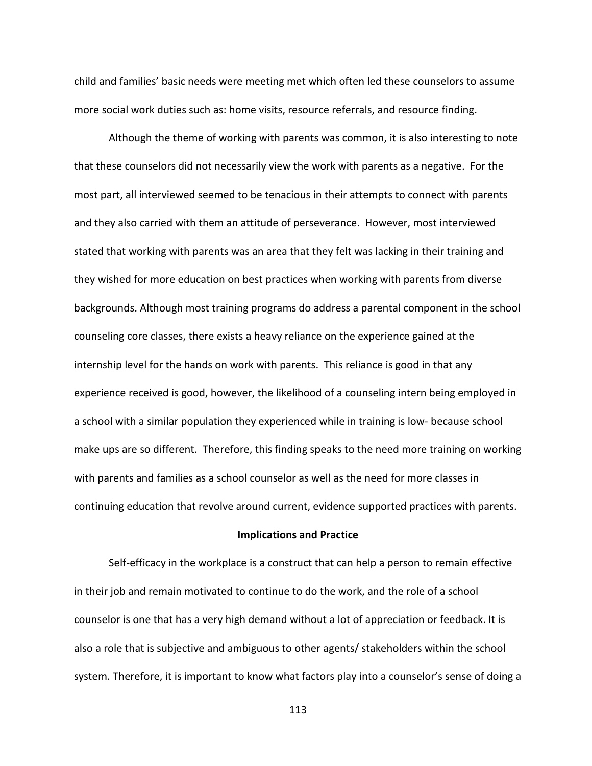child and families' basic needs were meeting met which often led these counselors to assume more social work duties such as: home visits, resource referrals, and resource finding.

Although the theme of working with parents was common, it is also interesting to note that these counselors did not necessarily view the work with parents as a negative. For the most part, all interviewed seemed to be tenacious in their attempts to connect with parents and they also carried with them an attitude of perseverance. However, most interviewed stated that working with parents was an area that they felt was lacking in their training and they wished for more education on best practices when working with parents from diverse backgrounds. Although most training programs do address a parental component in the school counseling core classes, there exists a heavy reliance on the experience gained at the internship level for the hands on work with parents. This reliance is good in that any experience received is good, however, the likelihood of a counseling intern being employed in a school with a similar population they experienced while in training is low- because school make ups are so different. Therefore, this finding speaks to the need more training on working with parents and families as a school counselor as well as the need for more classes in continuing education that revolve around current, evidence supported practices with parents.

## Implications and Practice

Self-efficacy in the workplace is a construct that can help a person to remain effective in their job and remain motivated to continue to do the work, and the role of a school counselor is one that has a very high demand without a lot of appreciation or feedback. It is also a role that is subjective and ambiguous to other agents/ stakeholders within the school system. Therefore, it is important to know what factors play into a counselor's sense of doing a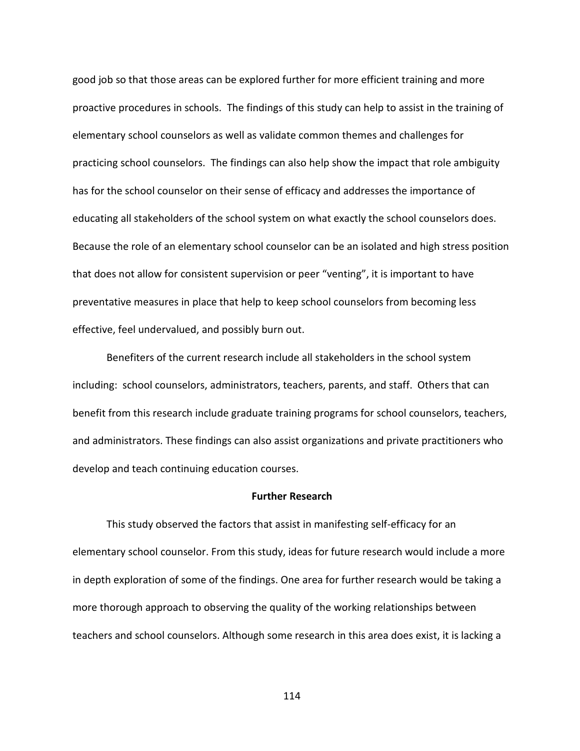good job so that those areas can be explored further for more efficient training and more proactive procedures in schools. The findings of this study can help to assist in the training of elementary school counselors as well as validate common themes and challenges for practicing school counselors. The findings can also help show the impact that role ambiguity has for the school counselor on their sense of efficacy and addresses the importance of educating all stakeholders of the school system on what exactly the school counselors does. Because the role of an elementary school counselor can be an isolated and high stress position that does not allow for consistent supervision or peer "venting", it is important to have preventative measures in place that help to keep school counselors from becoming less effective, feel undervalued, and possibly burn out.

Benefiters of the current research include all stakeholders in the school system including: school counselors, administrators, teachers, parents, and staff. Others that can benefit from this research include graduate training programs for school counselors, teachers, and administrators. These findings can also assist organizations and private practitioners who develop and teach continuing education courses.

## Further Research

This study observed the factors that assist in manifesting self-efficacy for an elementary school counselor. From this study, ideas for future research would include a more in depth exploration of some of the findings. One area for further research would be taking a more thorough approach to observing the quality of the working relationships between teachers and school counselors. Although some research in this area does exist, it is lacking a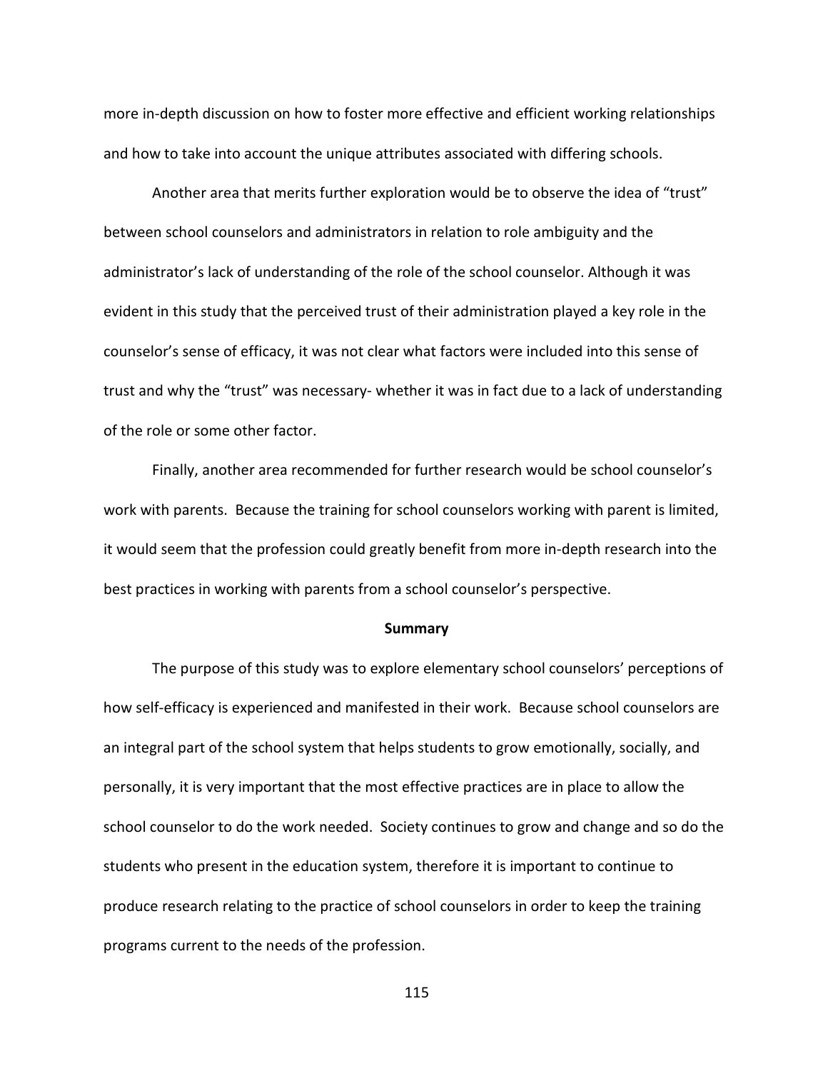more in-depth discussion on how to foster more effective and efficient working relationships and how to take into account the unique attributes associated with differing schools.

Another area that merits further exploration would be to observe the idea of "trust" between school counselors and administrators in relation to role ambiguity and the administrator's lack of understanding of the role of the school counselor. Although it was evident in this study that the perceived trust of their administration played a key role in the counselor's sense of efficacy, it was not clear what factors were included into this sense of trust and why the "trust" was necessary- whether it was in fact due to a lack of understanding of the role or some other factor.

Finally, another area recommended for further research would be school counselor's work with parents. Because the training for school counselors working with parent is limited, it would seem that the profession could greatly benefit from more in-depth research into the best practices in working with parents from a school counselor's perspective.

## Summary

The purpose of this study was to explore elementary school counselors' perceptions of how self-efficacy is experienced and manifested in their work. Because school counselors are an integral part of the school system that helps students to grow emotionally, socially, and personally, it is very important that the most effective practices are in place to allow the school counselor to do the work needed. Society continues to grow and change and so do the students who present in the education system, therefore it is important to continue to produce research relating to the practice of school counselors in order to keep the training programs current to the needs of the profession.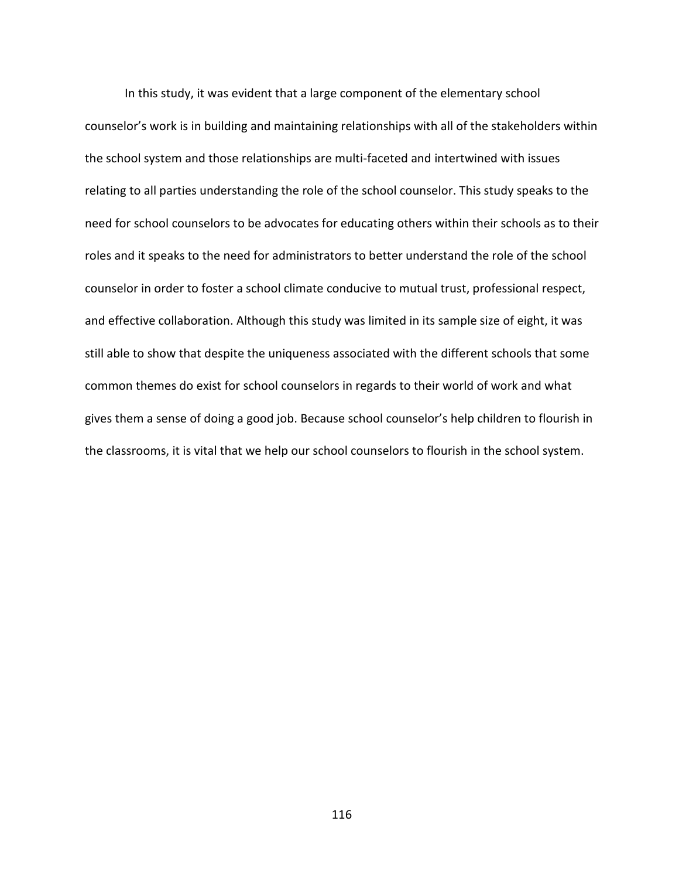In this study, it was evident that a large component of the elementary school counselor's work is in building and maintaining relationships with all of the stakeholders within the school system and those relationships are multi-faceted and intertwined with issues relating to all parties understanding the role of the school counselor. This study speaks to the need for school counselors to be advocates for educating others within their schools as to their roles and it speaks to the need for administrators to better understand the role of the school counselor in order to foster a school climate conducive to mutual trust, professional respect, and effective collaboration. Although this study was limited in its sample size of eight, it was still able to show that despite the uniqueness associated with the different schools that some common themes do exist for school counselors in regards to their world of work and what gives them a sense of doing a good job. Because school counselor's help children to flourish in the classrooms, it is vital that we help our school counselors to flourish in the school system.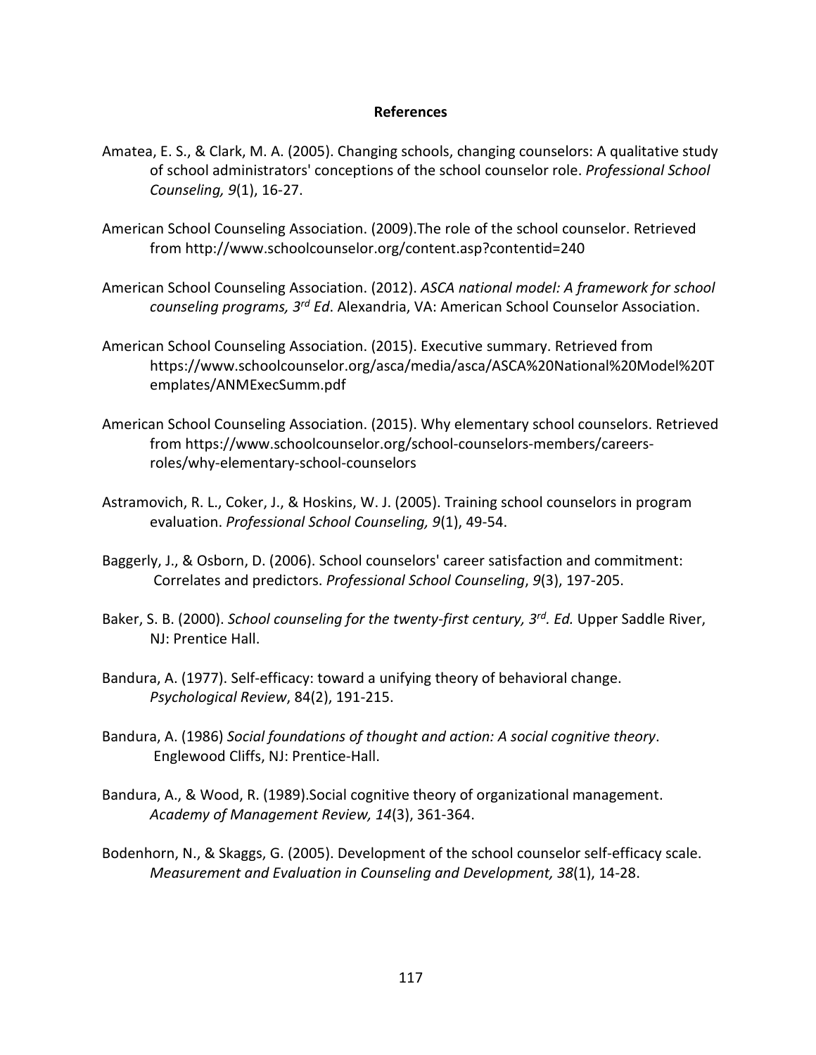**References**

Amatea, E. S., & Clark, M. A. (2005). Changing schools, changing counselors: A qualitative study of school administrators' conceptions of the school counselor role. *Professional School Counseling, 9*(1), 16-27.

American School Counseling Association. (2009).The role of the school counselor. Retrieved from http://www.schoolcounselor.org/content.asp?contentid=240

American School Counseling Association. (2012). *ASCA national model: A framework for school counseling programs, 3rd Ed*. Alexandria, VA: American School Counselor Association.

American School Counseling Association. (2015). Executive summary. Retrieved from https://www.schoolcounselor.org/asca/media/asca/ASCA%20National%20Model%20Templates/ANMExecSumm.pdf

American School Counseling Association. (2015). Why elementary school counselors. Retrieved from https://www.schoolcounselor.org/school-counselors-members/careers-roles/why-elementary-school-counselors

Astramovich, R. L., Coker, J., & Hoskins, W. J. (2005). Training school counselors in program evaluation. *Professional School Counseling, 9*(1), 49-54.

Baggerly, J., & Osborn, D. (2006). School counselors' career satisfaction and commitment: Correlates and predictors. *Professional School Counseling*, *9*(3), 197-205.

Baker, S. B. (2000). *School counseling for the twenty-first century, 3rd. Ed.* Upper Saddle River, NJ: Prentice Hall.

Bandura, A. (1977). Self-efficacy: toward a unifying theory of behavioral change. *Psychological Review*, 84(2), 191-215.

Bandura, A. (1986) *Social foundations of thought and action: A social cognitive theory*. Englewood Cliffs, NJ: Prentice-Hall.

Bandura, A., & Wood, R. (1989).Social cognitive theory of organizational management. *Academy of Management Review, 14*(3), 361-364.

Bodenhorn, N., & Skaggs, G. (2005). Development of the school counselor self-efficacy scale. *Measurement and Evaluation in Counseling and Development, 38*(1), 14-28.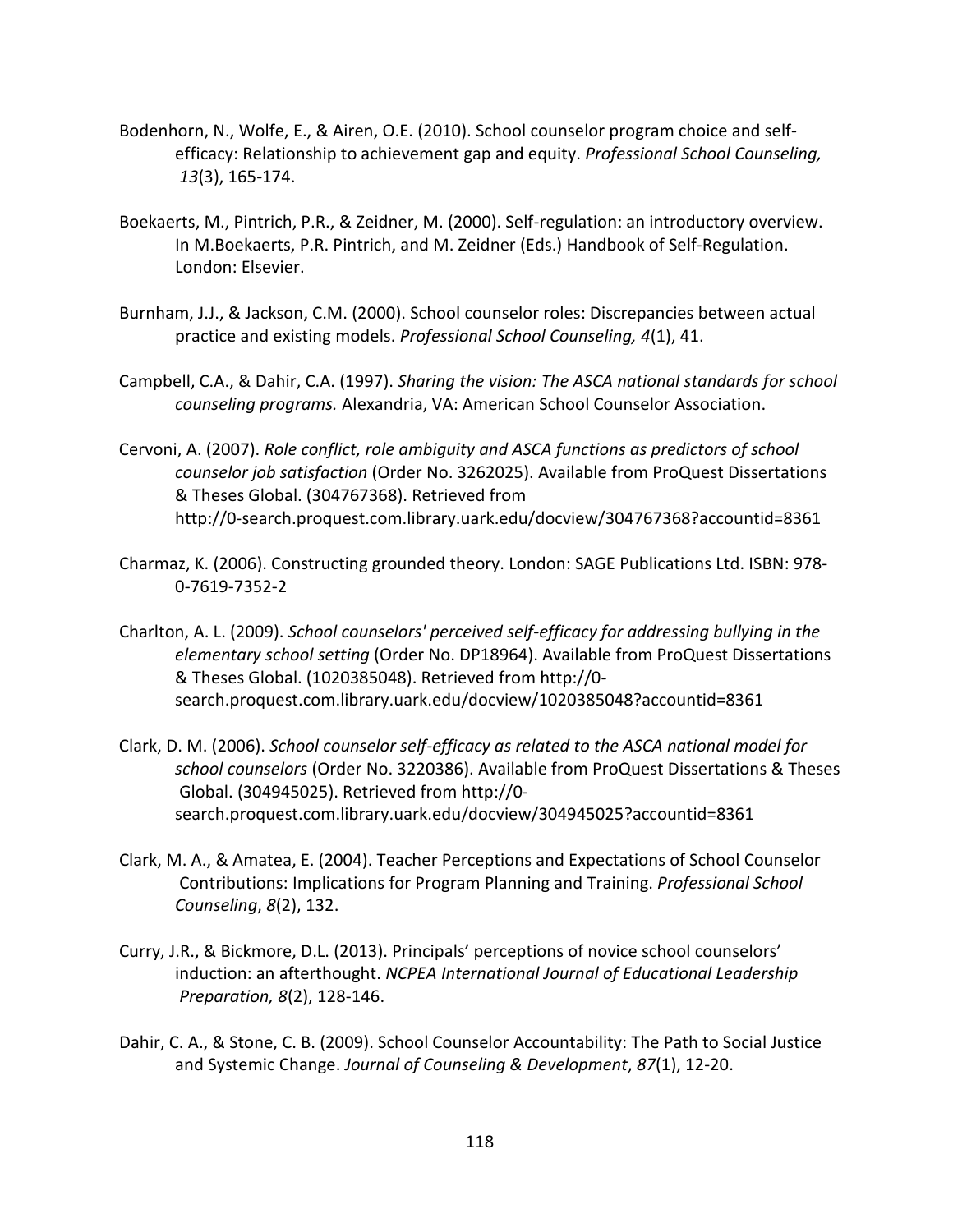Bodenhorn, N., Wolfe, E., & Airen, O.E. (2010). School counselor program choice and self-efficacy: Relationship to achievement gap and equity. *Professional School Counseling, 13*(3), 165-174.

Boekaerts, M., Pintrich, P.R., & Zeidner, M. (2000). Self-regulation: an introductory overview. In M.Boekaerts, P.R. Pintrich, and M. Zeidner (Eds.) Handbook of Self-Regulation. London: Elsevier.

Burnham, J.J., & Jackson, C.M. (2000). School counselor roles: Discrepancies between actual practice and existing models. *Professional School Counseling, 4*(1), 41.

Campbell, C.A., & Dahir, C.A. (1997). *Sharing the vision: The ASCA national standards for school counseling programs.* Alexandria, VA: American School Counselor Association.

Cervoni, A. (2007). *Role conflict, role ambiguity and ASCA functions as predictors of school counselor job satisfaction* (Order No. 3262025). Available from ProQuest Dissertations & Theses Global. (304767368). Retrieved from http://0-search.proquest.com.library.uark.edu/docview/304767368?accountid=8361

Charmaz, K. (2006). Constructing grounded theory. London: SAGE Publications Ltd. ISBN: 978-0-7619-7352-2

Charlton, A. L. (2009). *School counselors' perceived self-efficacy for addressing bullying in the elementary school setting* (Order No. DP18964). Available from ProQuest Dissertations & Theses Global. (1020385048). Retrieved from http://0-search.proquest.com.library.uark.edu/docview/1020385048?accountid=8361

Clark, D. M. (2006). *School counselor self-efficacy as related to the ASCA national model for school counselors* (Order No. 3220386). Available from ProQuest Dissertations & Theses Global. (304945025). Retrieved from http://0-search.proquest.com.library.uark.edu/docview/304945025?accountid=8361

Clark, M. A., & Amatea, E. (2004). Teacher Perceptions and Expectations of School Counselor Contributions: Implications for Program Planning and Training. *Professional School Counseling*, *8*(2), 132.

Curry, J.R., & Bickmore, D.L. (2013). Principals' perceptions of novice school counselors' induction: an afterthought. *NCPEA International Journal of Educational Leadership Preparation, 8*(2), 128-146.

Dahir, C. A., & Stone, C. B. (2009). School Counselor Accountability: The Path to Social Justice and Systemic Change. *Journal of Counseling & Development*, *87*(1), 12-20.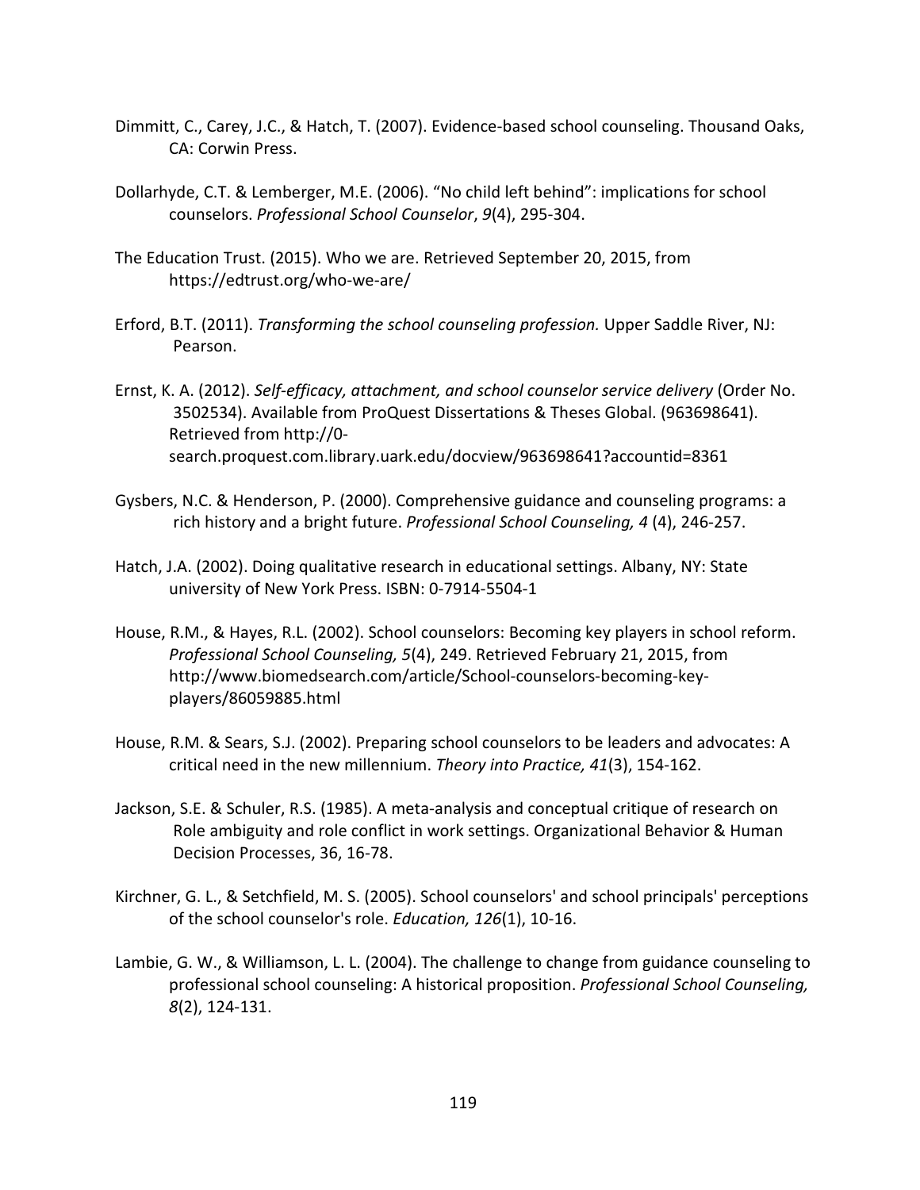Dimmitt, C., Carey, J.C., & Hatch, T. (2007). Evidence-based school counseling. Thousand Oaks, CA: Corwin Press.

Dollarhyde, C.T. & Lemberger, M.E. (2006). “No child left behind”: implications for school counselors. *Professional School Counselor*, *9*(4), 295-304.

The Education Trust. (2015). Who we are. Retrieved September 20, 2015, from https://edtrust.org/who-we-are/

Erford, B.T. (2011). *Transforming the school counseling profession.* Upper Saddle River, NJ: Pearson.

Ernst, K. A. (2012). *Self-efficacy, attachment, and school counselor service delivery* (Order No. 3502534). Available from ProQuest Dissertations & Theses Global. (963698641). Retrieved from http://0-search.proquest.com.library.uark.edu/docview/963698641?accountid=8361

Gysbers, N.C. & Henderson, P. (2000). Comprehensive guidance and counseling programs: a rich history and a bright future. *Professional School Counseling, 4* (4), 246-257.

Hatch, J.A. (2002). Doing qualitative research in educational settings. Albany, NY: State university of New York Press. ISBN: 0-7914-5504-1

House, R.M., & Hayes, R.L. (2002). School counselors: Becoming key players in school reform. *Professional School Counseling, 5*(4), 249. Retrieved February 21, 2015, from http://www.biomedsearch.com/article/School-counselors-becoming-key-players/86059885.html

House, R.M. & Sears, S.J. (2002). Preparing school counselors to be leaders and advocates: A critical need in the new millennium. *Theory into Practice, 41*(3), 154-162.

Jackson, S.E. & Schuler, R.S. (1985). A meta-analysis and conceptual critique of research on Role ambiguity and role conflict in work settings. Organizational Behavior & Human Decision Processes, 36, 16-78.

Kirchner, G. L., & Setchfield, M. S. (2005). School counselors' and school principals' perceptions of the school counselor's role. *Education, 126*(1), 10-16.

Lambie, G. W., & Williamson, L. L. (2004). The challenge to change from guidance counseling to professional school counseling: A historical proposition. *Professional School Counseling, 8*(2), 124-131.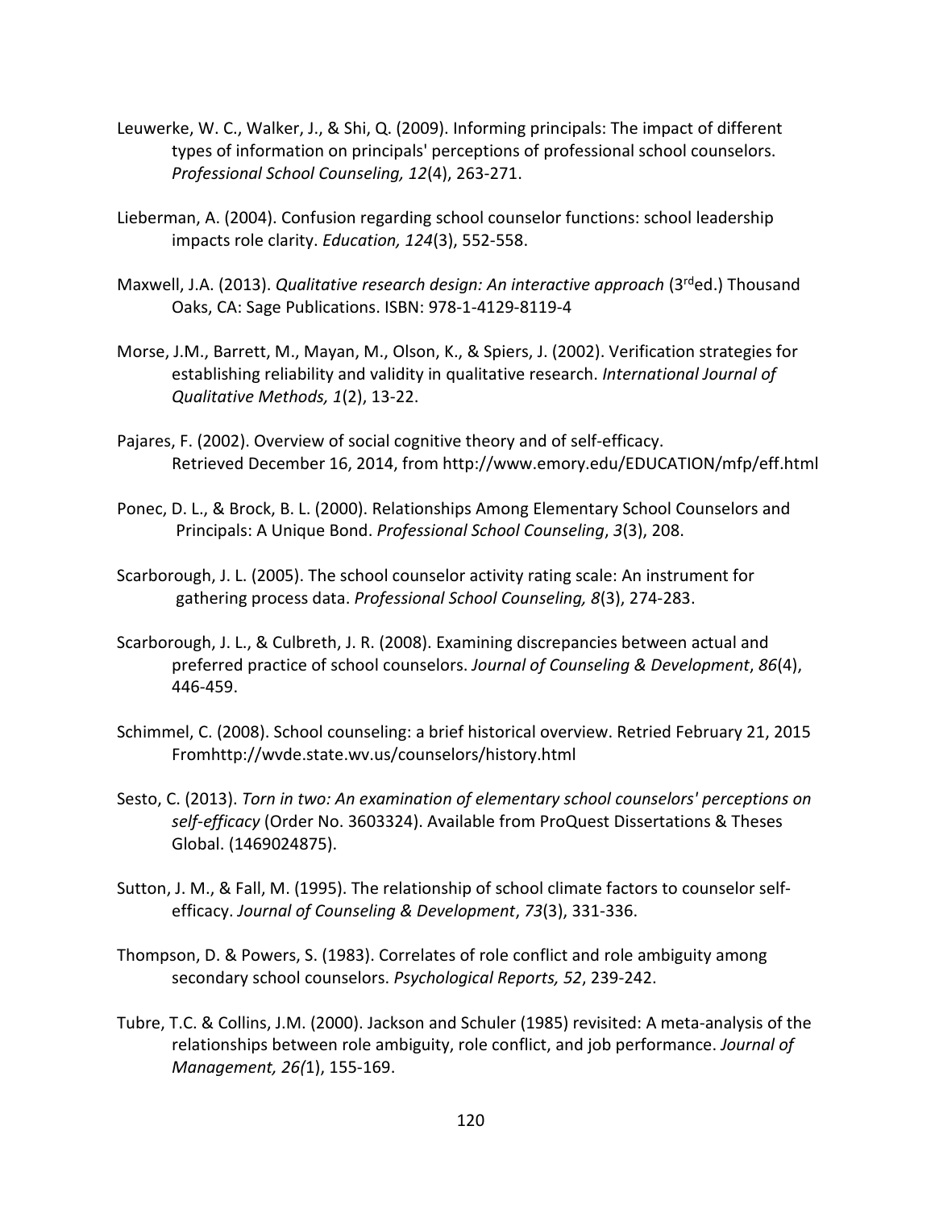Leuwerke, W. C., Walker, J., & Shi, Q. (2009). Informing principals: The impact of different types of information on principals' perceptions of professional school counselors. *Professional School Counseling, 12*(4), 263-271.

Lieberman, A. (2004). Confusion regarding school counselor functions: school leadership impacts role clarity. *Education, 124*(3), 552-558.

Maxwell, J.A. (2013). *Qualitative research design: An interactive approach* (3rded.) Thousand Oaks, CA: Sage Publications. ISBN: 978-1-4129-8119-4

Morse, J.M., Barrett, M., Mayan, M., Olson, K., & Spiers, J. (2002). Verification strategies for establishing reliability and validity in qualitative research. *International Journal of Qualitative Methods, 1*(2), 13-22.

Pajares, F. (2002). Overview of social cognitive theory and of self-efficacy. Retrieved December 16, 2014, from http://www.emory.edu/EDUCATION/mfp/eff.html

Ponec, D. L., & Brock, B. L. (2000). Relationships Among Elementary School Counselors and Principals: A Unique Bond. *Professional School Counseling*, *3*(3), 208.

Scarborough, J. L. (2005). The school counselor activity rating scale: An instrument for gathering process data. *Professional School Counseling, 8*(3), 274-283.

Scarborough, J. L., & Culbreth, J. R. (2008). Examining discrepancies between actual and preferred practice of school counselors. *Journal of Counseling & Development*, *86*(4), 446-459.

Schimmel, C. (2008). School counseling: a brief historical overview. Retried February 21, 2015 Fromhttp://wvde.state.wv.us/counselors/history.html

Sesto, C. (2013). *Torn in two: An examination of elementary school counselors' perceptions on self-efficacy* (Order No. 3603324). Available from ProQuest Dissertations & Theses Global. (1469024875).

Sutton, J. M., & Fall, M. (1995). The relationship of school climate factors to counselor self-efficacy. *Journal of Counseling & Development*, *73*(3), 331-336.

Thompson, D. & Powers, S. (1983). Correlates of role conflict and role ambiguity among secondary school counselors. *Psychological Reports, 52*, 239-242.

Tubre, T.C. & Collins, J.M. (2000). Jackson and Schuler (1985) revisited: A meta-analysis of the relationships between role ambiguity, role conflict, and job performance. *Journal of Management, 26(*1), 155-169.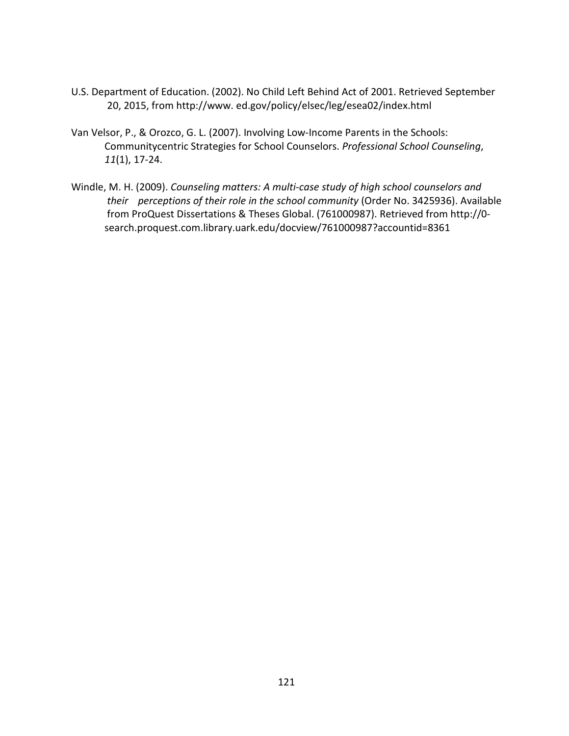U.S. Department of Education. (2002). No Child Left Behind Act of 2001. Retrieved September 20, 2015, from http://www. ed.gov/policy/elsec/leg/esea02/index.html

Van Velsor, P., & Orozco, G. L. (2007). Involving Low-Income Parents in the Schools: Communitycentric Strategies for School Counselors. *Professional School Counseling*, *11*(1), 17-24.

Windle, M. H. (2009). *Counseling matters: A multi-case study of high school counselors and their perceptions of their role in the school community* (Order No. 3425936). Available from ProQuest Dissertations & Theses Global. (761000987). Retrieved from http://0-search.proquest.com.library.uark.edu/docview/761000987?accountid=8361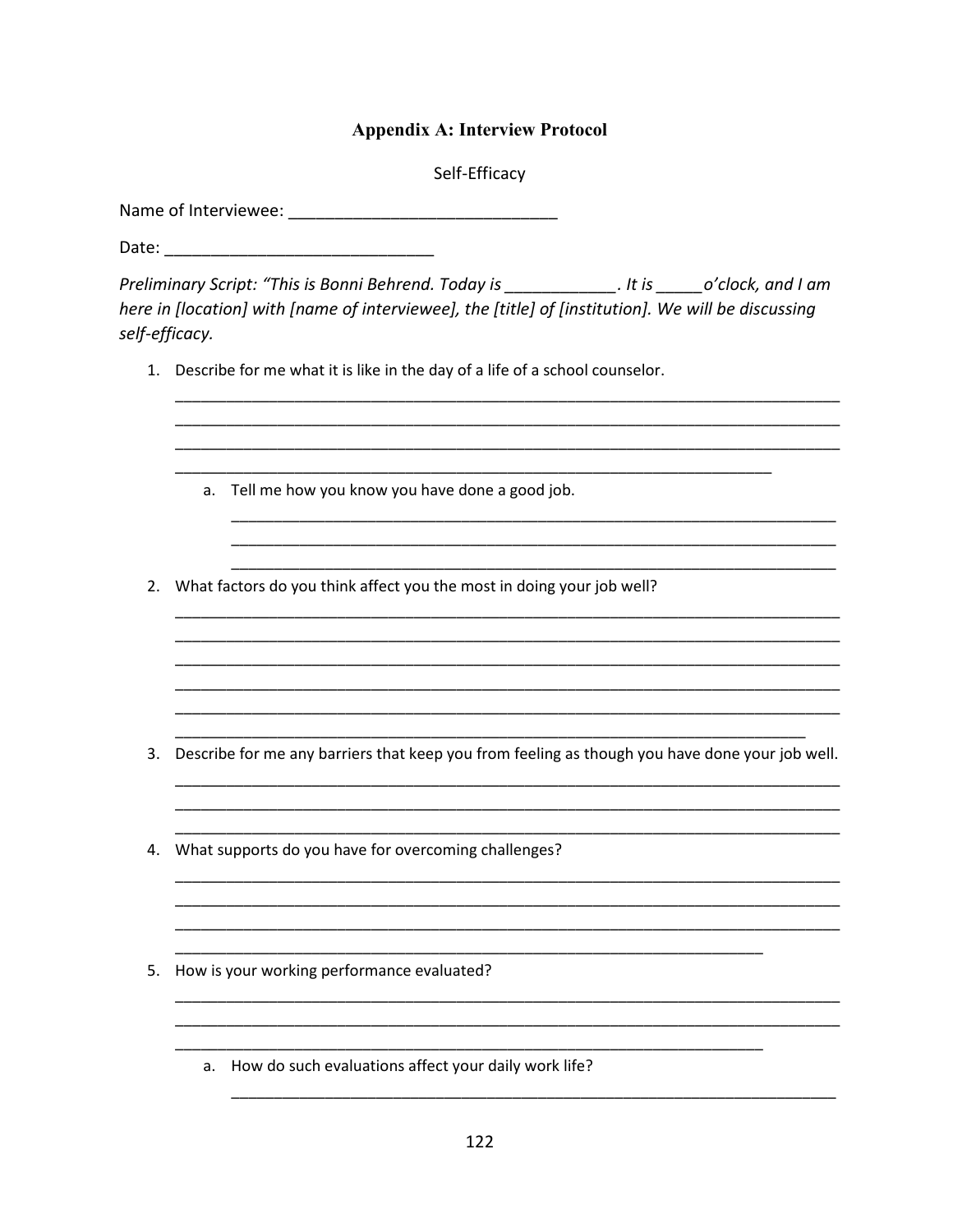## Appendix A: Interview Protocol

Self-Efficacy

Name of Interviewee: ____________________________

Date: ____________________________

*Preliminary Script: "This is Bonni Behrend. Today is ____________. It is _____o'clock, and I am here in [location] with [name of interviewee], the [title] of [institution]. We will be discussing self-efficacy.*

1. Describe for me what it is like in the day of a life of a school counselor.

   ______________________________________________________________________________
   ______________________________________________________________________________
   ______________________________________________________________________________
   __________________________________________________________________________

   a. Tell me how you know you have done a good job.

      ___________________________________________________________________________
      ___________________________________________________________________________
      ___________________________________________________________________________

2. What factors do you think affect you the most in doing your job well?

   ______________________________________________________________________________
   ______________________________________________________________________________
   ______________________________________________________________________________
   ______________________________________________________________________________
   ______________________________________________________________________________
   ____________________________________________________________________________

3. Describe for me any barriers that keep you from feeling as though you have done your job well.

   ______________________________________________________________________________
   ______________________________________________________________________________
   ______________________________________________________________________________

4. What supports do you have for overcoming challenges?

   ______________________________________________________________________________
   ______________________________________________________________________________
   ______________________________________________________________________________
   _________________________________________________________________________

5. How is your working performance evaluated?

   ______________________________________________________________________________
   ______________________________________________________________________________
   _________________________________________________________________________

   a. How do such evaluations affect your daily work life?

      ___________________________________________________________________________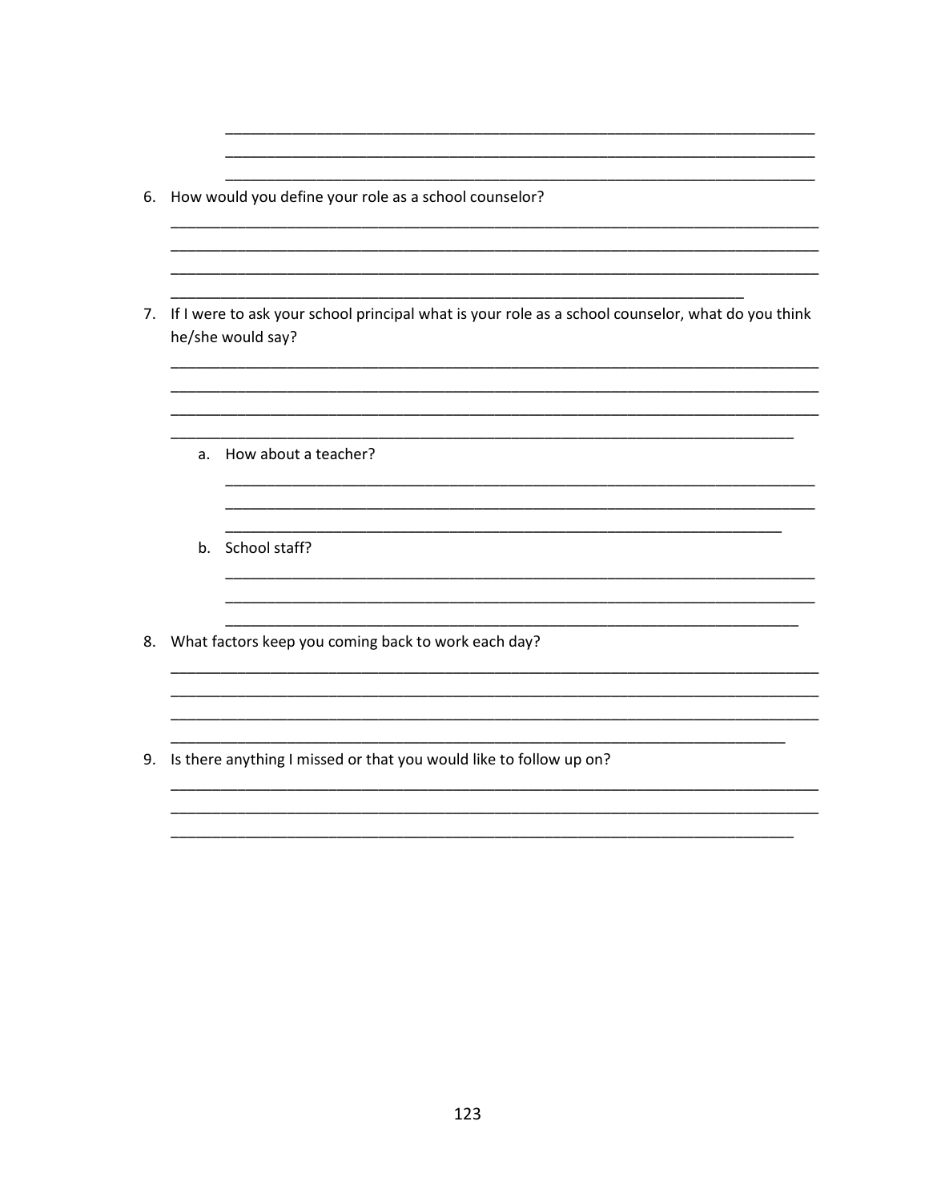_________________________________________________________________________
_________________________________________________________________________
_________________________________________________________________________

6. How would you define your role as a school counselor?
_______________________________________________________________________________
_______________________________________________________________________________
_______________________________________________________________________________
_________________________________________________________________________

7. If I were to ask your school principal what is your role as a school counselor, what do you think he/she would say?
_______________________________________________________________________________
_______________________________________________________________________________
_______________________________________________________________________________
_____________________________________________________________________________

    a. How about a teacher?
    _________________________________________________________________________
    _________________________________________________________________________
    ______________________________________________________________________

    b. School staff?
    _________________________________________________________________________
    _________________________________________________________________________
    _______________________________________________________________________

8. What factors keep you coming back to work each day?
_______________________________________________________________________________
_______________________________________________________________________________
_______________________________________________________________________________
____________________________________________________________________________

9. Is there anything I missed or that you would like to follow up on?
_______________________________________________________________________________
_______________________________________________________________________________
_____________________________________________________________________________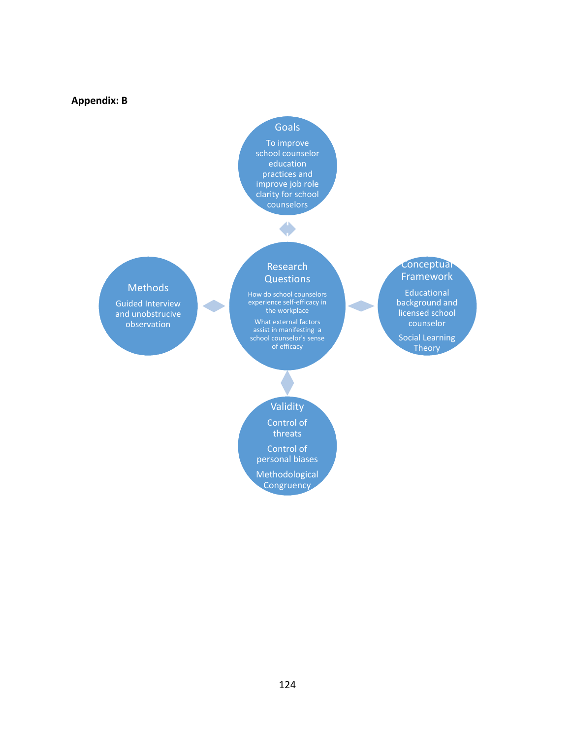**Appendix: B**

**Goals**

To improve school counselor education practices and improve job role clarity for school counselors

**Research Questions**

How do school counselors experience self-efficacy in the workplace

What external factors assist in manifesting a school counselor's sense of efficacy

**Methods**

Guided Interview and unobstrucive observation

**Conceptual Framework**

Educational background and licensed school counselor

Social Learning Theory

**Validity**

Control of threats

Control of personal biases

Methodological Congruency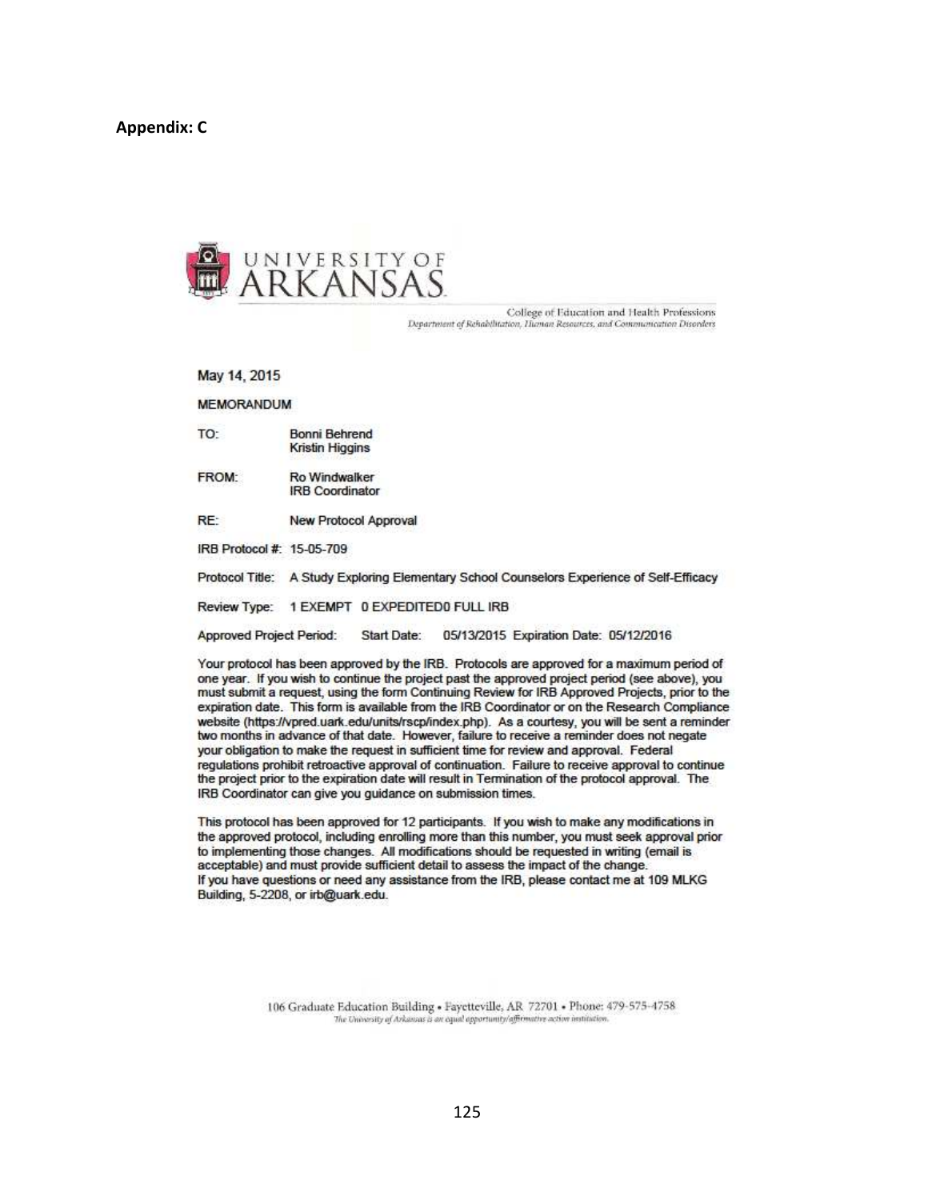**Appendix: C**

UNIVERSITY OF ARKANSAS

College of Education and Health Professions
Department of Rehabilitation, Human Resources, and Communication Disorders

May 14, 2015

MEMORANDUM

TO: Bonni Behrend
Kristin Higgins

FROM: Ro Windwalker
IRB Coordinator

RE: New Protocol Approval

IRB Protocol #: 15-05-709

Protocol Title: A Study Exploring Elementary School Counselors Experience of Self-Efficacy

Review Type: 1 EXEMPT 0 EXPEDITED0 FULL IRB

Approved Project Period: Start Date: 05/13/2015 Expiration Date: 05/12/2016

Your protocol has been approved by the IRB. Protocols are approved for a maximum period of one year. If you wish to continue the project past the approved project period (see above), you must submit a request, using the form Continuing Review for IRB Approved Projects, prior to the expiration date. This form is available from the IRB Coordinator or on the Research Compliance website (https://vpred.uark.edu/units/rscp/index.php). As a courtesy, you will be sent a reminder two months in advance of that date. However, failure to receive a reminder does not negate your obligation to make the request in sufficient time for review and approval. Federal regulations prohibit retroactive approval of continuation. Failure to receive approval to continue the project prior to the expiration date will result in Termination of the protocol approval. The IRB Coordinator can give you guidance on submission times.

This protocol has been approved for 12 participants. If you wish to make any modifications in the approved protocol, including enrolling more than this number, you must seek approval prior to implementing those changes. All modifications should be requested in writing (email is acceptable) and must provide sufficient detail to assess the impact of the change.
If you have questions or need any assistance from the IRB, please contact me at 109 MLKG Building, 5-2208, or irb@uark.edu.

106 Graduate Education Building • Fayetteville, AR 72701 • Phone: 479-575-4758
The University of Arkansas is an equal opportunity/affirmative action institution.